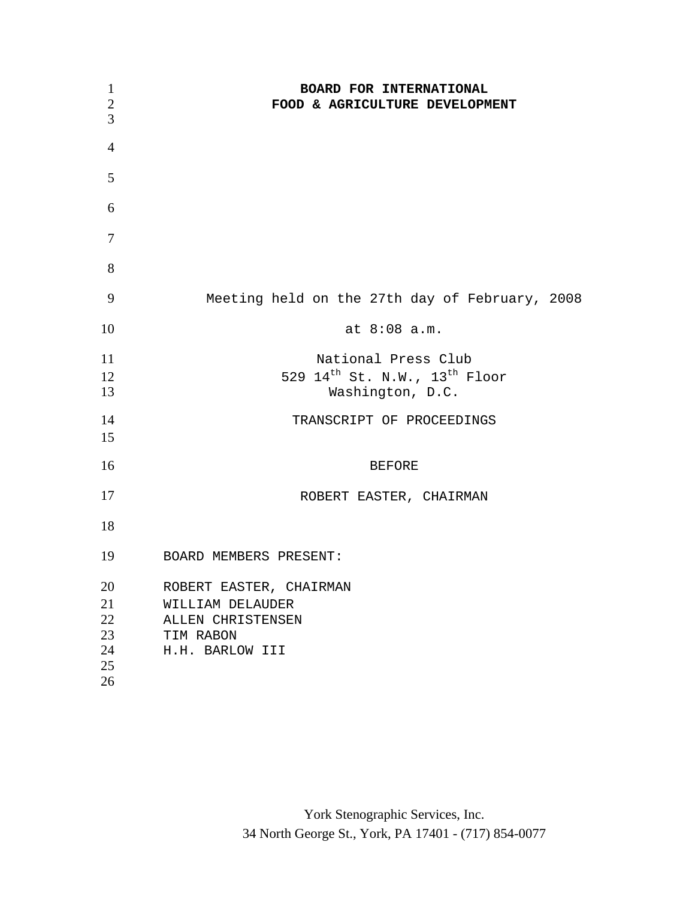# BOARD FOR INTERNATIONAL FOOD & AGRICULTURE DEVELOPMENT

Meeting held on the 27th day of February, 2008

at 8:08 a.m.

National Press Club
529 14th St. N.W., 13th Floor
Washington, D.C.

TRANSCRIPT OF PROCEEDINGS

BEFORE

ROBERT EASTER, CHAIRMAN

BOARD MEMBERS PRESENT:

ROBERT EASTER, CHAIRMAN
WILLIAM DELAUDER
ALLEN CHRISTENSEN
TIM RABON
H.H. BARLOW III

York Stenographic Services, Inc.
34 North George St., York, PA 17401 - (717) 854-0077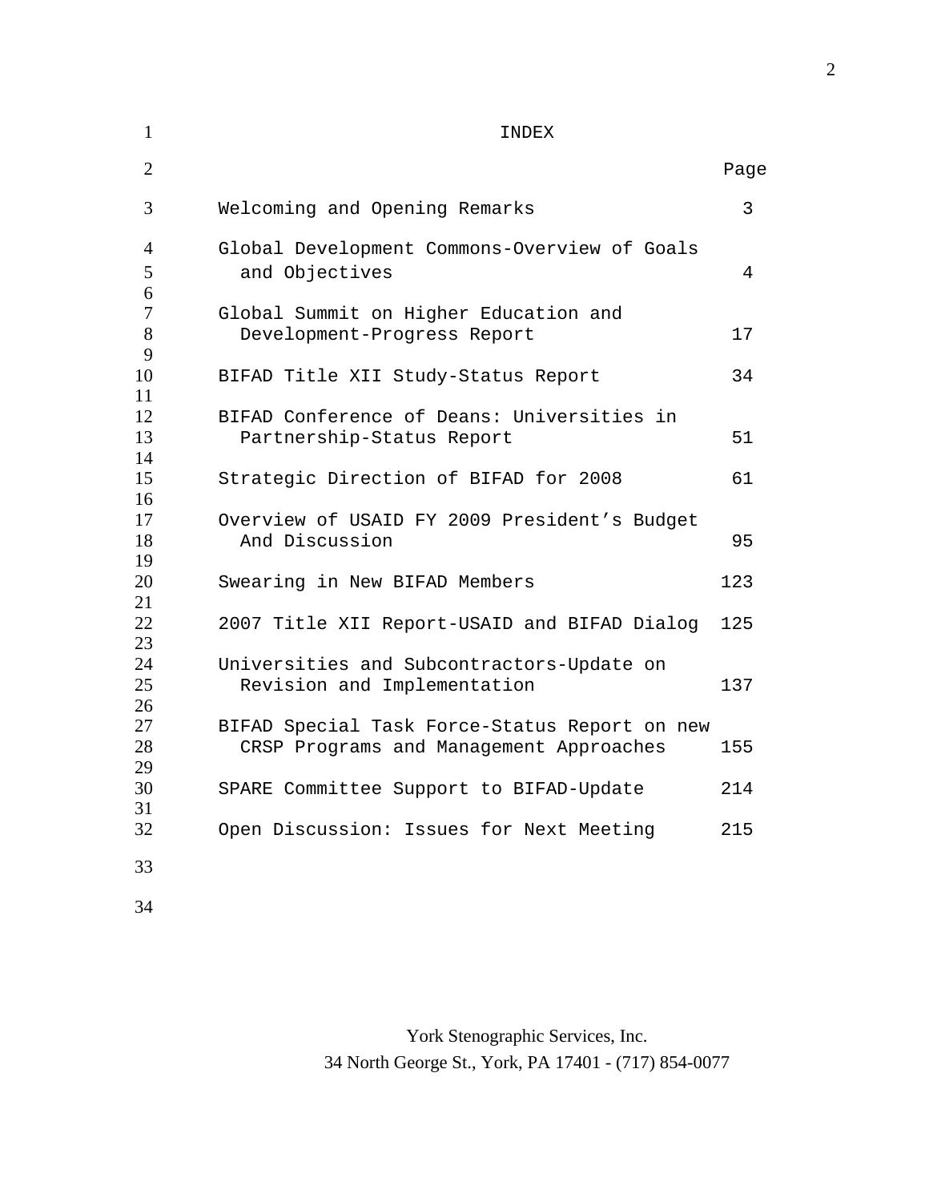# INDEX

| | Page |
|---|---|
| Welcoming and Opening Remarks | 3 |
| Global Development Commons-Overview of Goals and Objectives | 4 |
| Global Summit on Higher Education and Development-Progress Report | 17 |
| BIFAD Title XII Study-Status Report | 34 |
| BIFAD Conference of Deans: Universities in Partnership-Status Report | 51 |
| Strategic Direction of BIFAD for 2008 | 61 |
| Overview of USAID FY 2009 President's Budget And Discussion | 95 |
| Swearing in New BIFAD Members | 123 |
| 2007 Title XII Report-USAID and BIFAD Dialog | 125 |
| Universities and Subcontractors-Update on Revision and Implementation | 137 |
| BIFAD Special Task Force-Status Report on new CRSP Programs and Management Approaches | 155 |
| SPARE Committee Support to BIFAD-Update | 214 |
| Open Discussion: Issues for Next Meeting | 215 |

York Stenographic Services, Inc.
34 North George St., York, PA 17401 - (717) 854-0077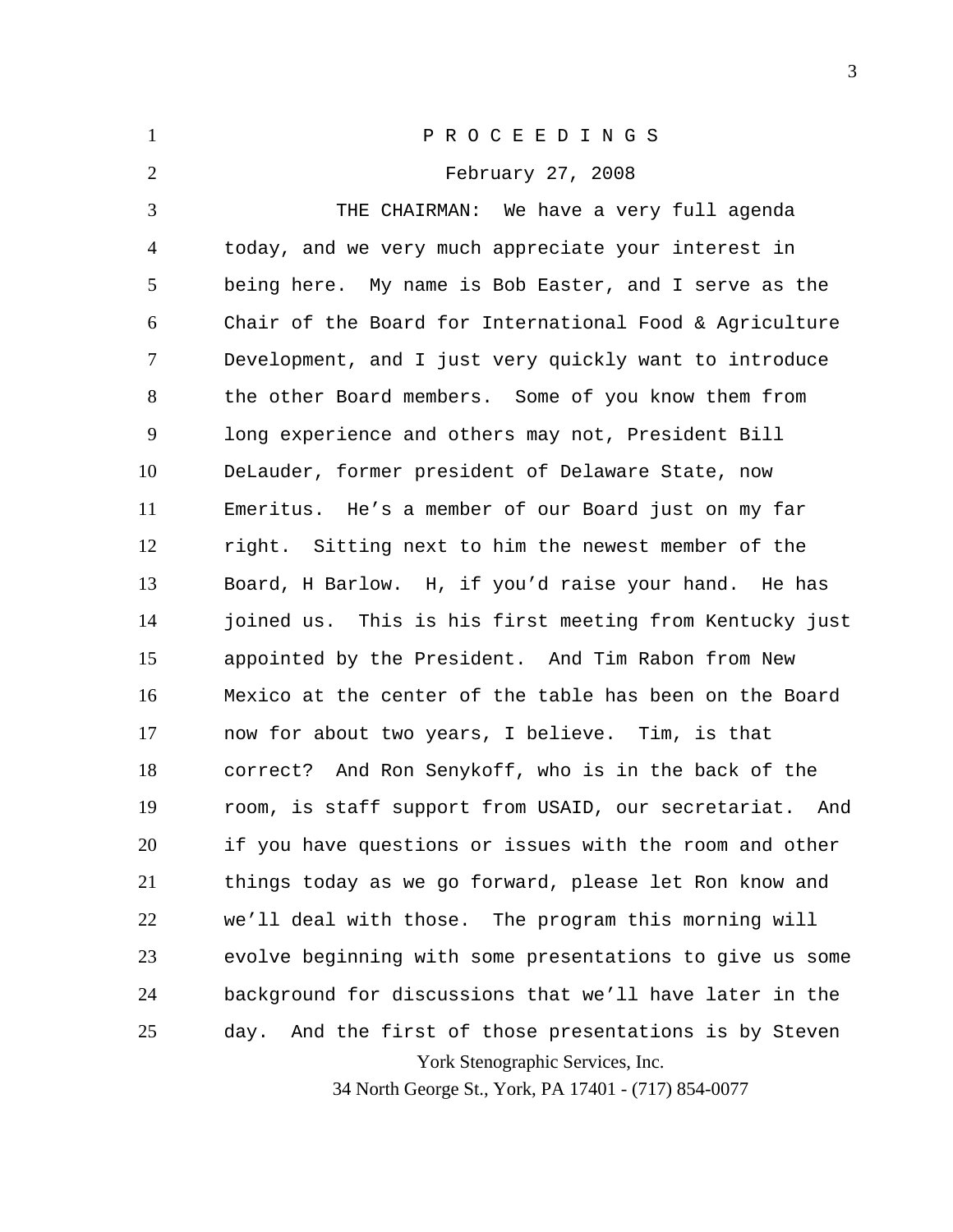P R O C E E D I N G S

February 27, 2008

THE CHAIRMAN: We have a very full agenda today, and we very much appreciate your interest in being here. My name is Bob Easter, and I serve as the Chair of the Board for International Food & Agriculture Development, and I just very quickly want to introduce the other Board members. Some of you know them from long experience and others may not, President Bill DeLauder, former president of Delaware State, now Emeritus. He's a member of our Board just on my far right. Sitting next to him the newest member of the Board, H Barlow. H, if you'd raise your hand. He has joined us. This is his first meeting from Kentucky just appointed by the President. And Tim Rabon from New Mexico at the center of the table has been on the Board now for about two years, I believe. Tim, is that correct? And Ron Senykoff, who is in the back of the room, is staff support from USAID, our secretariat. And if you have questions or issues with the room and other things today as we go forward, please let Ron know and we'll deal with those. The program this morning will evolve beginning with some presentations to give us some background for discussions that we'll have later in the day. And the first of those presentations is by Steven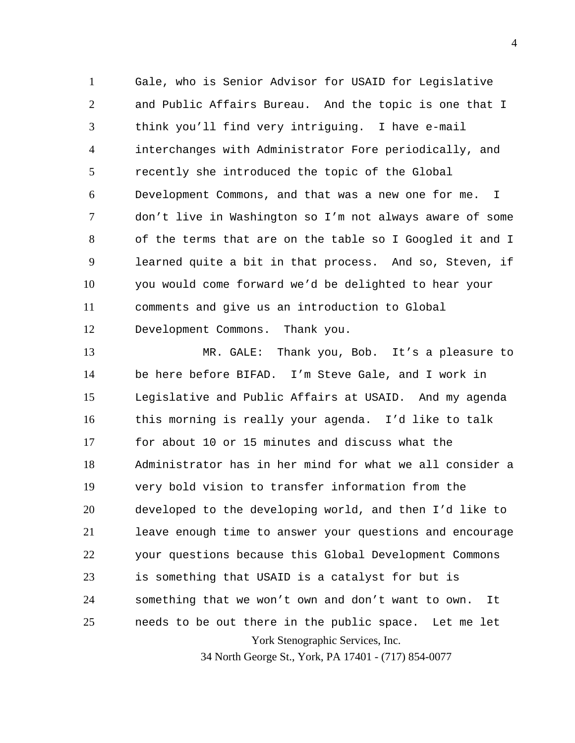Gale, who is Senior Advisor for USAID for Legislative and Public Affairs Bureau. And the topic is one that I think you'll find very intriguing. I have e-mail interchanges with Administrator Fore periodically, and recently she introduced the topic of the Global Development Commons, and that was a new one for me. I don't live in Washington so I'm not always aware of some of the terms that are on the table so I Googled it and I learned quite a bit in that process. And so, Steven, if you would come forward we'd be delighted to hear your comments and give us an introduction to Global Development Commons. Thank you.

MR. GALE: Thank you, Bob. It's a pleasure to be here before BIFAD. I'm Steve Gale, and I work in Legislative and Public Affairs at USAID. And my agenda this morning is really your agenda. I'd like to talk for about 10 or 15 minutes and discuss what the Administrator has in her mind for what we all consider a very bold vision to transfer information from the developed to the developing world, and then I'd like to leave enough time to answer your questions and encourage your questions because this Global Development Commons is something that USAID is a catalyst for but is something that we won't own and don't want to own. It needs to be out there in the public space. Let me let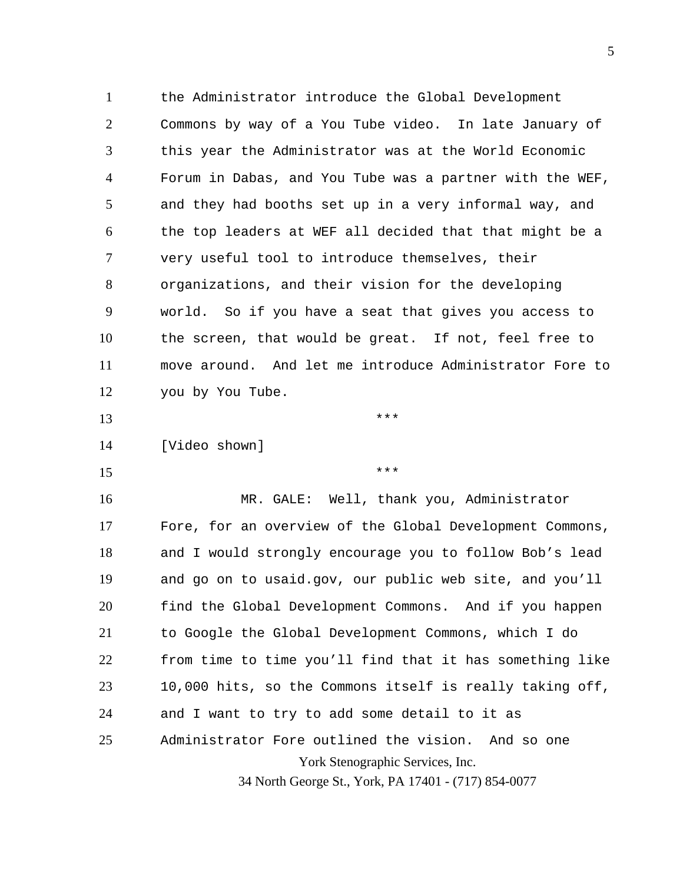the Administrator introduce the Global Development Commons by way of a You Tube video. In late January of this year the Administrator was at the World Economic Forum in Dabas, and You Tube was a partner with the WEF, and they had booths set up in a very informal way, and the top leaders at WEF all decided that that might be a very useful tool to introduce themselves, their organizations, and their vision for the developing world. So if you have a seat that gives you access to the screen, that would be great. If not, feel free to move around. And let me introduce Administrator Fore to you by You Tube.

***

[Video shown]

***

MR. GALE: Well, thank you, Administrator Fore, for an overview of the Global Development Commons, and I would strongly encourage you to follow Bob's lead and go on to usaid.gov, our public web site, and you'll find the Global Development Commons. And if you happen to Google the Global Development Commons, which I do from time to time you'll find that it has something like 10,000 hits, so the Commons itself is really taking off, and I want to try to add some detail to it as Administrator Fore outlined the vision. And so one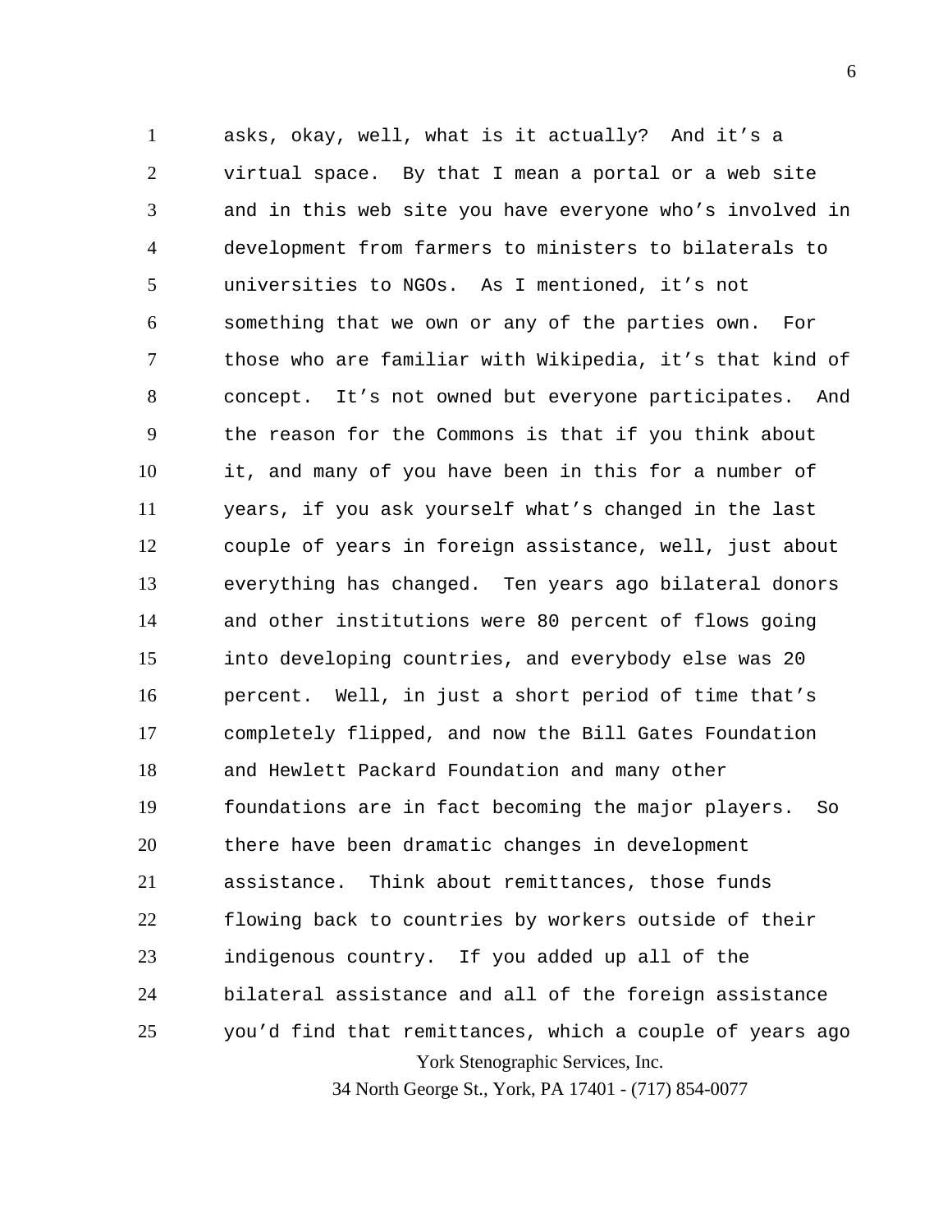asks, okay, well, what is it actually? And it's a virtual space. By that I mean a portal or a web site and in this web site you have everyone who's involved in development from farmers to ministers to bilaterals to universities to NGOs. As I mentioned, it's not something that we own or any of the parties own. For those who are familiar with Wikipedia, it's that kind of concept. It's not owned but everyone participates. And the reason for the Commons is that if you think about it, and many of you have been in this for a number of years, if you ask yourself what's changed in the last couple of years in foreign assistance, well, just about everything has changed. Ten years ago bilateral donors and other institutions were 80 percent of flows going into developing countries, and everybody else was 20 percent. Well, in just a short period of time that's completely flipped, and now the Bill Gates Foundation and Hewlett Packard Foundation and many other foundations are in fact becoming the major players. So there have been dramatic changes in development assistance. Think about remittances, those funds flowing back to countries by workers outside of their indigenous country. If you added up all of the bilateral assistance and all of the foreign assistance you'd find that remittances, which a couple of years ago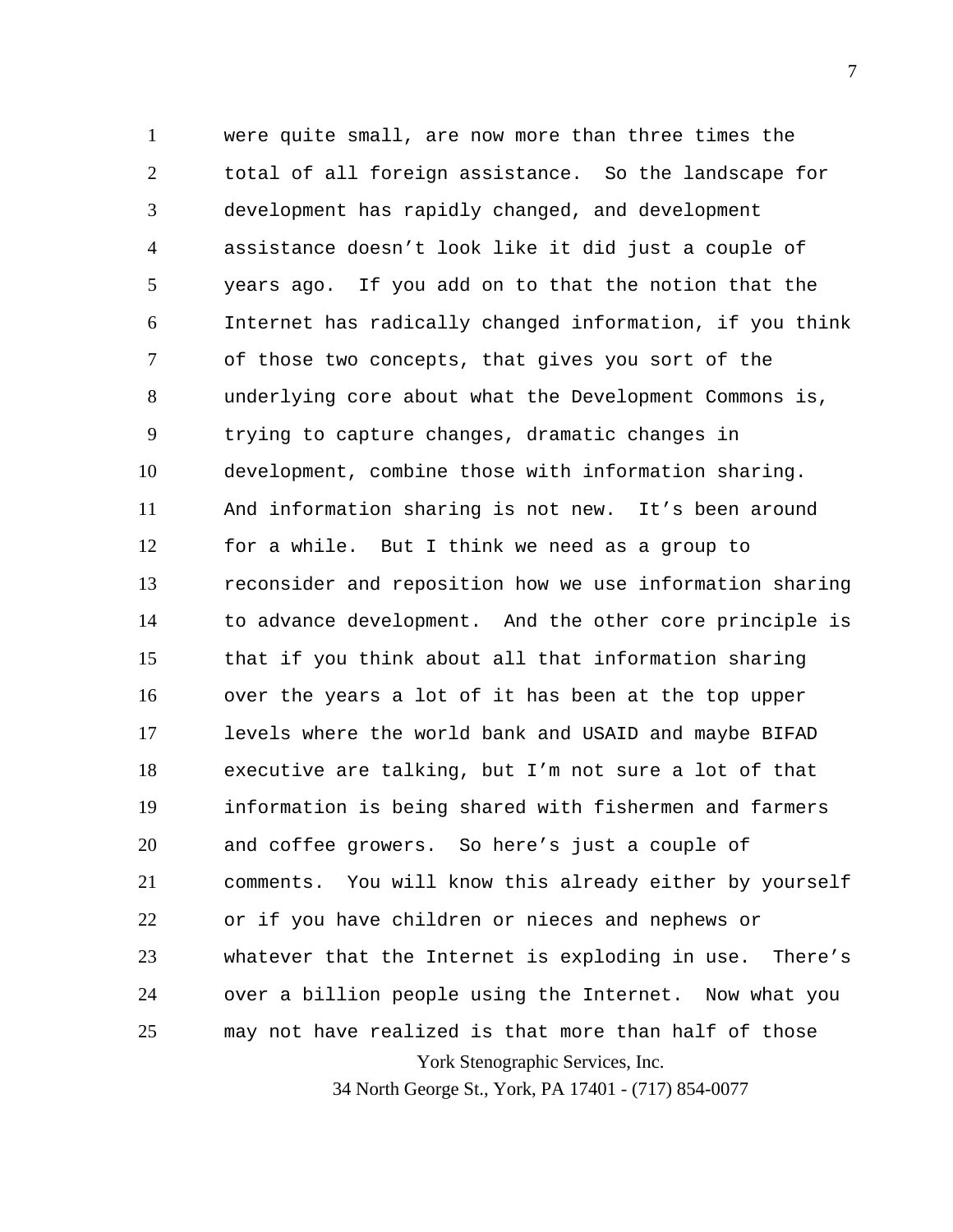were quite small, are now more than three times the total of all foreign assistance. So the landscape for development has rapidly changed, and development assistance doesn't look like it did just a couple of years ago. If you add on to that the notion that the Internet has radically changed information, if you think of those two concepts, that gives you sort of the underlying core about what the Development Commons is, trying to capture changes, dramatic changes in development, combine those with information sharing. And information sharing is not new. It's been around for a while. But I think we need as a group to reconsider and reposition how we use information sharing to advance development. And the other core principle is that if you think about all that information sharing over the years a lot of it has been at the top upper levels where the world bank and USAID and maybe BIFAD executive are talking, but I'm not sure a lot of that information is being shared with fishermen and farmers and coffee growers. So here's just a couple of comments. You will know this already either by yourself or if you have children or nieces and nephews or whatever that the Internet is exploding in use. There's over a billion people using the Internet. Now what you may not have realized is that more than half of those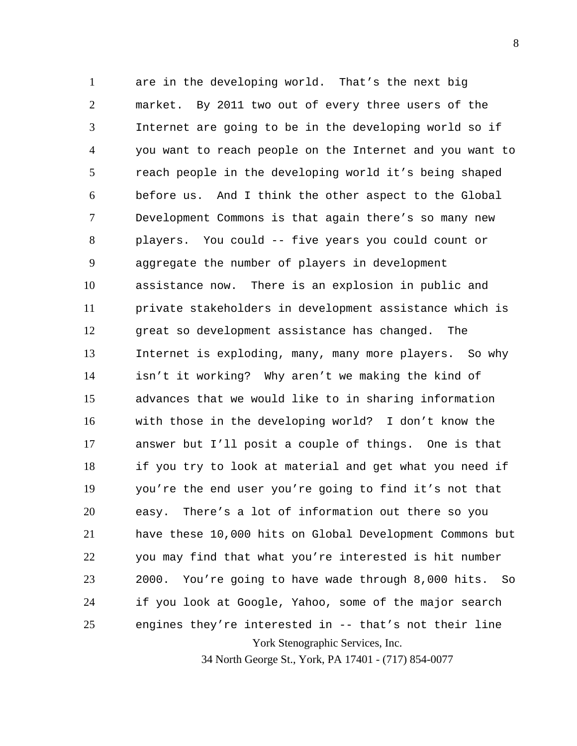are in the developing world. That’s the next big market. By 2011 two out of every three users of the Internet are going to be in the developing world so if you want to reach people on the Internet and you want to reach people in the developing world it’s being shaped before us. And I think the other aspect to the Global Development Commons is that again there’s so many new players. You could -- five years you could count or aggregate the number of players in development assistance now. There is an explosion in public and private stakeholders in development assistance which is great so development assistance has changed. The Internet is exploding, many, many more players. So why isn’t it working? Why aren’t we making the kind of advances that we would like to in sharing information with those in the developing world? I don’t know the answer but I’ll posit a couple of things. One is that if you try to look at material and get what you need if you’re the end user you’re going to find it’s not that easy. There’s a lot of information out there so you have these 10,000 hits on Global Development Commons but you may find that what you’re interested is hit number 2000. You’re going to have wade through 8,000 hits. So if you look at Google, Yahoo, some of the major search engines they’re interested in -- that’s not their line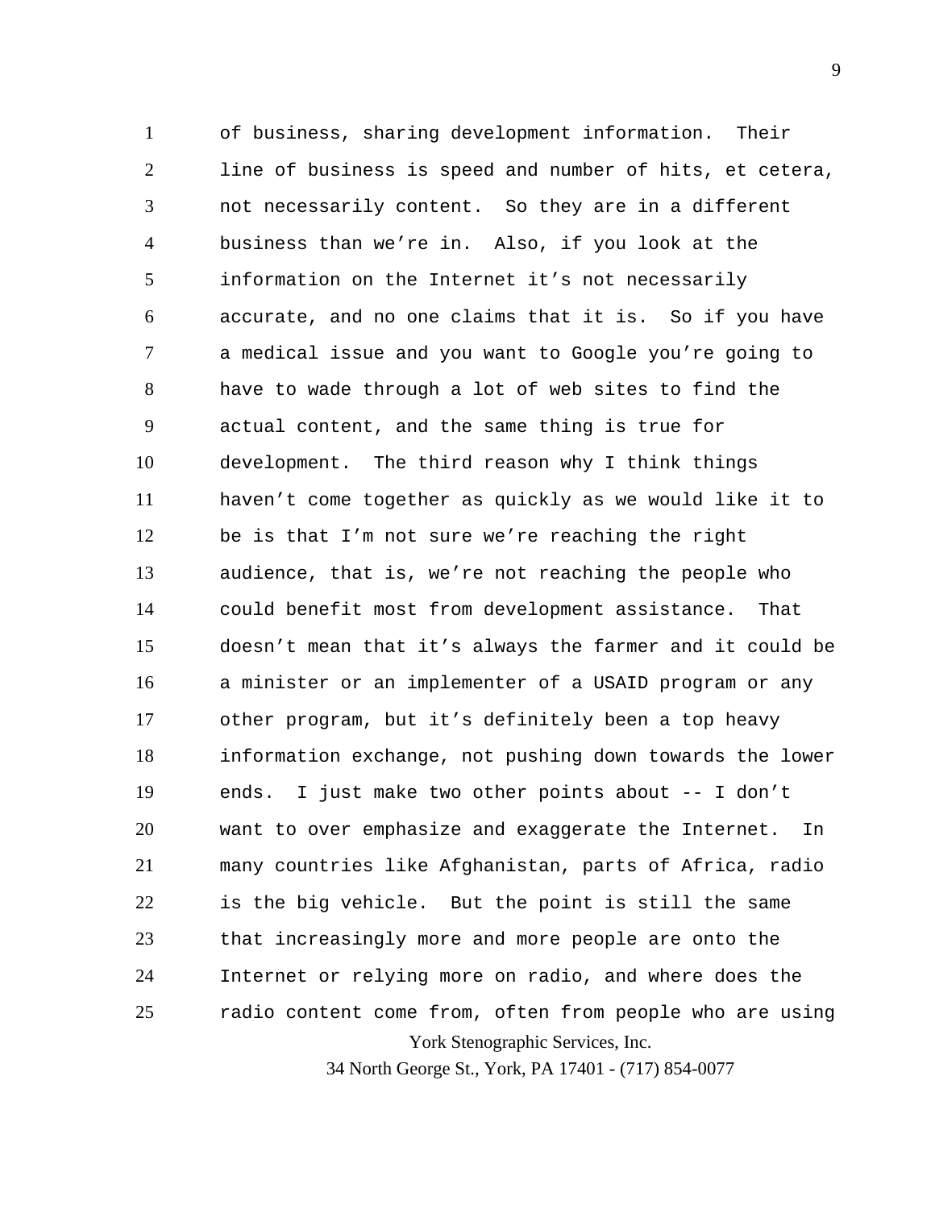of business, sharing development information. Their line of business is speed and number of hits, et cetera, not necessarily content. So they are in a different business than we’re in. Also, if you look at the information on the Internet it’s not necessarily accurate, and no one claims that it is. So if you have a medical issue and you want to Google you’re going to have to wade through a lot of web sites to find the actual content, and the same thing is true for development. The third reason why I think things haven’t come together as quickly as we would like it to be is that I’m not sure we’re reaching the right audience, that is, we’re not reaching the people who could benefit most from development assistance. That doesn’t mean that it’s always the farmer and it could be a minister or an implementer of a USAID program or any other program, but it’s definitely been a top heavy information exchange, not pushing down towards the lower ends. I just make two other points about -- I don’t want to over emphasize and exaggerate the Internet. In many countries like Afghanistan, parts of Africa, radio is the big vehicle. But the point is still the same that increasingly more and more people are onto the Internet or relying more on radio, and where does the radio content come from, often from people who are using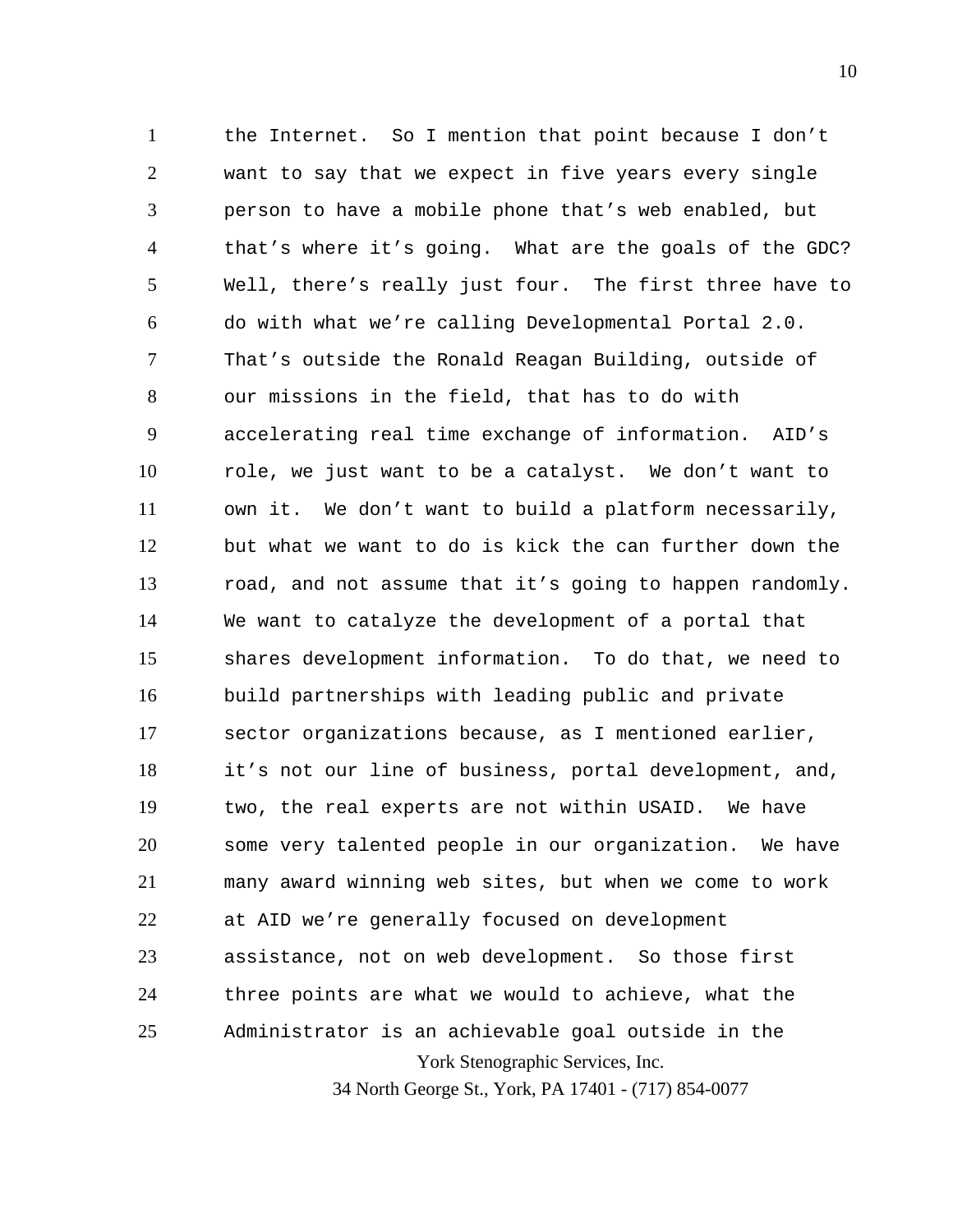the Internet. So I mention that point because I don't want to say that we expect in five years every single person to have a mobile phone that's web enabled, but that's where it's going. What are the goals of the GDC? Well, there's really just four. The first three have to do with what we're calling Developmental Portal 2.0. That's outside the Ronald Reagan Building, outside of our missions in the field, that has to do with accelerating real time exchange of information. AID's role, we just want to be a catalyst. We don't want to own it. We don't want to build a platform necessarily, but what we want to do is kick the can further down the road, and not assume that it's going to happen randomly. We want to catalyze the development of a portal that shares development information. To do that, we need to build partnerships with leading public and private sector organizations because, as I mentioned earlier, it's not our line of business, portal development, and, two, the real experts are not within USAID. We have some very talented people in our organization. We have many award winning web sites, but when we come to work at AID we're generally focused on development assistance, not on web development. So those first three points are what we would to achieve, what the Administrator is an achievable goal outside in the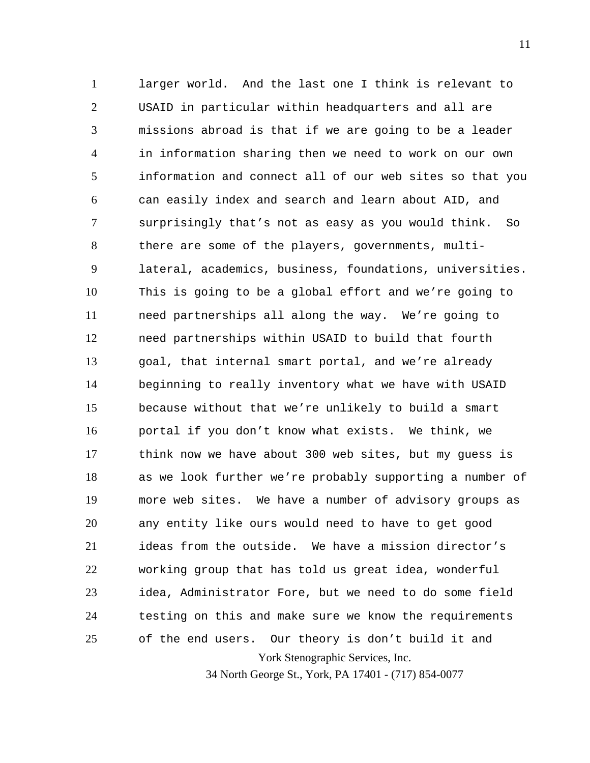larger world. And the last one I think is relevant to USAID in particular within headquarters and all are missions abroad is that if we are going to be a leader in information sharing then we need to work on our own information and connect all of our web sites so that you can easily index and search and learn about AID, and surprisingly that's not as easy as you would think. So there are some of the players, governments, multi-lateral, academics, business, foundations, universities. This is going to be a global effort and we're going to need partnerships all along the way. We're going to need partnerships within USAID to build that fourth goal, that internal smart portal, and we're already beginning to really inventory what we have with USAID because without that we're unlikely to build a smart portal if you don't know what exists. We think, we think now we have about 300 web sites, but my guess is as we look further we're probably supporting a number of more web sites. We have a number of advisory groups as any entity like ours would need to have to get good ideas from the outside. We have a mission director's working group that has told us great idea, wonderful idea, Administrator Fore, but we need to do some field testing on this and make sure we know the requirements of the end users. Our theory is don't build it and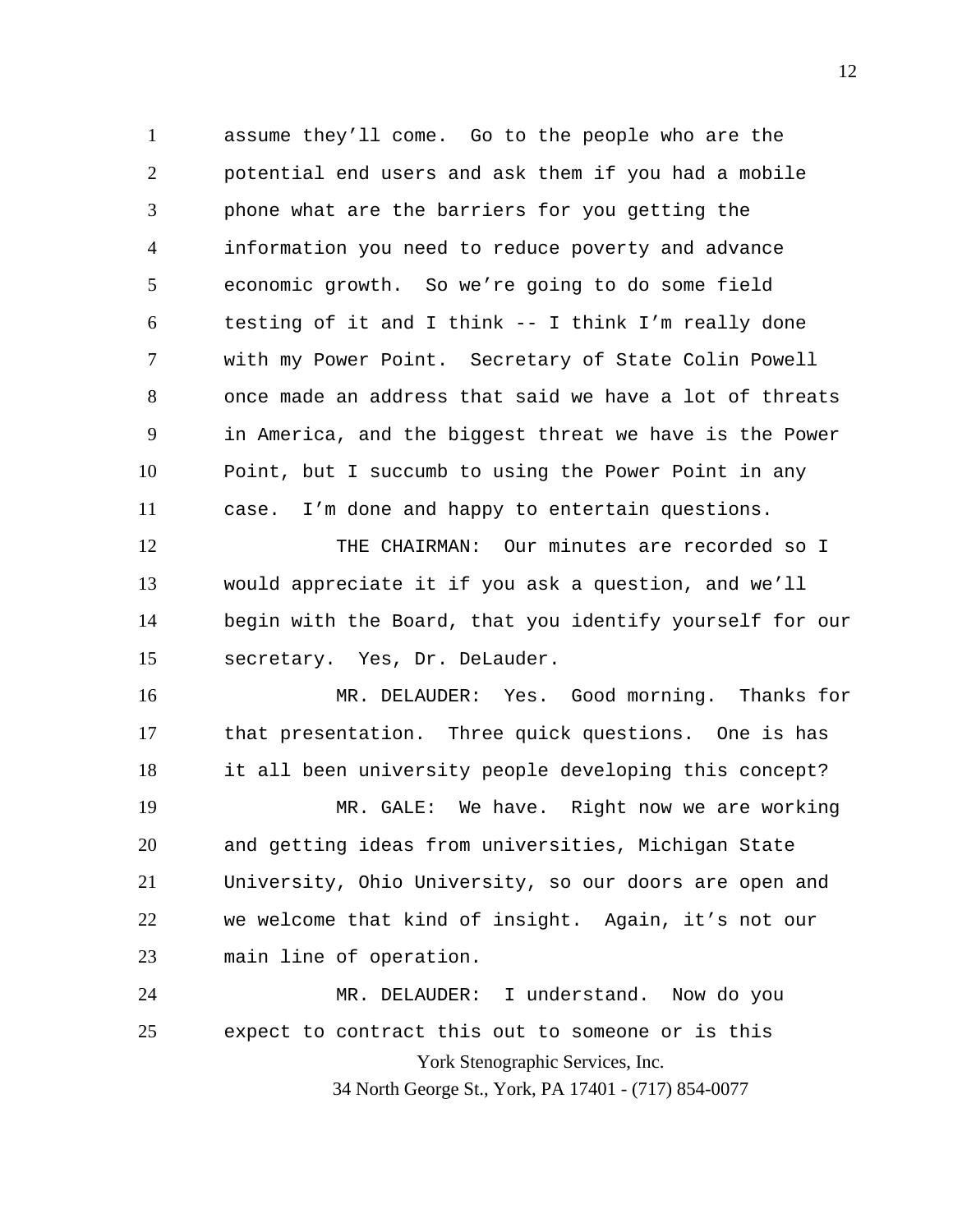assume they'll come. Go to the people who are the potential end users and ask them if you had a mobile phone what are the barriers for you getting the information you need to reduce poverty and advance economic growth. So we're going to do some field testing of it and I think -- I think I'm really done with my Power Point. Secretary of State Colin Powell once made an address that said we have a lot of threats in America, and the biggest threat we have is the Power Point, but I succumb to using the Power Point in any case. I'm done and happy to entertain questions.

THE CHAIRMAN: Our minutes are recorded so I would appreciate it if you ask a question, and we'll begin with the Board, that you identify yourself for our secretary. Yes, Dr. DeLauder.

MR. DELAUDER: Yes. Good morning. Thanks for that presentation. Three quick questions. One is has it all been university people developing this concept?

MR. GALE: We have. Right now we are working and getting ideas from universities, Michigan State University, Ohio University, so our doors are open and we welcome that kind of insight. Again, it's not our main line of operation.

MR. DELAUDER: I understand. Now do you expect to contract this out to someone or is this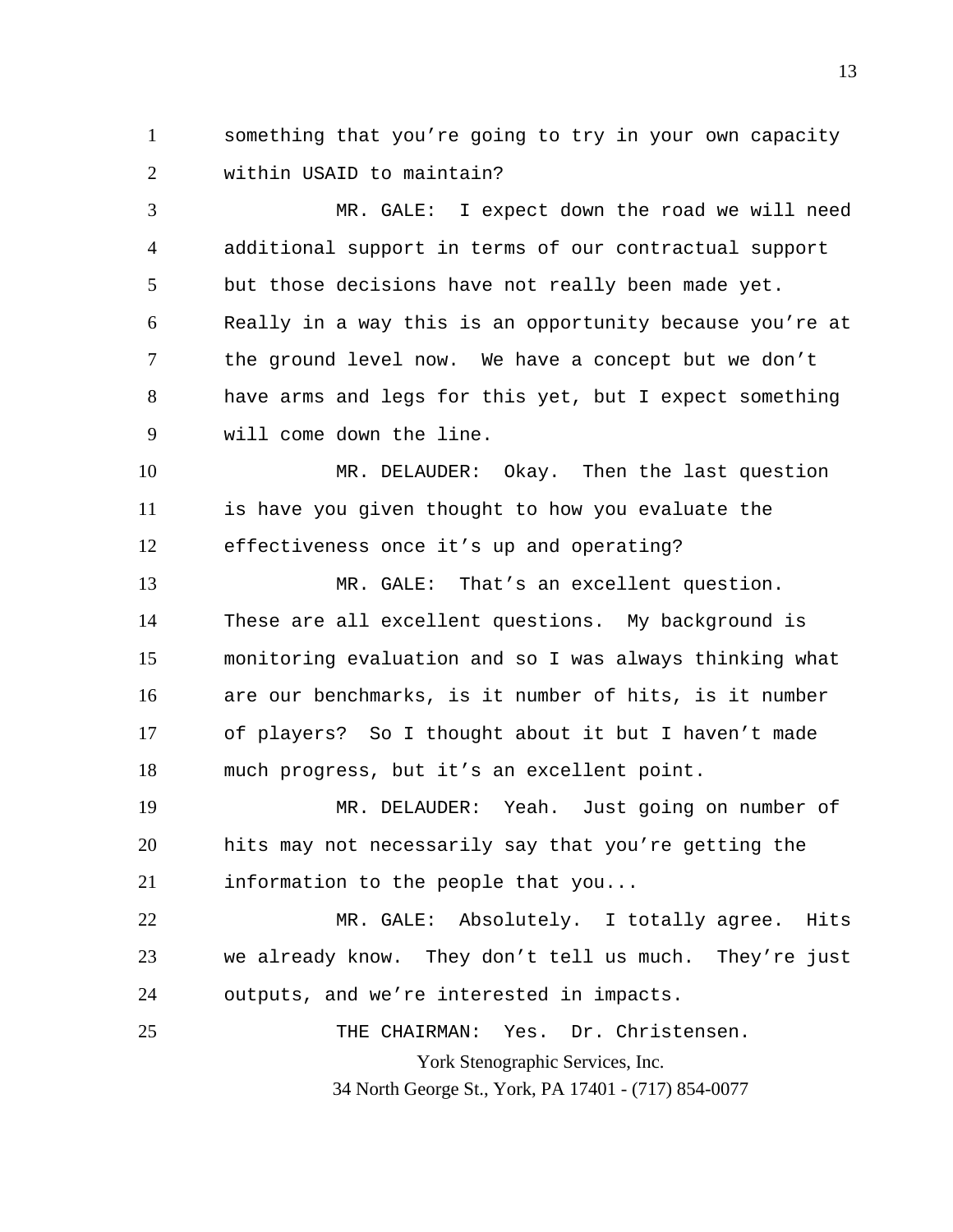something that you're going to try in your own capacity within USAID to maintain?

MR. GALE: I expect down the road we will need additional support in terms of our contractual support but those decisions have not really been made yet. Really in a way this is an opportunity because you're at the ground level now. We have a concept but we don't have arms and legs for this yet, but I expect something will come down the line.

MR. DELAUDER: Okay. Then the last question is have you given thought to how you evaluate the effectiveness once it's up and operating?

MR. GALE: That's an excellent question. These are all excellent questions. My background is monitoring evaluation and so I was always thinking what are our benchmarks, is it number of hits, is it number of players? So I thought about it but I haven't made much progress, but it's an excellent point.

MR. DELAUDER: Yeah. Just going on number of hits may not necessarily say that you're getting the information to the people that you...

MR. GALE: Absolutely. I totally agree. Hits we already know. They don't tell us much. They're just outputs, and we're interested in impacts.

THE CHAIRMAN: Yes. Dr. Christensen.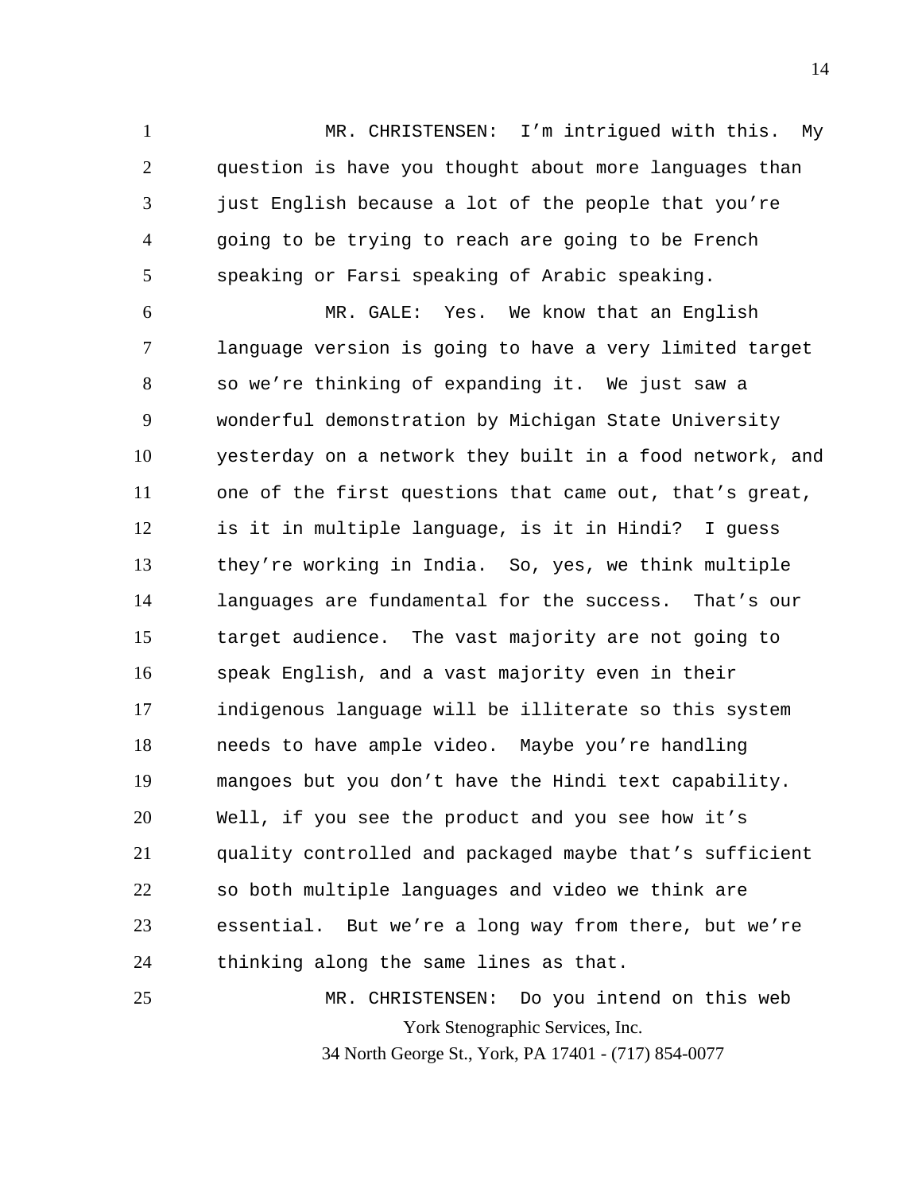MR. CHRISTENSEN: I'm intrigued with this. My question is have you thought about more languages than just English because a lot of the people that you're going to be trying to reach are going to be French speaking or Farsi speaking of Arabic speaking.

MR. GALE: Yes. We know that an English language version is going to have a very limited target so we're thinking of expanding it. We just saw a wonderful demonstration by Michigan State University yesterday on a network they built in a food network, and one of the first questions that came out, that's great, is it in multiple language, is it in Hindi? I guess they're working in India. So, yes, we think multiple languages are fundamental for the success. That's our target audience. The vast majority are not going to speak English, and a vast majority even in their indigenous language will be illiterate so this system needs to have ample video. Maybe you're handling mangoes but you don't have the Hindi text capability. Well, if you see the product and you see how it's quality controlled and packaged maybe that's sufficient so both multiple languages and video we think are essential. But we're a long way from there, but we're thinking along the same lines as that.

MR. CHRISTENSEN: Do you intend on this web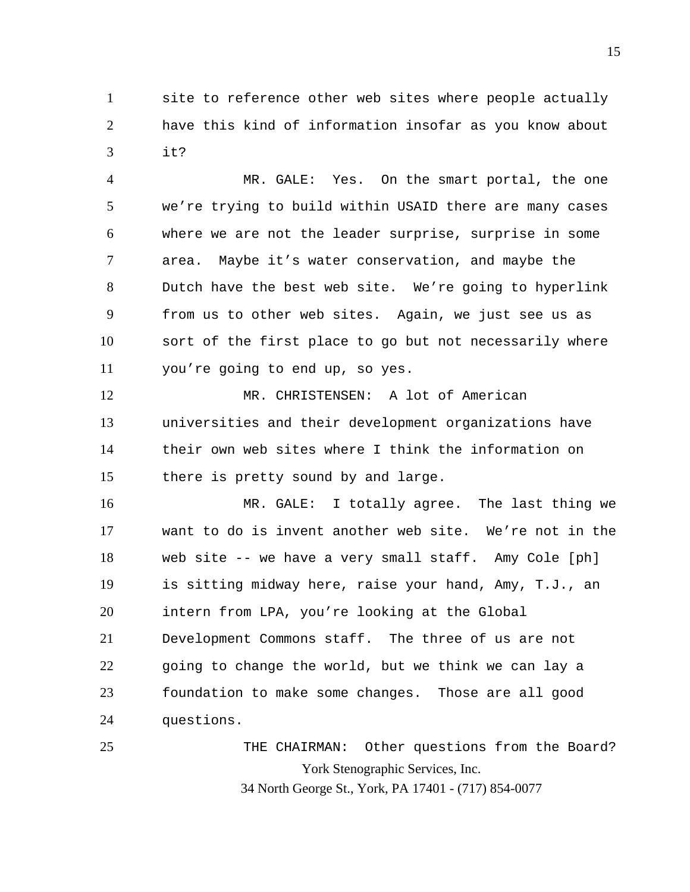site to reference other web sites where people actually have this kind of information insofar as you know about it?

MR. GALE: Yes. On the smart portal, the one we're trying to build within USAID there are many cases where we are not the leader surprise, surprise in some area. Maybe it's water conservation, and maybe the Dutch have the best web site. We're going to hyperlink from us to other web sites. Again, we just see us as sort of the first place to go but not necessarily where you're going to end up, so yes.

MR. CHRISTENSEN: A lot of American universities and their development organizations have their own web sites where I think the information on there is pretty sound by and large.

MR. GALE: I totally agree. The last thing we want to do is invent another web site. We're not in the web site -- we have a very small staff. Amy Cole [ph] is sitting midway here, raise your hand, Amy, T.J., an intern from LPA, you're looking at the Global Development Commons staff. The three of us are not going to change the world, but we think we can lay a foundation to make some changes. Those are all good questions.

THE CHAIRMAN: Other questions from the Board?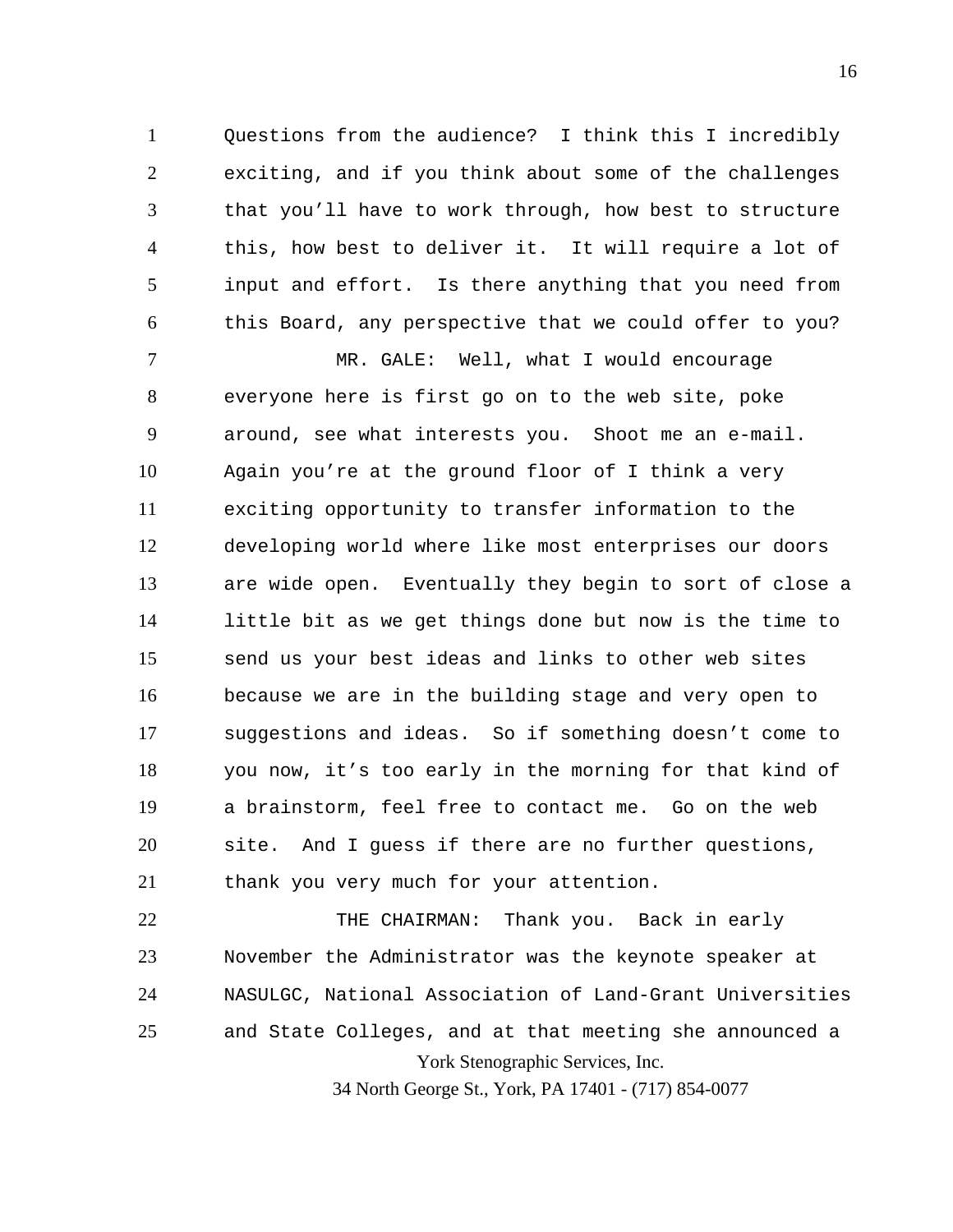Questions from the audience? I think this I incredibly exciting, and if you think about some of the challenges that you'll have to work through, how best to structure this, how best to deliver it. It will require a lot of input and effort. Is there anything that you need from this Board, any perspective that we could offer to you?

MR. GALE: Well, what I would encourage everyone here is first go on to the web site, poke around, see what interests you. Shoot me an e-mail. Again you're at the ground floor of I think a very exciting opportunity to transfer information to the developing world where like most enterprises our doors are wide open. Eventually they begin to sort of close a little bit as we get things done but now is the time to send us your best ideas and links to other web sites because we are in the building stage and very open to suggestions and ideas. So if something doesn't come to you now, it's too early in the morning for that kind of a brainstorm, feel free to contact me. Go on the web site. And I guess if there are no further questions, thank you very much for your attention.

THE CHAIRMAN: Thank you. Back in early November the Administrator was the keynote speaker at NASULGC, National Association of Land-Grant Universities and State Colleges, and at that meeting she announced a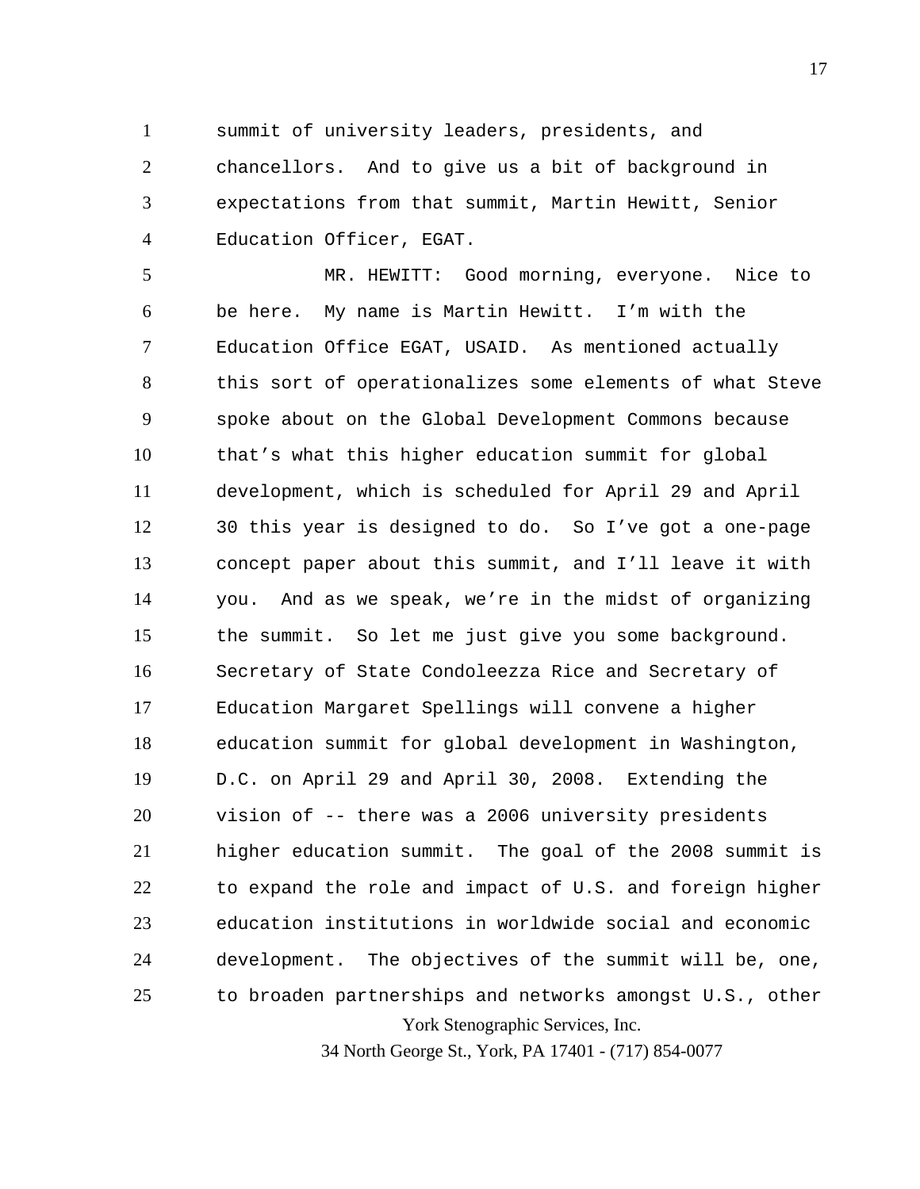summit of university leaders, presidents, and chancellors. And to give us a bit of background in expectations from that summit, Martin Hewitt, Senior Education Officer, EGAT.

MR. HEWITT: Good morning, everyone. Nice to be here. My name is Martin Hewitt. I'm with the Education Office EGAT, USAID. As mentioned actually this sort of operationalizes some elements of what Steve spoke about on the Global Development Commons because that's what this higher education summit for global development, which is scheduled for April 29 and April 30 this year is designed to do. So I've got a one-page concept paper about this summit, and I'll leave it with you. And as we speak, we're in the midst of organizing the summit. So let me just give you some background. Secretary of State Condoleezza Rice and Secretary of Education Margaret Spellings will convene a higher education summit for global development in Washington, D.C. on April 29 and April 30, 2008. Extending the vision of -- there was a 2006 university presidents higher education summit. The goal of the 2008 summit is to expand the role and impact of U.S. and foreign higher education institutions in worldwide social and economic development. The objectives of the summit will be, one, to broaden partnerships and networks amongst U.S., other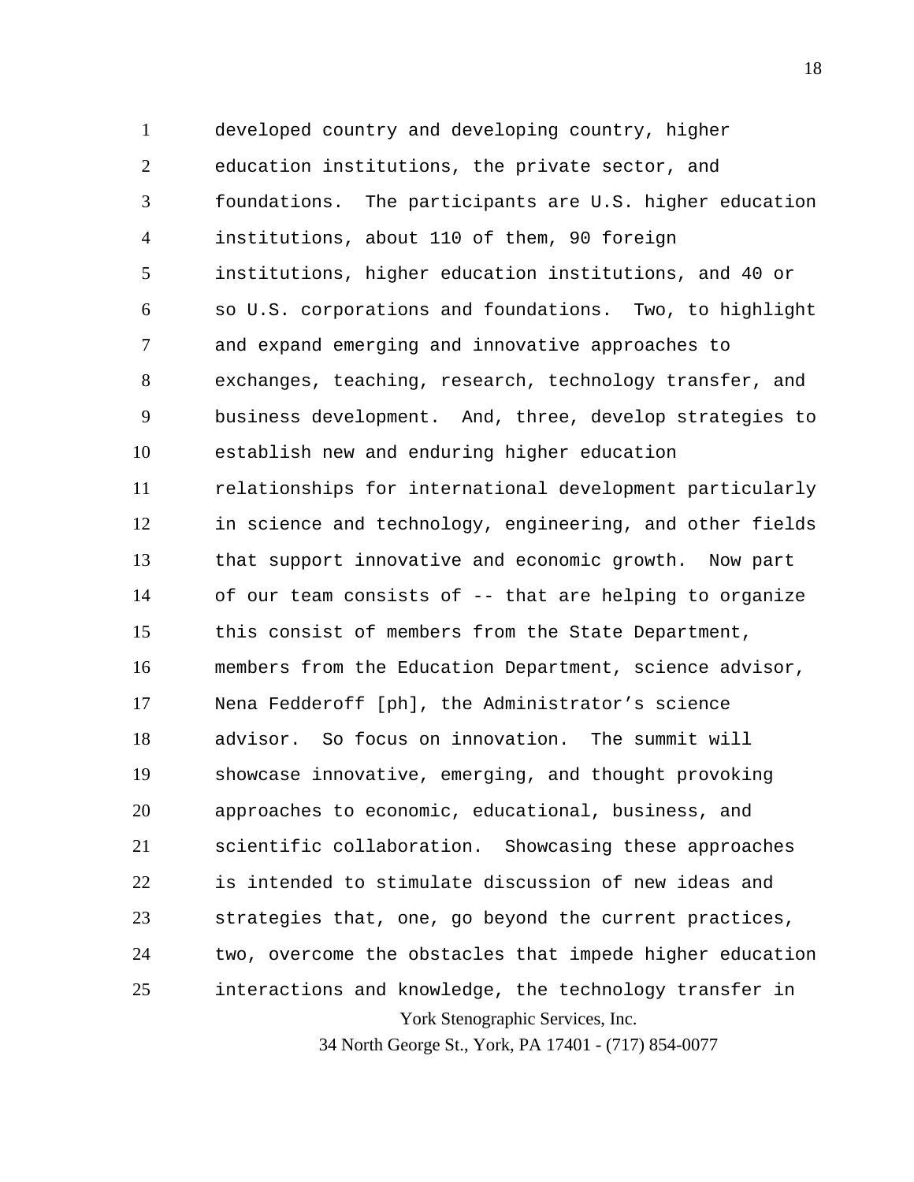developed country and developing country, higher education institutions, the private sector, and foundations. The participants are U.S. higher education institutions, about 110 of them, 90 foreign institutions, higher education institutions, and 40 or so U.S. corporations and foundations. Two, to highlight and expand emerging and innovative approaches to exchanges, teaching, research, technology transfer, and business development. And, three, develop strategies to establish new and enduring higher education relationships for international development particularly in science and technology, engineering, and other fields that support innovative and economic growth. Now part of our team consists of -- that are helping to organize this consist of members from the State Department, members from the Education Department, science advisor, Nena Fedderoff [ph], the Administrator's science advisor. So focus on innovation. The summit will showcase innovative, emerging, and thought provoking approaches to economic, educational, business, and scientific collaboration. Showcasing these approaches is intended to stimulate discussion of new ideas and strategies that, one, go beyond the current practices, two, overcome the obstacles that impede higher education interactions and knowledge, the technology transfer in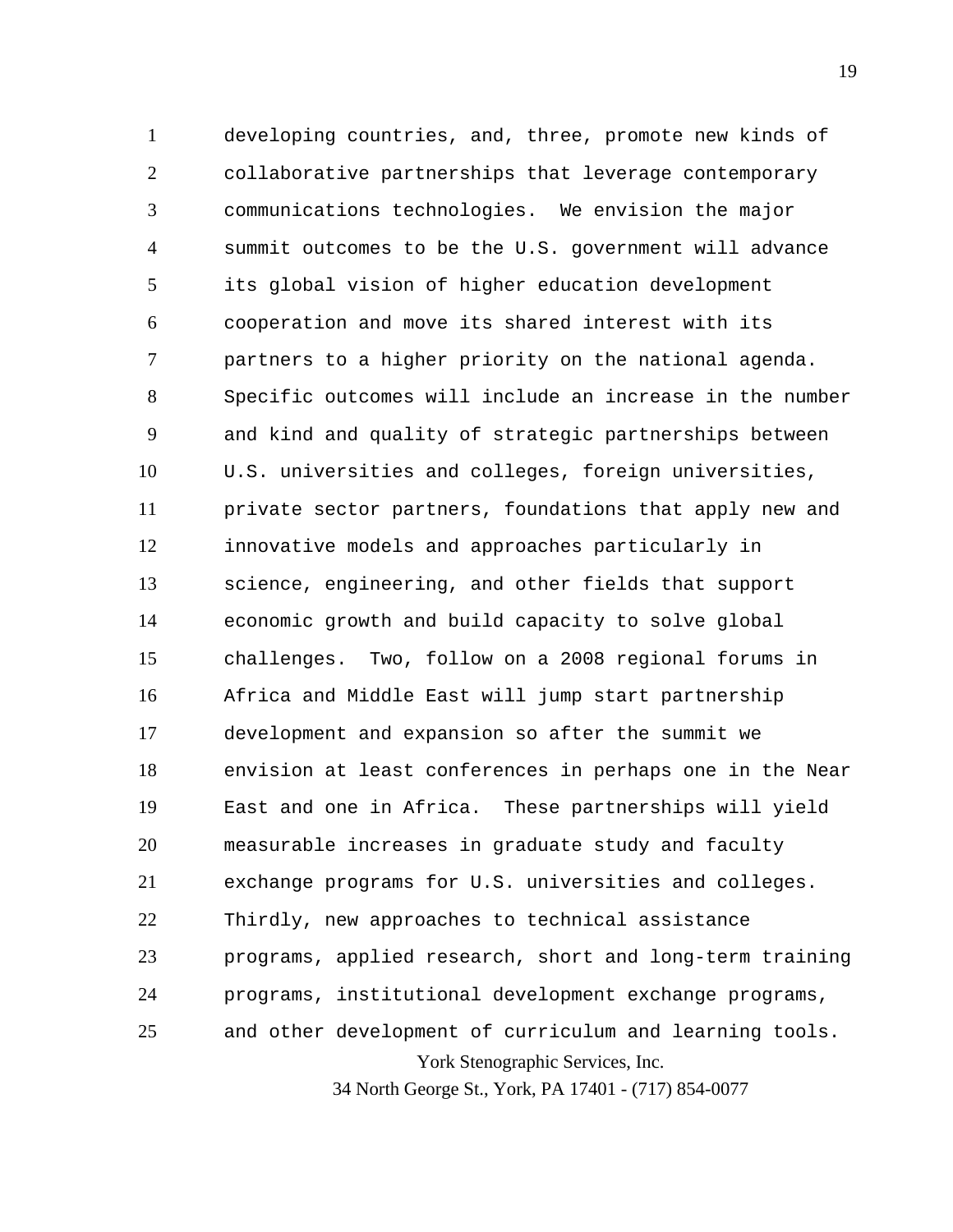developing countries, and, three, promote new kinds of collaborative partnerships that leverage contemporary communications technologies. We envision the major summit outcomes to be the U.S. government will advance its global vision of higher education development cooperation and move its shared interest with its partners to a higher priority on the national agenda. Specific outcomes will include an increase in the number and kind and quality of strategic partnerships between U.S. universities and colleges, foreign universities, private sector partners, foundations that apply new and innovative models and approaches particularly in science, engineering, and other fields that support economic growth and build capacity to solve global challenges. Two, follow on a 2008 regional forums in Africa and Middle East will jump start partnership development and expansion so after the summit we envision at least conferences in perhaps one in the Near East and one in Africa. These partnerships will yield measurable increases in graduate study and faculty exchange programs for U.S. universities and colleges. Thirdly, new approaches to technical assistance programs, applied research, short and long-term training programs, institutional development exchange programs, and other development of curriculum and learning tools.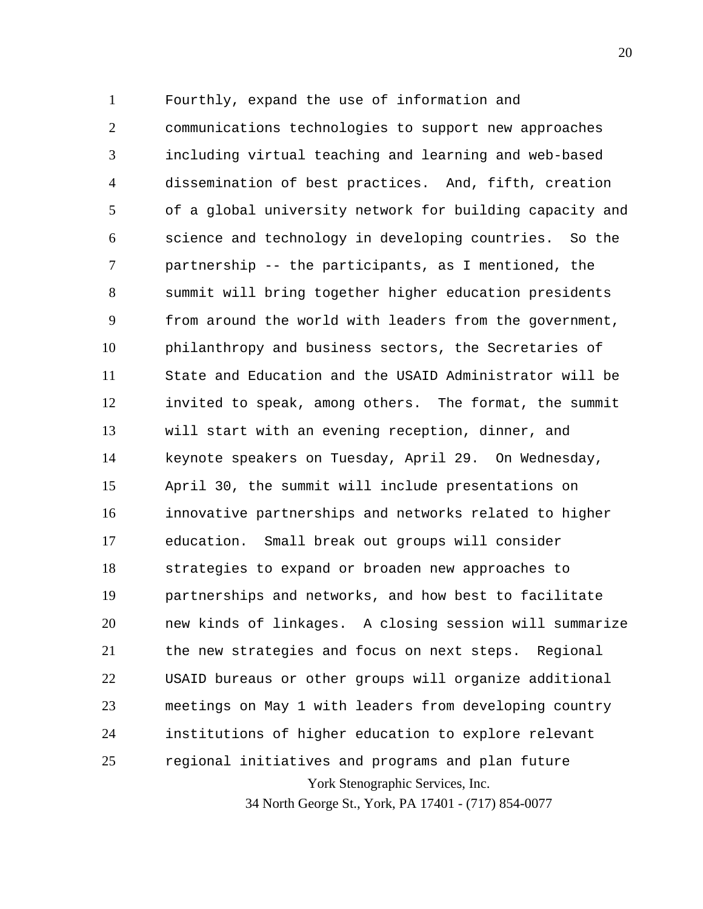Fourthly, expand the use of information and communications technologies to support new approaches including virtual teaching and learning and web-based dissemination of best practices. And, fifth, creation of a global university network for building capacity and science and technology in developing countries. So the partnership -- the participants, as I mentioned, the summit will bring together higher education presidents from around the world with leaders from the government, philanthropy and business sectors, the Secretaries of State and Education and the USAID Administrator will be invited to speak, among others. The format, the summit will start with an evening reception, dinner, and keynote speakers on Tuesday, April 29. On Wednesday, April 30, the summit will include presentations on innovative partnerships and networks related to higher education. Small break out groups will consider strategies to expand or broaden new approaches to partnerships and networks, and how best to facilitate new kinds of linkages. A closing session will summarize the new strategies and focus on next steps. Regional USAID bureaus or other groups will organize additional meetings on May 1 with leaders from developing country institutions of higher education to explore relevant regional initiatives and programs and plan future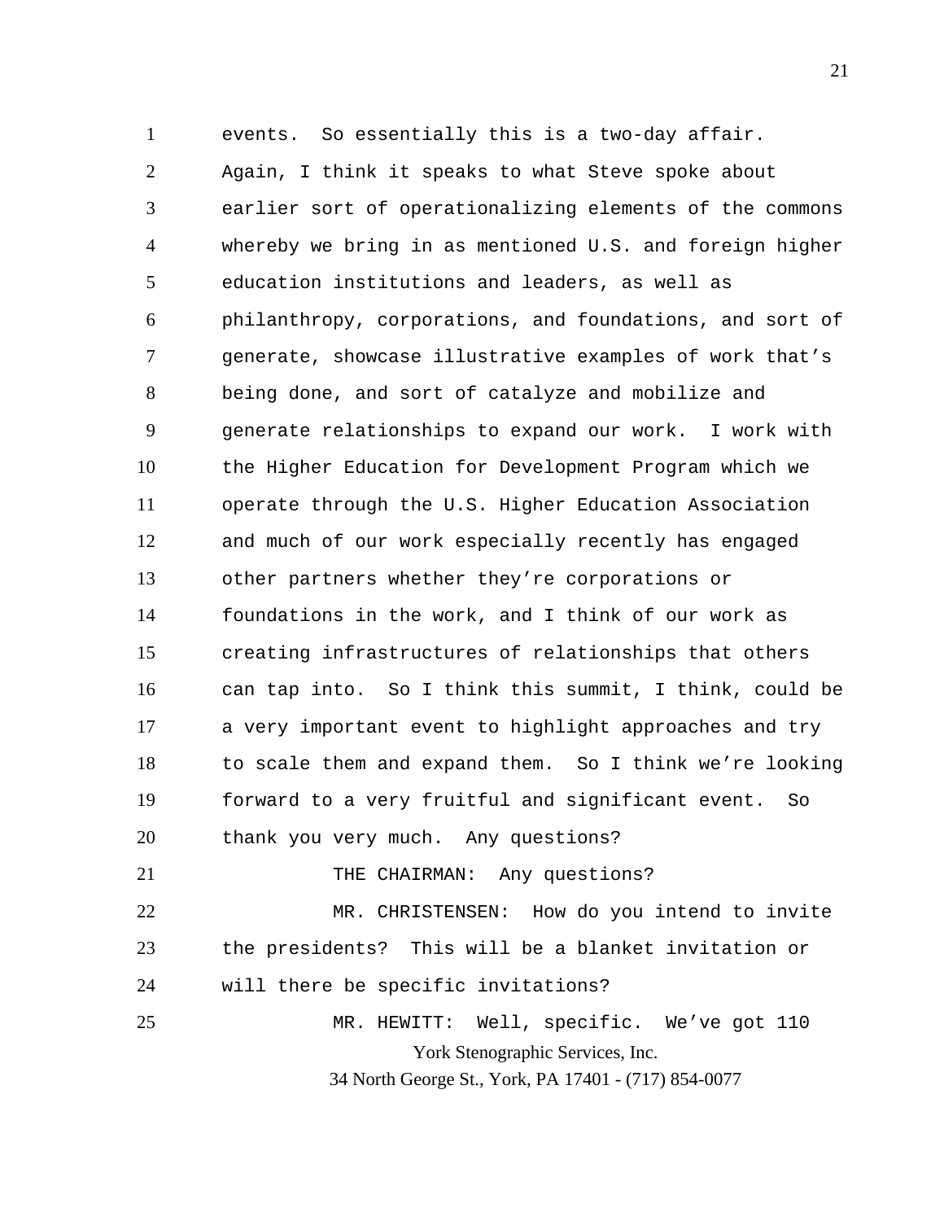events. So essentially this is a two-day affair. Again, I think it speaks to what Steve spoke about earlier sort of operationalizing elements of the commons whereby we bring in as mentioned U.S. and foreign higher education institutions and leaders, as well as philanthropy, corporations, and foundations, and sort of generate, showcase illustrative examples of work that's being done, and sort of catalyze and mobilize and generate relationships to expand our work. I work with the Higher Education for Development Program which we operate through the U.S. Higher Education Association and much of our work especially recently has engaged other partners whether they're corporations or foundations in the work, and I think of our work as creating infrastructures of relationships that others can tap into. So I think this summit, I think, could be a very important event to highlight approaches and try to scale them and expand them. So I think we're looking forward to a very fruitful and significant event. So thank you very much. Any questions?

THE CHAIRMAN: Any questions?

MR. CHRISTENSEN: How do you intend to invite the presidents? This will be a blanket invitation or will there be specific invitations?

MR. HEWITT: Well, specific. We've got 110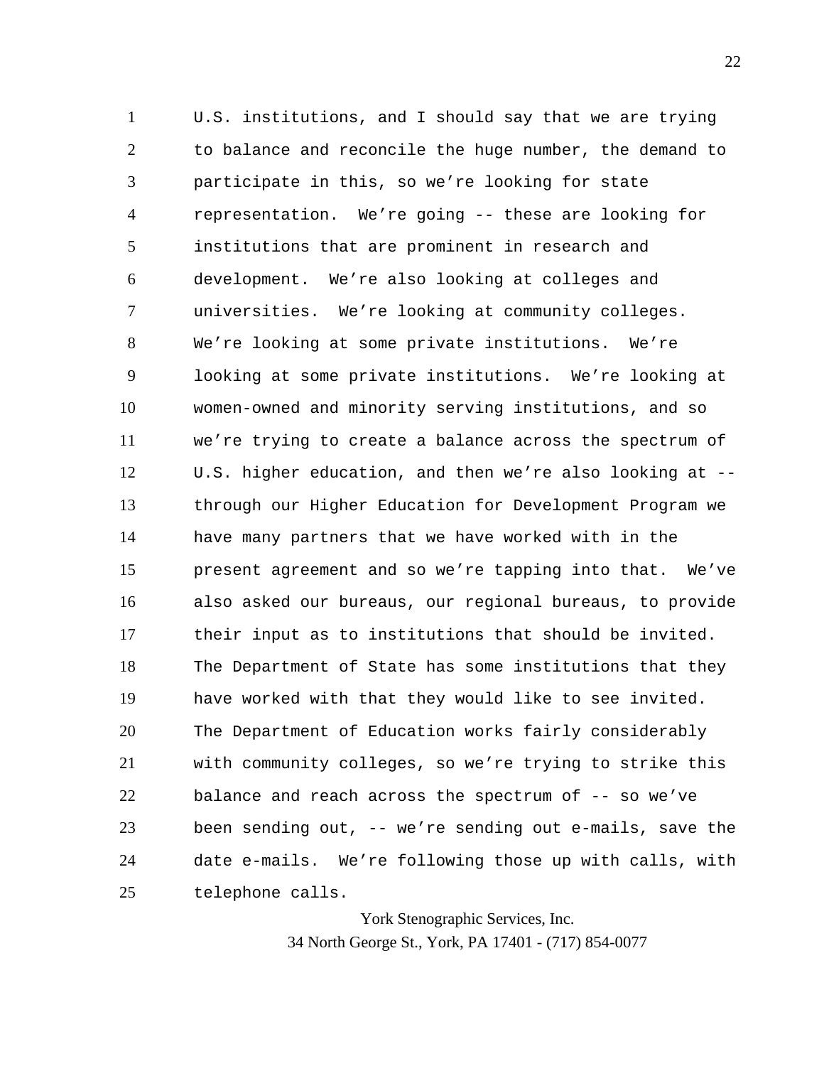U.S. institutions, and I should say that we are trying to balance and reconcile the huge number, the demand to participate in this, so we're looking for state representation. We're going -- these are looking for institutions that are prominent in research and development. We're also looking at colleges and universities. We're looking at community colleges. We're looking at some private institutions. We're looking at some private institutions. We're looking at women-owned and minority serving institutions, and so we're trying to create a balance across the spectrum of U.S. higher education, and then we're also looking at -- through our Higher Education for Development Program we have many partners that we have worked with in the present agreement and so we're tapping into that. We've also asked our bureaus, our regional bureaus, to provide their input as to institutions that should be invited. The Department of State has some institutions that they have worked with that they would like to see invited. The Department of Education works fairly considerably with community colleges, so we're trying to strike this balance and reach across the spectrum of -- so we've been sending out, -- we're sending out e-mails, save the date e-mails. We're following those up with calls, with telephone calls.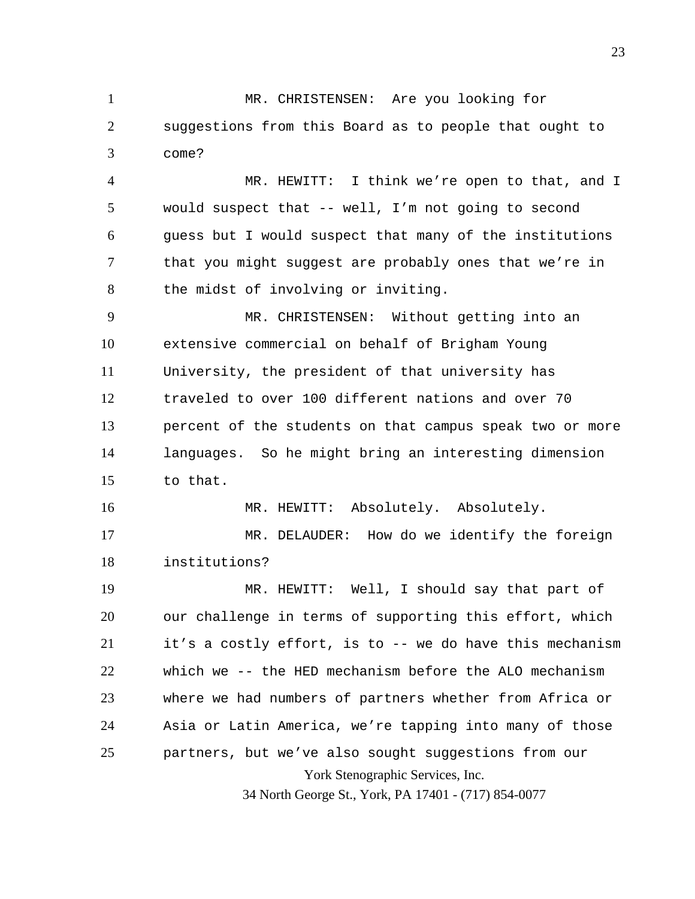MR. CHRISTENSEN: Are you looking for suggestions from this Board as to people that ought to come?

MR. HEWITT: I think we're open to that, and I would suspect that -- well, I'm not going to second guess but I would suspect that many of the institutions that you might suggest are probably ones that we're in the midst of involving or inviting.

MR. CHRISTENSEN: Without getting into an extensive commercial on behalf of Brigham Young University, the president of that university has traveled to over 100 different nations and over 70 percent of the students on that campus speak two or more languages. So he might bring an interesting dimension to that.

MR. HEWITT: Absolutely. Absolutely.

MR. DELAUDER: How do we identify the foreign institutions?

MR. HEWITT: Well, I should say that part of our challenge in terms of supporting this effort, which it's a costly effort, is to -- we do have this mechanism which we -- the HED mechanism before the ALO mechanism where we had numbers of partners whether from Africa or Asia or Latin America, we're tapping into many of those partners, but we've also sought suggestions from our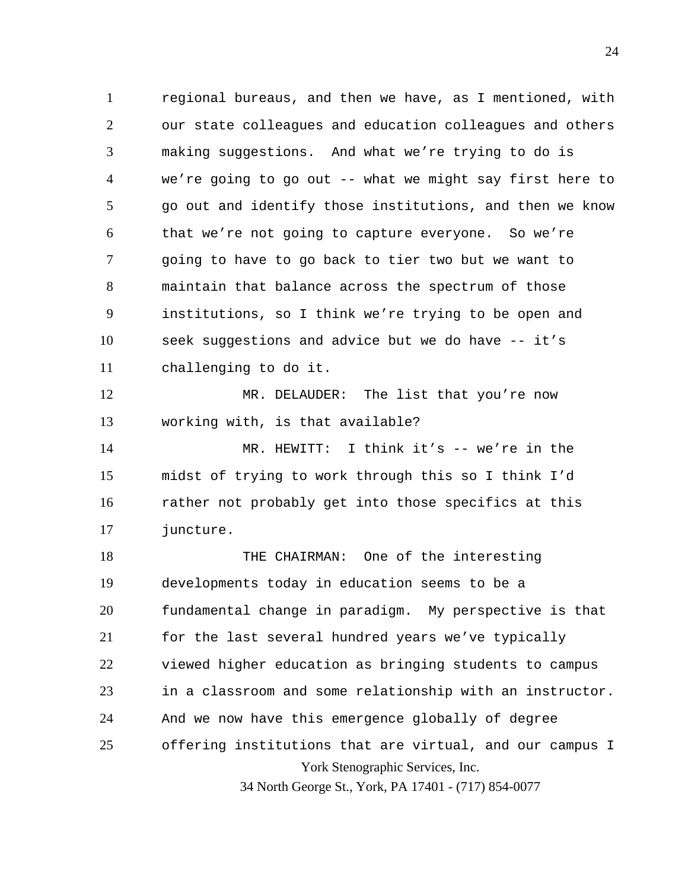regional bureaus, and then we have, as I mentioned, with our state colleagues and education colleagues and others making suggestions. And what we're trying to do is we're going to go out -- what we might say first here to go out and identify those institutions, and then we know that we're not going to capture everyone. So we're going to have to go back to tier two but we want to maintain that balance across the spectrum of those institutions, so I think we're trying to be open and seek suggestions and advice but we do have -- it's challenging to do it.

MR. DELAUDER: The list that you're now working with, is that available?

MR. HEWITT: I think it's -- we're in the midst of trying to work through this so I think I'd rather not probably get into those specifics at this juncture.

THE CHAIRMAN: One of the interesting developments today in education seems to be a fundamental change in paradigm. My perspective is that for the last several hundred years we've typically viewed higher education as bringing students to campus in a classroom and some relationship with an instructor. And we now have this emergence globally of degree offering institutions that are virtual, and our campus I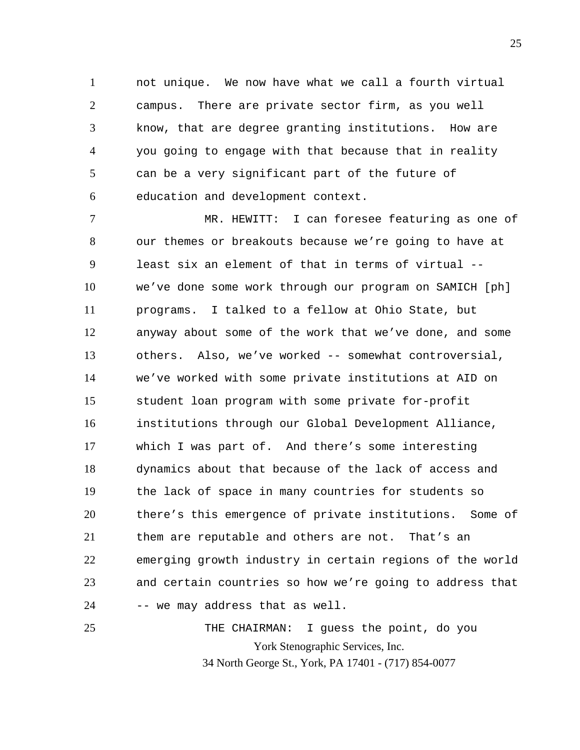not unique. We now have what we call a fourth virtual campus. There are private sector firm, as you well know, that are degree granting institutions. How are you going to engage with that because that in reality can be a very significant part of the future of education and development context.

MR. HEWITT: I can foresee featuring as one of our themes or breakouts because we're going to have at least six an element of that in terms of virtual -- we've done some work through our program on SAMICH [ph] programs. I talked to a fellow at Ohio State, but anyway about some of the work that we've done, and some others. Also, we've worked -- somewhat controversial, we've worked with some private institutions at AID on student loan program with some private for-profit institutions through our Global Development Alliance, which I was part of. And there's some interesting dynamics about that because of the lack of access and the lack of space in many countries for students so there's this emergence of private institutions. Some of them are reputable and others are not. That's an emerging growth industry in certain regions of the world and certain countries so how we're going to address that -- we may address that as well.

THE CHAIRMAN: I guess the point, do you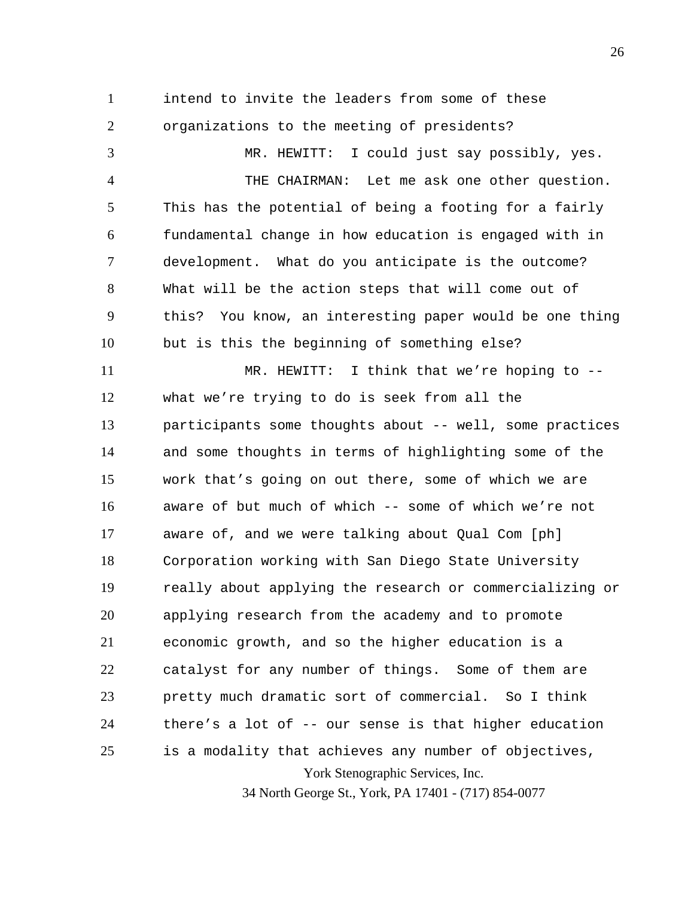intend to invite the leaders from some of these organizations to the meeting of presidents?

MR. HEWITT: I could just say possibly, yes.

THE CHAIRMAN: Let me ask one other question. This has the potential of being a footing for a fairly fundamental change in how education is engaged with in development. What do you anticipate is the outcome? What will be the action steps that will come out of this? You know, an interesting paper would be one thing but is this the beginning of something else?

MR. HEWITT: I think that we're hoping to -- what we're trying to do is seek from all the participants some thoughts about -- well, some practices and some thoughts in terms of highlighting some of the work that's going on out there, some of which we are aware of but much of which -- some of which we're not aware of, and we were talking about Qual Com [ph] Corporation working with San Diego State University really about applying the research or commercializing or applying research from the academy and to promote economic growth, and so the higher education is a catalyst for any number of things. Some of them are pretty much dramatic sort of commercial. So I think there's a lot of -- our sense is that higher education is a modality that achieves any number of objectives,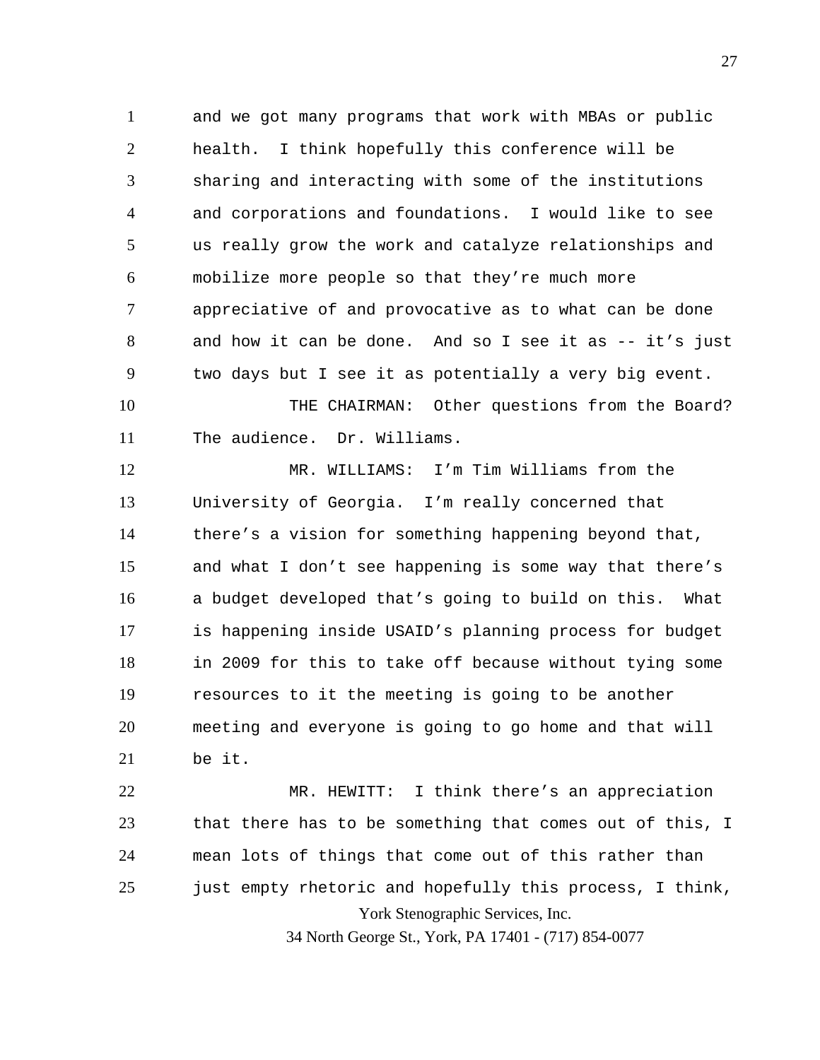and we got many programs that work with MBAs or public health. I think hopefully this conference will be sharing and interacting with some of the institutions and corporations and foundations. I would like to see us really grow the work and catalyze relationships and mobilize more people so that they're much more appreciative of and provocative as to what can be done and how it can be done. And so I see it as -- it's just two days but I see it as potentially a very big event.

THE CHAIRMAN: Other questions from the Board? The audience. Dr. Williams.

MR. WILLIAMS: I'm Tim Williams from the University of Georgia. I'm really concerned that there's a vision for something happening beyond that, and what I don't see happening is some way that there's a budget developed that's going to build on this. What is happening inside USAID's planning process for budget in 2009 for this to take off because without tying some resources to it the meeting is going to be another meeting and everyone is going to go home and that will be it.

MR. HEWITT: I think there's an appreciation that there has to be something that comes out of this, I mean lots of things that come out of this rather than just empty rhetoric and hopefully this process, I think,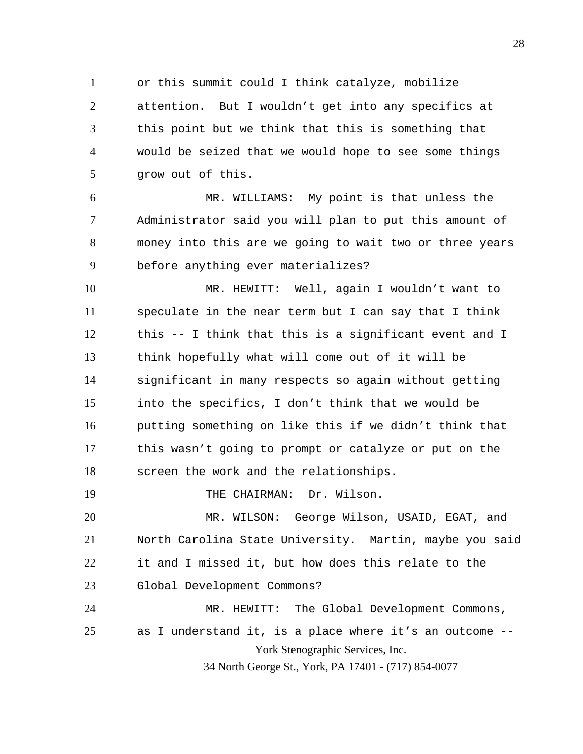or this summit could I think catalyze, mobilize attention. But I wouldn't get into any specifics at this point but we think that this is something that would be seized that we would hope to see some things grow out of this.

MR. WILLIAMS: My point is that unless the Administrator said you will plan to put this amount of money into this are we going to wait two or three years before anything ever materializes?

MR. HEWITT: Well, again I wouldn't want to speculate in the near term but I can say that I think this -- I think that this is a significant event and I think hopefully what will come out of it will be significant in many respects so again without getting into the specifics, I don't think that we would be putting something on like this if we didn't think that this wasn't going to prompt or catalyze or put on the screen the work and the relationships.

THE CHAIRMAN: Dr. Wilson.

MR. WILSON: George Wilson, USAID, EGAT, and North Carolina State University. Martin, maybe you said it and I missed it, but how does this relate to the Global Development Commons?

MR. HEWITT: The Global Development Commons, as I understand it, is a place where it's an outcome --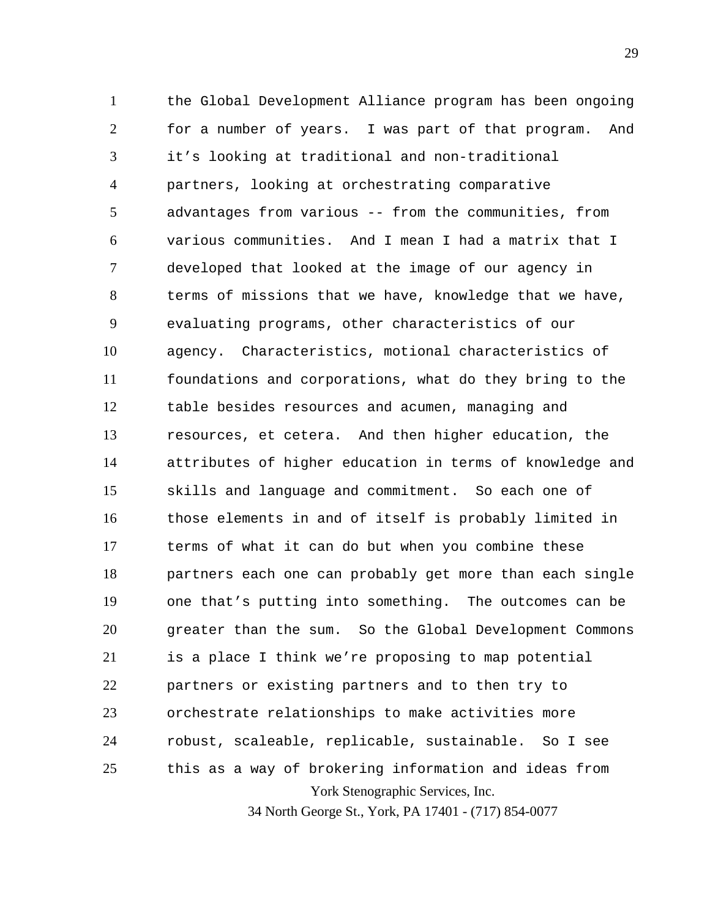the Global Development Alliance program has been ongoing for a number of years. I was part of that program. And it's looking at traditional and non-traditional partners, looking at orchestrating comparative advantages from various -- from the communities, from various communities. And I mean I had a matrix that I developed that looked at the image of our agency in terms of missions that we have, knowledge that we have, evaluating programs, other characteristics of our agency. Characteristics, motional characteristics of foundations and corporations, what do they bring to the table besides resources and acumen, managing and resources, et cetera. And then higher education, the attributes of higher education in terms of knowledge and skills and language and commitment. So each one of those elements in and of itself is probably limited in terms of what it can do but when you combine these partners each one can probably get more than each single one that's putting into something. The outcomes can be greater than the sum. So the Global Development Commons is a place I think we're proposing to map potential partners or existing partners and to then try to orchestrate relationships to make activities more robust, scaleable, replicable, sustainable. So I see this as a way of brokering information and ideas from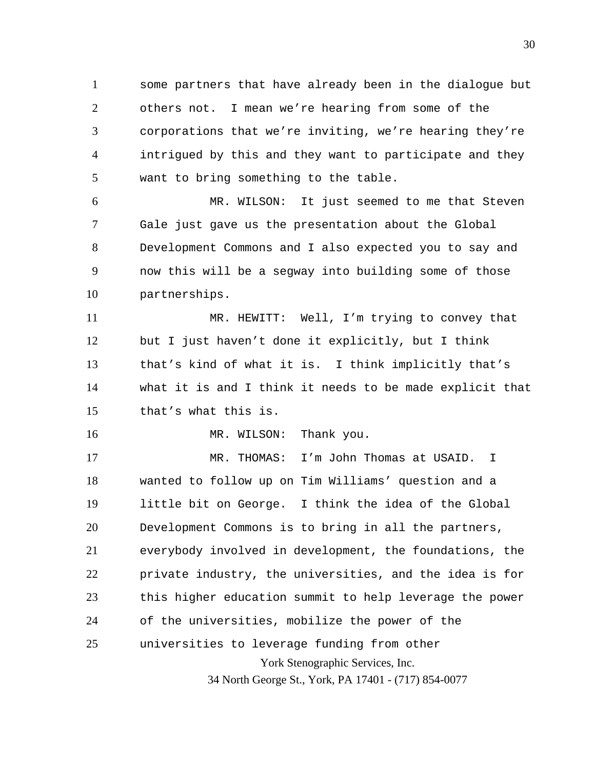some partners that have already been in the dialogue but others not. I mean we're hearing from some of the corporations that we're inviting, we're hearing they're intrigued by this and they want to participate and they want to bring something to the table.

MR. WILSON: It just seemed to me that Steven Gale just gave us the presentation about the Global Development Commons and I also expected you to say and now this will be a segway into building some of those partnerships.

MR. HEWITT: Well, I'm trying to convey that but I just haven't done it explicitly, but I think that's kind of what it is. I think implicitly that's what it is and I think it needs to be made explicit that that's what this is.

MR. WILSON: Thank you.

MR. THOMAS: I'm John Thomas at USAID. I wanted to follow up on Tim Williams' question and a little bit on George. I think the idea of the Global Development Commons is to bring in all the partners, everybody involved in development, the foundations, the private industry, the universities, and the idea is for this higher education summit to help leverage the power of the universities, mobilize the power of the universities to leverage funding from other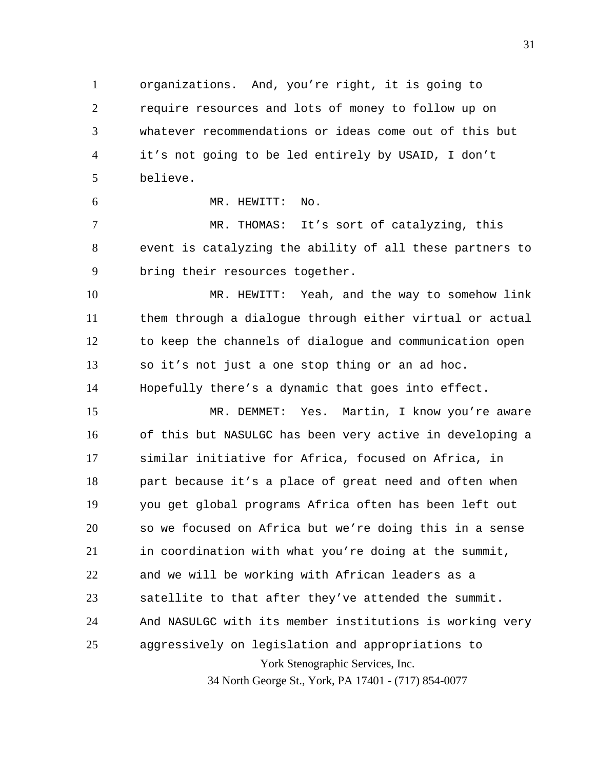organizations. And, you're right, it is going to require resources and lots of money to follow up on whatever recommendations or ideas come out of this but it's not going to be led entirely by USAID, I don't believe.

MR. HEWITT: No.

MR. THOMAS: It's sort of catalyzing, this event is catalyzing the ability of all these partners to bring their resources together.

MR. HEWITT: Yeah, and the way to somehow link them through a dialogue through either virtual or actual to keep the channels of dialogue and communication open so it's not just a one stop thing or an ad hoc. Hopefully there's a dynamic that goes into effect.

MR. DEMMET: Yes. Martin, I know you're aware of this but NASULGC has been very active in developing a similar initiative for Africa, focused on Africa, in part because it's a place of great need and often when you get global programs Africa often has been left out so we focused on Africa but we're doing this in a sense in coordination with what you're doing at the summit, and we will be working with African leaders as a satellite to that after they've attended the summit. And NASULGC with its member institutions is working very aggressively on legislation and appropriations to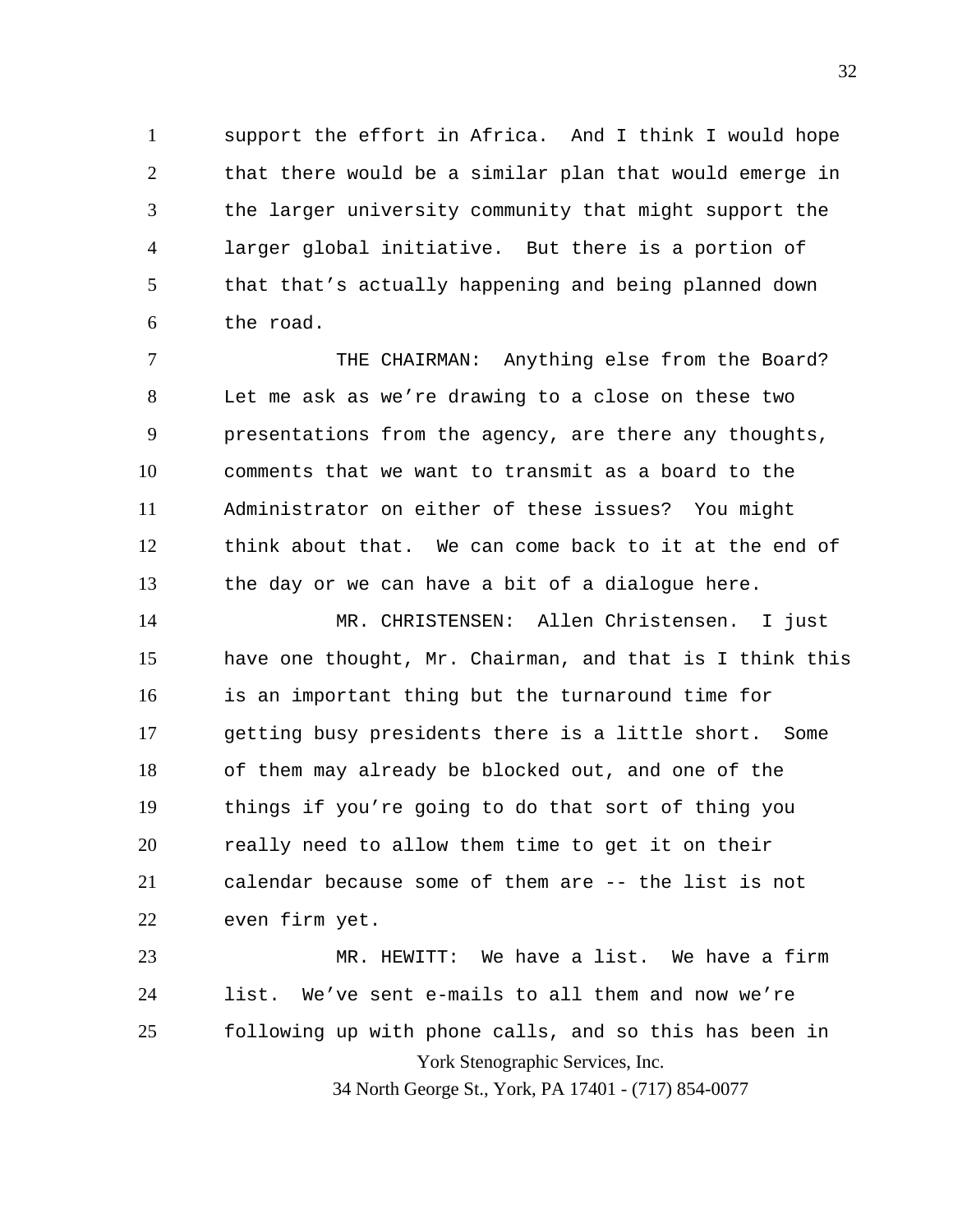support the effort in Africa. And I think I would hope that there would be a similar plan that would emerge in the larger university community that might support the larger global initiative. But there is a portion of that that's actually happening and being planned down the road.

THE CHAIRMAN: Anything else from the Board? Let me ask as we're drawing to a close on these two presentations from the agency, are there any thoughts, comments that we want to transmit as a board to the Administrator on either of these issues? You might think about that. We can come back to it at the end of the day or we can have a bit of a dialogue here.

MR. CHRISTENSEN: Allen Christensen. I just have one thought, Mr. Chairman, and that is I think this is an important thing but the turnaround time for getting busy presidents there is a little short. Some of them may already be blocked out, and one of the things if you're going to do that sort of thing you really need to allow them time to get it on their calendar because some of them are -- the list is not even firm yet.

MR. HEWITT: We have a list. We have a firm list. We've sent e-mails to all them and now we're following up with phone calls, and so this has been in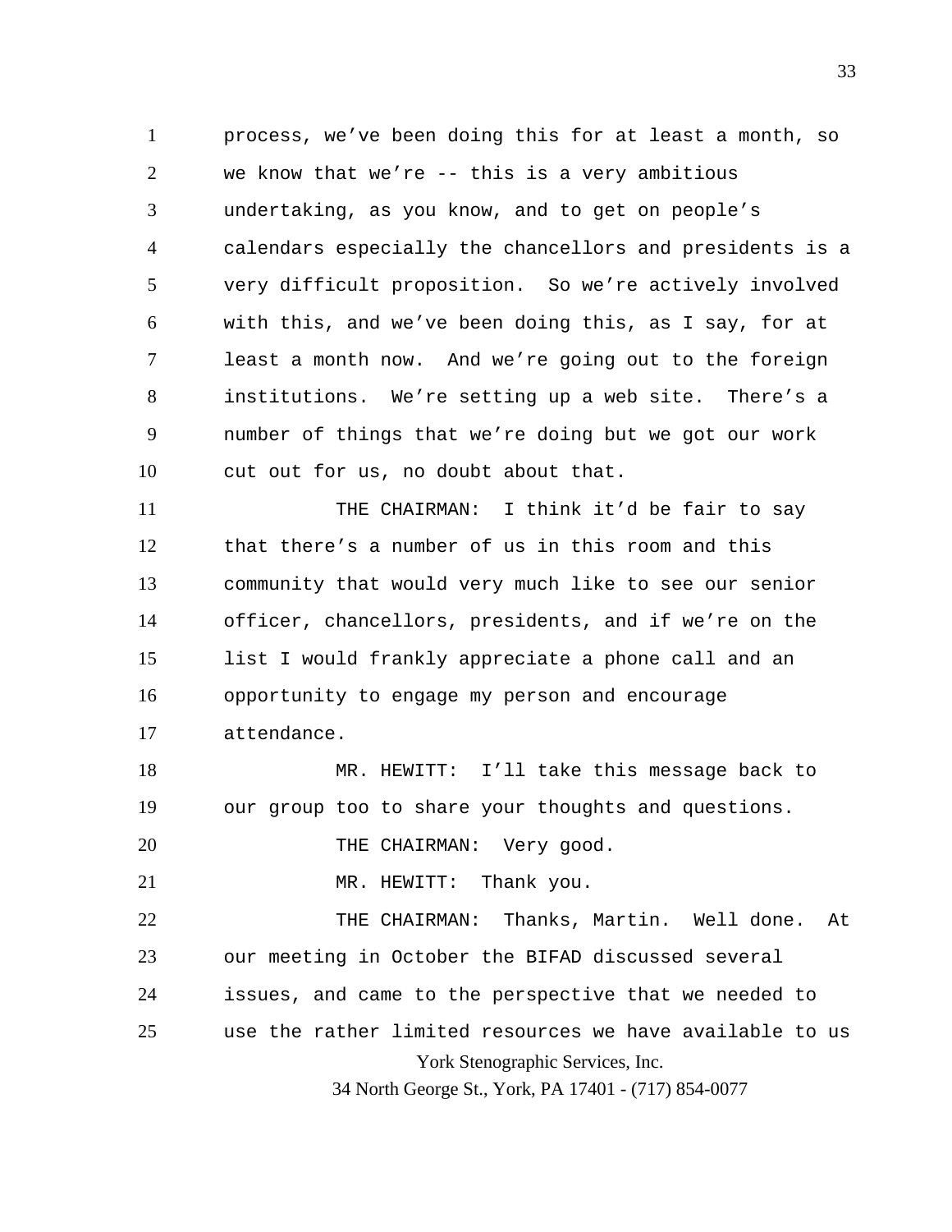process, we've been doing this for at least a month, so we know that we're -- this is a very ambitious undertaking, as you know, and to get on people's calendars especially the chancellors and presidents is a very difficult proposition. So we're actively involved with this, and we've been doing this, as I say, for at least a month now. And we're going out to the foreign institutions. We're setting up a web site. There's a number of things that we're doing but we got our work cut out for us, no doubt about that.

THE CHAIRMAN: I think it'd be fair to say that there's a number of us in this room and this community that would very much like to see our senior officer, chancellors, presidents, and if we're on the list I would frankly appreciate a phone call and an opportunity to engage my person and encourage attendance.

MR. HEWITT: I'll take this message back to our group too to share your thoughts and questions.

THE CHAIRMAN: Very good.

MR. HEWITT: Thank you.

THE CHAIRMAN: Thanks, Martin. Well done. At our meeting in October the BIFAD discussed several issues, and came to the perspective that we needed to use the rather limited resources we have available to us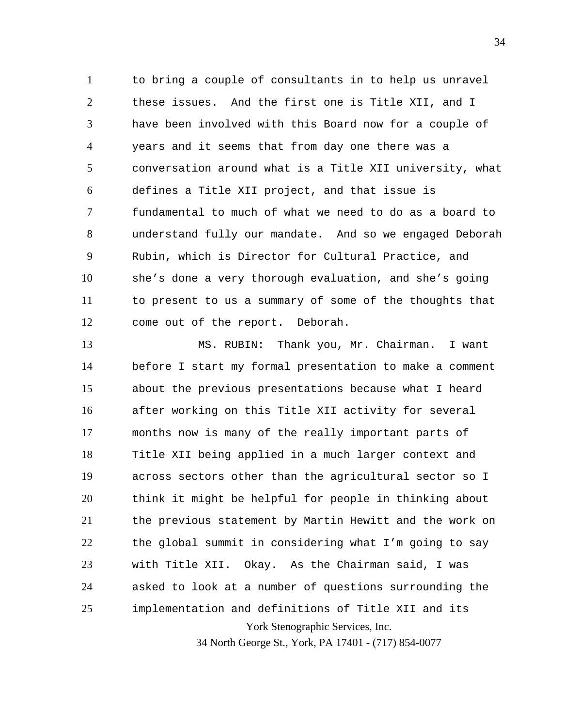to bring a couple of consultants in to help us unravel these issues. And the first one is Title XII, and I have been involved with this Board now for a couple of years and it seems that from day one there was a conversation around what is a Title XII university, what defines a Title XII project, and that issue is fundamental to much of what we need to do as a board to understand fully our mandate. And so we engaged Deborah Rubin, which is Director for Cultural Practice, and she's done a very thorough evaluation, and she's going to present to us a summary of some of the thoughts that come out of the report. Deborah.

MS. RUBIN: Thank you, Mr. Chairman. I want before I start my formal presentation to make a comment about the previous presentations because what I heard after working on this Title XII activity for several months now is many of the really important parts of Title XII being applied in a much larger context and across sectors other than the agricultural sector so I think it might be helpful for people in thinking about the previous statement by Martin Hewitt and the work on the global summit in considering what I'm going to say with Title XII. Okay. As the Chairman said, I was asked to look at a number of questions surrounding the implementation and definitions of Title XII and its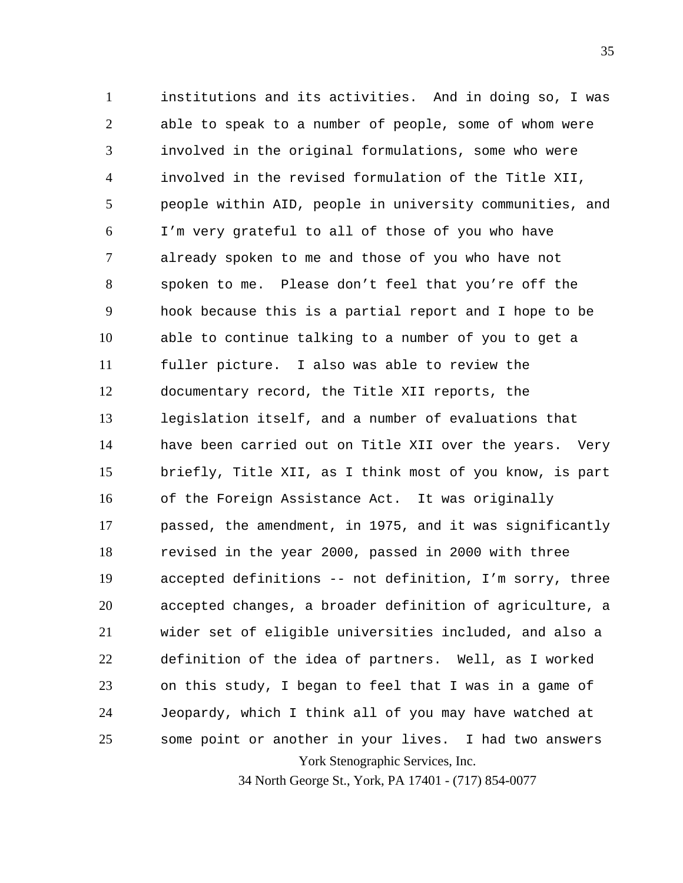institutions and its activities. And in doing so, I was able to speak to a number of people, some of whom were involved in the original formulations, some who were involved in the revised formulation of the Title XII, people within AID, people in university communities, and I'm very grateful to all of those of you who have already spoken to me and those of you who have not spoken to me. Please don't feel that you're off the hook because this is a partial report and I hope to be able to continue talking to a number of you to get a fuller picture. I also was able to review the documentary record, the Title XII reports, the legislation itself, and a number of evaluations that have been carried out on Title XII over the years. Very briefly, Title XII, as I think most of you know, is part of the Foreign Assistance Act. It was originally passed, the amendment, in 1975, and it was significantly revised in the year 2000, passed in 2000 with three accepted definitions -- not definition, I'm sorry, three accepted changes, a broader definition of agriculture, a wider set of eligible universities included, and also a definition of the idea of partners. Well, as I worked on this study, I began to feel that I was in a game of Jeopardy, which I think all of you may have watched at some point or another in your lives. I had two answers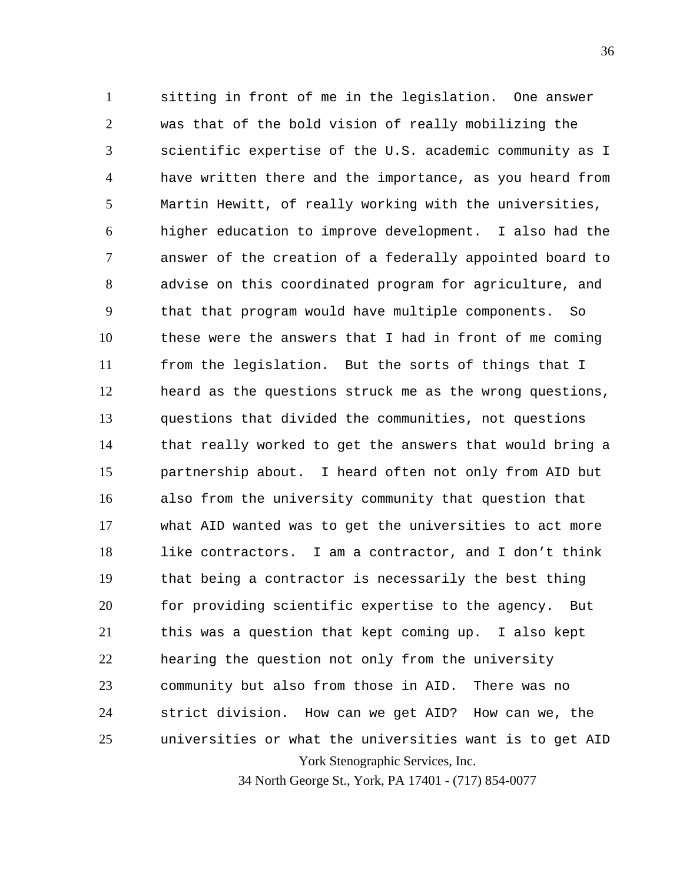sitting in front of me in the legislation. One answer was that of the bold vision of really mobilizing the scientific expertise of the U.S. academic community as I have written there and the importance, as you heard from Martin Hewitt, of really working with the universities, higher education to improve development. I also had the answer of the creation of a federally appointed board to advise on this coordinated program for agriculture, and that that program would have multiple components. So these were the answers that I had in front of me coming from the legislation. But the sorts of things that I heard as the questions struck me as the wrong questions, questions that divided the communities, not questions that really worked to get the answers that would bring a partnership about. I heard often not only from AID but also from the university community that question that what AID wanted was to get the universities to act more like contractors. I am a contractor, and I don't think that being a contractor is necessarily the best thing for providing scientific expertise to the agency. But this was a question that kept coming up. I also kept hearing the question not only from the university community but also from those in AID. There was no strict division. How can we get AID? How can we, the universities or what the universities want is to get AID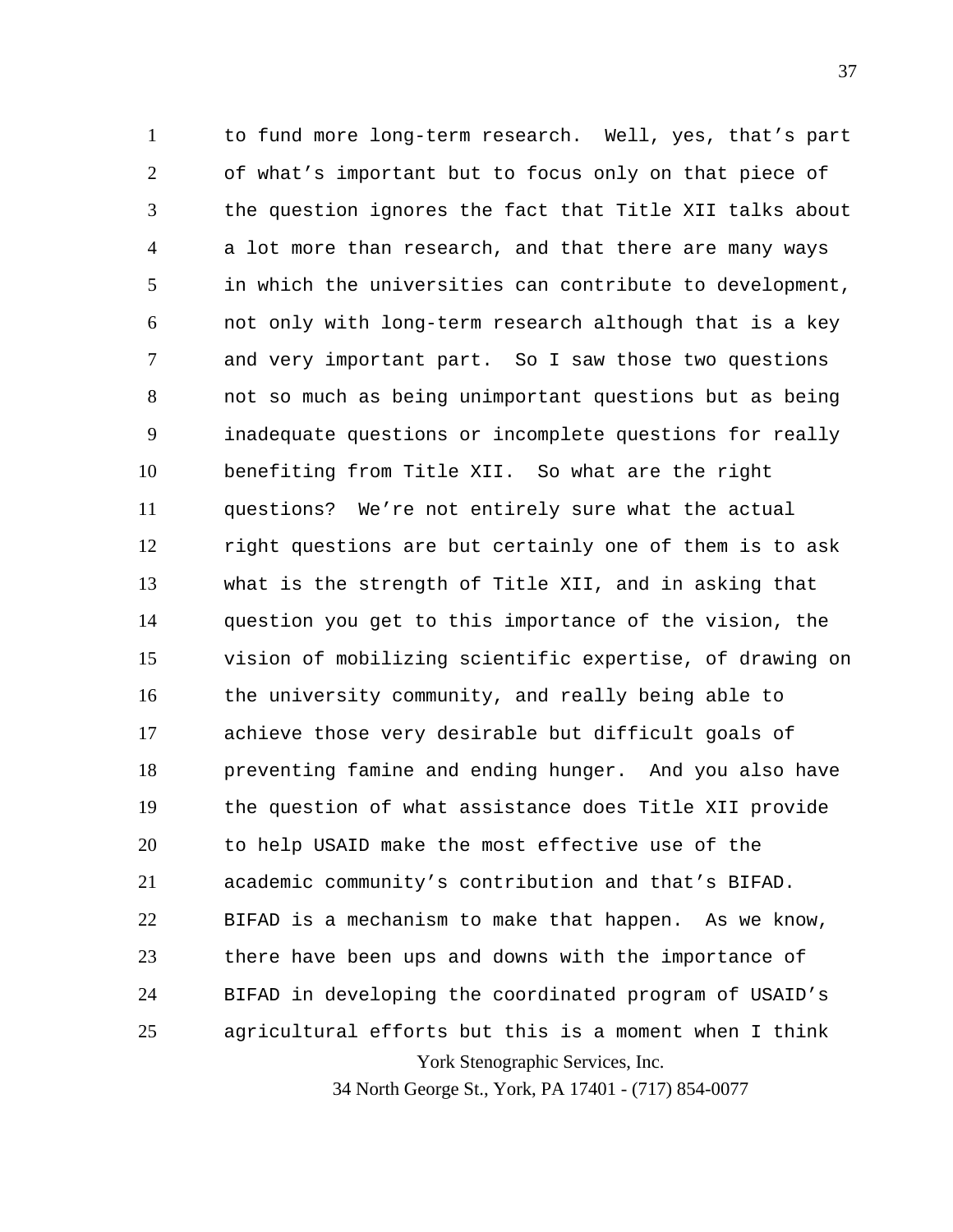to fund more long-term research. Well, yes, that's part of what's important but to focus only on that piece of the question ignores the fact that Title XII talks about a lot more than research, and that there are many ways in which the universities can contribute to development, not only with long-term research although that is a key and very important part. So I saw those two questions not so much as being unimportant questions but as being inadequate questions or incomplete questions for really benefiting from Title XII. So what are the right questions? We're not entirely sure what the actual right questions are but certainly one of them is to ask what is the strength of Title XII, and in asking that question you get to this importance of the vision, the vision of mobilizing scientific expertise, of drawing on the university community, and really being able to achieve those very desirable but difficult goals of preventing famine and ending hunger. And you also have the question of what assistance does Title XII provide to help USAID make the most effective use of the academic community's contribution and that's BIFAD. BIFAD is a mechanism to make that happen. As we know, there have been ups and downs with the importance of BIFAD in developing the coordinated program of USAID's agricultural efforts but this is a moment when I think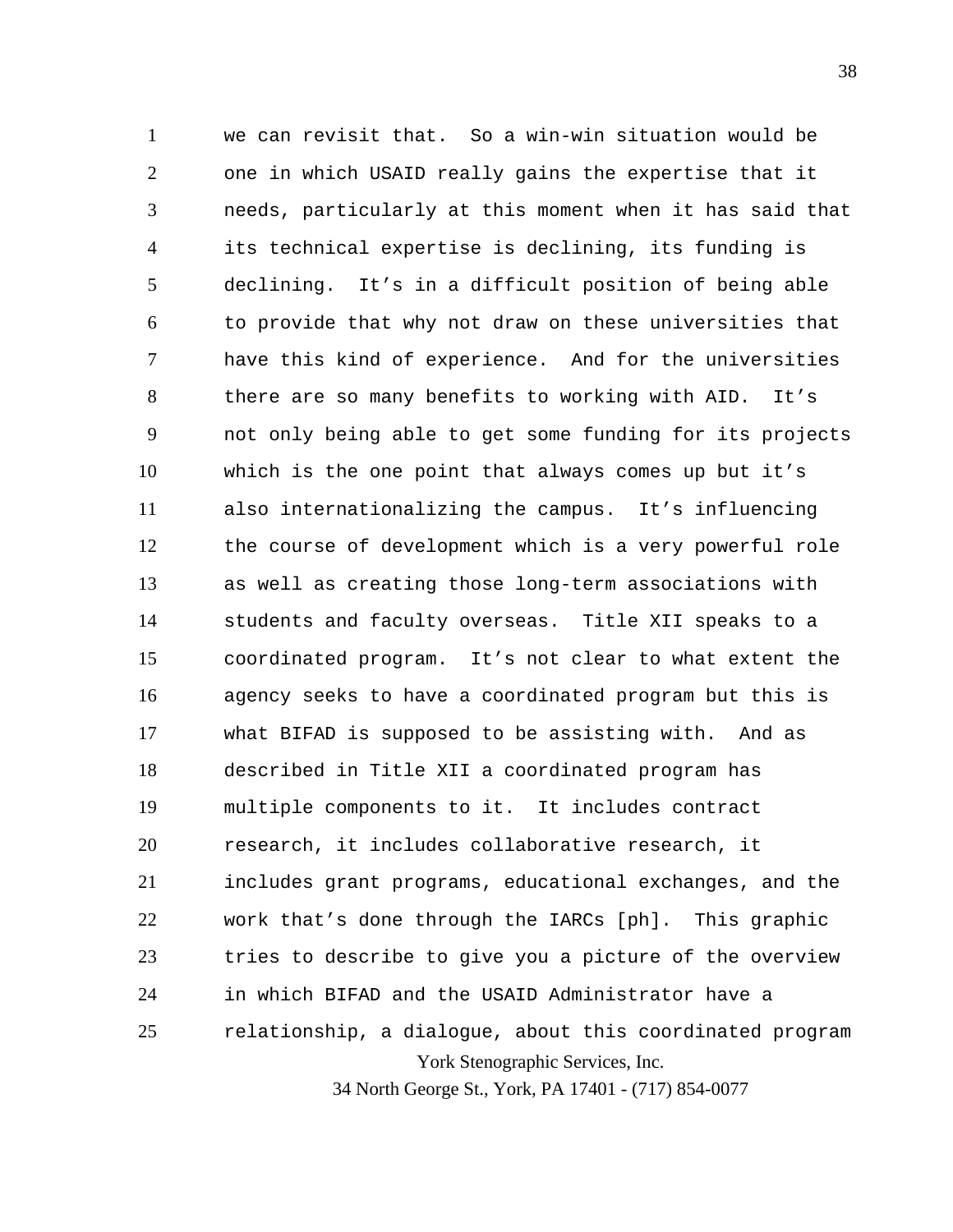we can revisit that. So a win-win situation would be one in which USAID really gains the expertise that it needs, particularly at this moment when it has said that its technical expertise is declining, its funding is declining. It's in a difficult position of being able to provide that why not draw on these universities that have this kind of experience. And for the universities there are so many benefits to working with AID. It's not only being able to get some funding for its projects which is the one point that always comes up but it's also internationalizing the campus. It's influencing the course of development which is a very powerful role as well as creating those long-term associations with students and faculty overseas. Title XII speaks to a coordinated program. It's not clear to what extent the agency seeks to have a coordinated program but this is what BIFAD is supposed to be assisting with. And as described in Title XII a coordinated program has multiple components to it. It includes contract research, it includes collaborative research, it includes grant programs, educational exchanges, and the work that's done through the IARCs [ph]. This graphic tries to describe to give you a picture of the overview in which BIFAD and the USAID Administrator have a relationship, a dialogue, about this coordinated program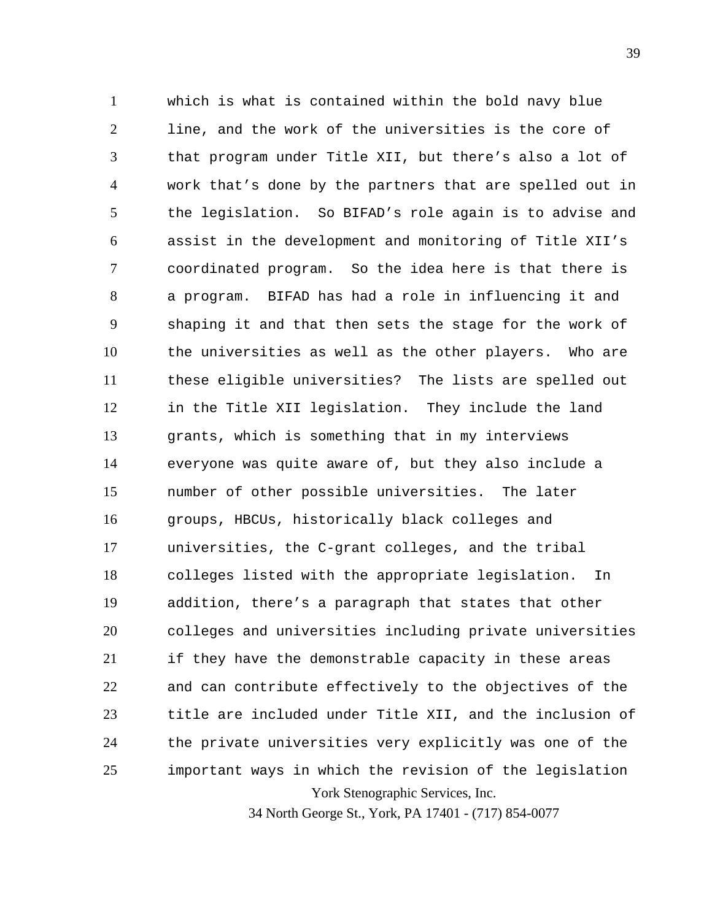which is what is contained within the bold navy blue line, and the work of the universities is the core of that program under Title XII, but there's also a lot of work that's done by the partners that are spelled out in the legislation. So BIFAD's role again is to advise and assist in the development and monitoring of Title XII's coordinated program. So the idea here is that there is a program. BIFAD has had a role in influencing it and shaping it and that then sets the stage for the work of the universities as well as the other players. Who are these eligible universities? The lists are spelled out in the Title XII legislation. They include the land grants, which is something that in my interviews everyone was quite aware of, but they also include a number of other possible universities. The later groups, HBCUs, historically black colleges and universities, the C-grant colleges, and the tribal colleges listed with the appropriate legislation. In addition, there's a paragraph that states that other colleges and universities including private universities if they have the demonstrable capacity in these areas and can contribute effectively to the objectives of the title are included under Title XII, and the inclusion of the private universities very explicitly was one of the important ways in which the revision of the legislation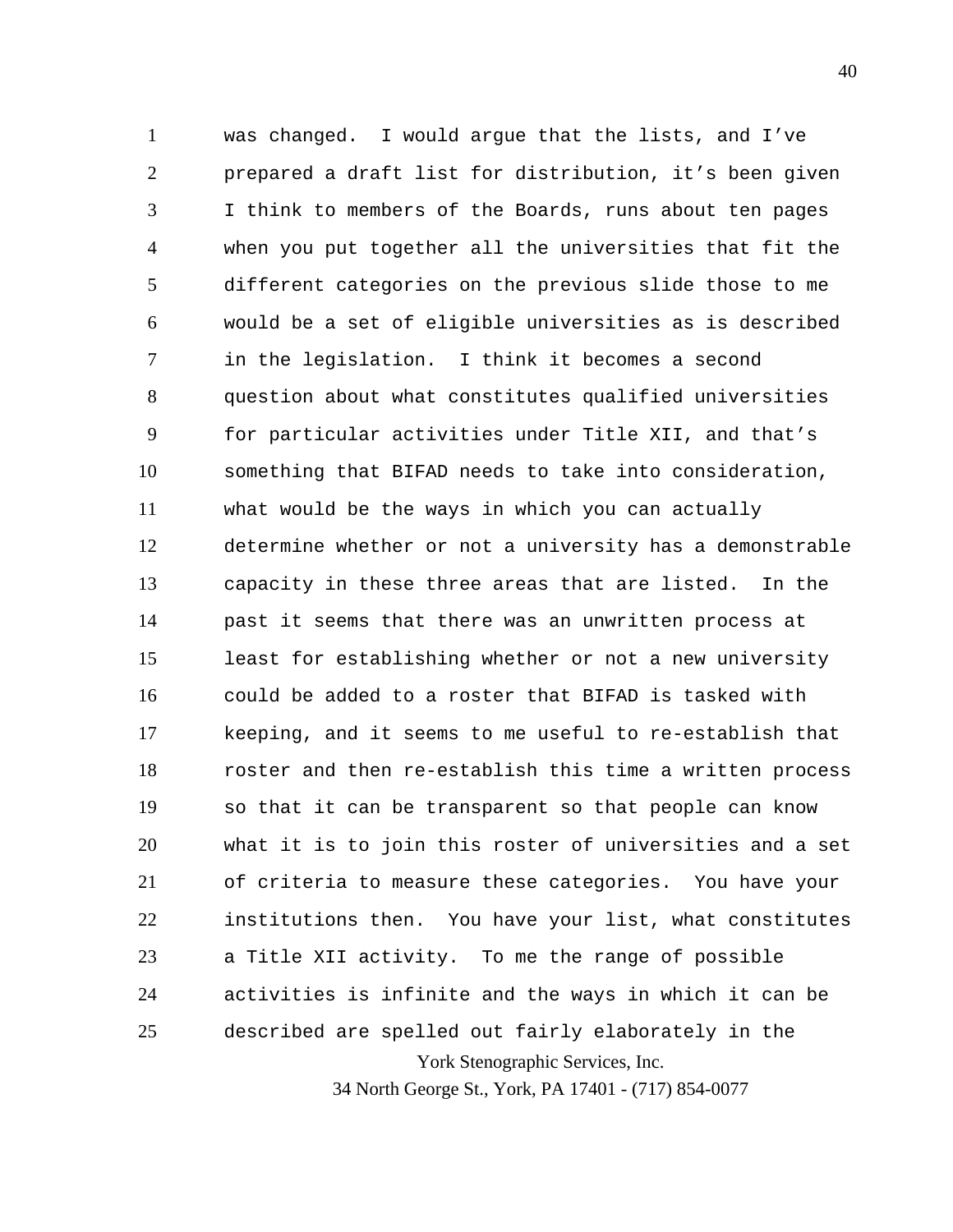was changed. I would argue that the lists, and I've prepared a draft list for distribution, it's been given I think to members of the Boards, runs about ten pages when you put together all the universities that fit the different categories on the previous slide those to me would be a set of eligible universities as is described in the legislation. I think it becomes a second question about what constitutes qualified universities for particular activities under Title XII, and that's something that BIFAD needs to take into consideration, what would be the ways in which you can actually determine whether or not a university has a demonstrable capacity in these three areas that are listed. In the past it seems that there was an unwritten process at least for establishing whether or not a new university could be added to a roster that BIFAD is tasked with keeping, and it seems to me useful to re-establish that roster and then re-establish this time a written process so that it can be transparent so that people can know what it is to join this roster of universities and a set of criteria to measure these categories. You have your institutions then. You have your list, what constitutes a Title XII activity. To me the range of possible activities is infinite and the ways in which it can be described are spelled out fairly elaborately in the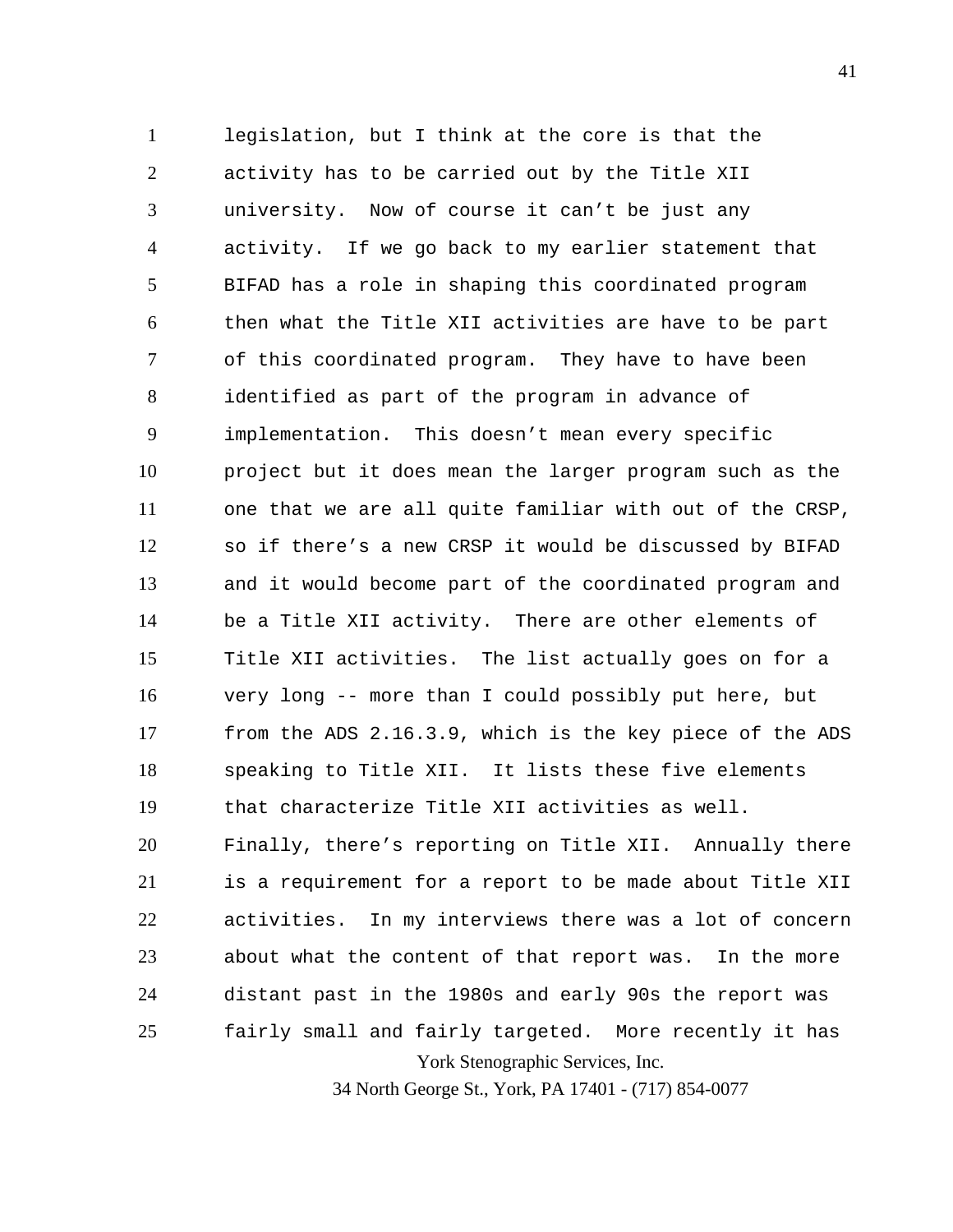legislation, but I think at the core is that the activity has to be carried out by the Title XII university. Now of course it can't be just any activity. If we go back to my earlier statement that BIFAD has a role in shaping this coordinated program then what the Title XII activities are have to be part of this coordinated program. They have to have been identified as part of the program in advance of implementation. This doesn't mean every specific project but it does mean the larger program such as the one that we are all quite familiar with out of the CRSP, so if there's a new CRSP it would be discussed by BIFAD and it would become part of the coordinated program and be a Title XII activity. There are other elements of Title XII activities. The list actually goes on for a very long -- more than I could possibly put here, but from the ADS 2.16.3.9, which is the key piece of the ADS speaking to Title XII. It lists these five elements that characterize Title XII activities as well.

Finally, there's reporting on Title XII. Annually there is a requirement for a report to be made about Title XII activities. In my interviews there was a lot of concern about what the content of that report was. In the more distant past in the 1980s and early 90s the report was fairly small and fairly targeted. More recently it has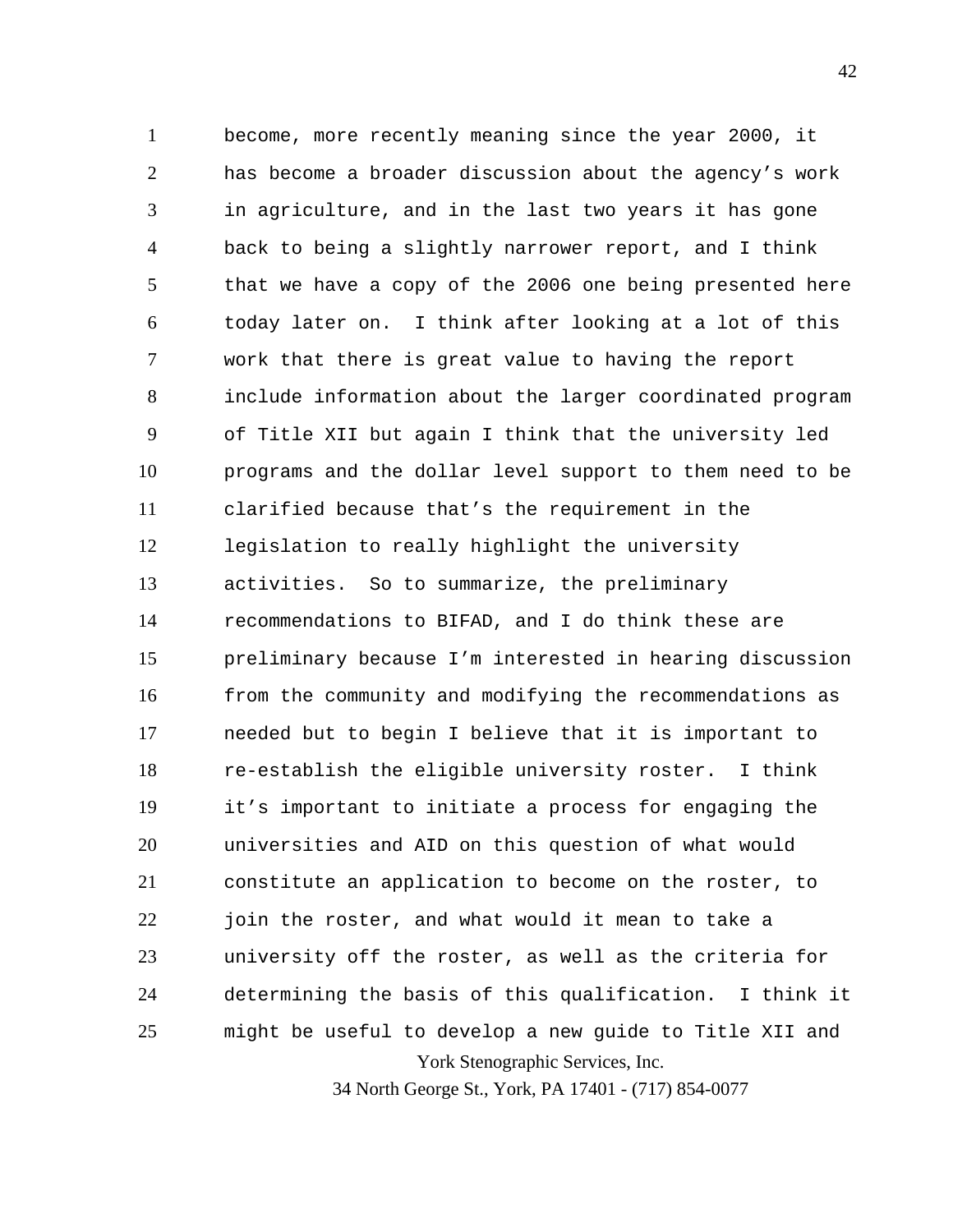become, more recently meaning since the year 2000, it has become a broader discussion about the agency's work in agriculture, and in the last two years it has gone back to being a slightly narrower report, and I think that we have a copy of the 2006 one being presented here today later on. I think after looking at a lot of this work that there is great value to having the report include information about the larger coordinated program of Title XII but again I think that the university led programs and the dollar level support to them need to be clarified because that's the requirement in the legislation to really highlight the university activities. So to summarize, the preliminary recommendations to BIFAD, and I do think these are preliminary because I'm interested in hearing discussion from the community and modifying the recommendations as needed but to begin I believe that it is important to re-establish the eligible university roster. I think it's important to initiate a process for engaging the universities and AID on this question of what would constitute an application to become on the roster, to join the roster, and what would it mean to take a university off the roster, as well as the criteria for determining the basis of this qualification. I think it might be useful to develop a new guide to Title XII and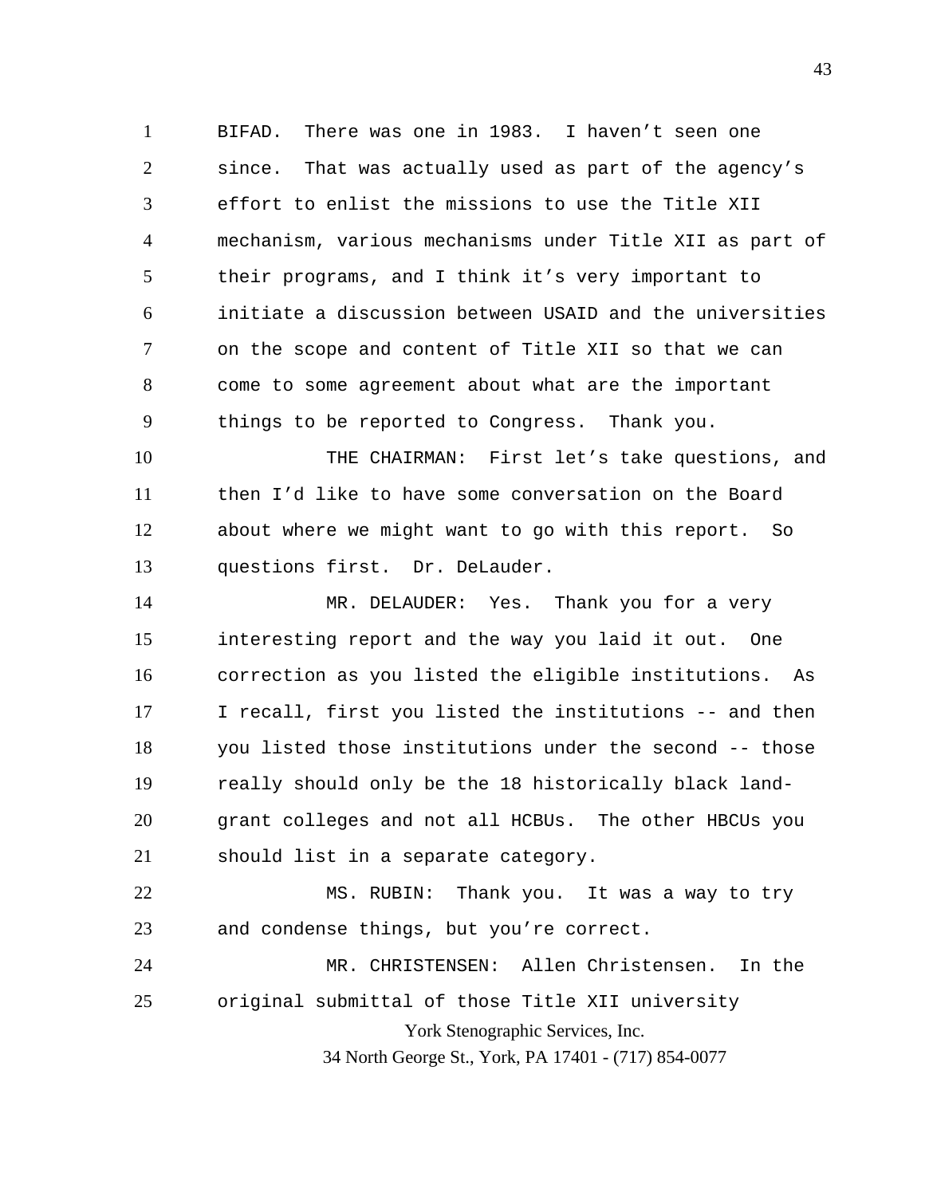BIFAD. There was one in 1983. I haven't seen one since. That was actually used as part of the agency's effort to enlist the missions to use the Title XII mechanism, various mechanisms under Title XII as part of their programs, and I think it's very important to initiate a discussion between USAID and the universities on the scope and content of Title XII so that we can come to some agreement about what are the important things to be reported to Congress. Thank you.

THE CHAIRMAN: First let's take questions, and then I'd like to have some conversation on the Board about where we might want to go with this report. So questions first. Dr. DeLauder.

MR. DELAUDER: Yes. Thank you for a very interesting report and the way you laid it out. One correction as you listed the eligible institutions. As I recall, first you listed the institutions -- and then you listed those institutions under the second -- those really should only be the 18 historically black land-grant colleges and not all HCBUs. The other HBCUs you should list in a separate category.

MS. RUBIN: Thank you. It was a way to try and condense things, but you're correct.

MR. CHRISTENSEN: Allen Christensen. In the original submittal of those Title XII university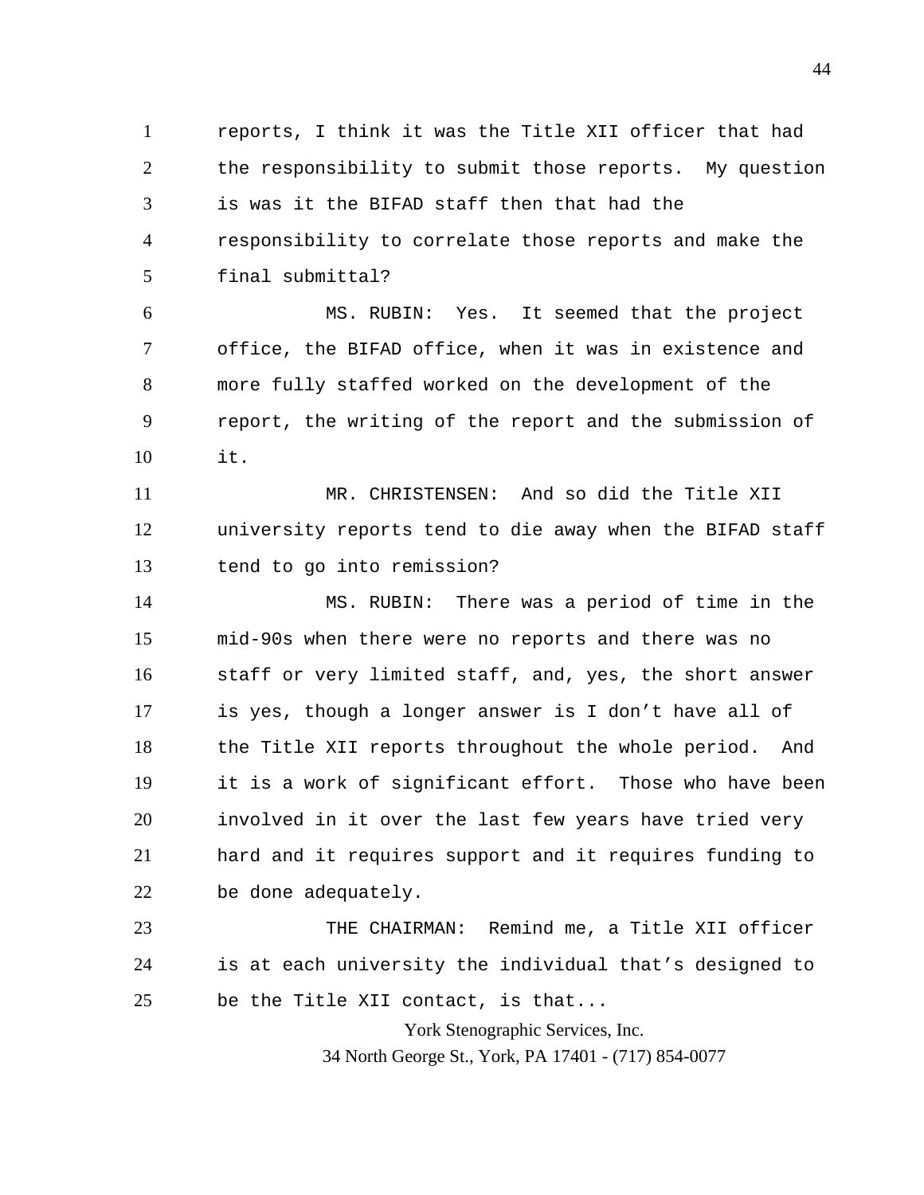reports, I think it was the Title XII officer that had the responsibility to submit those reports. My question is was it the BIFAD staff then that had the responsibility to correlate those reports and make the final submittal?

MS. RUBIN: Yes. It seemed that the project office, the BIFAD office, when it was in existence and more fully staffed worked on the development of the report, the writing of the report and the submission of it.

MR. CHRISTENSEN: And so did the Title XII university reports tend to die away when the BIFAD staff tend to go into remission?

MS. RUBIN: There was a period of time in the mid-90s when there were no reports and there was no staff or very limited staff, and, yes, the short answer is yes, though a longer answer is I don't have all of the Title XII reports throughout the whole period. And it is a work of significant effort. Those who have been involved in it over the last few years have tried very hard and it requires support and it requires funding to be done adequately.

THE CHAIRMAN: Remind me, a Title XII officer is at each university the individual that's designed to be the Title XII contact, is that...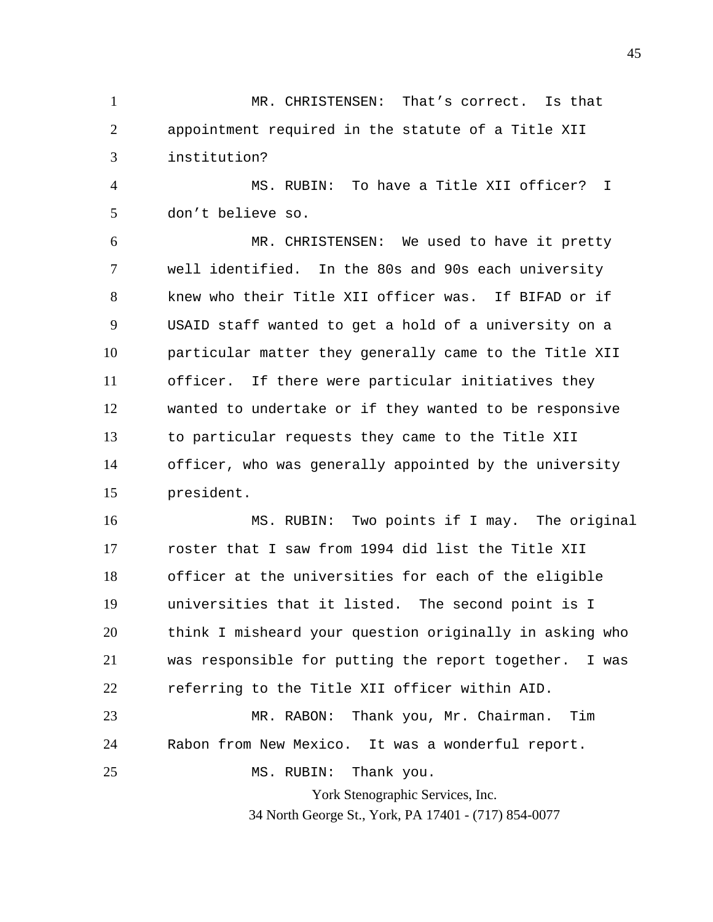MR. CHRISTENSEN: That's correct. Is that appointment required in the statute of a Title XII institution?

MS. RUBIN: To have a Title XII officer? I don't believe so.

MR. CHRISTENSEN: We used to have it pretty well identified. In the 80s and 90s each university knew who their Title XII officer was. If BIFAD or if USAID staff wanted to get a hold of a university on a particular matter they generally came to the Title XII officer. If there were particular initiatives they wanted to undertake or if they wanted to be responsive to particular requests they came to the Title XII officer, who was generally appointed by the university president.

MS. RUBIN: Two points if I may. The original roster that I saw from 1994 did list the Title XII officer at the universities for each of the eligible universities that it listed. The second point is I think I misheard your question originally in asking who was responsible for putting the report together. I was referring to the Title XII officer within AID.

MR. RABON: Thank you, Mr. Chairman. Tim Rabon from New Mexico. It was a wonderful report.

MS. RUBIN: Thank you.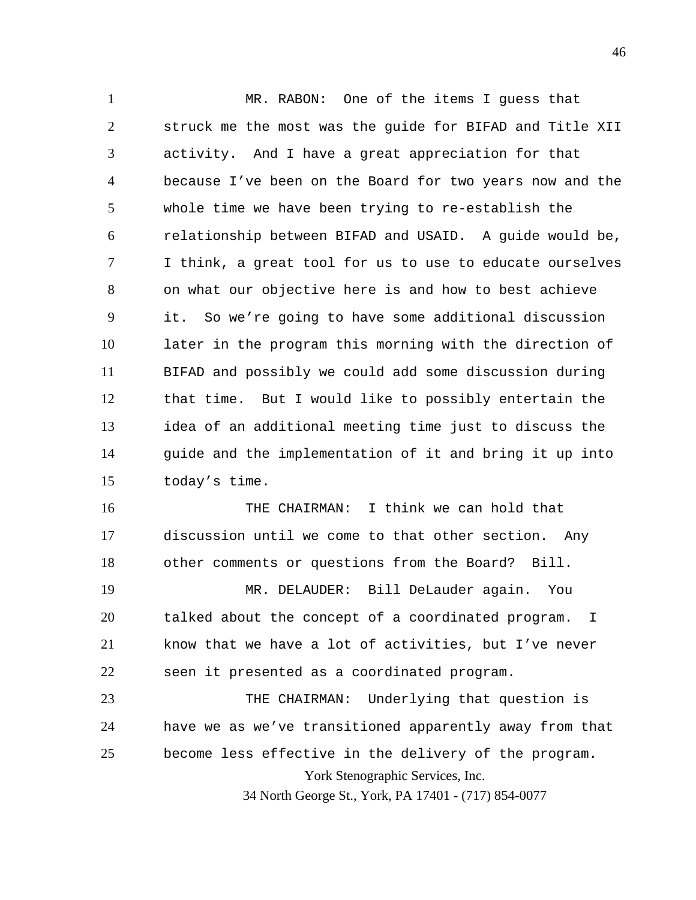MR. RABON: One of the items I guess that struck me the most was the guide for BIFAD and Title XII activity. And I have a great appreciation for that because I've been on the Board for two years now and the whole time we have been trying to re-establish the relationship between BIFAD and USAID. A guide would be, I think, a great tool for us to use to educate ourselves on what our objective here is and how to best achieve it. So we're going to have some additional discussion later in the program this morning with the direction of BIFAD and possibly we could add some discussion during that time. But I would like to possibly entertain the idea of an additional meeting time just to discuss the guide and the implementation of it and bring it up into today's time.

THE CHAIRMAN: I think we can hold that discussion until we come to that other section. Any other comments or questions from the Board? Bill.

MR. DELAUDER: Bill DeLauder again. You talked about the concept of a coordinated program. I know that we have a lot of activities, but I've never seen it presented as a coordinated program.

THE CHAIRMAN: Underlying that question is have we as we've transitioned apparently away from that become less effective in the delivery of the program.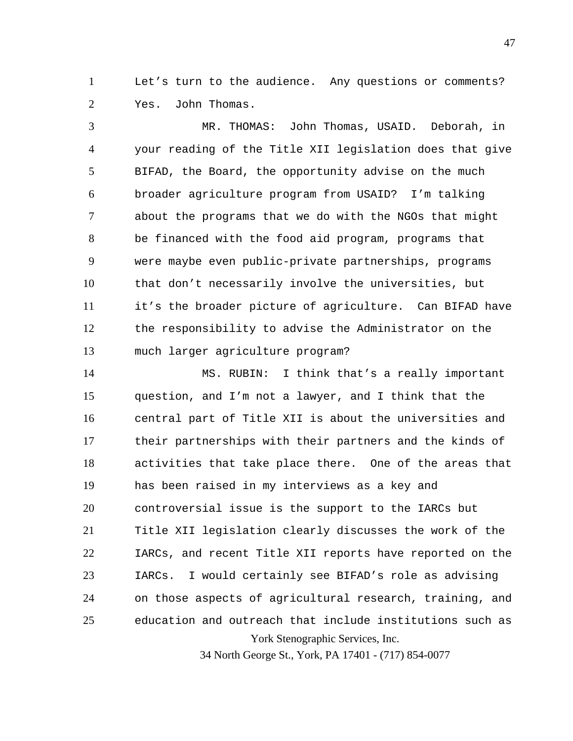Let's turn to the audience. Any questions or comments? Yes. John Thomas.

MR. THOMAS: John Thomas, USAID. Deborah, in your reading of the Title XII legislation does that give BIFAD, the Board, the opportunity advise on the much broader agriculture program from USAID? I'm talking about the programs that we do with the NGOs that might be financed with the food aid program, programs that were maybe even public-private partnerships, programs that don't necessarily involve the universities, but it's the broader picture of agriculture. Can BIFAD have the responsibility to advise the Administrator on the much larger agriculture program?

MS. RUBIN: I think that's a really important question, and I'm not a lawyer, and I think that the central part of Title XII is about the universities and their partnerships with their partners and the kinds of activities that take place there. One of the areas that has been raised in my interviews as a key and controversial issue is the support to the IARCs but Title XII legislation clearly discusses the work of the IARCs, and recent Title XII reports have reported on the IARCs. I would certainly see BIFAD's role as advising on those aspects of agricultural research, training, and education and outreach that include institutions such as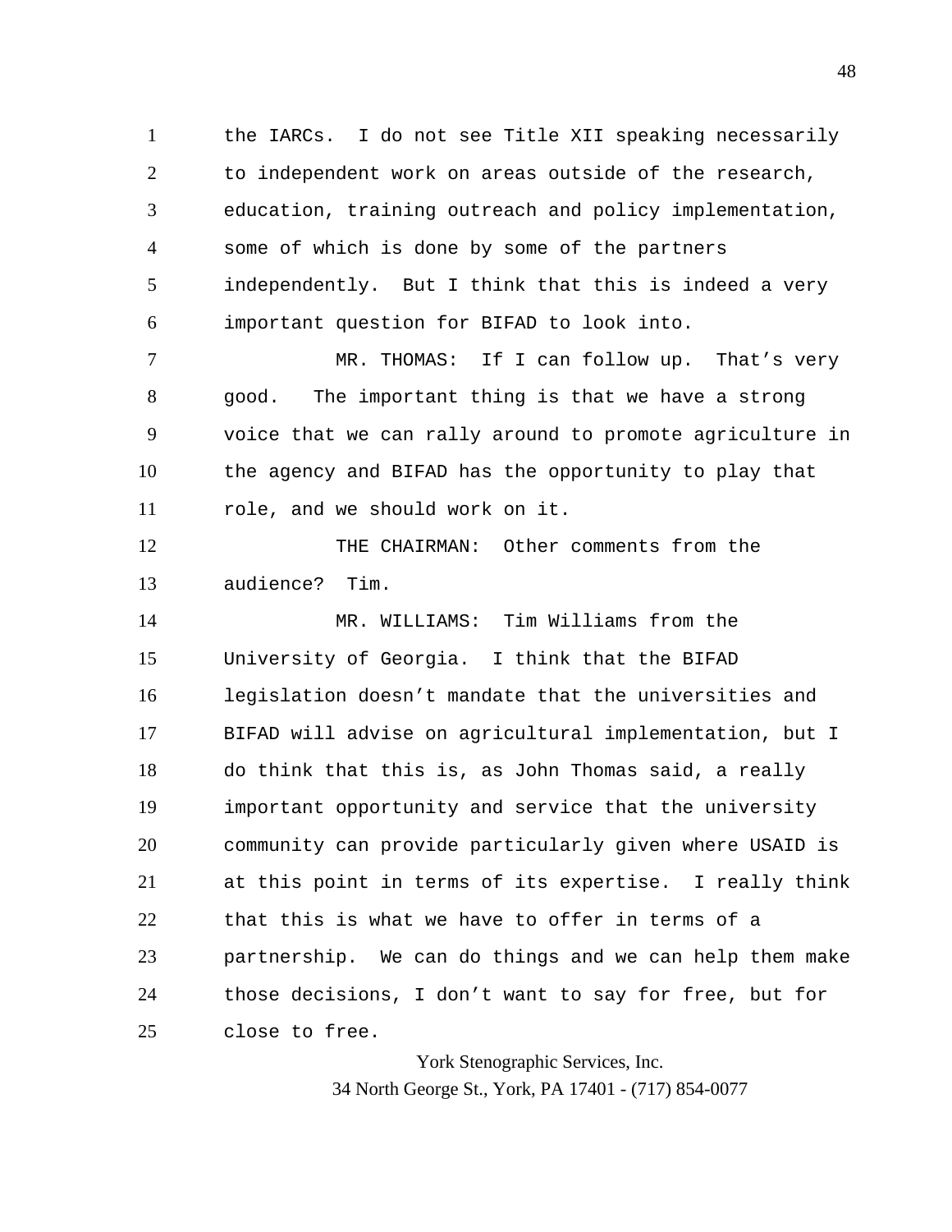the IARCs. I do not see Title XII speaking necessarily to independent work on areas outside of the research, education, training outreach and policy implementation, some of which is done by some of the partners independently. But I think that this is indeed a very important question for BIFAD to look into.

MR. THOMAS: If I can follow up. That's very good. The important thing is that we have a strong voice that we can rally around to promote agriculture in the agency and BIFAD has the opportunity to play that role, and we should work on it.

THE CHAIRMAN: Other comments from the audience? Tim.

MR. WILLIAMS: Tim Williams from the University of Georgia. I think that the BIFAD legislation doesn't mandate that the universities and BIFAD will advise on agricultural implementation, but I do think that this is, as John Thomas said, a really important opportunity and service that the university community can provide particularly given where USAID is at this point in terms of its expertise. I really think that this is what we have to offer in terms of a partnership. We can do things and we can help them make those decisions, I don't want to say for free, but for close to free.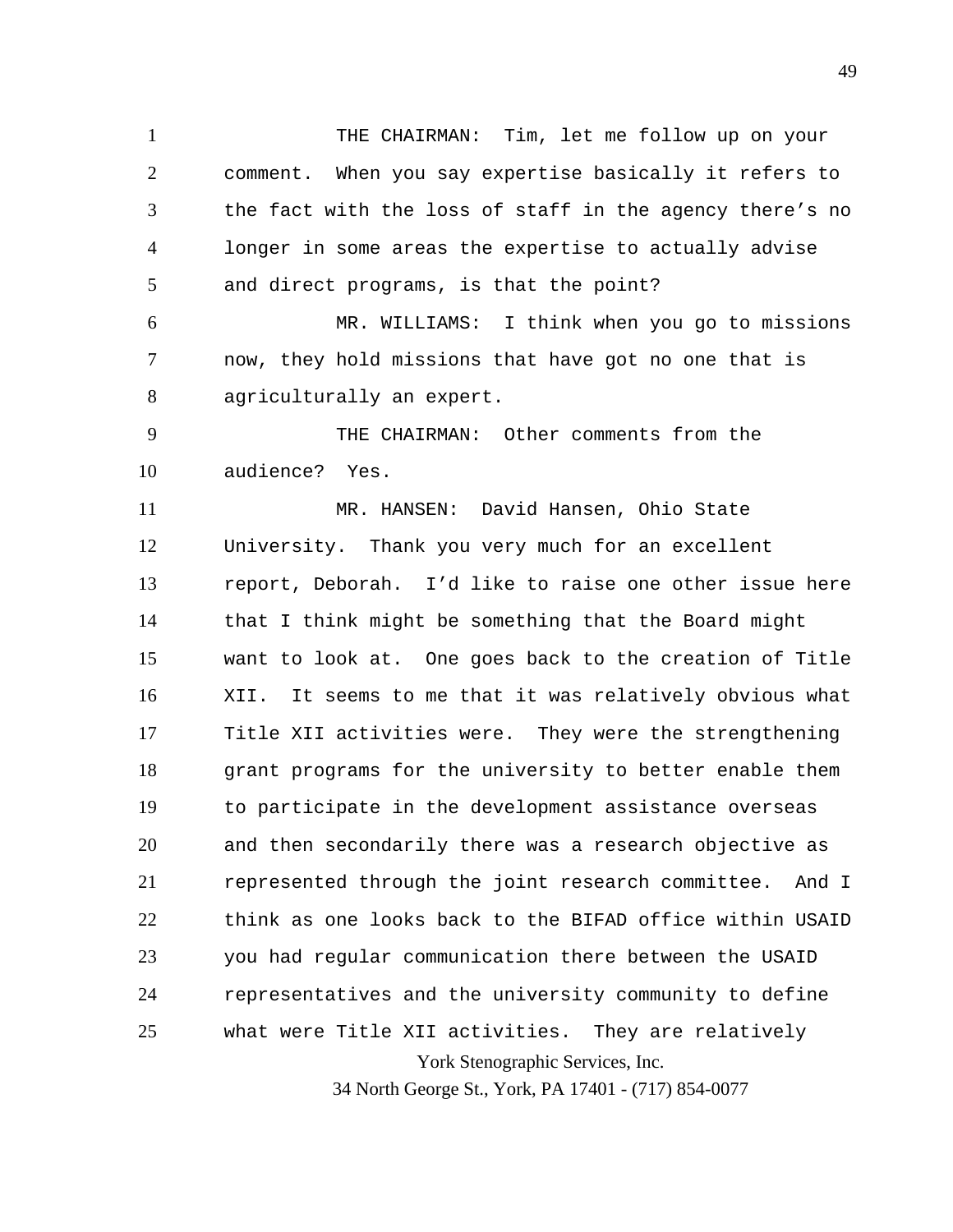THE CHAIRMAN: Tim, let me follow up on your comment. When you say expertise basically it refers to the fact with the loss of staff in the agency there's no longer in some areas the expertise to actually advise and direct programs, is that the point?

MR. WILLIAMS: I think when you go to missions now, they hold missions that have got no one that is agriculturally an expert.

THE CHAIRMAN: Other comments from the audience? Yes.

MR. HANSEN: David Hansen, Ohio State University. Thank you very much for an excellent report, Deborah. I'd like to raise one other issue here that I think might be something that the Board might want to look at. One goes back to the creation of Title XII. It seems to me that it was relatively obvious what Title XII activities were. They were the strengthening grant programs for the university to better enable them to participate in the development assistance overseas and then secondarily there was a research objective as represented through the joint research committee. And I think as one looks back to the BIFAD office within USAID you had regular communication there between the USAID representatives and the university community to define what were Title XII activities. They are relatively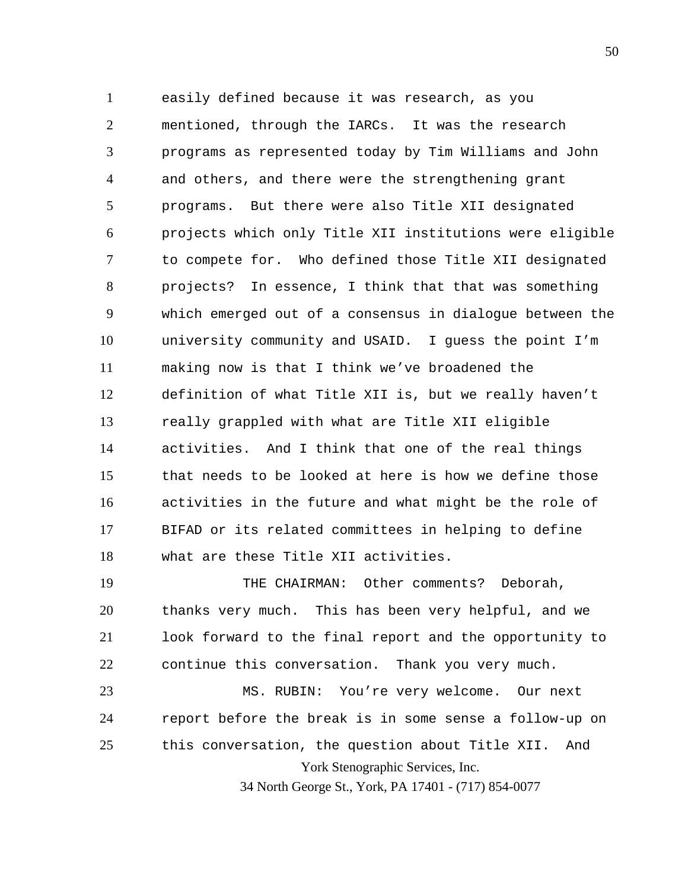easily defined because it was research, as you mentioned, through the IARCs. It was the research programs as represented today by Tim Williams and John and others, and there were the strengthening grant programs. But there were also Title XII designated projects which only Title XII institutions were eligible to compete for. Who defined those Title XII designated projects? In essence, I think that that was something which emerged out of a consensus in dialogue between the university community and USAID. I guess the point I'm making now is that I think we've broadened the definition of what Title XII is, but we really haven't really grappled with what are Title XII eligible activities. And I think that one of the real things that needs to be looked at here is how we define those activities in the future and what might be the role of BIFAD or its related committees in helping to define what are these Title XII activities.

THE CHAIRMAN: Other comments? Deborah, thanks very much. This has been very helpful, and we look forward to the final report and the opportunity to continue this conversation. Thank you very much.

MS. RUBIN: You're very welcome. Our next report before the break is in some sense a follow-up on this conversation, the question about Title XII. And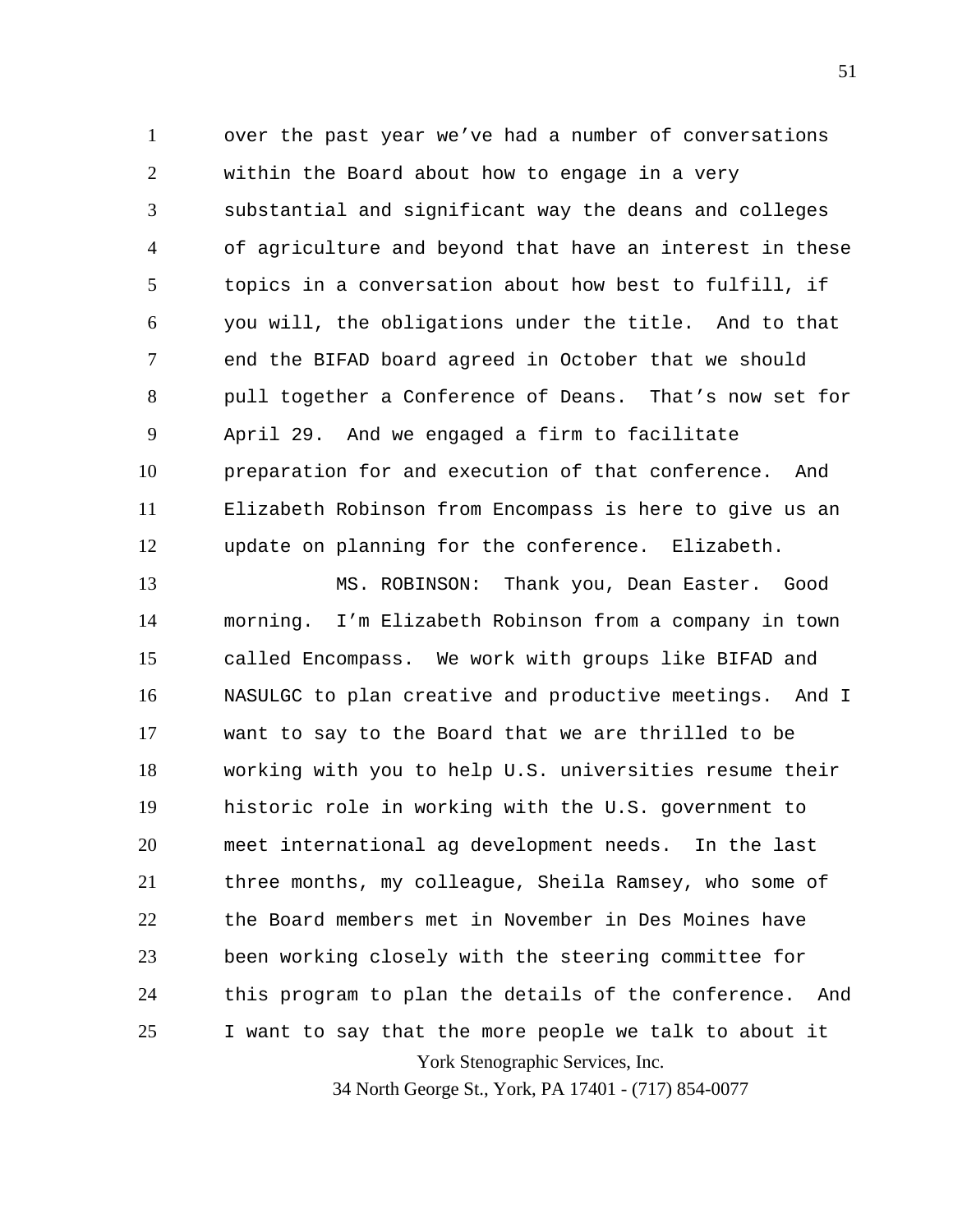over the past year we've had a number of conversations within the Board about how to engage in a very substantial and significant way the deans and colleges of agriculture and beyond that have an interest in these topics in a conversation about how best to fulfill, if you will, the obligations under the title. And to that end the BIFAD board agreed in October that we should pull together a Conference of Deans. That's now set for April 29. And we engaged a firm to facilitate preparation for and execution of that conference. And Elizabeth Robinson from Encompass is here to give us an update on planning for the conference. Elizabeth.

MS. ROBINSON: Thank you, Dean Easter. Good morning. I'm Elizabeth Robinson from a company in town called Encompass. We work with groups like BIFAD and NASULGC to plan creative and productive meetings. And I want to say to the Board that we are thrilled to be working with you to help U.S. universities resume their historic role in working with the U.S. government to meet international ag development needs. In the last three months, my colleague, Sheila Ramsey, who some of the Board members met in November in Des Moines have been working closely with the steering committee for this program to plan the details of the conference. And I want to say that the more people we talk to about it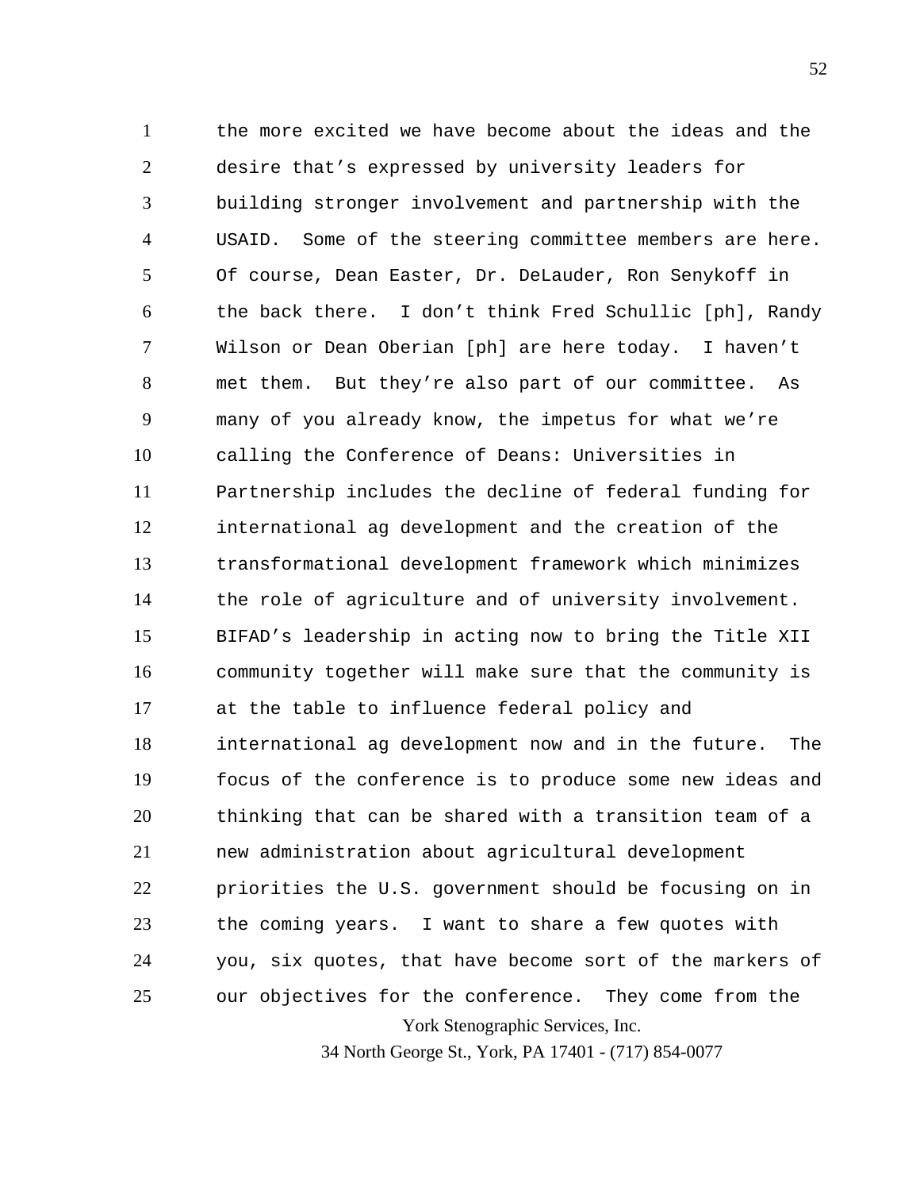the more excited we have become about the ideas and the desire that's expressed by university leaders for building stronger involvement and partnership with the USAID. Some of the steering committee members are here. Of course, Dean Easter, Dr. DeLauder, Ron Senykoff in the back there. I don't think Fred Schullic [ph], Randy Wilson or Dean Oberian [ph] are here today. I haven't met them. But they're also part of our committee. As many of you already know, the impetus for what we're calling the Conference of Deans: Universities in Partnership includes the decline of federal funding for international ag development and the creation of the transformational development framework which minimizes the role of agriculture and of university involvement. BIFAD's leadership in acting now to bring the Title XII community together will make sure that the community is at the table to influence federal policy and international ag development now and in the future. The focus of the conference is to produce some new ideas and thinking that can be shared with a transition team of a new administration about agricultural development priorities the U.S. government should be focusing on in the coming years. I want to share a few quotes with you, six quotes, that have become sort of the markers of our objectives for the conference. They come from the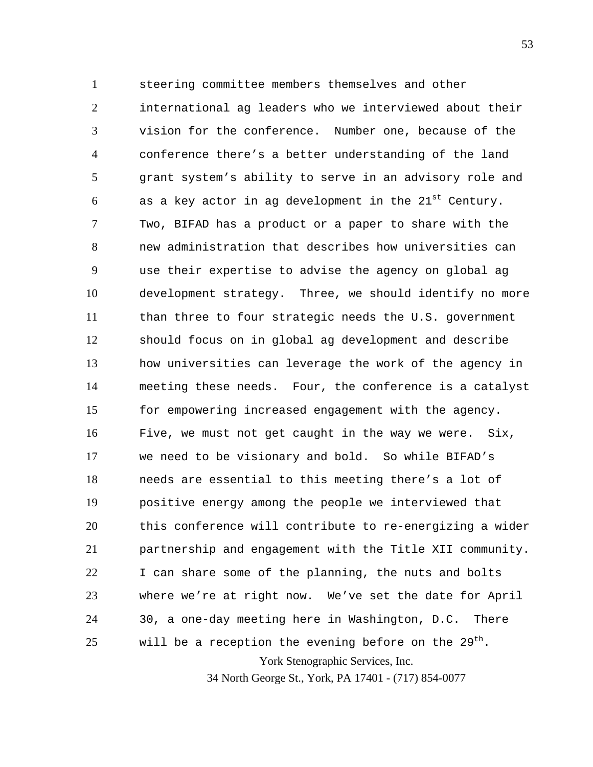steering committee members themselves and other international ag leaders who we interviewed about their vision for the conference. Number one, because of the conference there's a better understanding of the land grant system's ability to serve in an advisory role and as a key actor in ag development in the 21st Century. Two, BIFAD has a product or a paper to share with the new administration that describes how universities can use their expertise to advise the agency on global ag development strategy. Three, we should identify no more than three to four strategic needs the U.S. government should focus on in global ag development and describe how universities can leverage the work of the agency in meeting these needs. Four, the conference is a catalyst for empowering increased engagement with the agency. Five, we must not get caught in the way we were. Six, we need to be visionary and bold. So while BIFAD's needs are essential to this meeting there's a lot of positive energy among the people we interviewed that this conference will contribute to re-energizing a wider partnership and engagement with the Title XII community. I can share some of the planning, the nuts and bolts where we're at right now. We've set the date for April 30, a one-day meeting here in Washington, D.C. There will be a reception the evening before on the 29th.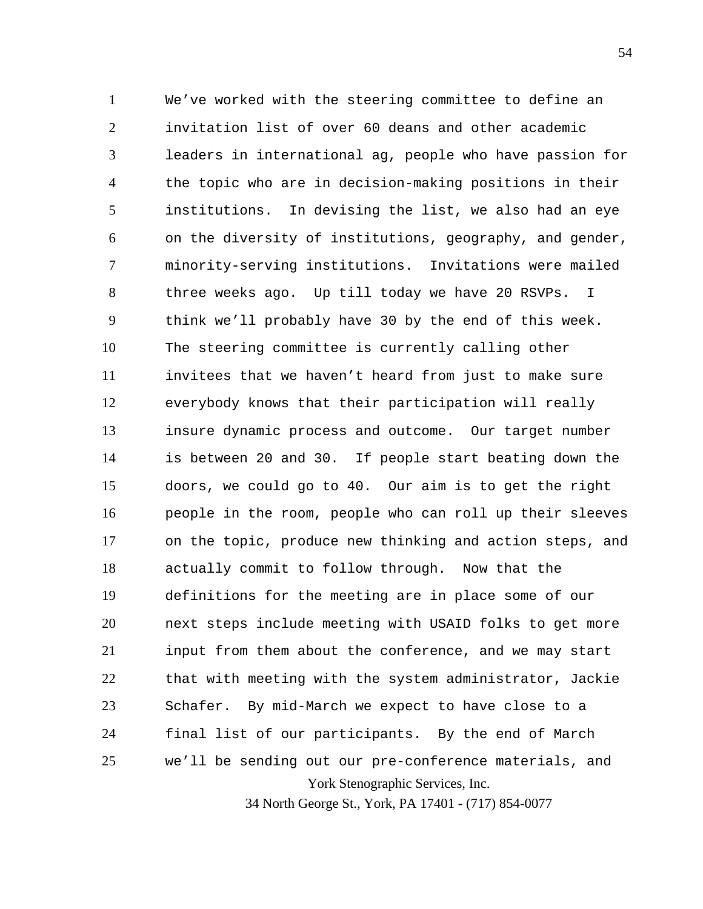We've worked with the steering committee to define an invitation list of over 60 deans and other academic leaders in international ag, people who have passion for the topic who are in decision-making positions in their institutions. In devising the list, we also had an eye on the diversity of institutions, geography, and gender, minority-serving institutions. Invitations were mailed three weeks ago. Up till today we have 20 RSVPs. I think we'll probably have 30 by the end of this week. The steering committee is currently calling other invitees that we haven't heard from just to make sure everybody knows that their participation will really insure dynamic process and outcome. Our target number is between 20 and 30. If people start beating down the doors, we could go to 40. Our aim is to get the right people in the room, people who can roll up their sleeves on the topic, produce new thinking and action steps, and actually commit to follow through. Now that the definitions for the meeting are in place some of our next steps include meeting with USAID folks to get more input from them about the conference, and we may start that with meeting with the system administrator, Jackie Schafer. By mid-March we expect to have close to a final list of our participants. By the end of March we'll be sending out our pre-conference materials, and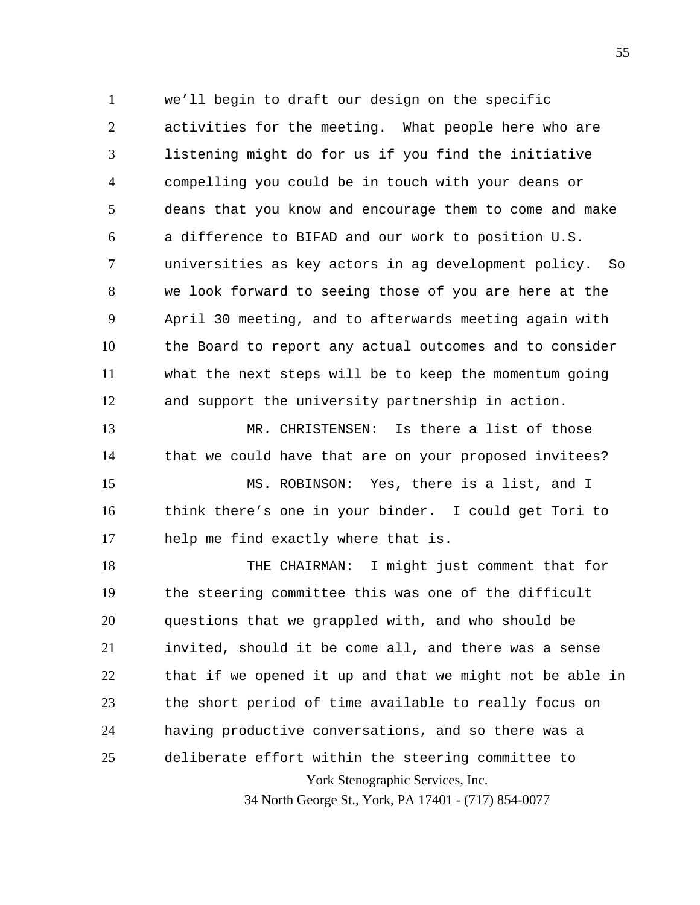we'll begin to draft our design on the specific activities for the meeting. What people here who are listening might do for us if you find the initiative compelling you could be in touch with your deans or deans that you know and encourage them to come and make a difference to BIFAD and our work to position U.S. universities as key actors in ag development policy. So we look forward to seeing those of you are here at the April 30 meeting, and to afterwards meeting again with the Board to report any actual outcomes and to consider what the next steps will be to keep the momentum going and support the university partnership in action.

MR. CHRISTENSEN: Is there a list of those that we could have that are on your proposed invitees?

MS. ROBINSON: Yes, there is a list, and I think there's one in your binder. I could get Tori to help me find exactly where that is.

THE CHAIRMAN: I might just comment that for the steering committee this was one of the difficult questions that we grappled with, and who should be invited, should it be come all, and there was a sense that if we opened it up and that we might not be able in the short period of time available to really focus on having productive conversations, and so there was a deliberate effort within the steering committee to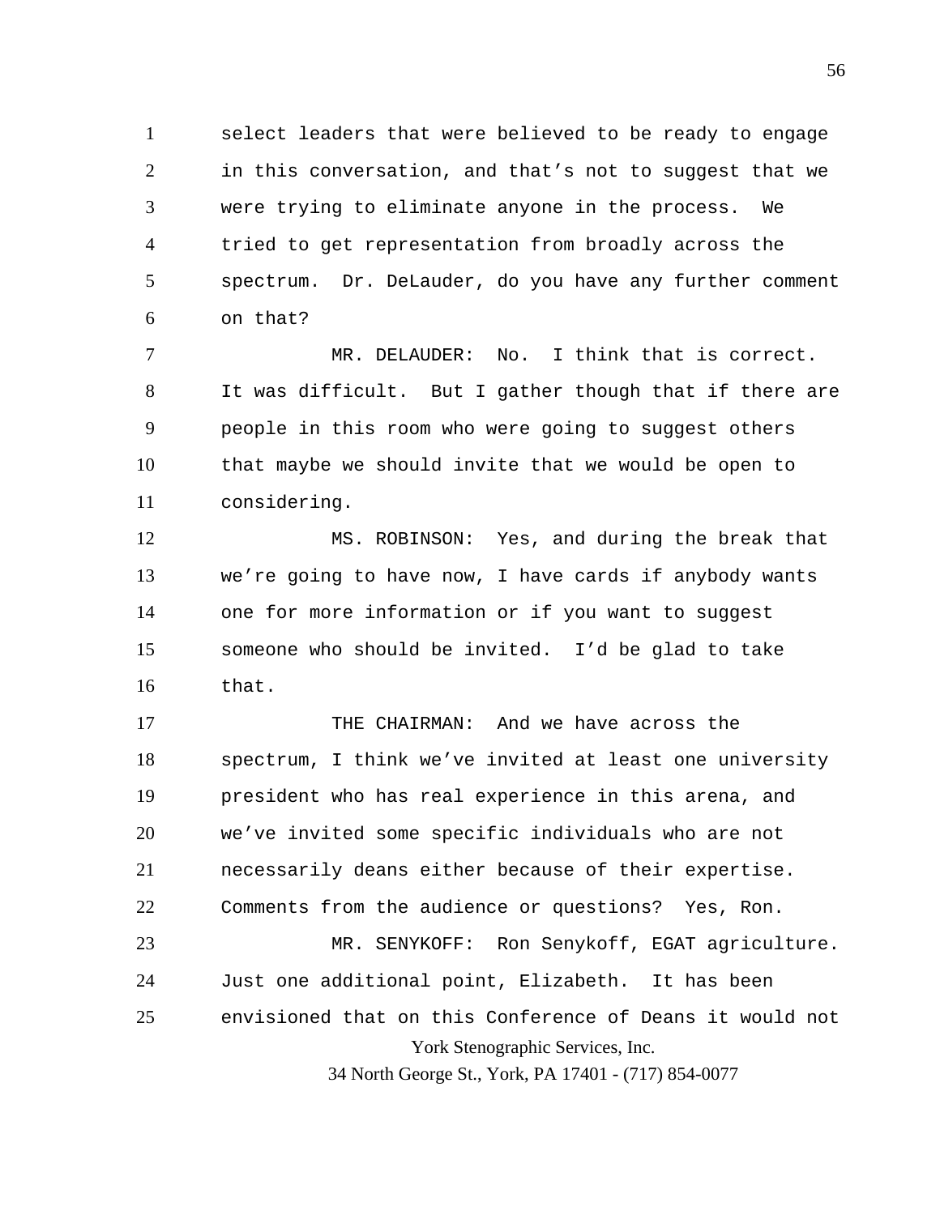select leaders that were believed to be ready to engage in this conversation, and that's not to suggest that we were trying to eliminate anyone in the process. We tried to get representation from broadly across the spectrum. Dr. DeLauder, do you have any further comment on that?

MR. DELAUDER: No. I think that is correct. It was difficult. But I gather though that if there are people in this room who were going to suggest others that maybe we should invite that we would be open to considering.

MS. ROBINSON: Yes, and during the break that we're going to have now, I have cards if anybody wants one for more information or if you want to suggest someone who should be invited. I'd be glad to take that.

THE CHAIRMAN: And we have across the spectrum, I think we've invited at least one university president who has real experience in this arena, and we've invited some specific individuals who are not necessarily deans either because of their expertise. Comments from the audience or questions? Yes, Ron.

MR. SENYKOFF: Ron Senykoff, EGAT agriculture. Just one additional point, Elizabeth. It has been envisioned that on this Conference of Deans it would not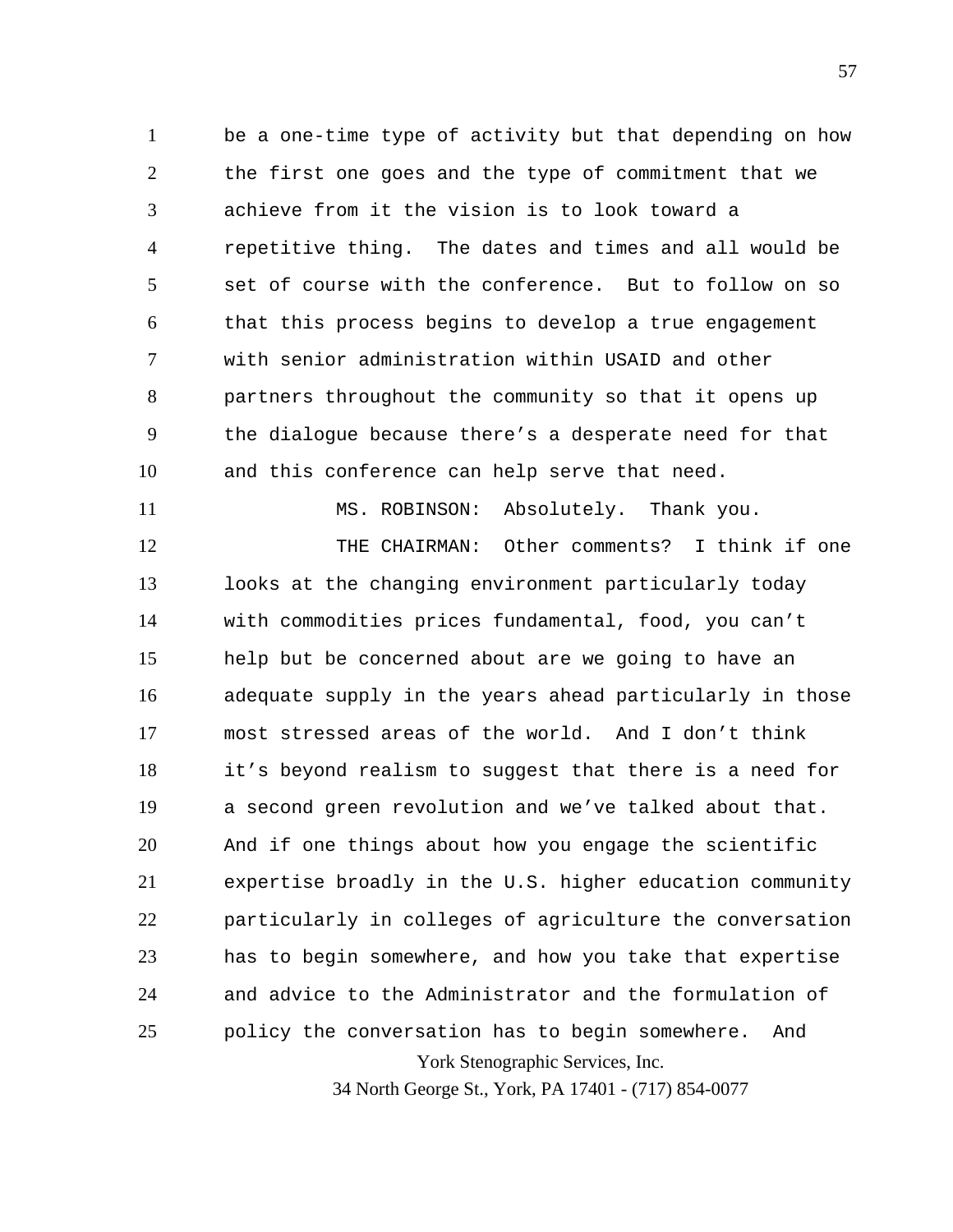be a one-time type of activity but that depending on how the first one goes and the type of commitment that we achieve from it the vision is to look toward a repetitive thing. The dates and times and all would be set of course with the conference. But to follow on so that this process begins to develop a true engagement with senior administration within USAID and other partners throughout the community so that it opens up the dialogue because there's a desperate need for that and this conference can help serve that need.

MS. ROBINSON: Absolutely. Thank you.

THE CHAIRMAN: Other comments? I think if one looks at the changing environment particularly today with commodities prices fundamental, food, you can't help but be concerned about are we going to have an adequate supply in the years ahead particularly in those most stressed areas of the world. And I don't think it's beyond realism to suggest that there is a need for a second green revolution and we've talked about that. And if one things about how you engage the scientific expertise broadly in the U.S. higher education community particularly in colleges of agriculture the conversation has to begin somewhere, and how you take that expertise and advice to the Administrator and the formulation of policy the conversation has to begin somewhere. And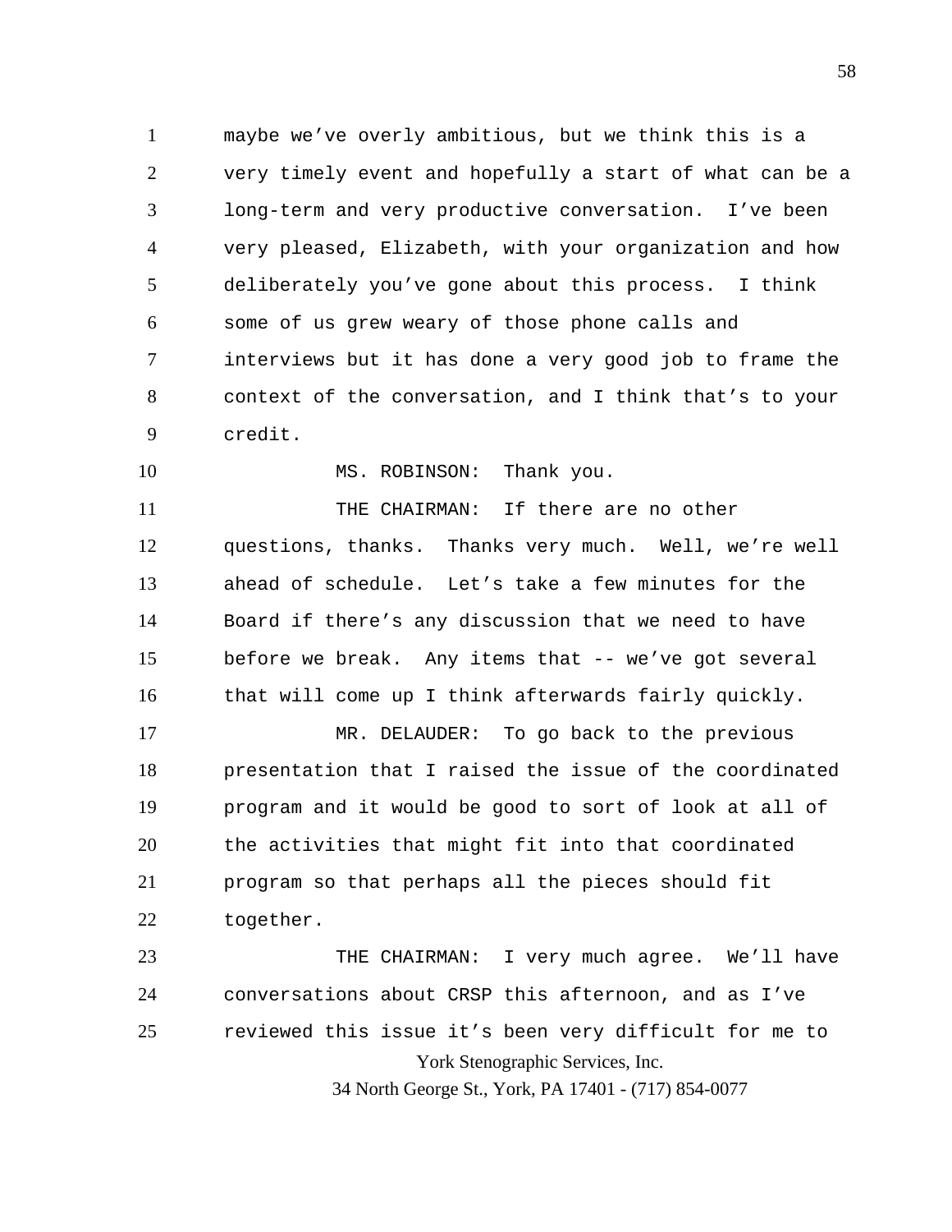maybe we've overly ambitious, but we think this is a very timely event and hopefully a start of what can be a long-term and very productive conversation. I've been very pleased, Elizabeth, with your organization and how deliberately you've gone about this process. I think some of us grew weary of those phone calls and interviews but it has done a very good job to frame the context of the conversation, and I think that's to your credit.

MS. ROBINSON: Thank you.

THE CHAIRMAN: If there are no other questions, thanks. Thanks very much. Well, we're well ahead of schedule. Let's take a few minutes for the Board if there's any discussion that we need to have before we break. Any items that -- we've got several that will come up I think afterwards fairly quickly.

MR. DELAUDER: To go back to the previous presentation that I raised the issue of the coordinated program and it would be good to sort of look at all of the activities that might fit into that coordinated program so that perhaps all the pieces should fit together.

THE CHAIRMAN: I very much agree. We'll have conversations about CRSP this afternoon, and as I've reviewed this issue it's been very difficult for me to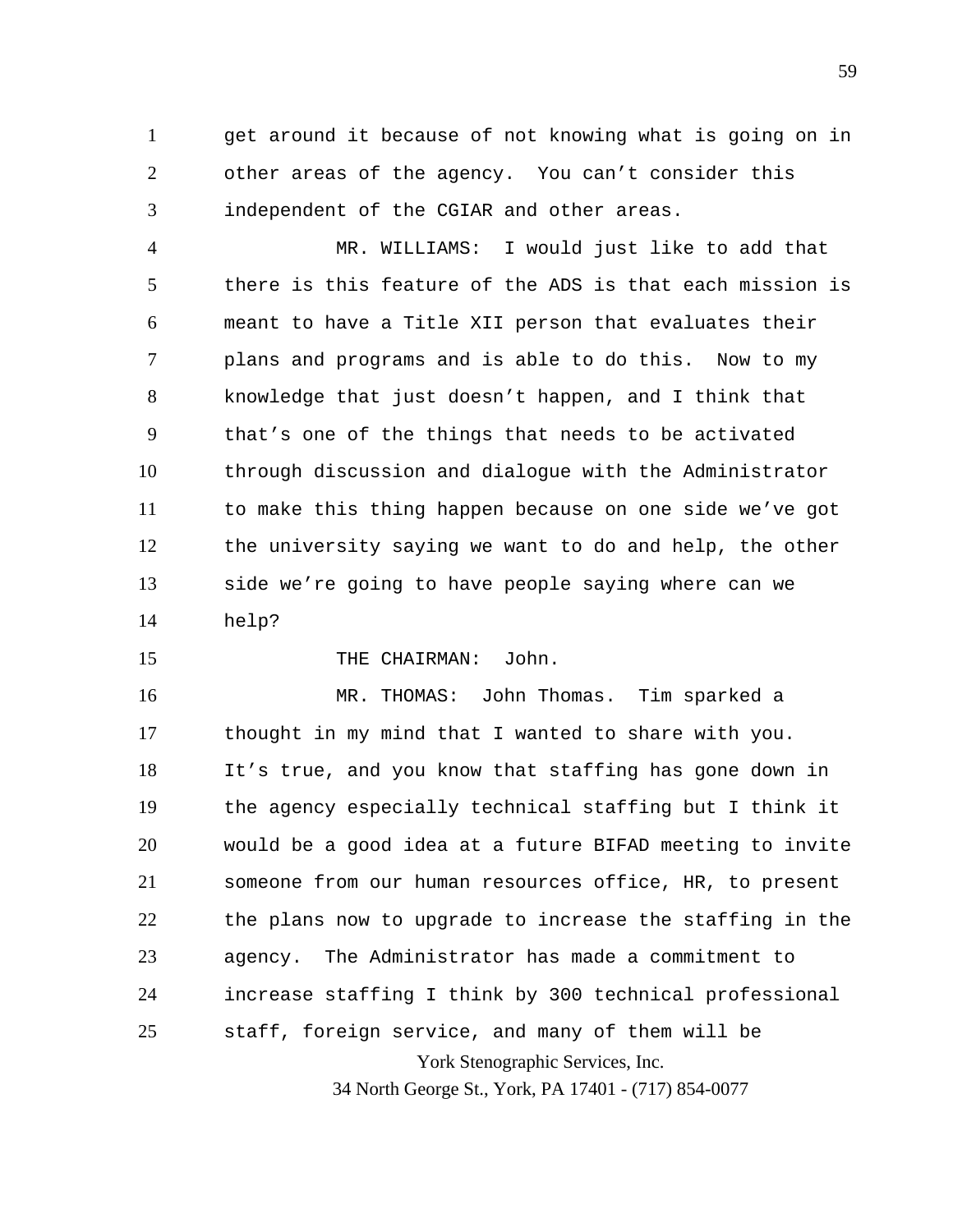get around it because of not knowing what is going on in other areas of the agency. You can't consider this independent of the CGIAR and other areas.

MR. WILLIAMS: I would just like to add that there is this feature of the ADS is that each mission is meant to have a Title XII person that evaluates their plans and programs and is able to do this. Now to my knowledge that just doesn't happen, and I think that that's one of the things that needs to be activated through discussion and dialogue with the Administrator to make this thing happen because on one side we've got the university saying we want to do and help, the other side we're going to have people saying where can we help?

THE CHAIRMAN: John.

MR. THOMAS: John Thomas. Tim sparked a thought in my mind that I wanted to share with you. It's true, and you know that staffing has gone down in the agency especially technical staffing but I think it would be a good idea at a future BIFAD meeting to invite someone from our human resources office, HR, to present the plans now to upgrade to increase the staffing in the agency. The Administrator has made a commitment to increase staffing I think by 300 technical professional staff, foreign service, and many of them will be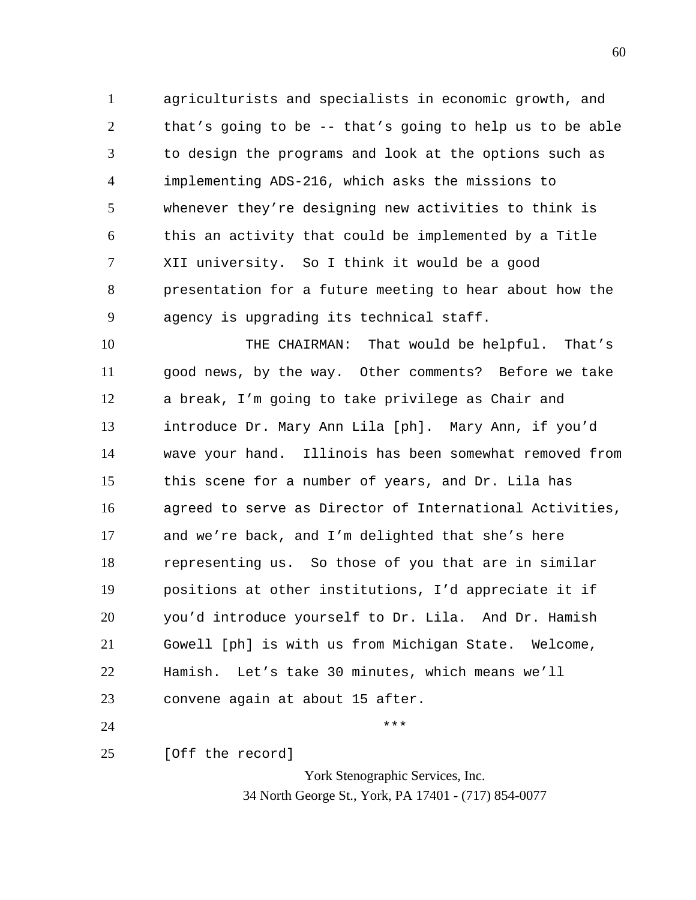agriculturists and specialists in economic growth, and that's going to be -- that's going to help us to be able to design the programs and look at the options such as implementing ADS-216, which asks the missions to whenever they're designing new activities to think is this an activity that could be implemented by a Title XII university. So I think it would be a good presentation for a future meeting to hear about how the agency is upgrading its technical staff.

THE CHAIRMAN: That would be helpful. That's good news, by the way. Other comments? Before we take a break, I'm going to take privilege as Chair and introduce Dr. Mary Ann Lila [ph]. Mary Ann, if you'd wave your hand. Illinois has been somewhat removed from this scene for a number of years, and Dr. Lila has agreed to serve as Director of International Activities, and we're back, and I'm delighted that she's here representing us. So those of you that are in similar positions at other institutions, I'd appreciate it if you'd introduce yourself to Dr. Lila. And Dr. Hamish Gowell [ph] is with us from Michigan State. Welcome, Hamish. Let's take 30 minutes, which means we'll convene again at about 15 after.

***

[Off the record]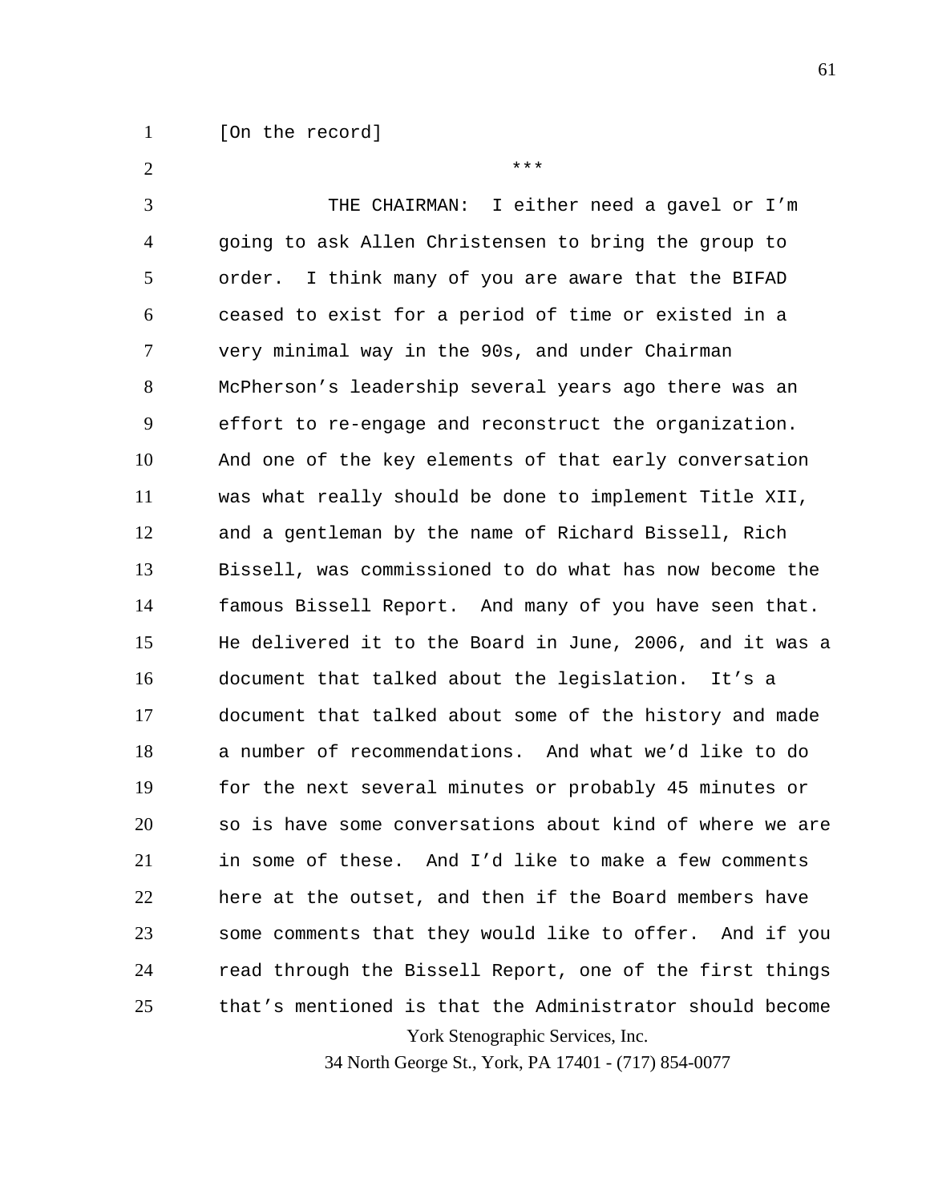[On the record]

***

THE CHAIRMAN: I either need a gavel or I'm going to ask Allen Christensen to bring the group to order. I think many of you are aware that the BIFAD ceased to exist for a period of time or existed in a very minimal way in the 90s, and under Chairman McPherson's leadership several years ago there was an effort to re-engage and reconstruct the organization. And one of the key elements of that early conversation was what really should be done to implement Title XII, and a gentleman by the name of Richard Bissell, Rich Bissell, was commissioned to do what has now become the famous Bissell Report. And many of you have seen that. He delivered it to the Board in June, 2006, and it was a document that talked about the legislation. It's a document that talked about some of the history and made a number of recommendations. And what we'd like to do for the next several minutes or probably 45 minutes or so is have some conversations about kind of where we are in some of these. And I'd like to make a few comments here at the outset, and then if the Board members have some comments that they would like to offer. And if you read through the Bissell Report, one of the first things that's mentioned is that the Administrator should become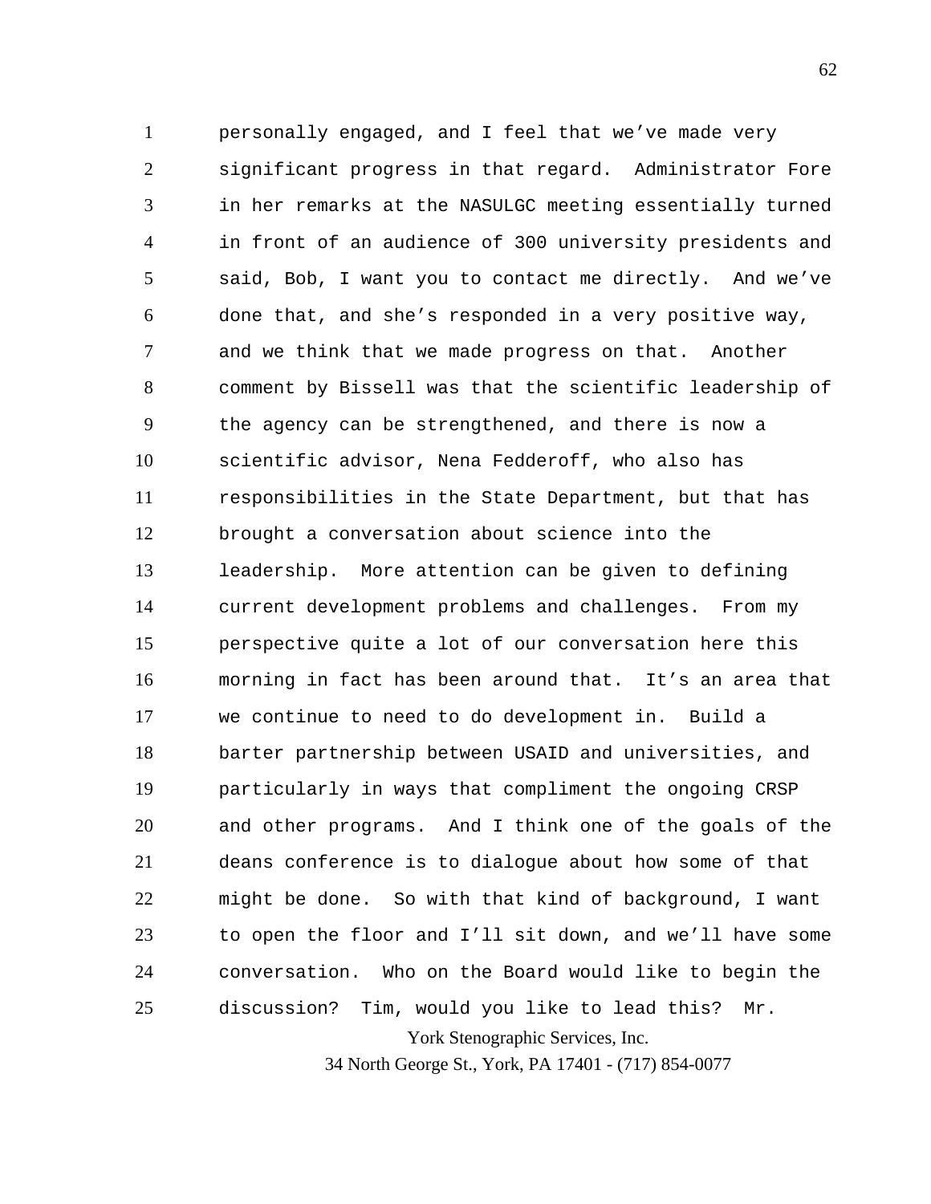personally engaged, and I feel that we've made very significant progress in that regard. Administrator Fore in her remarks at the NASULGC meeting essentially turned in front of an audience of 300 university presidents and said, Bob, I want you to contact me directly. And we've done that, and she's responded in a very positive way, and we think that we made progress on that. Another comment by Bissell was that the scientific leadership of the agency can be strengthened, and there is now a scientific advisor, Nena Fedderoff, who also has responsibilities in the State Department, but that has brought a conversation about science into the leadership. More attention can be given to defining current development problems and challenges. From my perspective quite a lot of our conversation here this morning in fact has been around that. It's an area that we continue to need to do development in. Build a barter partnership between USAID and universities, and particularly in ways that compliment the ongoing CRSP and other programs. And I think one of the goals of the deans conference is to dialogue about how some of that might be done. So with that kind of background, I want to open the floor and I'll sit down, and we'll have some conversation. Who on the Board would like to begin the discussion? Tim, would you like to lead this? Mr.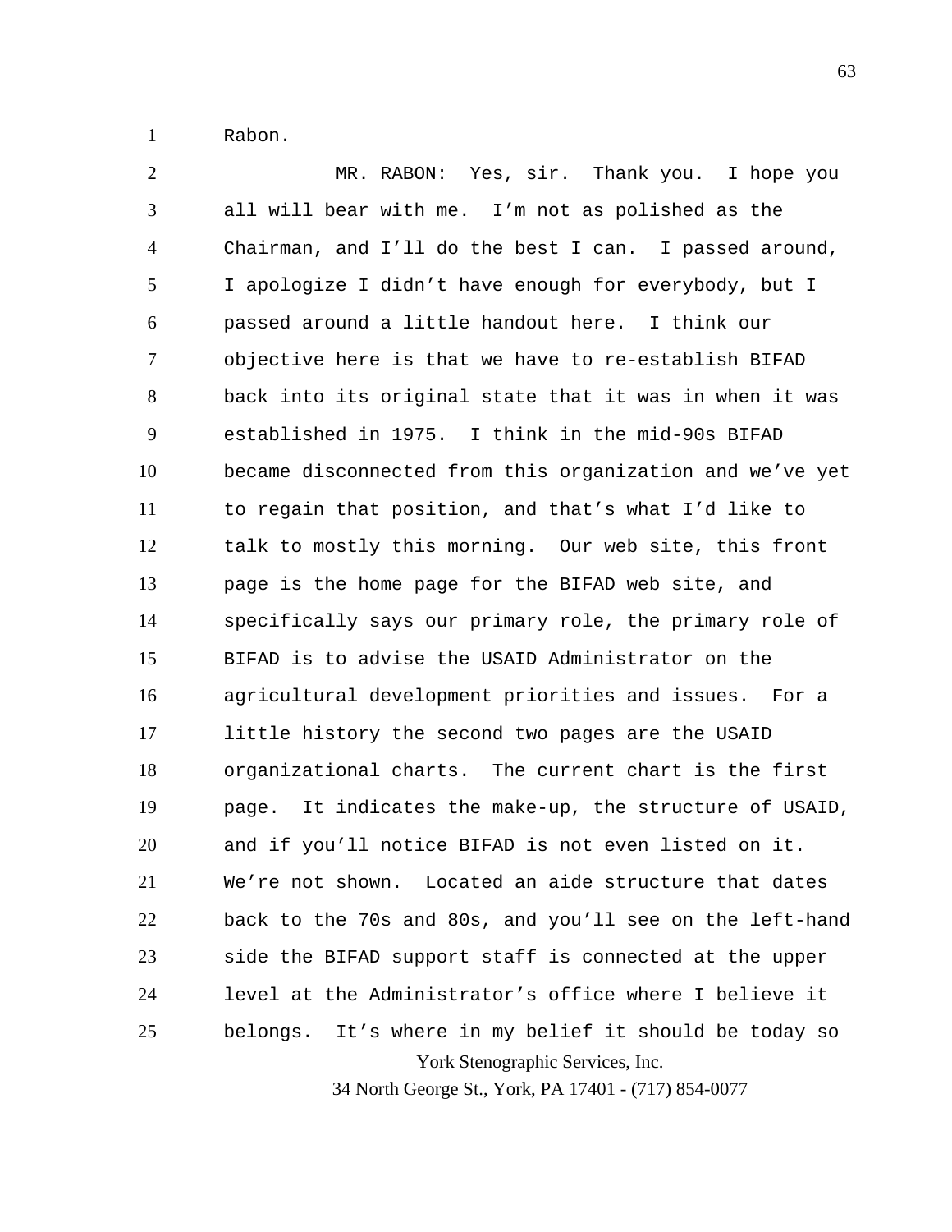Rabon.

MR. RABON: Yes, sir. Thank you. I hope you all will bear with me. I'm not as polished as the Chairman, and I'll do the best I can. I passed around, I apologize I didn't have enough for everybody, but I passed around a little handout here. I think our objective here is that we have to re-establish BIFAD back into its original state that it was in when it was established in 1975. I think in the mid-90s BIFAD became disconnected from this organization and we've yet to regain that position, and that's what I'd like to talk to mostly this morning. Our web site, this front page is the home page for the BIFAD web site, and specifically says our primary role, the primary role of BIFAD is to advise the USAID Administrator on the agricultural development priorities and issues. For a little history the second two pages are the USAID organizational charts. The current chart is the first page. It indicates the make-up, the structure of USAID, and if you'll notice BIFAD is not even listed on it. We're not shown. Located an aide structure that dates back to the 70s and 80s, and you'll see on the left-hand side the BIFAD support staff is connected at the upper level at the Administrator's office where I believe it belongs. It's where in my belief it should be today so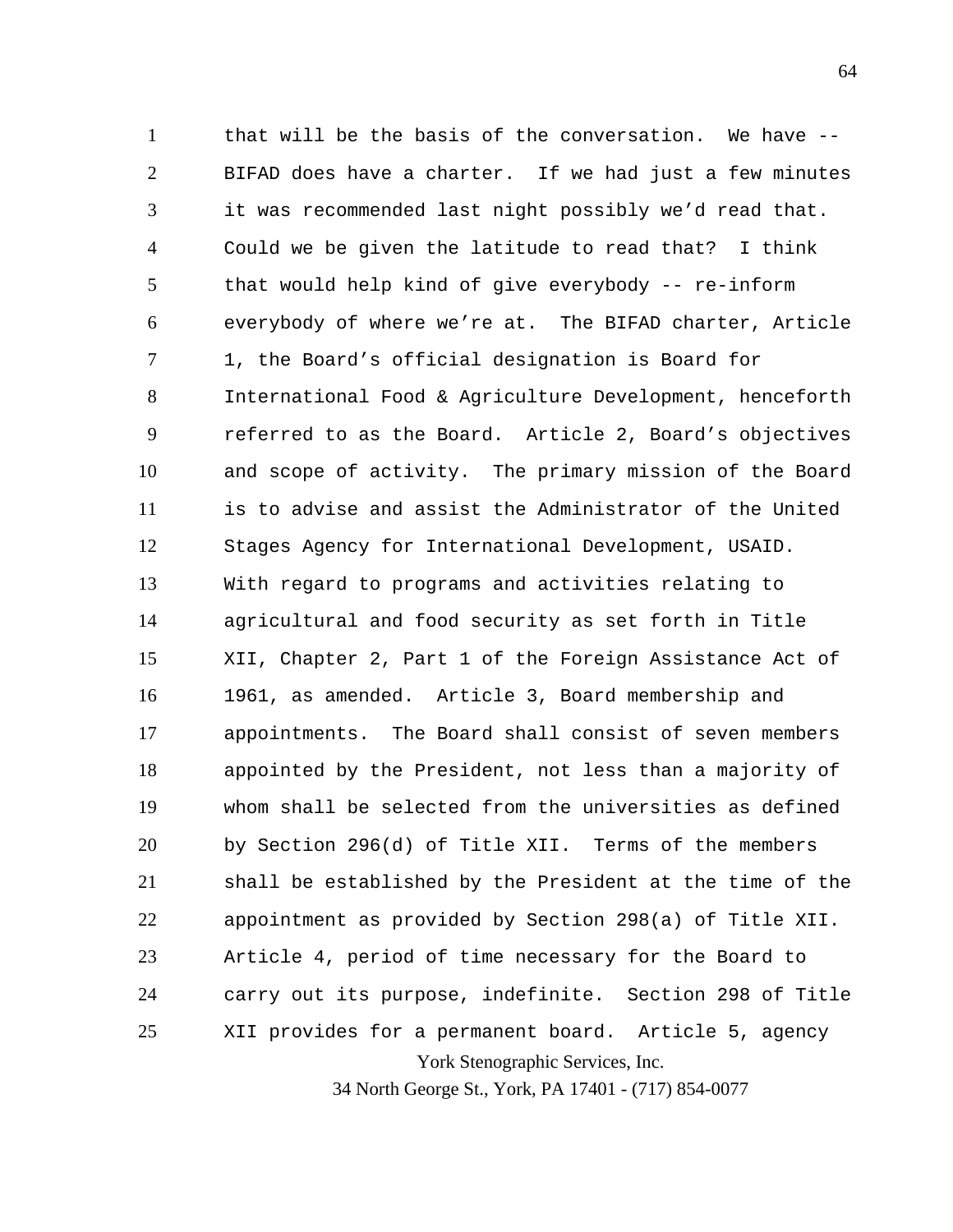that will be the basis of the conversation. We have -- BIFAD does have a charter. If we had just a few minutes it was recommended last night possibly we'd read that. Could we be given the latitude to read that? I think that would help kind of give everybody -- re-inform everybody of where we're at. The BIFAD charter, Article 1, the Board's official designation is Board for International Food & Agriculture Development, henceforth referred to as the Board. Article 2, Board's objectives and scope of activity. The primary mission of the Board is to advise and assist the Administrator of the United Stages Agency for International Development, USAID. With regard to programs and activities relating to agricultural and food security as set forth in Title XII, Chapter 2, Part 1 of the Foreign Assistance Act of 1961, as amended. Article 3, Board membership and appointments. The Board shall consist of seven members appointed by the President, not less than a majority of whom shall be selected from the universities as defined by Section 296(d) of Title XII. Terms of the members shall be established by the President at the time of the appointment as provided by Section 298(a) of Title XII. Article 4, period of time necessary for the Board to carry out its purpose, indefinite. Section 298 of Title XII provides for a permanent board. Article 5, agency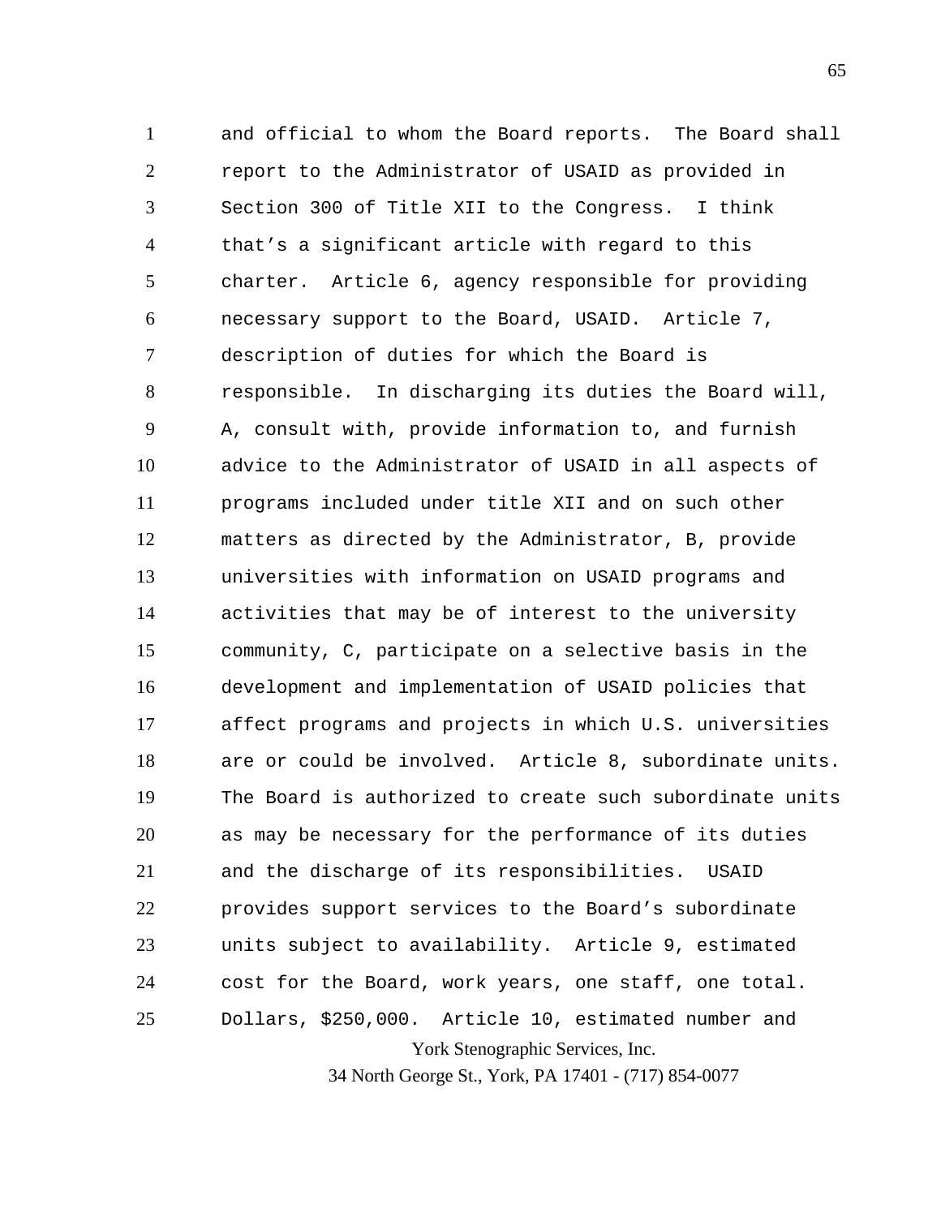and official to whom the Board reports. The Board shall report to the Administrator of USAID as provided in Section 300 of Title XII to the Congress. I think that's a significant article with regard to this charter. Article 6, agency responsible for providing necessary support to the Board, USAID. Article 7, description of duties for which the Board is responsible. In discharging its duties the Board will, A, consult with, provide information to, and furnish advice to the Administrator of USAID in all aspects of programs included under title XII and on such other matters as directed by the Administrator, B, provide universities with information on USAID programs and activities that may be of interest to the university community, C, participate on a selective basis in the development and implementation of USAID policies that affect programs and projects in which U.S. universities are or could be involved. Article 8, subordinate units. The Board is authorized to create such subordinate units as may be necessary for the performance of its duties and the discharge of its responsibilities. USAID provides support services to the Board's subordinate units subject to availability. Article 9, estimated cost for the Board, work years, one staff, one total. Dollars, $250,000. Article 10, estimated number and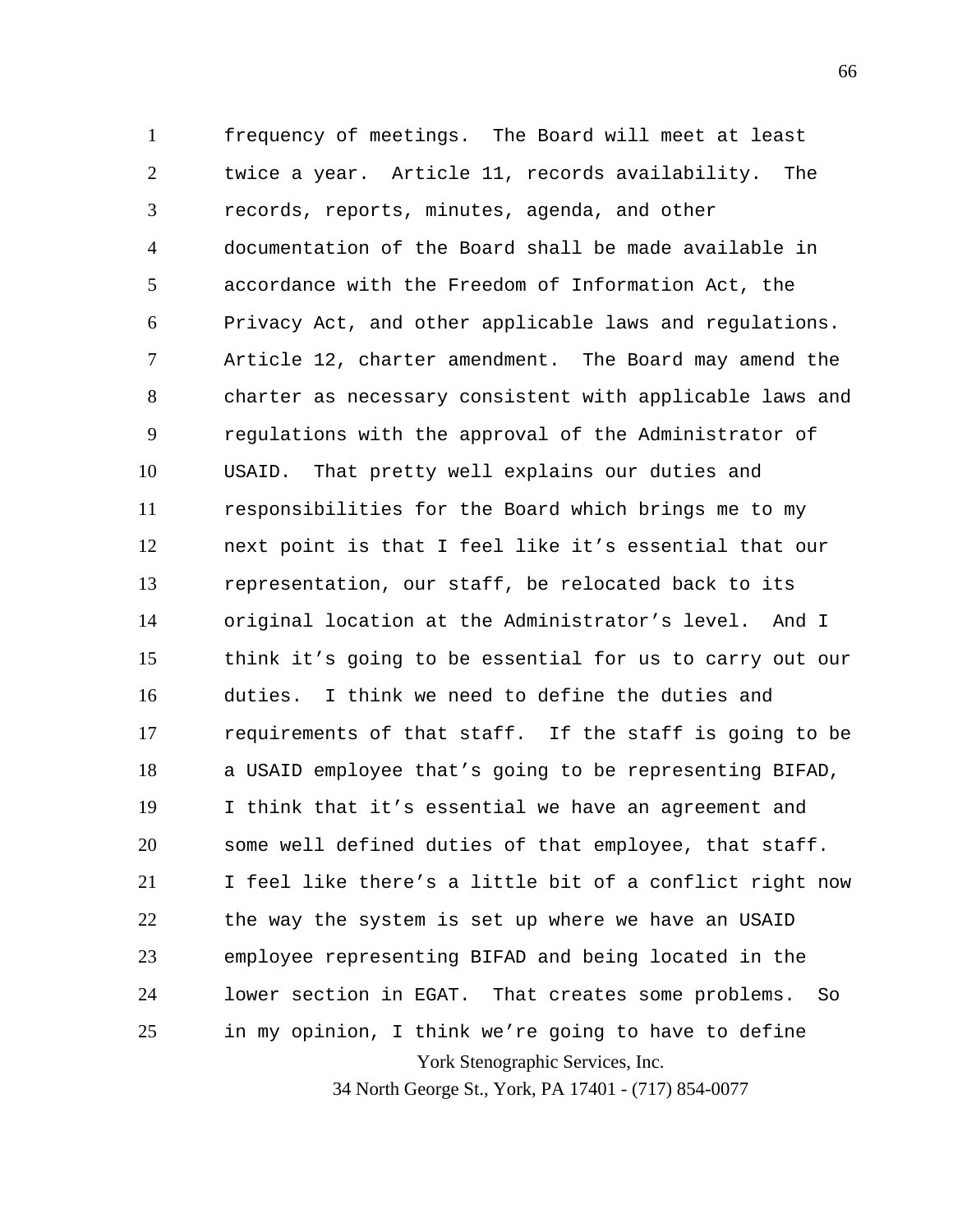frequency of meetings. The Board will meet at least twice a year. Article 11, records availability. The records, reports, minutes, agenda, and other documentation of the Board shall be made available in accordance with the Freedom of Information Act, the Privacy Act, and other applicable laws and regulations. Article 12, charter amendment. The Board may amend the charter as necessary consistent with applicable laws and regulations with the approval of the Administrator of USAID. That pretty well explains our duties and responsibilities for the Board which brings me to my next point is that I feel like it's essential that our representation, our staff, be relocated back to its original location at the Administrator's level. And I think it's going to be essential for us to carry out our duties. I think we need to define the duties and requirements of that staff. If the staff is going to be a USAID employee that's going to be representing BIFAD, I think that it's essential we have an agreement and some well defined duties of that employee, that staff. I feel like there's a little bit of a conflict right now the way the system is set up where we have an USAID employee representing BIFAD and being located in the lower section in EGAT. That creates some problems. So in my opinion, I think we're going to have to define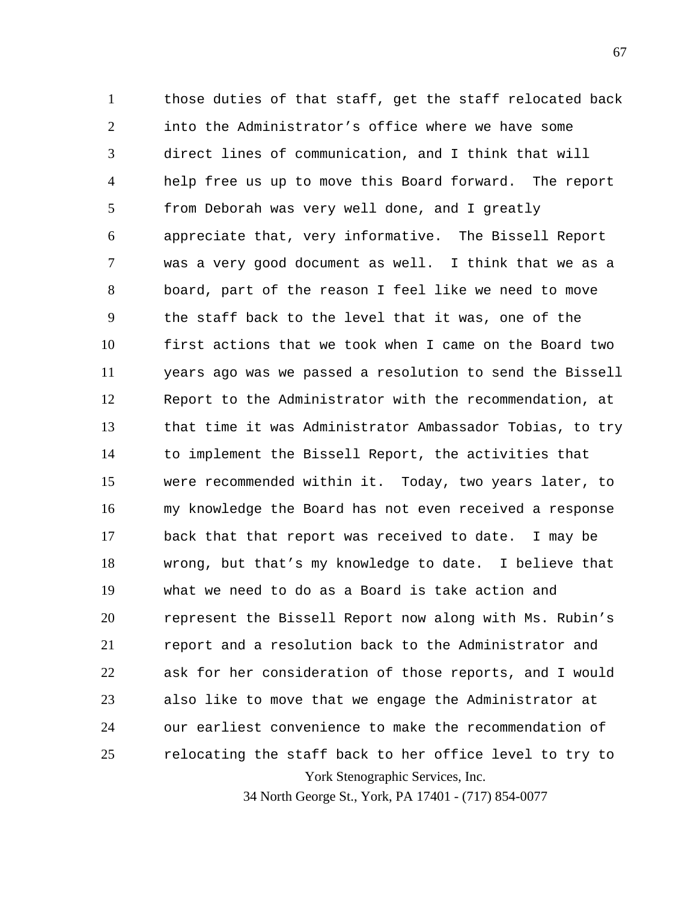those duties of that staff, get the staff relocated back into the Administrator's office where we have some direct lines of communication, and I think that will help free us up to move this Board forward. The report from Deborah was very well done, and I greatly appreciate that, very informative. The Bissell Report was a very good document as well. I think that we as a board, part of the reason I feel like we need to move the staff back to the level that it was, one of the first actions that we took when I came on the Board two years ago was we passed a resolution to send the Bissell Report to the Administrator with the recommendation, at that time it was Administrator Ambassador Tobias, to try to implement the Bissell Report, the activities that were recommended within it. Today, two years later, to my knowledge the Board has not even received a response back that that report was received to date. I may be wrong, but that's my knowledge to date. I believe that what we need to do as a Board is take action and represent the Bissell Report now along with Ms. Rubin's report and a resolution back to the Administrator and ask for her consideration of those reports, and I would also like to move that we engage the Administrator at our earliest convenience to make the recommendation of relocating the staff back to her office level to try to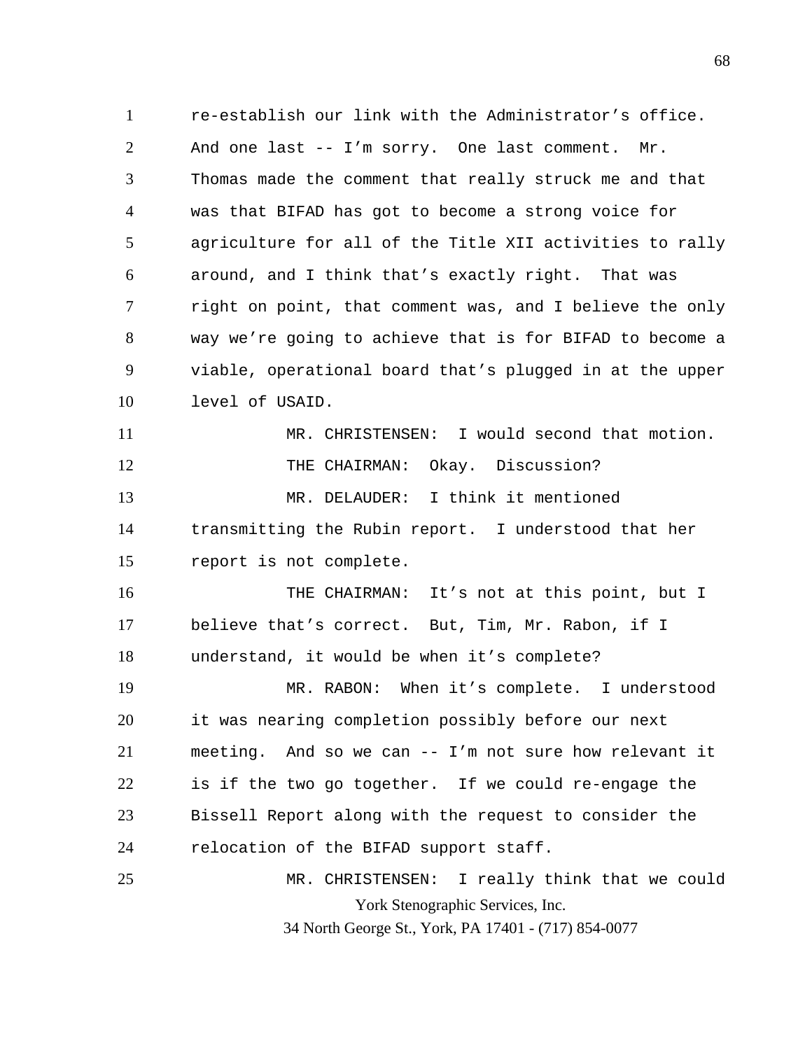re-establish our link with the Administrator's office. And one last -- I'm sorry. One last comment. Mr. Thomas made the comment that really struck me and that was that BIFAD has got to become a strong voice for agriculture for all of the Title XII activities to rally around, and I think that's exactly right. That was right on point, that comment was, and I believe the only way we're going to achieve that is for BIFAD to become a viable, operational board that's plugged in at the upper level of USAID.

MR. CHRISTENSEN: I would second that motion.

THE CHAIRMAN: Okay. Discussion?

MR. DELAUDER: I think it mentioned transmitting the Rubin report. I understood that her report is not complete.

THE CHAIRMAN: It's not at this point, but I believe that's correct. But, Tim, Mr. Rabon, if I understand, it would be when it's complete?

MR. RABON: When it's complete. I understood it was nearing completion possibly before our next meeting. And so we can -- I'm not sure how relevant it is if the two go together. If we could re-engage the Bissell Report along with the request to consider the relocation of the BIFAD support staff.

MR. CHRISTENSEN: I really think that we could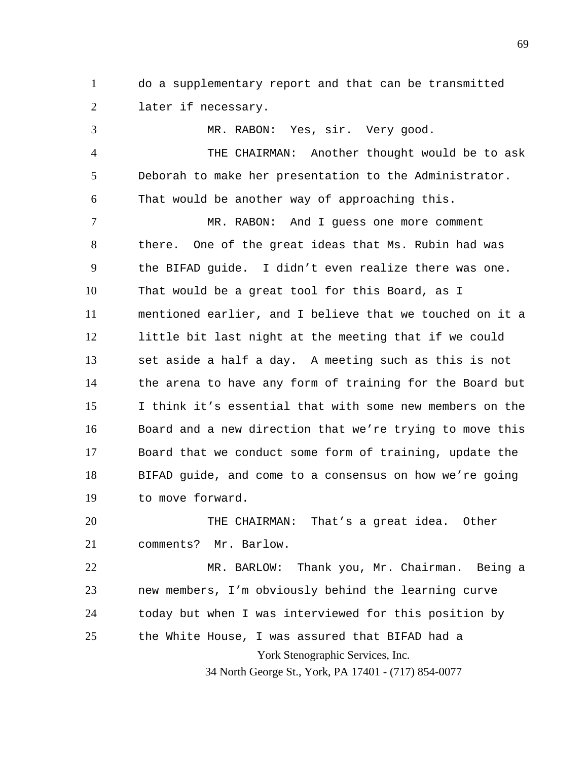do a supplementary report and that can be transmitted later if necessary.

MR. RABON: Yes, sir. Very good.

THE CHAIRMAN: Another thought would be to ask Deborah to make her presentation to the Administrator. That would be another way of approaching this.

MR. RABON: And I guess one more comment there. One of the great ideas that Ms. Rubin had was the BIFAD guide. I didn't even realize there was one. That would be a great tool for this Board, as I mentioned earlier, and I believe that we touched on it a little bit last night at the meeting that if we could set aside a half a day. A meeting such as this is not the arena to have any form of training for the Board but I think it's essential that with some new members on the Board and a new direction that we're trying to move this Board that we conduct some form of training, update the BIFAD guide, and come to a consensus on how we're going to move forward.

THE CHAIRMAN: That's a great idea. Other comments? Mr. Barlow.

MR. BARLOW: Thank you, Mr. Chairman. Being a new members, I'm obviously behind the learning curve today but when I was interviewed for this position by the White House, I was assured that BIFAD had a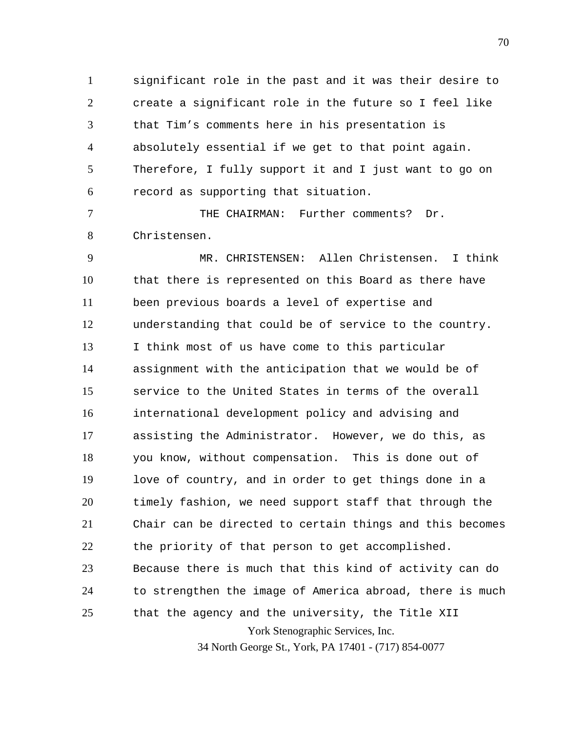significant role in the past and it was their desire to create a significant role in the future so I feel like that Tim's comments here in his presentation is absolutely essential if we get to that point again. Therefore, I fully support it and I just want to go on record as supporting that situation.

THE CHAIRMAN: Further comments? Dr. Christensen.

MR. CHRISTENSEN: Allen Christensen. I think that there is represented on this Board as there have been previous boards a level of expertise and understanding that could be of service to the country. I think most of us have come to this particular assignment with the anticipation that we would be of service to the United States in terms of the overall international development policy and advising and assisting the Administrator. However, we do this, as you know, without compensation. This is done out of love of country, and in order to get things done in a timely fashion, we need support staff that through the Chair can be directed to certain things and this becomes the priority of that person to get accomplished. Because there is much that this kind of activity can do to strengthen the image of America abroad, there is much that the agency and the university, the Title XII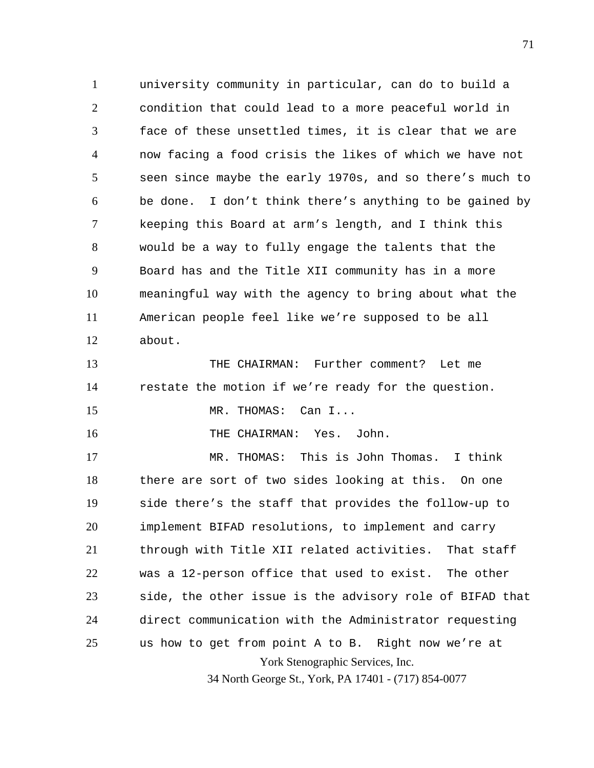university community in particular, can do to build a condition that could lead to a more peaceful world in face of these unsettled times, it is clear that we are now facing a food crisis the likes of which we have not seen since maybe the early 1970s, and so there's much to be done. I don't think there's anything to be gained by keeping this Board at arm's length, and I think this would be a way to fully engage the talents that the Board has and the Title XII community has in a more meaningful way with the agency to bring about what the American people feel like we're supposed to be all about.

THE CHAIRMAN: Further comment? Let me restate the motion if we're ready for the question.

MR. THOMAS: Can I...

THE CHAIRMAN: Yes. John.

MR. THOMAS: This is John Thomas. I think there are sort of two sides looking at this. On one side there's the staff that provides the follow-up to implement BIFAD resolutions, to implement and carry through with Title XII related activities. That staff was a 12-person office that used to exist. The other side, the other issue is the advisory role of BIFAD that direct communication with the Administrator requesting us how to get from point A to B. Right now we're at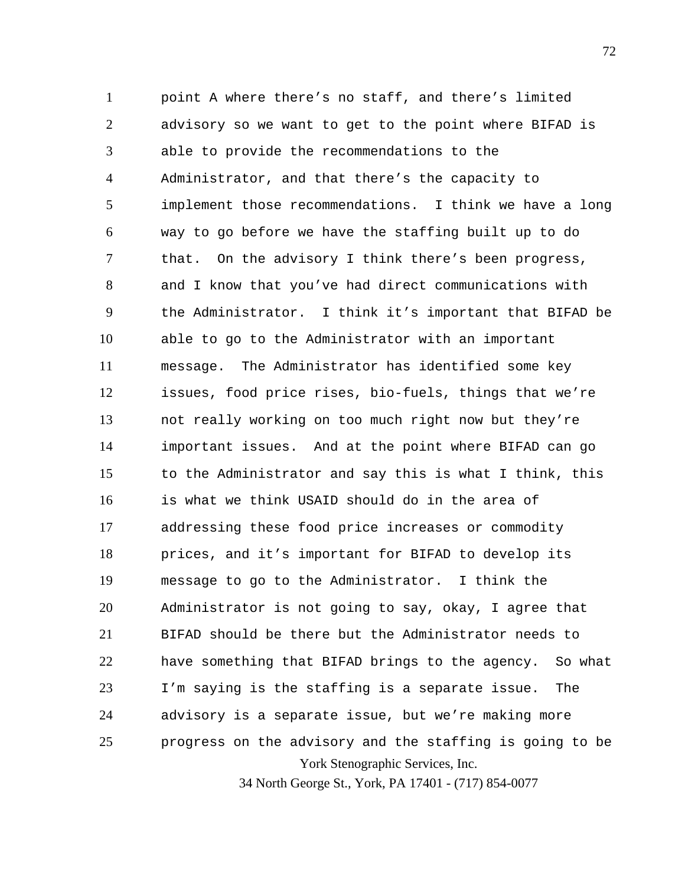point A where there's no staff, and there's limited advisory so we want to get to the point where BIFAD is able to provide the recommendations to the Administrator, and that there's the capacity to implement those recommendations. I think we have a long way to go before we have the staffing built up to do that. On the advisory I think there's been progress, and I know that you've had direct communications with the Administrator. I think it's important that BIFAD be able to go to the Administrator with an important message. The Administrator has identified some key issues, food price rises, bio-fuels, things that we're not really working on too much right now but they're important issues. And at the point where BIFAD can go to the Administrator and say this is what I think, this is what we think USAID should do in the area of addressing these food price increases or commodity prices, and it's important for BIFAD to develop its message to go to the Administrator. I think the Administrator is not going to say, okay, I agree that BIFAD should be there but the Administrator needs to have something that BIFAD brings to the agency. So what I'm saying is the staffing is a separate issue. The advisory is a separate issue, but we're making more progress on the advisory and the staffing is going to be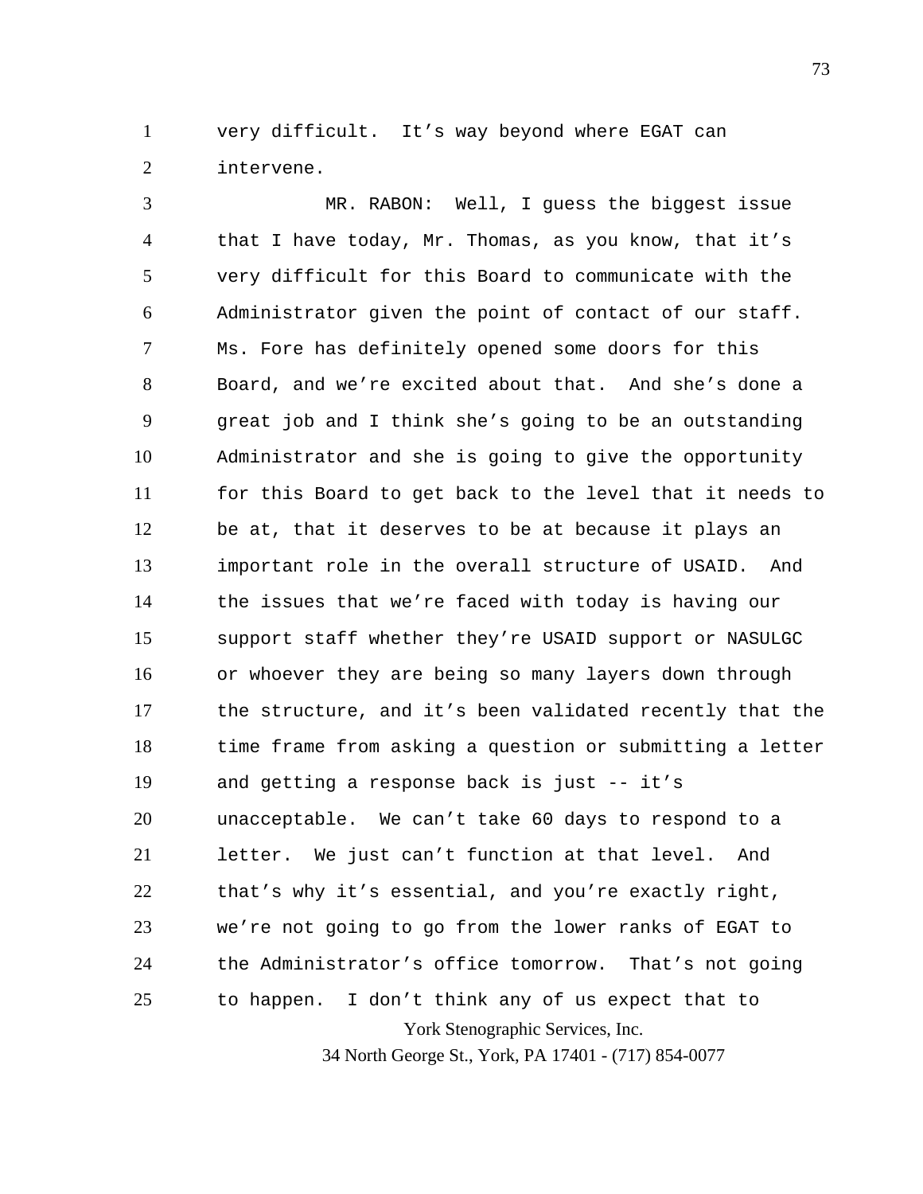very difficult. It’s way beyond where EGAT can intervene.

MR. RABON: Well, I guess the biggest issue that I have today, Mr. Thomas, as you know, that it’s very difficult for this Board to communicate with the Administrator given the point of contact of our staff. Ms. Fore has definitely opened some doors for this Board, and we’re excited about that. And she’s done a great job and I think she’s going to be an outstanding Administrator and she is going to give the opportunity for this Board to get back to the level that it needs to be at, that it deserves to be at because it plays an important role in the overall structure of USAID. And the issues that we’re faced with today is having our support staff whether they’re USAID support or NASULGC or whoever they are being so many layers down through the structure, and it’s been validated recently that the time frame from asking a question or submitting a letter and getting a response back is just -- it’s unacceptable. We can’t take 60 days to respond to a letter. We just can’t function at that level. And that’s why it’s essential, and you’re exactly right, we’re not going to go from the lower ranks of EGAT to the Administrator’s office tomorrow. That’s not going to happen. I don’t think any of us expect that to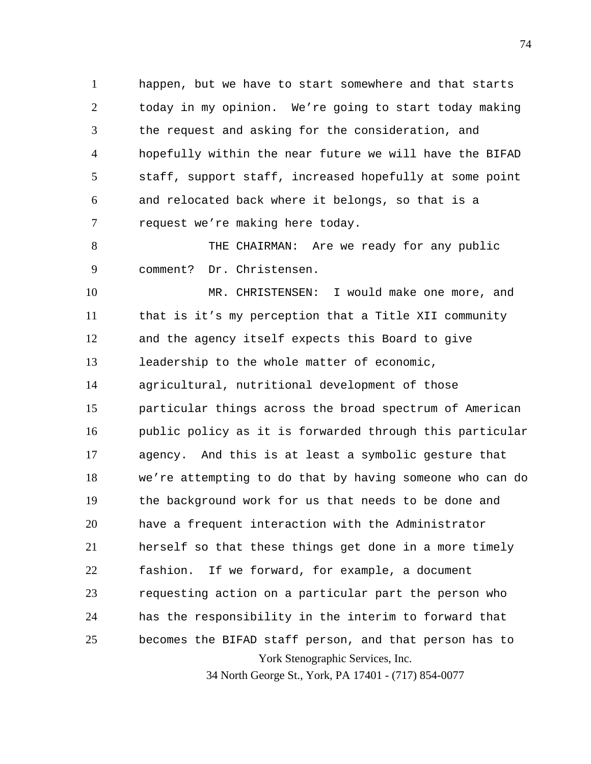happen, but we have to start somewhere and that starts today in my opinion. We're going to start today making the request and asking for the consideration, and hopefully within the near future we will have the BIFAD staff, support staff, increased hopefully at some point and relocated back where it belongs, so that is a request we're making here today.

THE CHAIRMAN: Are we ready for any public comment? Dr. Christensen.

MR. CHRISTENSEN: I would make one more, and that is it's my perception that a Title XII community and the agency itself expects this Board to give leadership to the whole matter of economic, agricultural, nutritional development of those particular things across the broad spectrum of American public policy as it is forwarded through this particular agency. And this is at least a symbolic gesture that we're attempting to do that by having someone who can do the background work for us that needs to be done and have a frequent interaction with the Administrator herself so that these things get done in a more timely fashion. If we forward, for example, a document requesting action on a particular part the person who has the responsibility in the interim to forward that becomes the BIFAD staff person, and that person has to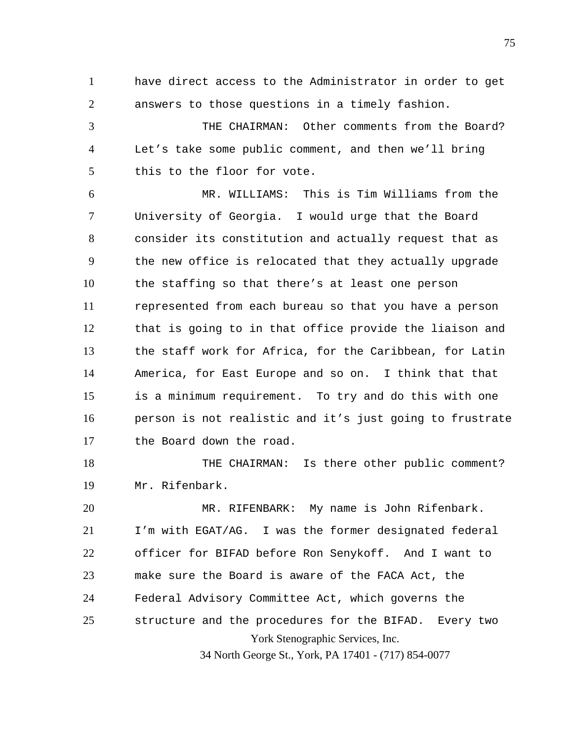have direct access to the Administrator in order to get answers to those questions in a timely fashion.

THE CHAIRMAN: Other comments from the Board? Let's take some public comment, and then we'll bring this to the floor for vote.

MR. WILLIAMS: This is Tim Williams from the University of Georgia. I would urge that the Board consider its constitution and actually request that as the new office is relocated that they actually upgrade the staffing so that there's at least one person represented from each bureau so that you have a person that is going to in that office provide the liaison and the staff work for Africa, for the Caribbean, for Latin America, for East Europe and so on. I think that that is a minimum requirement. To try and do this with one person is not realistic and it's just going to frustrate the Board down the road.

THE CHAIRMAN: Is there other public comment? Mr. Rifenbark.

MR. RIFENBARK: My name is John Rifenbark. I'm with EGAT/AG. I was the former designated federal officer for BIFAD before Ron Senykoff. And I want to make sure the Board is aware of the FACA Act, the Federal Advisory Committee Act, which governs the structure and the procedures for the BIFAD. Every two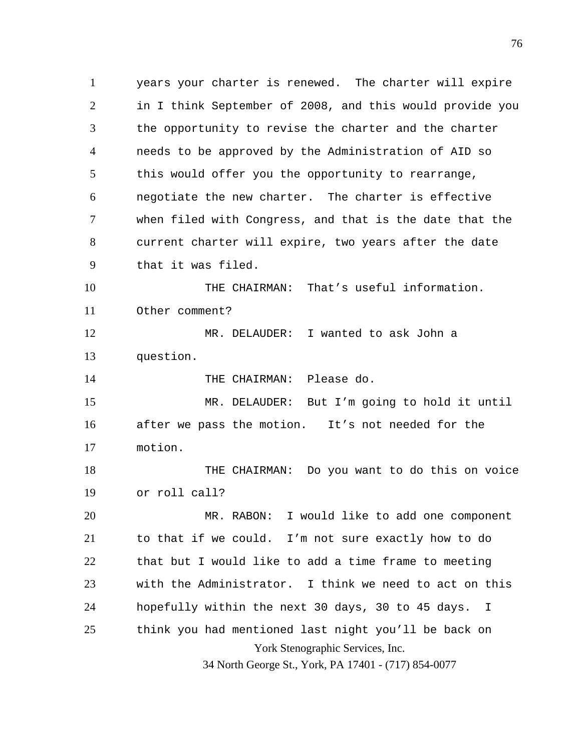years your charter is renewed. The charter will expire in I think September of 2008, and this would provide you the opportunity to revise the charter and the charter needs to be approved by the Administration of AID so this would offer you the opportunity to rearrange, negotiate the new charter. The charter is effective when filed with Congress, and that is the date that the current charter will expire, two years after the date that it was filed.

THE CHAIRMAN: That's useful information. Other comment?

MR. DELAUDER: I wanted to ask John a question.

THE CHAIRMAN: Please do.

MR. DELAUDER: But I'm going to hold it until after we pass the motion. It's not needed for the motion.

THE CHAIRMAN: Do you want to do this on voice or roll call?

MR. RABON: I would like to add one component to that if we could. I'm not sure exactly how to do that but I would like to add a time frame to meeting with the Administrator. I think we need to act on this hopefully within the next 30 days, 30 to 45 days. I think you had mentioned last night you'll be back on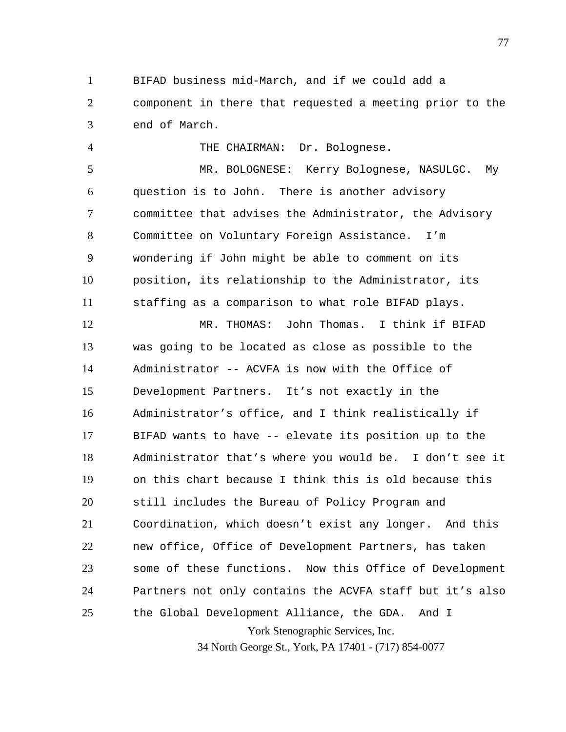BIFAD business mid-March, and if we could add a component in there that requested a meeting prior to the end of March.

THE CHAIRMAN: Dr. Bolognese.

MR. BOLOGNESE: Kerry Bolognese, NASULGC. My question is to John. There is another advisory committee that advises the Administrator, the Advisory Committee on Voluntary Foreign Assistance. I'm wondering if John might be able to comment on its position, its relationship to the Administrator, its staffing as a comparison to what role BIFAD plays.

MR. THOMAS: John Thomas. I think if BIFAD was going to be located as close as possible to the Administrator -- ACVFA is now with the Office of Development Partners. It's not exactly in the Administrator's office, and I think realistically if BIFAD wants to have -- elevate its position up to the Administrator that's where you would be. I don't see it on this chart because I think this is old because this still includes the Bureau of Policy Program and Coordination, which doesn't exist any longer. And this new office, Office of Development Partners, has taken some of these functions. Now this Office of Development Partners not only contains the ACVFA staff but it's also the Global Development Alliance, the GDA. And I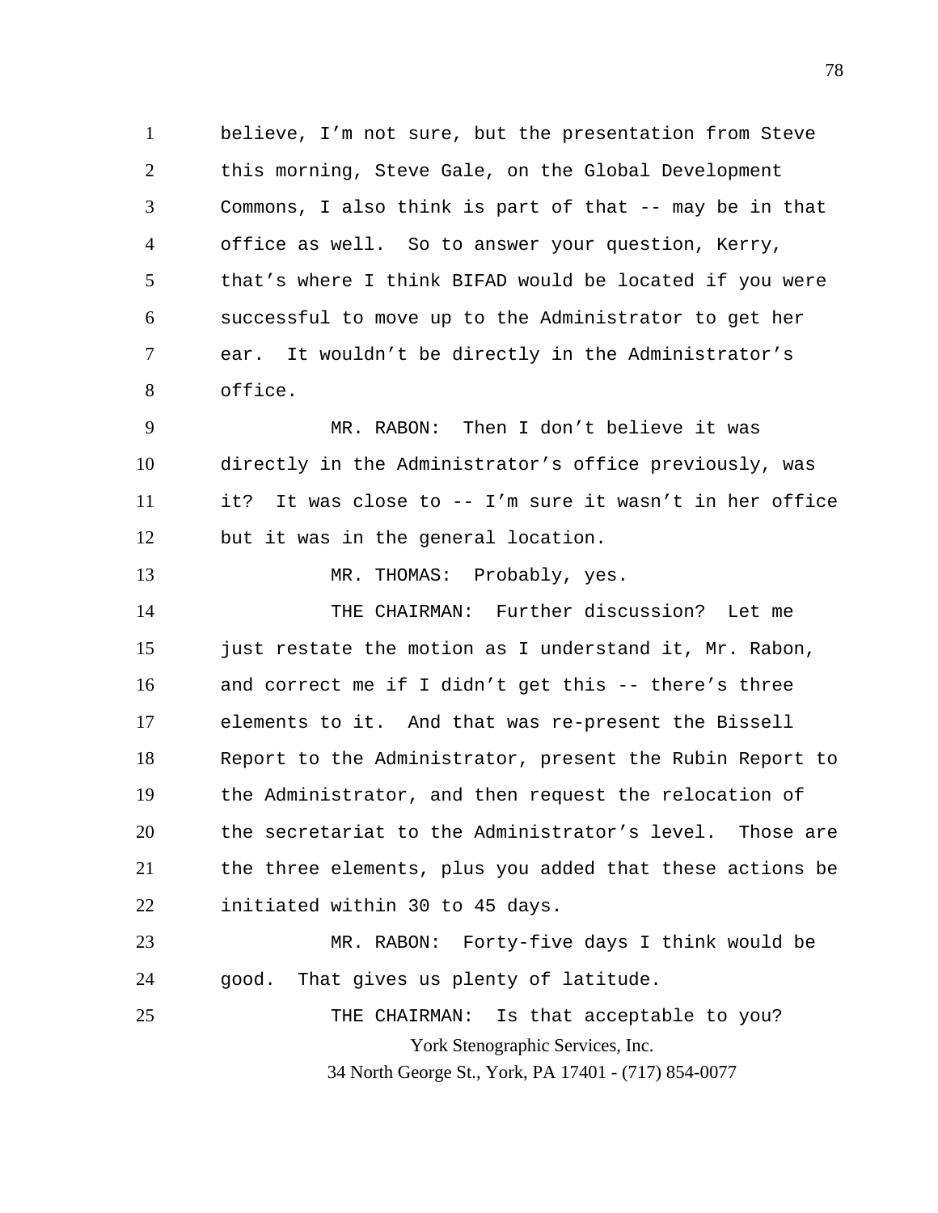believe, I'm not sure, but the presentation from Steve this morning, Steve Gale, on the Global Development Commons, I also think is part of that -- may be in that office as well. So to answer your question, Kerry, that's where I think BIFAD would be located if you were successful to move up to the Administrator to get her ear. It wouldn't be directly in the Administrator's office.

MR. RABON: Then I don't believe it was directly in the Administrator's office previously, was it? It was close to -- I'm sure it wasn't in her office but it was in the general location.

MR. THOMAS: Probably, yes.

THE CHAIRMAN: Further discussion? Let me just restate the motion as I understand it, Mr. Rabon, and correct me if I didn't get this -- there's three elements to it. And that was re-present the Bissell Report to the Administrator, present the Rubin Report to the Administrator, and then request the relocation of the secretariat to the Administrator's level. Those are the three elements, plus you added that these actions be initiated within 30 to 45 days.

MR. RABON: Forty-five days I think would be good. That gives us plenty of latitude.

THE CHAIRMAN: Is that acceptable to you?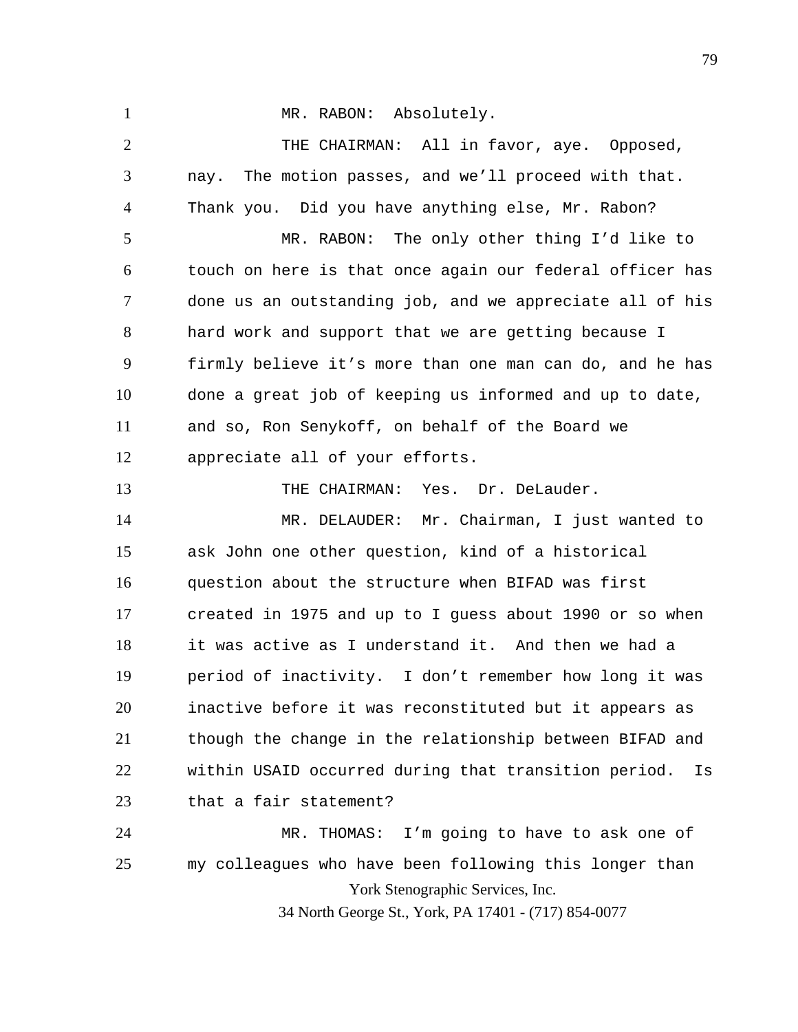MR. RABON: Absolutely.

THE CHAIRMAN: All in favor, aye. Opposed, nay. The motion passes, and we'll proceed with that. Thank you. Did you have anything else, Mr. Rabon?

MR. RABON: The only other thing I'd like to touch on here is that once again our federal officer has done us an outstanding job, and we appreciate all of his hard work and support that we are getting because I firmly believe it's more than one man can do, and he has done a great job of keeping us informed and up to date, and so, Ron Senykoff, on behalf of the Board we appreciate all of your efforts.

THE CHAIRMAN: Yes. Dr. DeLauder.

MR. DELAUDER: Mr. Chairman, I just wanted to ask John one other question, kind of a historical question about the structure when BIFAD was first created in 1975 and up to I guess about 1990 or so when it was active as I understand it. And then we had a period of inactivity. I don't remember how long it was inactive before it was reconstituted but it appears as though the change in the relationship between BIFAD and within USAID occurred during that transition period. Is that a fair statement?

MR. THOMAS: I'm going to have to ask one of my colleagues who have been following this longer than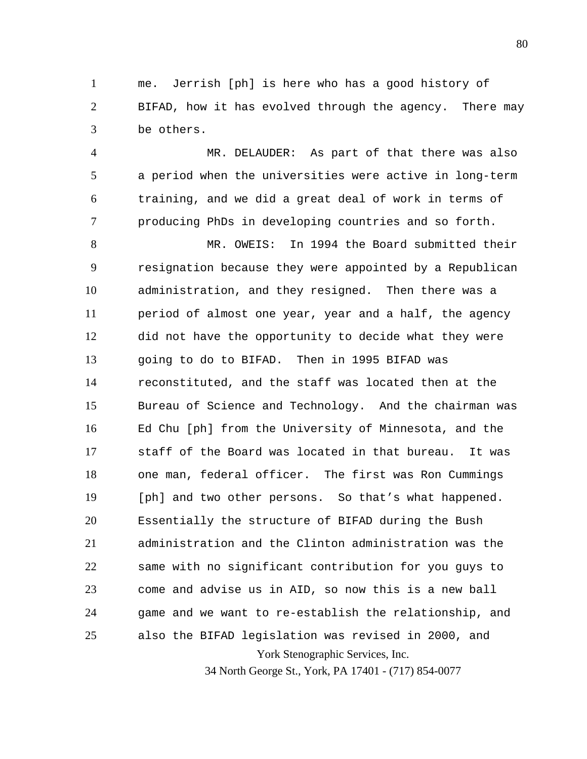me. Jerrish [ph] is here who has a good history of BIFAD, how it has evolved through the agency. There may be others.

MR. DELAUDER: As part of that there was also a period when the universities were active in long-term training, and we did a great deal of work in terms of producing PhDs in developing countries and so forth.

MR. OWEIS: In 1994 the Board submitted their resignation because they were appointed by a Republican administration, and they resigned. Then there was a period of almost one year, year and a half, the agency did not have the opportunity to decide what they were going to do to BIFAD. Then in 1995 BIFAD was reconstituted, and the staff was located then at the Bureau of Science and Technology. And the chairman was Ed Chu [ph] from the University of Minnesota, and the staff of the Board was located in that bureau. It was one man, federal officer. The first was Ron Cummings [ph] and two other persons. So that's what happened. Essentially the structure of BIFAD during the Bush administration and the Clinton administration was the same with no significant contribution for you guys to come and advise us in AID, so now this is a new ball game and we want to re-establish the relationship, and also the BIFAD legislation was revised in 2000, and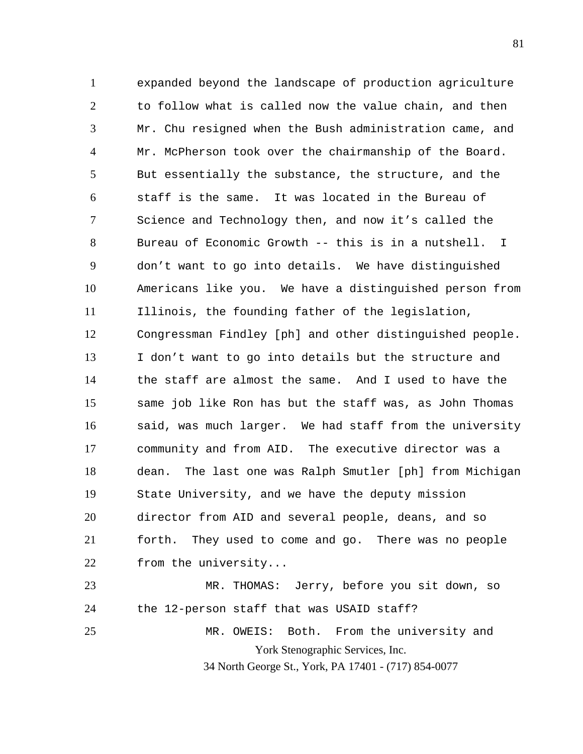expanded beyond the landscape of production agriculture to follow what is called now the value chain, and then Mr. Chu resigned when the Bush administration came, and Mr. McPherson took over the chairmanship of the Board. But essentially the substance, the structure, and the staff is the same. It was located in the Bureau of Science and Technology then, and now it's called the Bureau of Economic Growth -- this is in a nutshell. I don't want to go into details. We have distinguished Americans like you. We have a distinguished person from Illinois, the founding father of the legislation, Congressman Findley [ph] and other distinguished people. I don't want to go into details but the structure and the staff are almost the same. And I used to have the same job like Ron has but the staff was, as John Thomas said, was much larger. We had staff from the university community and from AID. The executive director was a dean. The last one was Ralph Smutler [ph] from Michigan State University, and we have the deputy mission director from AID and several people, deans, and so forth. They used to come and go. There was no people from the university...

MR. THOMAS: Jerry, before you sit down, so the 12-person staff that was USAID staff?

MR. OWEIS: Both. From the university and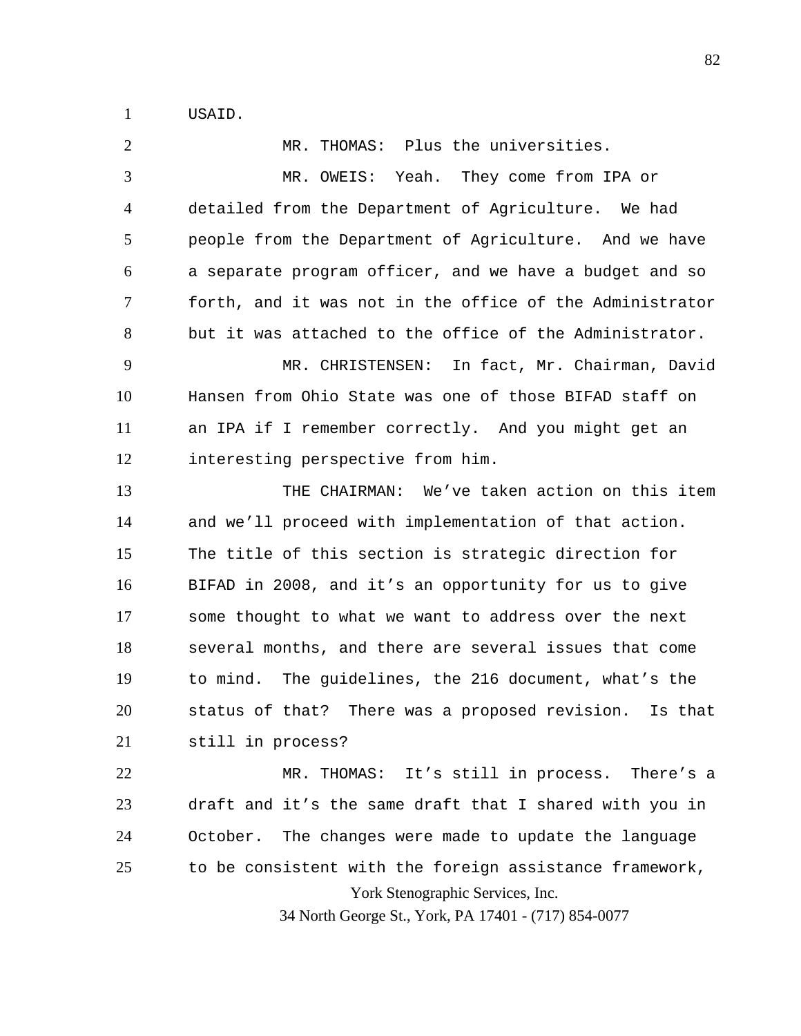USAID.

MR. THOMAS: Plus the universities.

MR. OWEIS: Yeah. They come from IPA or detailed from the Department of Agriculture. We had people from the Department of Agriculture. And we have a separate program officer, and we have a budget and so forth, and it was not in the office of the Administrator but it was attached to the office of the Administrator.

MR. CHRISTENSEN: In fact, Mr. Chairman, David Hansen from Ohio State was one of those BIFAD staff on an IPA if I remember correctly. And you might get an interesting perspective from him.

THE CHAIRMAN: We've taken action on this item and we'll proceed with implementation of that action. The title of this section is strategic direction for BIFAD in 2008, and it's an opportunity for us to give some thought to what we want to address over the next several months, and there are several issues that come to mind. The guidelines, the 216 document, what's the status of that? There was a proposed revision. Is that still in process?

MR. THOMAS: It's still in process. There's a draft and it's the same draft that I shared with you in October. The changes were made to update the language to be consistent with the foreign assistance framework,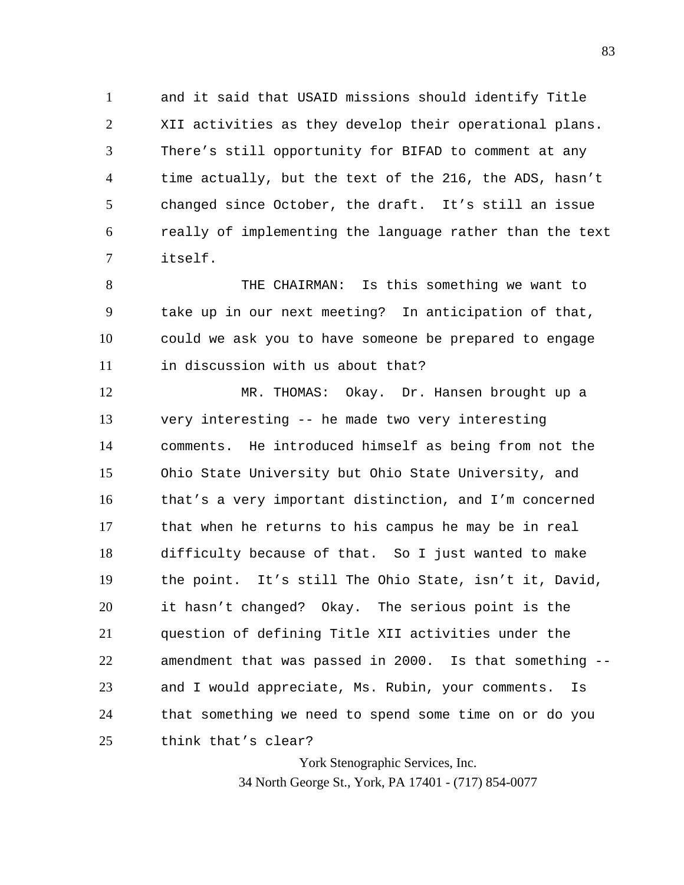and it said that USAID missions should identify Title XII activities as they develop their operational plans. There's still opportunity for BIFAD to comment at any time actually, but the text of the 216, the ADS, hasn't changed since October, the draft. It's still an issue really of implementing the language rather than the text itself.

THE CHAIRMAN: Is this something we want to take up in our next meeting? In anticipation of that, could we ask you to have someone be prepared to engage in discussion with us about that?

MR. THOMAS: Okay. Dr. Hansen brought up a very interesting -- he made two very interesting comments. He introduced himself as being from not the Ohio State University but Ohio State University, and that's a very important distinction, and I'm concerned that when he returns to his campus he may be in real difficulty because of that. So I just wanted to make the point. It's still The Ohio State, isn't it, David, it hasn't changed? Okay. The serious point is the question of defining Title XII activities under the amendment that was passed in 2000. Is that something -- and I would appreciate, Ms. Rubin, your comments. Is that something we need to spend some time on or do you think that's clear?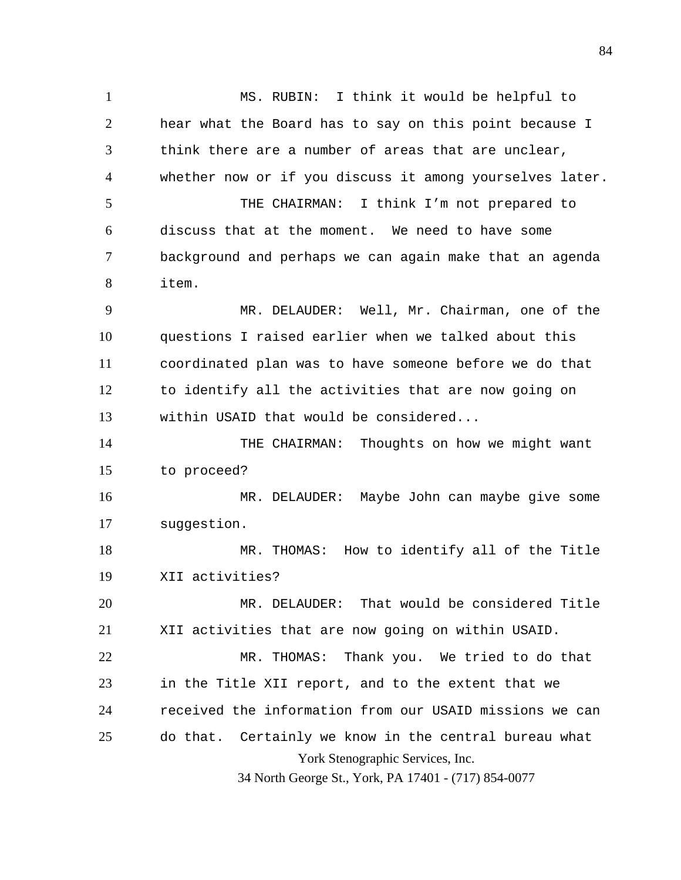MS. RUBIN: I think it would be helpful to hear what the Board has to say on this point because I think there are a number of areas that are unclear, whether now or if you discuss it among yourselves later.

THE CHAIRMAN: I think I'm not prepared to discuss that at the moment. We need to have some background and perhaps we can again make that an agenda item.

MR. DELAUDER: Well, Mr. Chairman, one of the questions I raised earlier when we talked about this coordinated plan was to have someone before we do that to identify all the activities that are now going on within USAID that would be considered...

THE CHAIRMAN: Thoughts on how we might want to proceed?

MR. DELAUDER: Maybe John can maybe give some suggestion.

MR. THOMAS: How to identify all of the Title XII activities?

MR. DELAUDER: That would be considered Title XII activities that are now going on within USAID.

MR. THOMAS: Thank you. We tried to do that in the Title XII report, and to the extent that we received the information from our USAID missions we can do that. Certainly we know in the central bureau what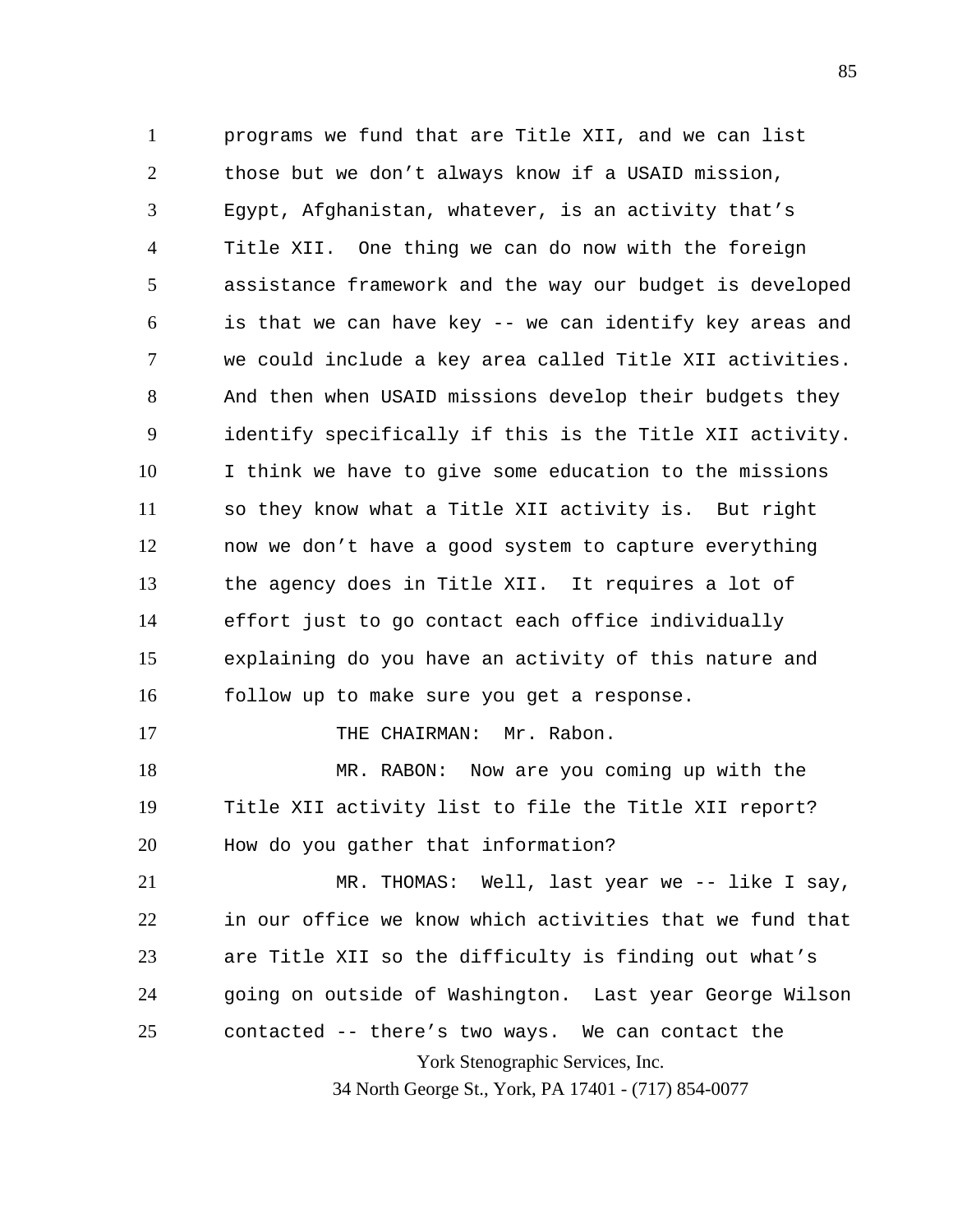programs we fund that are Title XII, and we can list those but we don't always know if a USAID mission, Egypt, Afghanistan, whatever, is an activity that's Title XII. One thing we can do now with the foreign assistance framework and the way our budget is developed is that we can have key -- we can identify key areas and we could include a key area called Title XII activities. And then when USAID missions develop their budgets they identify specifically if this is the Title XII activity. I think we have to give some education to the missions so they know what a Title XII activity is. But right now we don't have a good system to capture everything the agency does in Title XII. It requires a lot of effort just to go contact each office individually explaining do you have an activity of this nature and follow up to make sure you get a response.

THE CHAIRMAN: Mr. Rabon.

MR. RABON: Now are you coming up with the Title XII activity list to file the Title XII report? How do you gather that information?

MR. THOMAS: Well, last year we -- like I say, in our office we know which activities that we fund that are Title XII so the difficulty is finding out what's going on outside of Washington. Last year George Wilson contacted -- there's two ways. We can contact the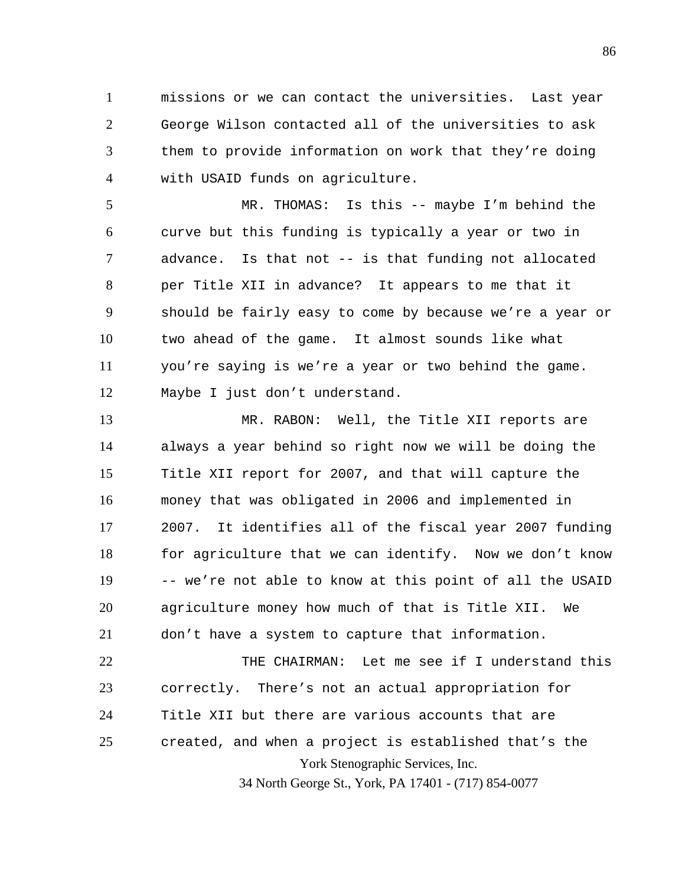missions or we can contact the universities. Last year George Wilson contacted all of the universities to ask them to provide information on work that they're doing with USAID funds on agriculture.

MR. THOMAS: Is this -- maybe I'm behind the curve but this funding is typically a year or two in advance. Is that not -- is that funding not allocated per Title XII in advance? It appears to me that it should be fairly easy to come by because we're a year or two ahead of the game. It almost sounds like what you're saying is we're a year or two behind the game. Maybe I just don't understand.

MR. RABON: Well, the Title XII reports are always a year behind so right now we will be doing the Title XII report for 2007, and that will capture the money that was obligated in 2006 and implemented in 2007. It identifies all of the fiscal year 2007 funding for agriculture that we can identify. Now we don't know -- we're not able to know at this point of all the USAID agriculture money how much of that is Title XII. We don't have a system to capture that information.

THE CHAIRMAN: Let me see if I understand this correctly. There's not an actual appropriation for Title XII but there are various accounts that are created, and when a project is established that's the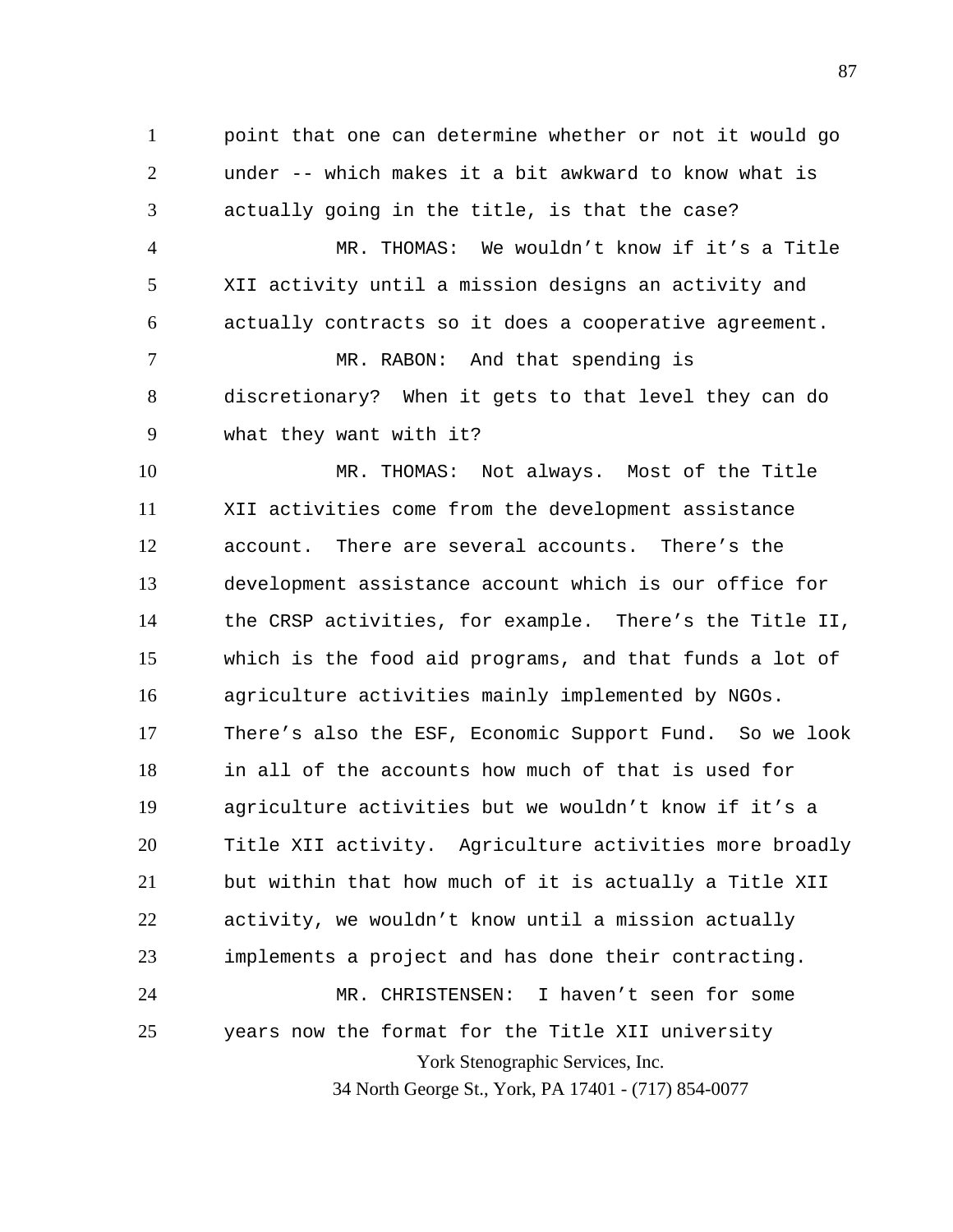point that one can determine whether or not it would go under -- which makes it a bit awkward to know what is actually going in the title, is that the case?

MR. THOMAS: We wouldn't know if it's a Title XII activity until a mission designs an activity and actually contracts so it does a cooperative agreement.

MR. RABON: And that spending is discretionary? When it gets to that level they can do what they want with it?

MR. THOMAS: Not always. Most of the Title XII activities come from the development assistance account. There are several accounts. There's the development assistance account which is our office for the CRSP activities, for example. There's the Title II, which is the food aid programs, and that funds a lot of agriculture activities mainly implemented by NGOs. There's also the ESF, Economic Support Fund. So we look in all of the accounts how much of that is used for agriculture activities but we wouldn't know if it's a Title XII activity. Agriculture activities more broadly but within that how much of it is actually a Title XII activity, we wouldn't know until a mission actually implements a project and has done their contracting.

MR. CHRISTENSEN: I haven't seen for some years now the format for the Title XII university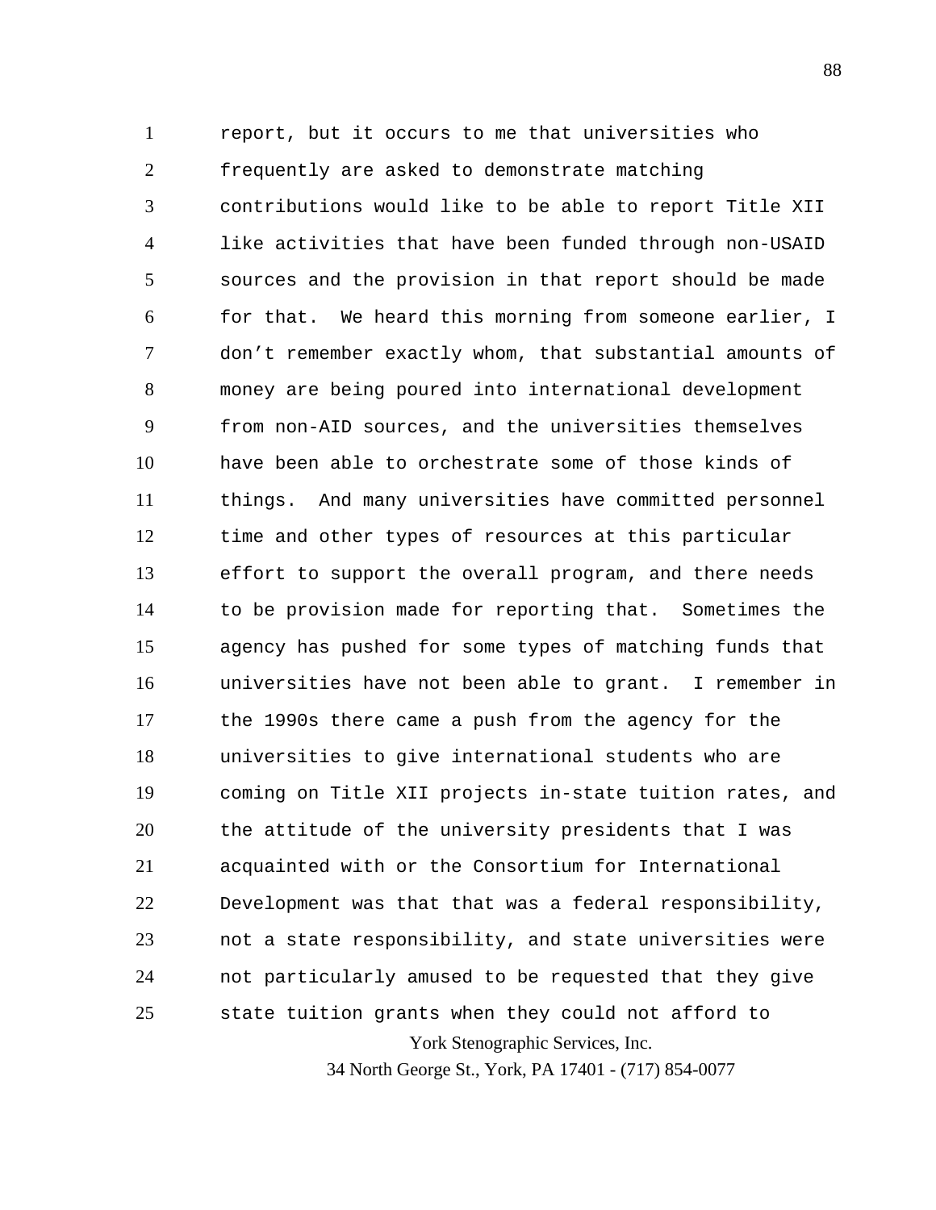report, but it occurs to me that universities who frequently are asked to demonstrate matching contributions would like to be able to report Title XII like activities that have been funded through non-USAID sources and the provision in that report should be made for that. We heard this morning from someone earlier, I don't remember exactly whom, that substantial amounts of money are being poured into international development from non-AID sources, and the universities themselves have been able to orchestrate some of those kinds of things. And many universities have committed personnel time and other types of resources at this particular effort to support the overall program, and there needs to be provision made for reporting that. Sometimes the agency has pushed for some types of matching funds that universities have not been able to grant. I remember in the 1990s there came a push from the agency for the universities to give international students who are coming on Title XII projects in-state tuition rates, and the attitude of the university presidents that I was acquainted with or the Consortium for International Development was that that was a federal responsibility, not a state responsibility, and state universities were not particularly amused to be requested that they give state tuition grants when they could not afford to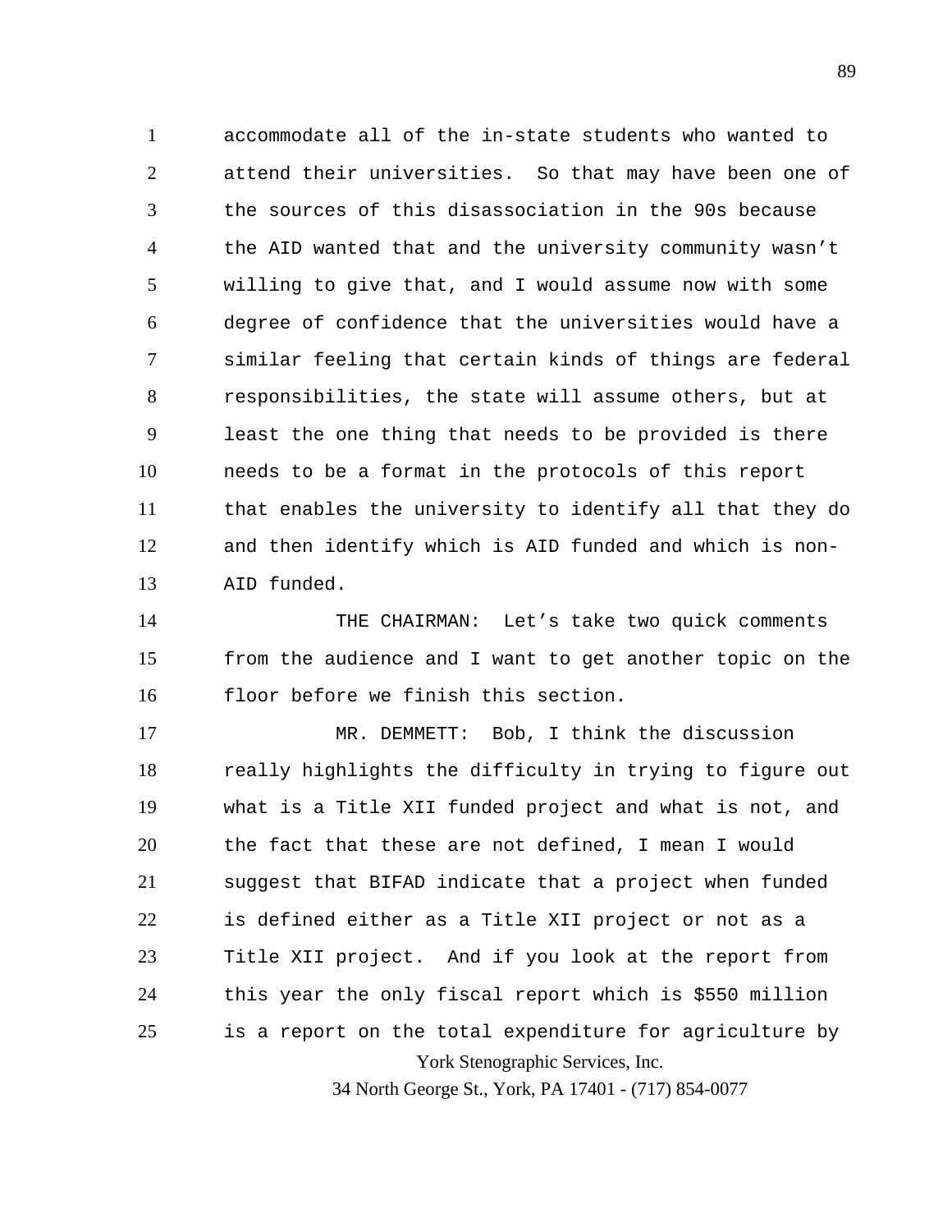accommodate all of the in-state students who wanted to attend their universities. So that may have been one of the sources of this disassociation in the 90s because the AID wanted that and the university community wasn't willing to give that, and I would assume now with some degree of confidence that the universities would have a similar feeling that certain kinds of things are federal responsibilities, the state will assume others, but at least the one thing that needs to be provided is there needs to be a format in the protocols of this report that enables the university to identify all that they do and then identify which is AID funded and which is non-AID funded.

THE CHAIRMAN: Let's take two quick comments from the audience and I want to get another topic on the floor before we finish this section.

MR. DEMMETT: Bob, I think the discussion really highlights the difficulty in trying to figure out what is a Title XII funded project and what is not, and the fact that these are not defined, I mean I would suggest that BIFAD indicate that a project when funded is defined either as a Title XII project or not as a Title XII project. And if you look at the report from this year the only fiscal report which is \$550 million is a report on the total expenditure for agriculture by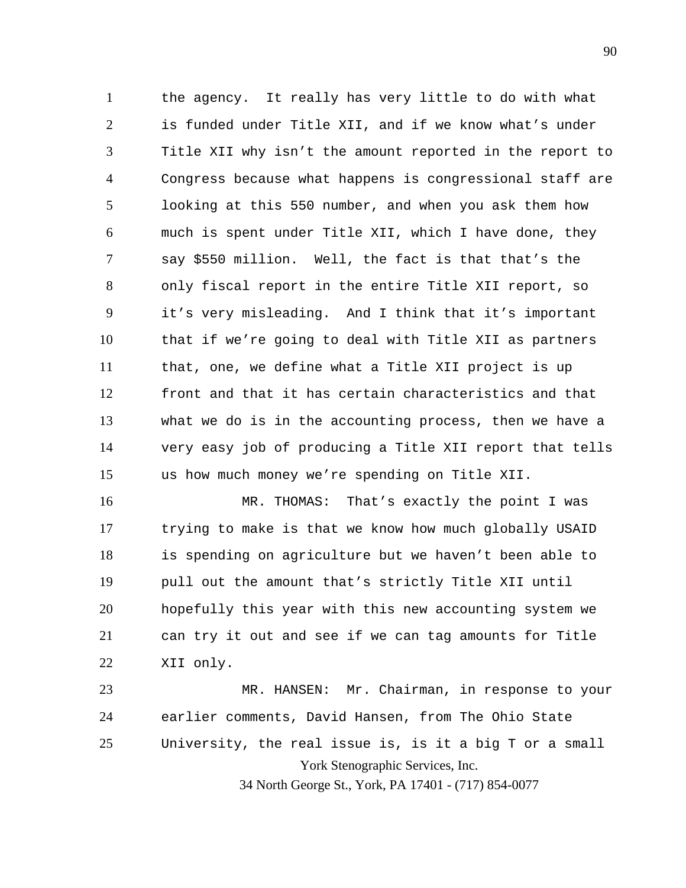the agency. It really has very little to do with what is funded under Title XII, and if we know what's under Title XII why isn't the amount reported in the report to Congress because what happens is congressional staff are looking at this 550 number, and when you ask them how much is spent under Title XII, which I have done, they say $550 million. Well, the fact is that that's the only fiscal report in the entire Title XII report, so it's very misleading. And I think that it's important that if we're going to deal with Title XII as partners that, one, we define what a Title XII project is up front and that it has certain characteristics and that what we do is in the accounting process, then we have a very easy job of producing a Title XII report that tells us how much money we're spending on Title XII.

MR. THOMAS: That's exactly the point I was trying to make is that we know how much globally USAID is spending on agriculture but we haven't been able to pull out the amount that's strictly Title XII until hopefully this year with this new accounting system we can try it out and see if we can tag amounts for Title XII only.

MR. HANSEN: Mr. Chairman, in response to your earlier comments, David Hansen, from The Ohio State University, the real issue is, is it a big T or a small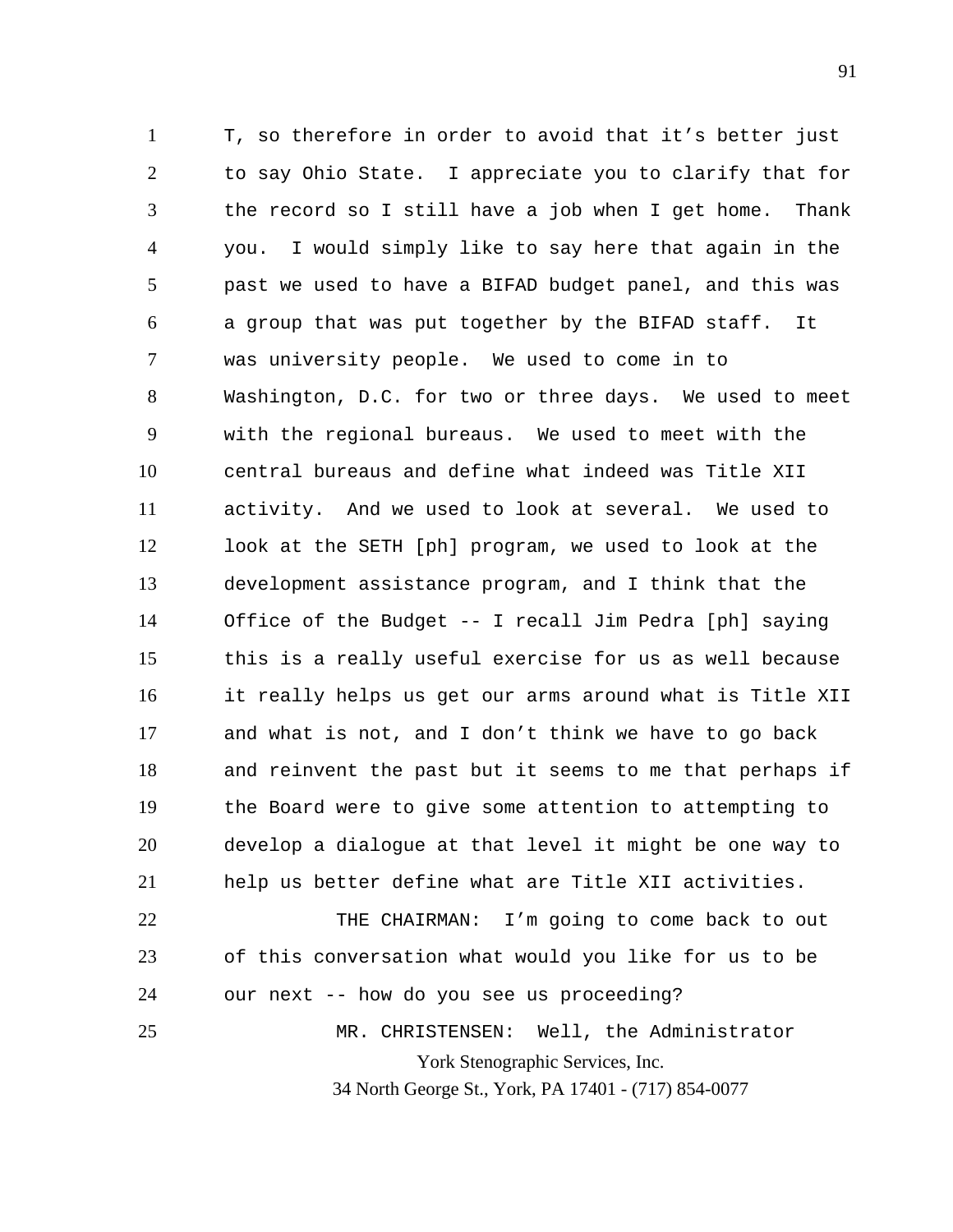T, so therefore in order to avoid that it's better just to say Ohio State. I appreciate you to clarify that for the record so I still have a job when I get home. Thank you. I would simply like to say here that again in the past we used to have a BIFAD budget panel, and this was a group that was put together by the BIFAD staff. It was university people. We used to come in to Washington, D.C. for two or three days. We used to meet with the regional bureaus. We used to meet with the central bureaus and define what indeed was Title XII activity. And we used to look at several. We used to look at the SETH [ph] program, we used to look at the development assistance program, and I think that the Office of the Budget -- I recall Jim Pedra [ph] saying this is a really useful exercise for us as well because it really helps us get our arms around what is Title XII and what is not, and I don't think we have to go back and reinvent the past but it seems to me that perhaps if the Board were to give some attention to attempting to develop a dialogue at that level it might be one way to help us better define what are Title XII activities.

THE CHAIRMAN: I'm going to come back to out of this conversation what would you like for us to be our next -- how do you see us proceeding?

MR. CHRISTENSEN: Well, the Administrator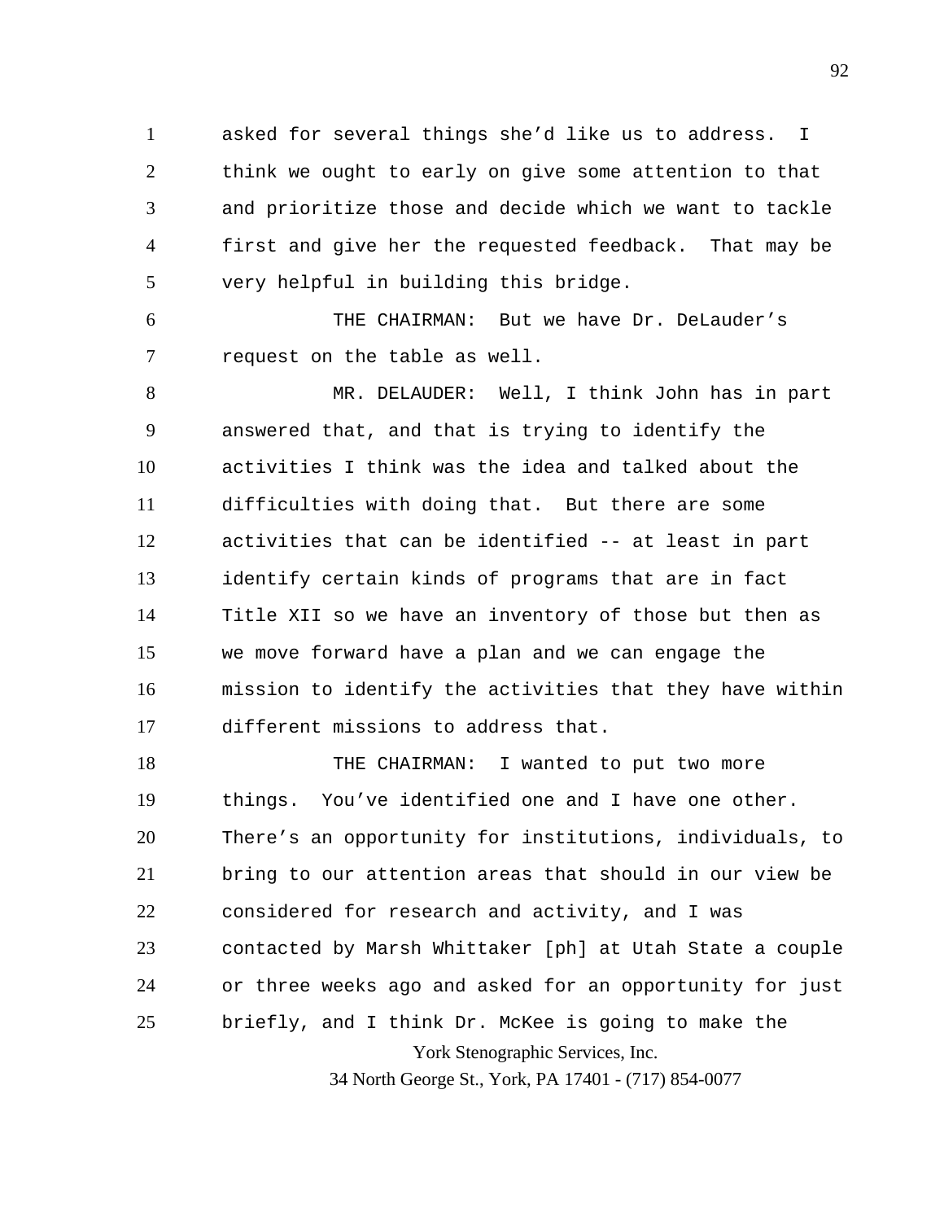asked for several things she'd like us to address. I think we ought to early on give some attention to that and prioritize those and decide which we want to tackle first and give her the requested feedback. That may be very helpful in building this bridge.

THE CHAIRMAN: But we have Dr. DeLauder's request on the table as well.

MR. DELAUDER: Well, I think John has in part answered that, and that is trying to identify the activities I think was the idea and talked about the difficulties with doing that. But there are some activities that can be identified -- at least in part identify certain kinds of programs that are in fact Title XII so we have an inventory of those but then as we move forward have a plan and we can engage the mission to identify the activities that they have within different missions to address that.

THE CHAIRMAN: I wanted to put two more things. You've identified one and I have one other. There's an opportunity for institutions, individuals, to bring to our attention areas that should in our view be considered for research and activity, and I was contacted by Marsh Whittaker [ph] at Utah State a couple or three weeks ago and asked for an opportunity for just briefly, and I think Dr. McKee is going to make the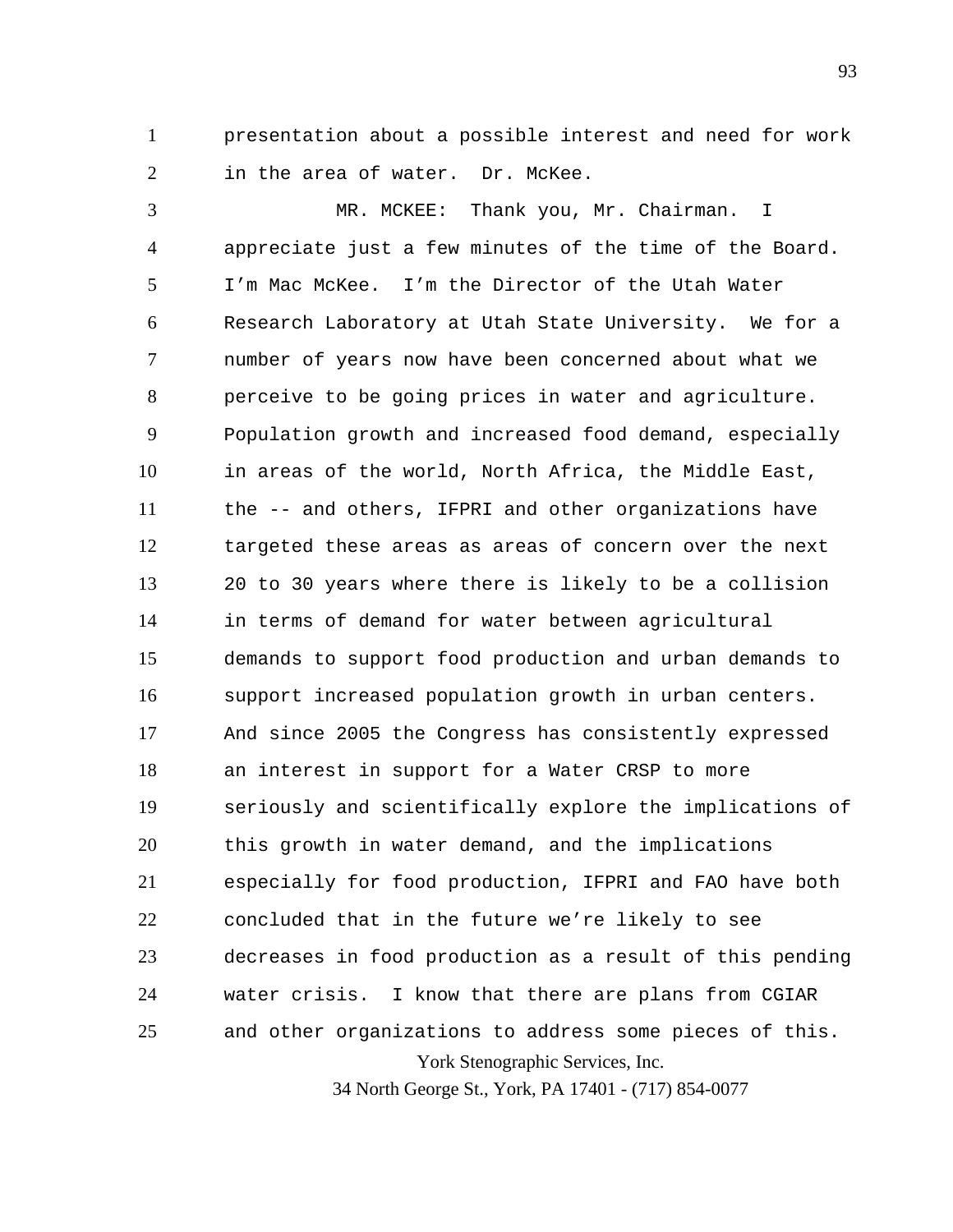presentation about a possible interest and need for work in the area of water. Dr. McKee.

MR. MCKEE: Thank you, Mr. Chairman. I appreciate just a few minutes of the time of the Board. I'm Mac McKee. I'm the Director of the Utah Water Research Laboratory at Utah State University. We for a number of years now have been concerned about what we perceive to be going prices in water and agriculture. Population growth and increased food demand, especially in areas of the world, North Africa, the Middle East, the -- and others, IFPRI and other organizations have targeted these areas as areas of concern over the next 20 to 30 years where there is likely to be a collision in terms of demand for water between agricultural demands to support food production and urban demands to support increased population growth in urban centers. And since 2005 the Congress has consistently expressed an interest in support for a Water CRSP to more seriously and scientifically explore the implications of this growth in water demand, and the implications especially for food production, IFPRI and FAO have both concluded that in the future we're likely to see decreases in food production as a result of this pending water crisis. I know that there are plans from CGIAR and other organizations to address some pieces of this.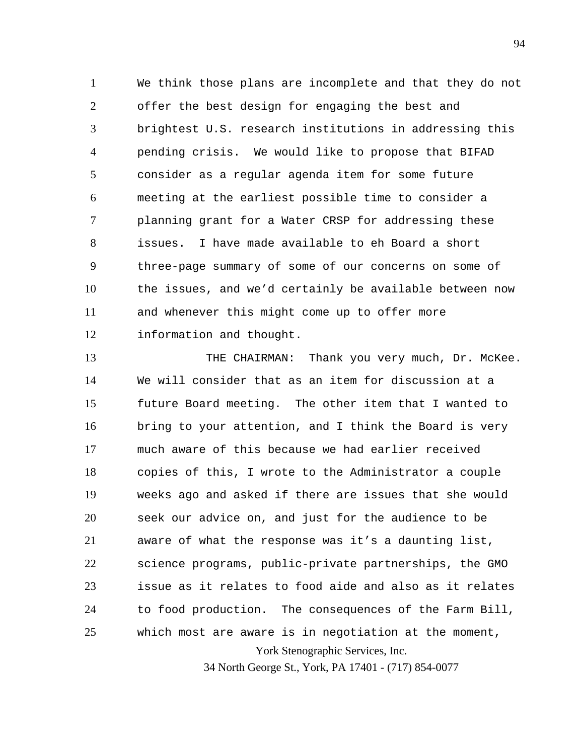We think those plans are incomplete and that they do not offer the best design for engaging the best and brightest U.S. research institutions in addressing this pending crisis. We would like to propose that BIFAD consider as a regular agenda item for some future meeting at the earliest possible time to consider a planning grant for a Water CRSP for addressing these issues. I have made available to eh Board a short three-page summary of some of our concerns on some of the issues, and we'd certainly be available between now and whenever this might come up to offer more information and thought.

THE CHAIRMAN: Thank you very much, Dr. McKee. We will consider that as an item for discussion at a future Board meeting. The other item that I wanted to bring to your attention, and I think the Board is very much aware of this because we had earlier received copies of this, I wrote to the Administrator a couple weeks ago and asked if there are issues that she would seek our advice on, and just for the audience to be aware of what the response was it's a daunting list, science programs, public-private partnerships, the GMO issue as it relates to food aide and also as it relates to food production. The consequences of the Farm Bill, which most are aware is in negotiation at the moment,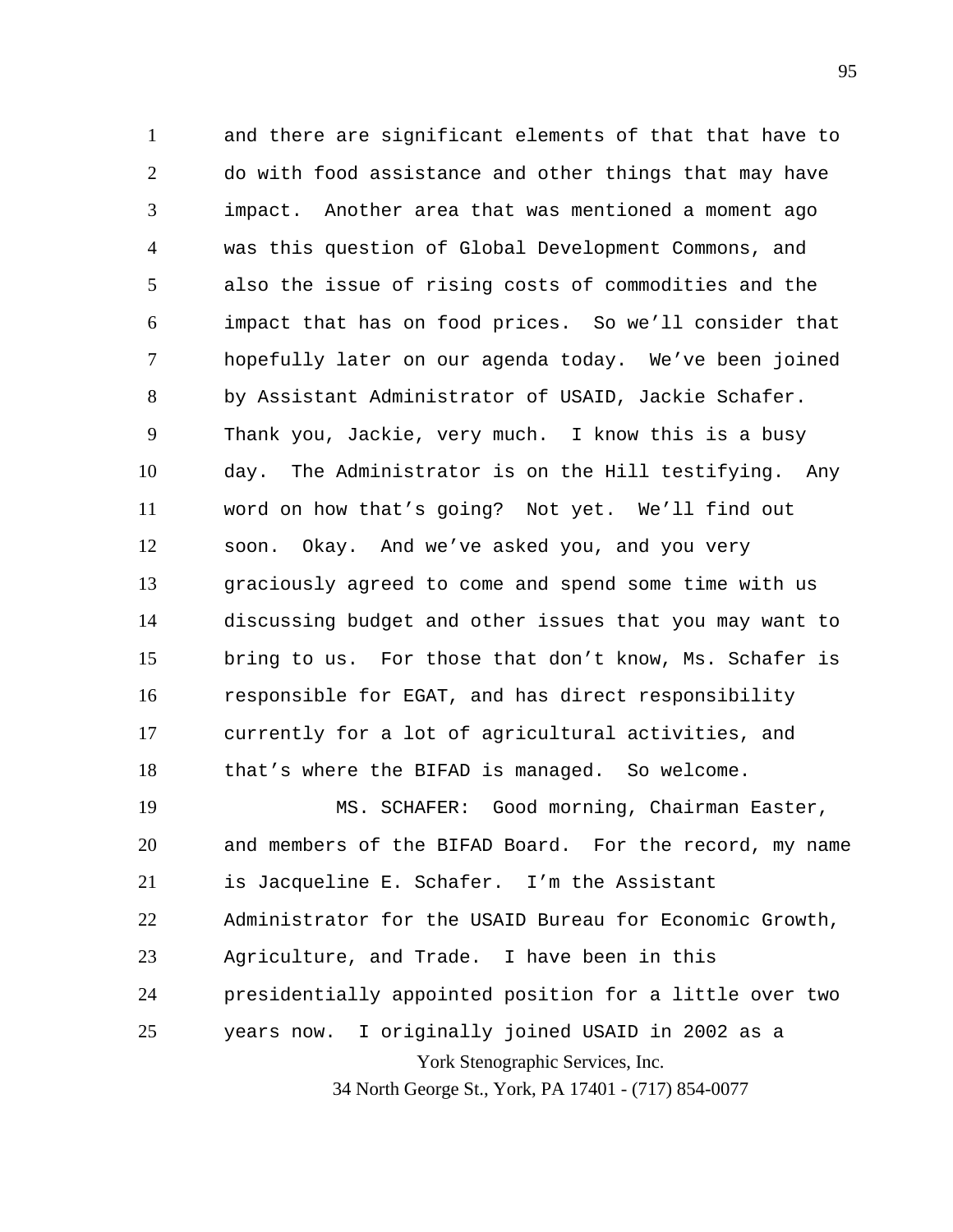and there are significant elements of that that have to do with food assistance and other things that may have impact. Another area that was mentioned a moment ago was this question of Global Development Commons, and also the issue of rising costs of commodities and the impact that has on food prices. So we'll consider that hopefully later on our agenda today. We've been joined by Assistant Administrator of USAID, Jackie Schafer. Thank you, Jackie, very much. I know this is a busy day. The Administrator is on the Hill testifying. Any word on how that's going? Not yet. We'll find out soon. Okay. And we've asked you, and you very graciously agreed to come and spend some time with us discussing budget and other issues that you may want to bring to us. For those that don't know, Ms. Schafer is responsible for EGAT, and has direct responsibility currently for a lot of agricultural activities, and that's where the BIFAD is managed. So welcome.

MS. SCHAFER: Good morning, Chairman Easter, and members of the BIFAD Board. For the record, my name is Jacqueline E. Schafer. I'm the Assistant Administrator for the USAID Bureau for Economic Growth, Agriculture, and Trade. I have been in this presidentially appointed position for a little over two years now. I originally joined USAID in 2002 as a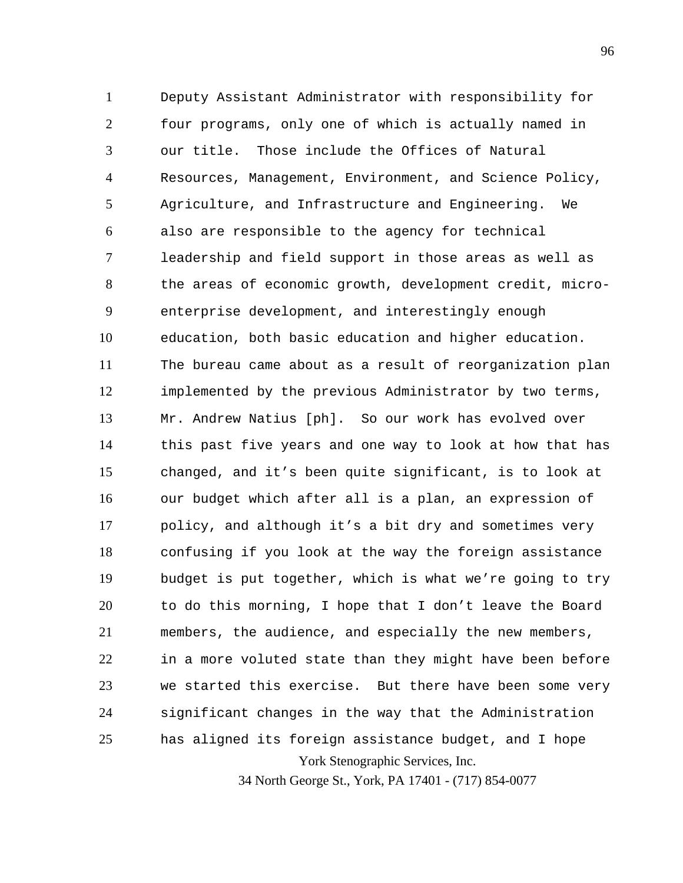Deputy Assistant Administrator with responsibility for four programs, only one of which is actually named in our title. Those include the Offices of Natural Resources, Management, Environment, and Science Policy, Agriculture, and Infrastructure and Engineering. We also are responsible to the agency for technical leadership and field support in those areas as well as the areas of economic growth, development credit, micro-enterprise development, and interestingly enough education, both basic education and higher education. The bureau came about as a result of reorganization plan implemented by the previous Administrator by two terms, Mr. Andrew Natius [ph]. So our work has evolved over this past five years and one way to look at how that has changed, and it's been quite significant, is to look at our budget which after all is a plan, an expression of policy, and although it's a bit dry and sometimes very confusing if you look at the way the foreign assistance budget is put together, which is what we're going to try to do this morning, I hope that I don't leave the Board members, the audience, and especially the new members, in a more voluted state than they might have been before we started this exercise. But there have been some very significant changes in the way that the Administration has aligned its foreign assistance budget, and I hope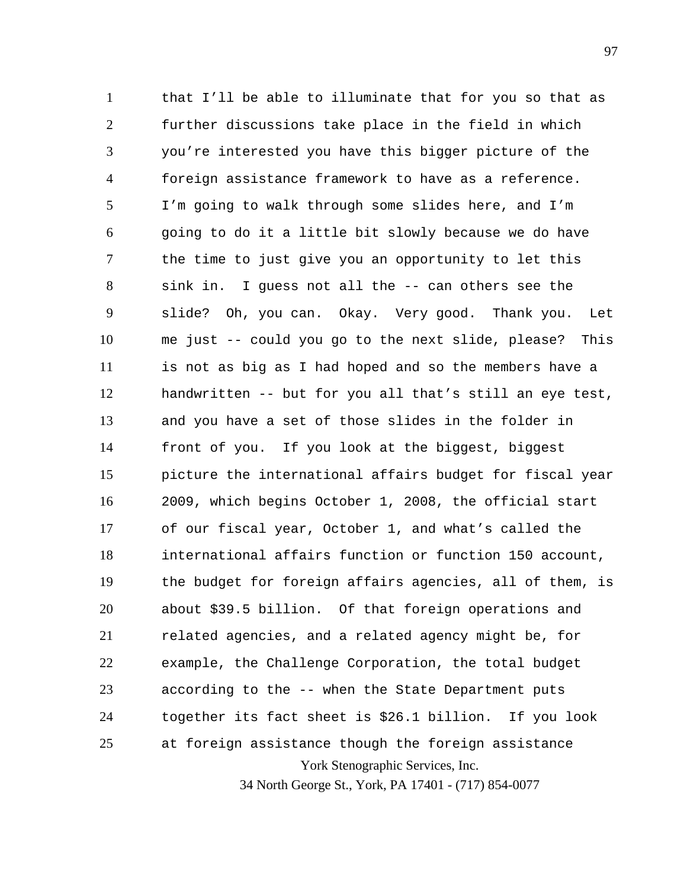that I'll be able to illuminate that for you so that as further discussions take place in the field in which you're interested you have this bigger picture of the foreign assistance framework to have as a reference. I'm going to walk through some slides here, and I'm going to do it a little bit slowly because we do have the time to just give you an opportunity to let this sink in. I guess not all the -- can others see the slide? Oh, you can. Okay. Very good. Thank you. Let me just -- could you go to the next slide, please? This is not as big as I had hoped and so the members have a handwritten -- but for you all that's still an eye test, and you have a set of those slides in the folder in front of you. If you look at the biggest, biggest picture the international affairs budget for fiscal year 2009, which begins October 1, 2008, the official start of our fiscal year, October 1, and what's called the international affairs function or function 150 account, the budget for foreign affairs agencies, all of them, is about $39.5 billion. Of that foreign operations and related agencies, and a related agency might be, for example, the Challenge Corporation, the total budget according to the -- when the State Department puts together its fact sheet is $26.1 billion. If you look at foreign assistance though the foreign assistance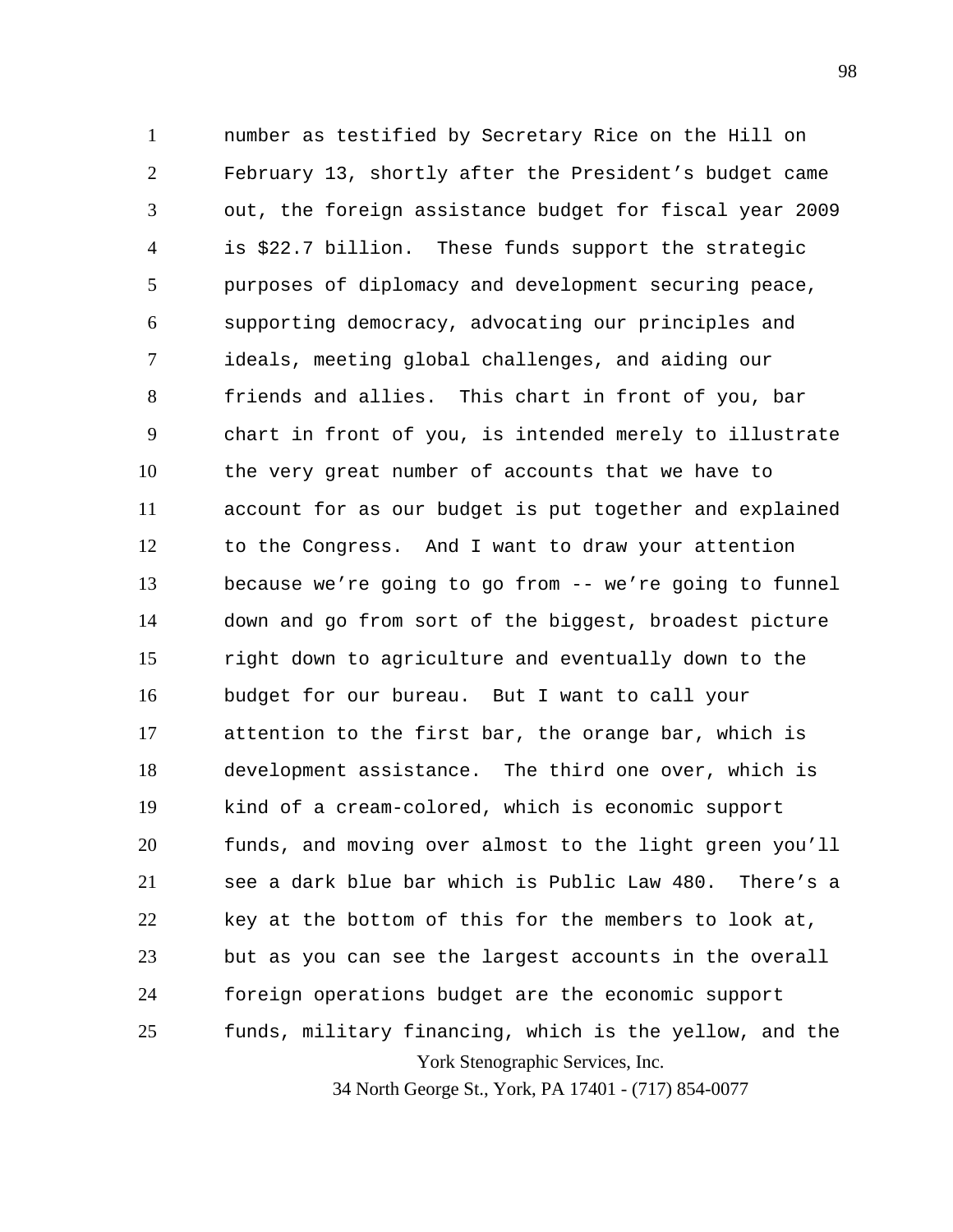number as testified by Secretary Rice on the Hill on February 13, shortly after the President's budget came out, the foreign assistance budget for fiscal year 2009 is $22.7 billion. These funds support the strategic purposes of diplomacy and development securing peace, supporting democracy, advocating our principles and ideals, meeting global challenges, and aiding our friends and allies. This chart in front of you, bar chart in front of you, is intended merely to illustrate the very great number of accounts that we have to account for as our budget is put together and explained to the Congress. And I want to draw your attention because we're going to go from -- we're going to funnel down and go from sort of the biggest, broadest picture right down to agriculture and eventually down to the budget for our bureau. But I want to call your attention to the first bar, the orange bar, which is development assistance. The third one over, which is kind of a cream-colored, which is economic support funds, and moving over almost to the light green you'll see a dark blue bar which is Public Law 480. There's a key at the bottom of this for the members to look at, but as you can see the largest accounts in the overall foreign operations budget are the economic support funds, military financing, which is the yellow, and the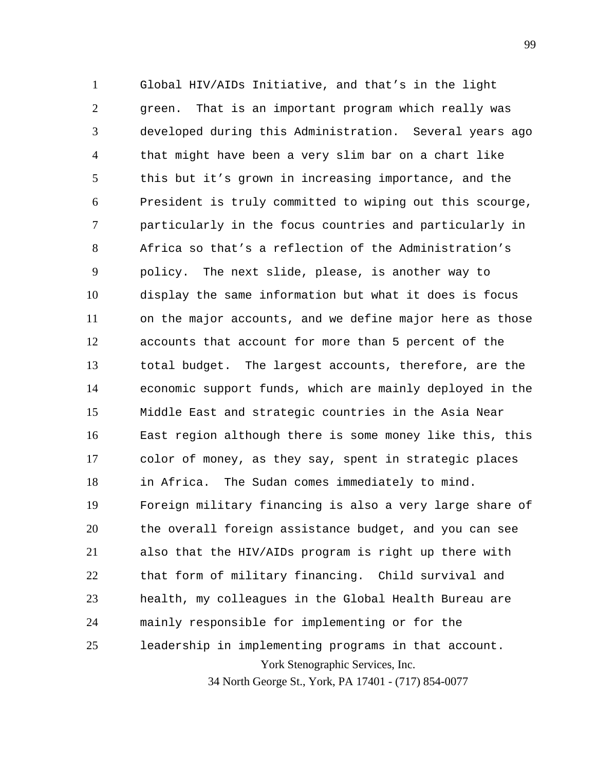Global HIV/AIDs Initiative, and that's in the light green. That is an important program which really was developed during this Administration. Several years ago that might have been a very slim bar on a chart like this but it's grown in increasing importance, and the President is truly committed to wiping out this scourge, particularly in the focus countries and particularly in Africa so that's a reflection of the Administration's policy. The next slide, please, is another way to display the same information but what it does is focus on the major accounts, and we define major here as those accounts that account for more than 5 percent of the total budget. The largest accounts, therefore, are the economic support funds, which are mainly deployed in the Middle East and strategic countries in the Asia Near East region although there is some money like this, this color of money, as they say, spent in strategic places in Africa. The Sudan comes immediately to mind. Foreign military financing is also a very large share of the overall foreign assistance budget, and you can see also that the HIV/AIDs program is right up there with that form of military financing. Child survival and health, my colleagues in the Global Health Bureau are mainly responsible for implementing or for the leadership in implementing programs in that account.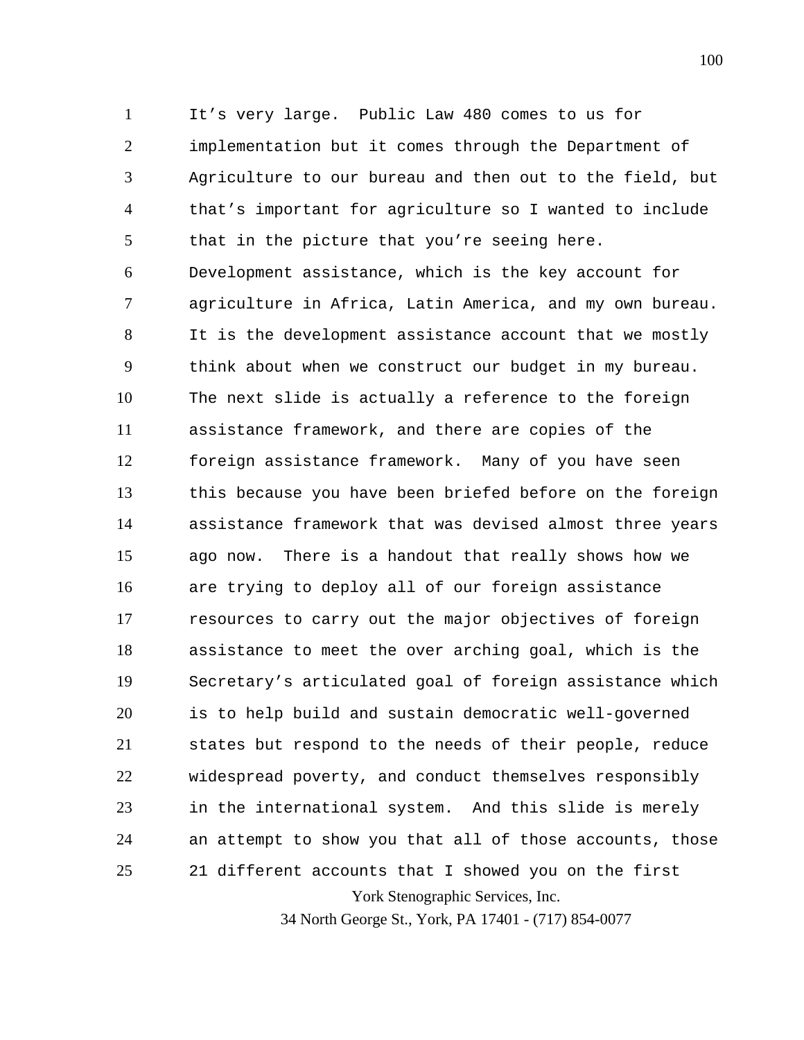It's very large. Public Law 480 comes to us for implementation but it comes through the Department of Agriculture to our bureau and then out to the field, but that's important for agriculture so I wanted to include that in the picture that you're seeing here. Development assistance, which is the key account for agriculture in Africa, Latin America, and my own bureau. It is the development assistance account that we mostly think about when we construct our budget in my bureau. The next slide is actually a reference to the foreign assistance framework, and there are copies of the foreign assistance framework. Many of you have seen this because you have been briefed before on the foreign assistance framework that was devised almost three years ago now. There is a handout that really shows how we are trying to deploy all of our foreign assistance resources to carry out the major objectives of foreign assistance to meet the over arching goal, which is the Secretary's articulated goal of foreign assistance which is to help build and sustain democratic well-governed states but respond to the needs of their people, reduce widespread poverty, and conduct themselves responsibly in the international system. And this slide is merely an attempt to show you that all of those accounts, those 21 different accounts that I showed you on the first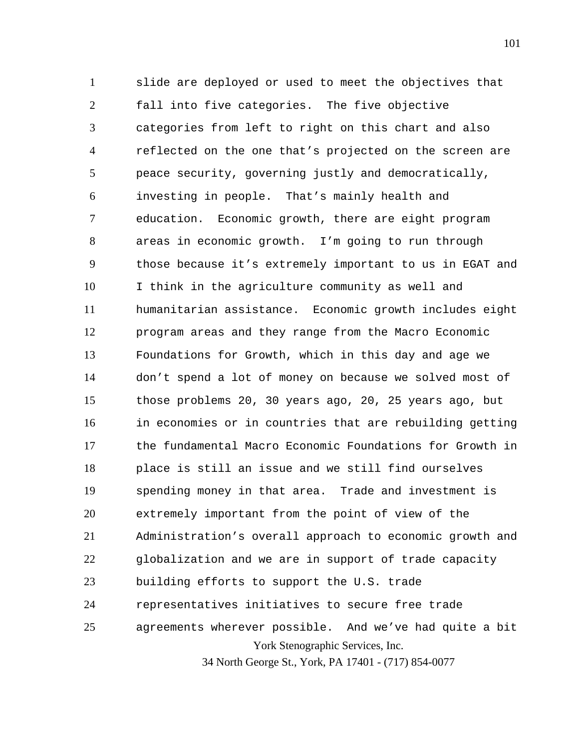slide are deployed or used to meet the objectives that fall into five categories. The five objective categories from left to right on this chart and also reflected on the one that's projected on the screen are peace security, governing justly and democratically, investing in people. That's mainly health and education. Economic growth, there are eight program areas in economic growth. I'm going to run through those because it's extremely important to us in EGAT and I think in the agriculture community as well and humanitarian assistance. Economic growth includes eight program areas and they range from the Macro Economic Foundations for Growth, which in this day and age we don't spend a lot of money on because we solved most of those problems 20, 30 years ago, 20, 25 years ago, but in economies or in countries that are rebuilding getting the fundamental Macro Economic Foundations for Growth in place is still an issue and we still find ourselves spending money in that area. Trade and investment is extremely important from the point of view of the Administration's overall approach to economic growth and globalization and we are in support of trade capacity building efforts to support the U.S. trade representatives initiatives to secure free trade agreements wherever possible. And we've had quite a bit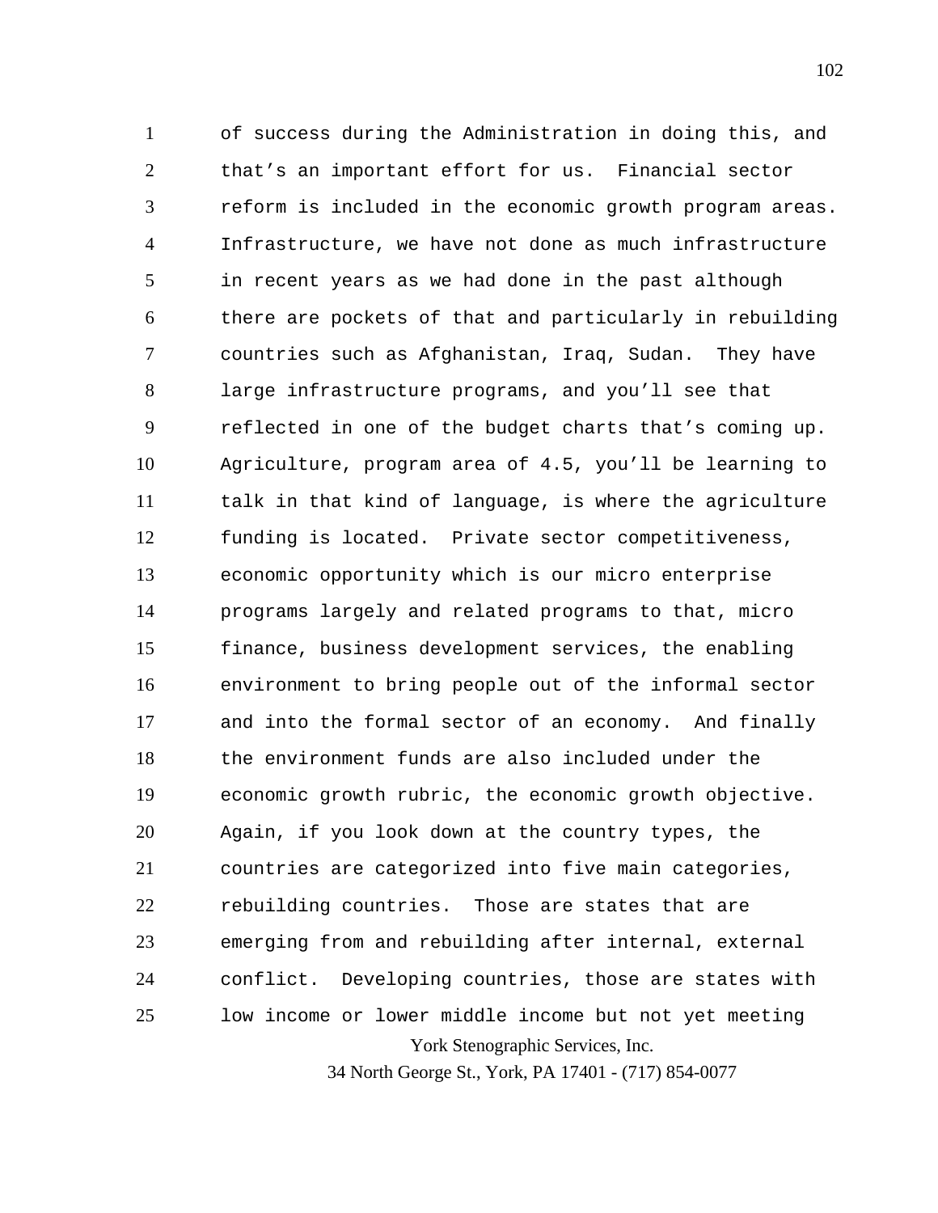of success during the Administration in doing this, and that's an important effort for us. Financial sector reform is included in the economic growth program areas. Infrastructure, we have not done as much infrastructure in recent years as we had done in the past although there are pockets of that and particularly in rebuilding countries such as Afghanistan, Iraq, Sudan. They have large infrastructure programs, and you'll see that reflected in one of the budget charts that's coming up. Agriculture, program area of 4.5, you'll be learning to talk in that kind of language, is where the agriculture funding is located. Private sector competitiveness, economic opportunity which is our micro enterprise programs largely and related programs to that, micro finance, business development services, the enabling environment to bring people out of the informal sector and into the formal sector of an economy. And finally the environment funds are also included under the economic growth rubric, the economic growth objective. Again, if you look down at the country types, the countries are categorized into five main categories, rebuilding countries. Those are states that are emerging from and rebuilding after internal, external conflict. Developing countries, those are states with low income or lower middle income but not yet meeting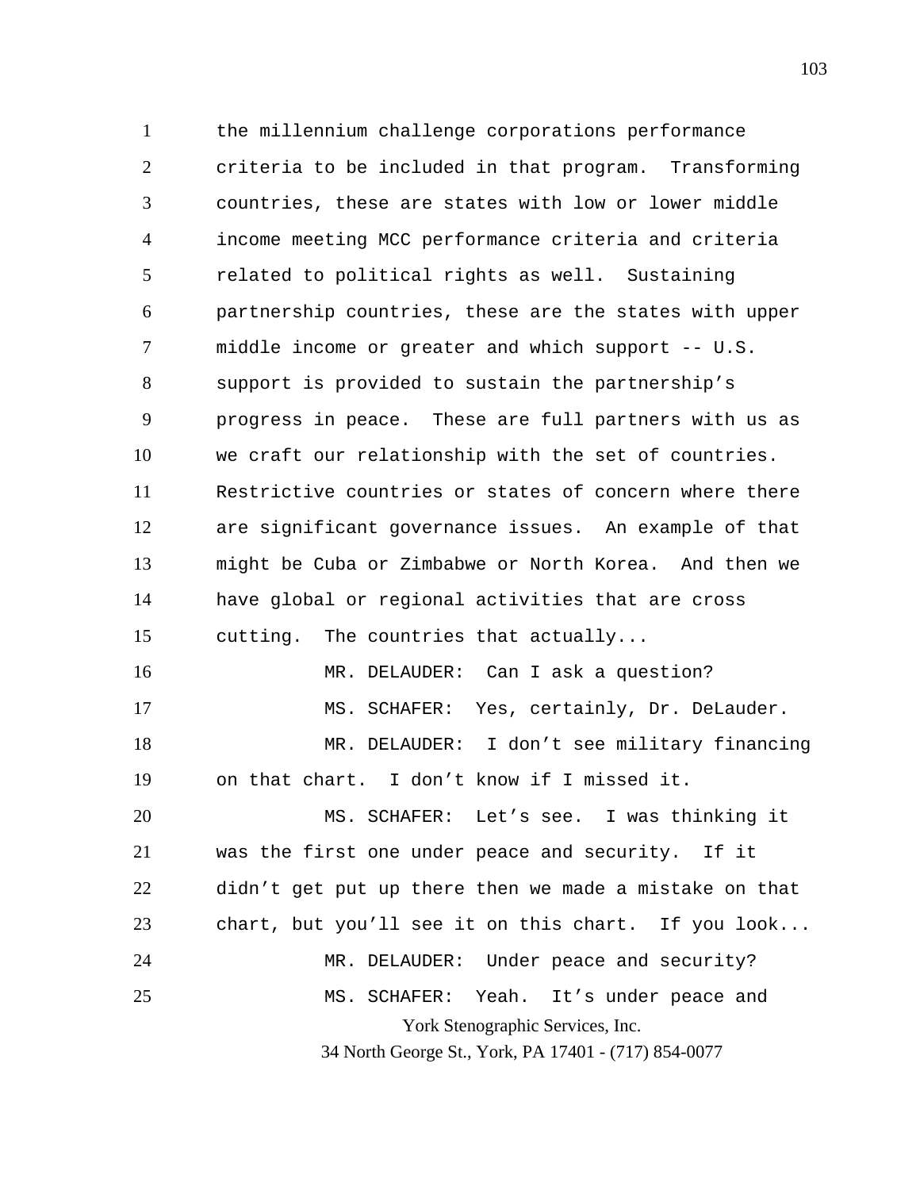the millennium challenge corporations performance criteria to be included in that program. Transforming countries, these are states with low or lower middle income meeting MCC performance criteria and criteria related to political rights as well. Sustaining partnership countries, these are the states with upper middle income or greater and which support -- U.S. support is provided to sustain the partnership's progress in peace. These are full partners with us as we craft our relationship with the set of countries. Restrictive countries or states of concern where there are significant governance issues. An example of that might be Cuba or Zimbabwe or North Korea. And then we have global or regional activities that are cross cutting. The countries that actually...

MR. DELAUDER: Can I ask a question?

MS. SCHAFER: Yes, certainly, Dr. DeLauder.

MR. DELAUDER: I don't see military financing on that chart. I don't know if I missed it.

MS. SCHAFER: Let's see. I was thinking it was the first one under peace and security. If it didn't get put up there then we made a mistake on that chart, but you'll see it on this chart. If you look...

MR. DELAUDER: Under peace and security?

MS. SCHAFER: Yeah. It's under peace and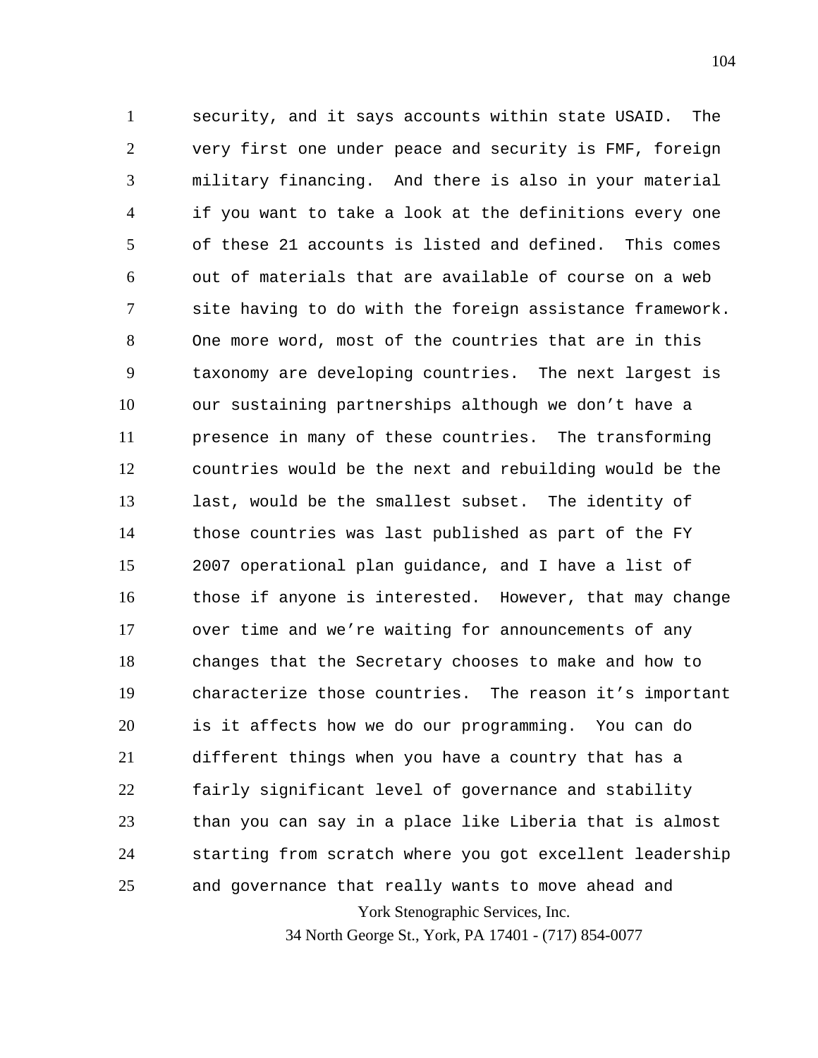security, and it says accounts within state USAID. The very first one under peace and security is FMF, foreign military financing. And there is also in your material if you want to take a look at the definitions every one of these 21 accounts is listed and defined. This comes out of materials that are available of course on a web site having to do with the foreign assistance framework. One more word, most of the countries that are in this taxonomy are developing countries. The next largest is our sustaining partnerships although we don't have a presence in many of these countries. The transforming countries would be the next and rebuilding would be the last, would be the smallest subset. The identity of those countries was last published as part of the FY 2007 operational plan guidance, and I have a list of those if anyone is interested. However, that may change over time and we're waiting for announcements of any changes that the Secretary chooses to make and how to characterize those countries. The reason it's important is it affects how we do our programming. You can do different things when you have a country that has a fairly significant level of governance and stability than you can say in a place like Liberia that is almost starting from scratch where you got excellent leadership and governance that really wants to move ahead and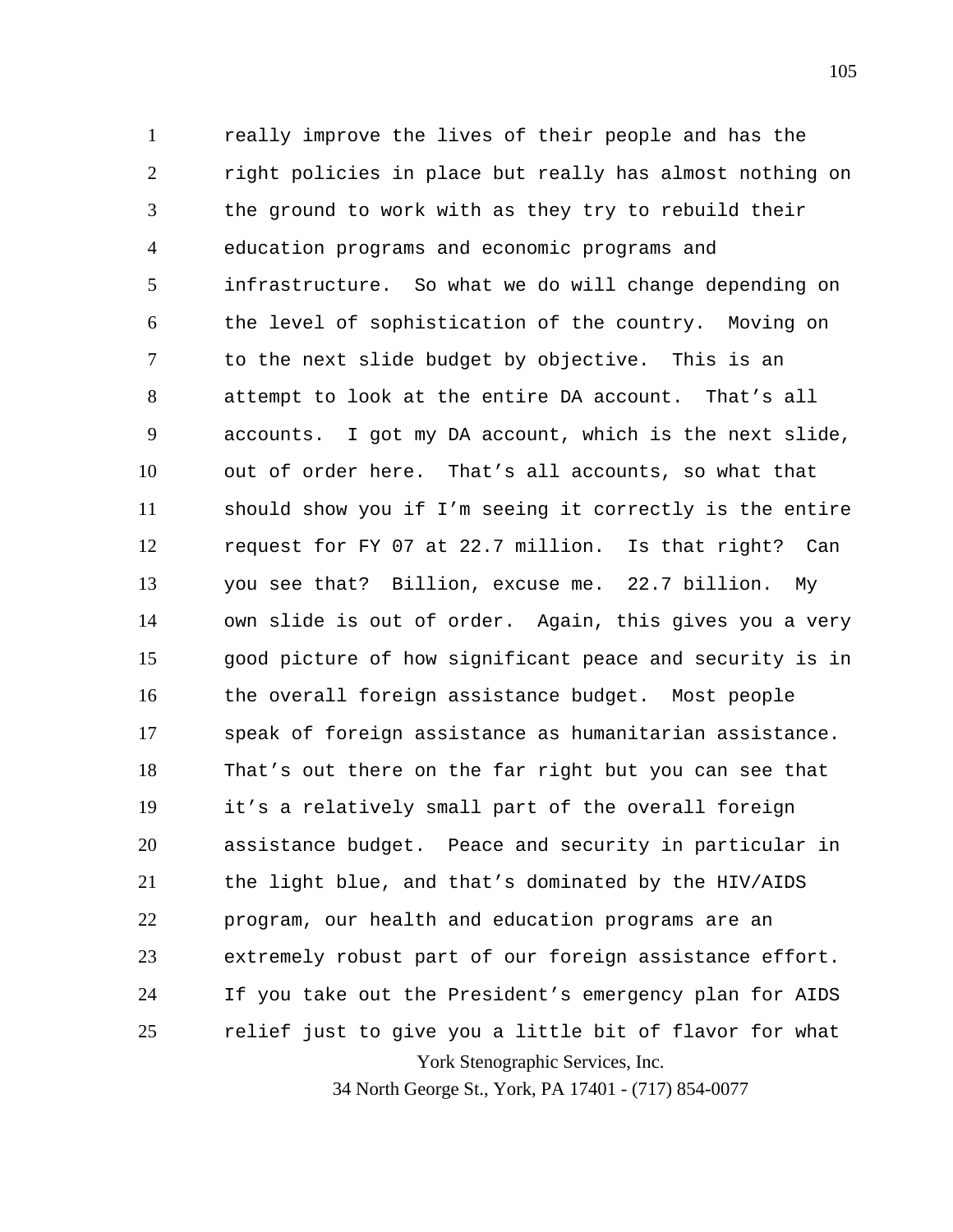really improve the lives of their people and has the right policies in place but really has almost nothing on the ground to work with as they try to rebuild their education programs and economic programs and infrastructure. So what we do will change depending on the level of sophistication of the country. Moving on to the next slide budget by objective. This is an attempt to look at the entire DA account. That's all accounts. I got my DA account, which is the next slide, out of order here. That's all accounts, so what that should show you if I'm seeing it correctly is the entire request for FY 07 at 22.7 million. Is that right? Can you see that? Billion, excuse me. 22.7 billion. My own slide is out of order. Again, this gives you a very good picture of how significant peace and security is in the overall foreign assistance budget. Most people speak of foreign assistance as humanitarian assistance. That's out there on the far right but you can see that it's a relatively small part of the overall foreign assistance budget. Peace and security in particular in the light blue, and that's dominated by the HIV/AIDS program, our health and education programs are an extremely robust part of our foreign assistance effort. If you take out the President's emergency plan for AIDS relief just to give you a little bit of flavor for what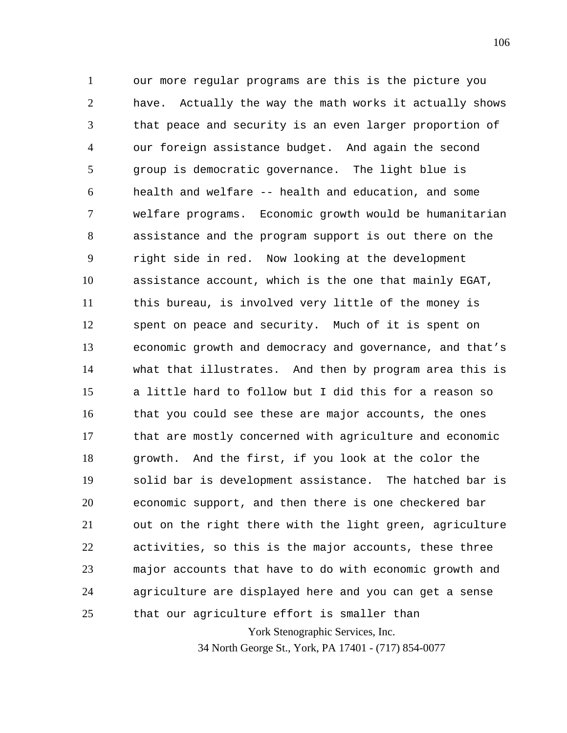our more regular programs are this is the picture you have. Actually the way the math works it actually shows that peace and security is an even larger proportion of our foreign assistance budget. And again the second group is democratic governance. The light blue is health and welfare -- health and education, and some welfare programs. Economic growth would be humanitarian assistance and the program support is out there on the right side in red. Now looking at the development assistance account, which is the one that mainly EGAT, this bureau, is involved very little of the money is spent on peace and security. Much of it is spent on economic growth and democracy and governance, and that's what that illustrates. And then by program area this is a little hard to follow but I did this for a reason so that you could see these are major accounts, the ones that are mostly concerned with agriculture and economic growth. And the first, if you look at the color the solid bar is development assistance. The hatched bar is economic support, and then there is one checkered bar out on the right there with the light green, agriculture activities, so this is the major accounts, these three major accounts that have to do with economic growth and agriculture are displayed here and you can get a sense that our agriculture effort is smaller than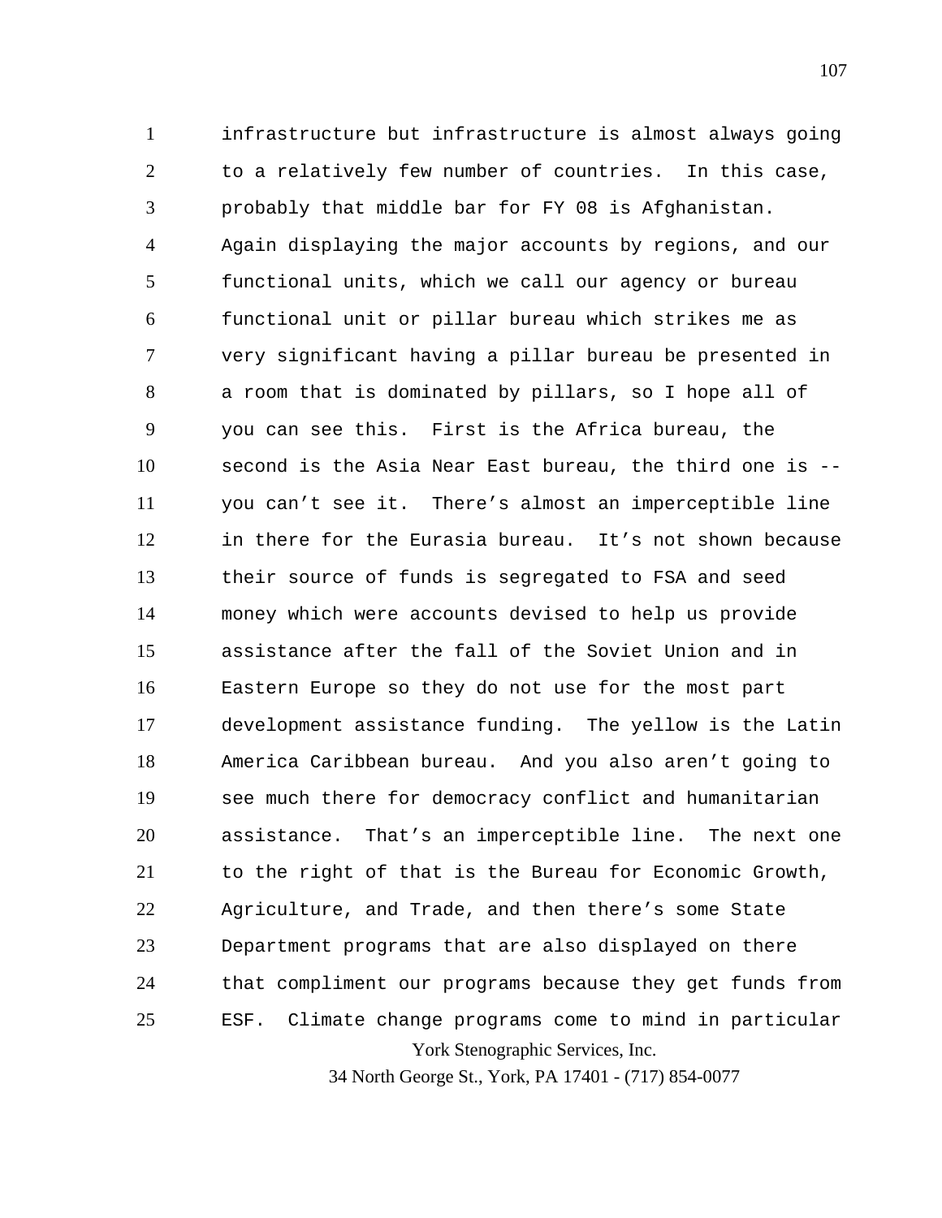infrastructure but infrastructure is almost always going to a relatively few number of countries. In this case, probably that middle bar for FY 08 is Afghanistan. Again displaying the major accounts by regions, and our functional units, which we call our agency or bureau functional unit or pillar bureau which strikes me as very significant having a pillar bureau be presented in a room that is dominated by pillars, so I hope all of you can see this. First is the Africa bureau, the second is the Asia Near East bureau, the third one is -- you can't see it. There's almost an imperceptible line in there for the Eurasia bureau. It's not shown because their source of funds is segregated to FSA and seed money which were accounts devised to help us provide assistance after the fall of the Soviet Union and in Eastern Europe so they do not use for the most part development assistance funding. The yellow is the Latin America Caribbean bureau. And you also aren't going to see much there for democracy conflict and humanitarian assistance. That's an imperceptible line. The next one to the right of that is the Bureau for Economic Growth, Agriculture, and Trade, and then there's some State Department programs that are also displayed on there that compliment our programs because they get funds from ESF. Climate change programs come to mind in particular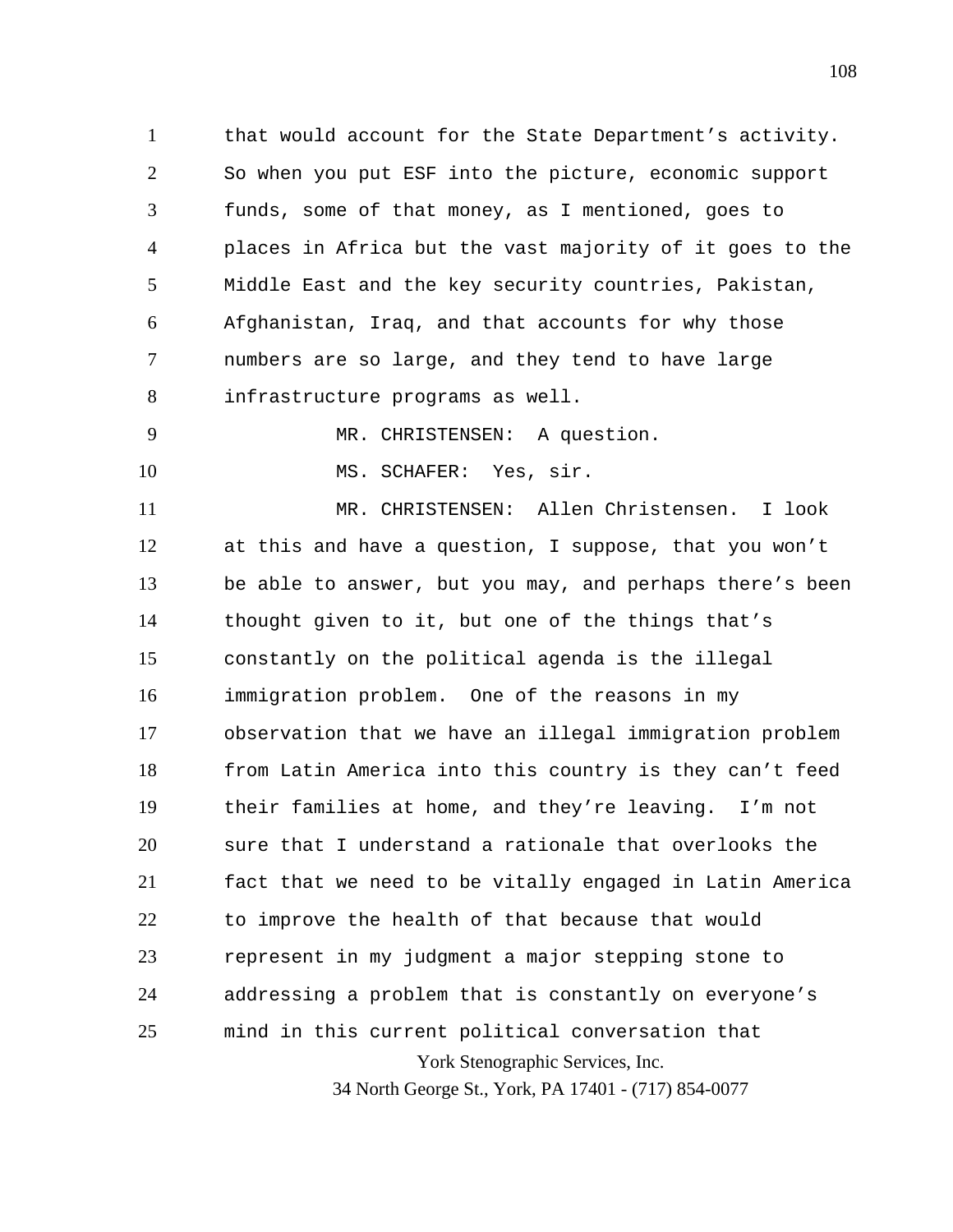that would account for the State Department's activity. So when you put ESF into the picture, economic support funds, some of that money, as I mentioned, goes to places in Africa but the vast majority of it goes to the Middle East and the key security countries, Pakistan, Afghanistan, Iraq, and that accounts for why those numbers are so large, and they tend to have large infrastructure programs as well.

MR. CHRISTENSEN: A question.

MS. SCHAFER: Yes, sir.

MR. CHRISTENSEN: Allen Christensen. I look at this and have a question, I suppose, that you won't be able to answer, but you may, and perhaps there's been thought given to it, but one of the things that's constantly on the political agenda is the illegal immigration problem. One of the reasons in my observation that we have an illegal immigration problem from Latin America into this country is they can't feed their families at home, and they're leaving. I'm not sure that I understand a rationale that overlooks the fact that we need to be vitally engaged in Latin America to improve the health of that because that would represent in my judgment a major stepping stone to addressing a problem that is constantly on everyone's mind in this current political conversation that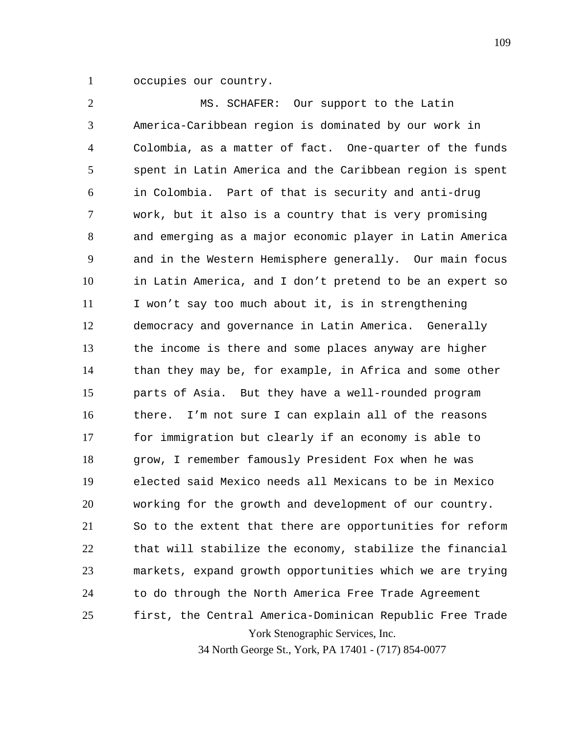occupies our country.

MS. SCHAFER: Our support to the Latin America-Caribbean region is dominated by our work in Colombia, as a matter of fact. One-quarter of the funds spent in Latin America and the Caribbean region is spent in Colombia. Part of that is security and anti-drug work, but it also is a country that is very promising and emerging as a major economic player in Latin America and in the Western Hemisphere generally. Our main focus in Latin America, and I don't pretend to be an expert so I won't say too much about it, is in strengthening democracy and governance in Latin America. Generally the income is there and some places anyway are higher than they may be, for example, in Africa and some other parts of Asia. But they have a well-rounded program there. I'm not sure I can explain all of the reasons for immigration but clearly if an economy is able to grow, I remember famously President Fox when he was elected said Mexico needs all Mexicans to be in Mexico working for the growth and development of our country. So to the extent that there are opportunities for reform that will stabilize the economy, stabilize the financial markets, expand growth opportunities which we are trying to do through the North America Free Trade Agreement first, the Central America-Dominican Republic Free Trade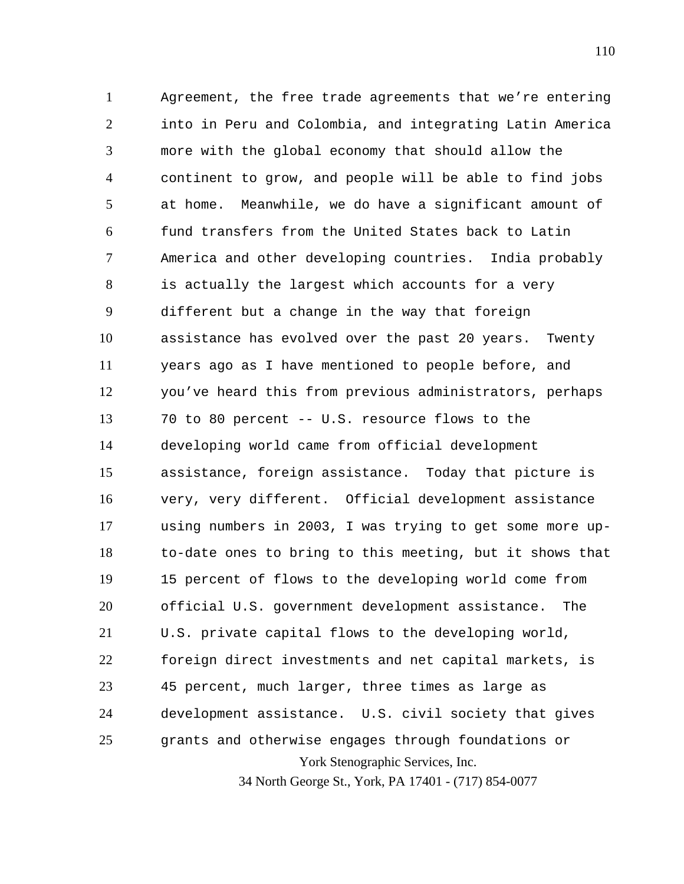Agreement, the free trade agreements that we're entering into in Peru and Colombia, and integrating Latin America more with the global economy that should allow the continent to grow, and people will be able to find jobs at home. Meanwhile, we do have a significant amount of fund transfers from the United States back to Latin America and other developing countries. India probably is actually the largest which accounts for a very different but a change in the way that foreign assistance has evolved over the past 20 years. Twenty years ago as I have mentioned to people before, and you've heard this from previous administrators, perhaps 70 to 80 percent -- U.S. resource flows to the developing world came from official development assistance, foreign assistance. Today that picture is very, very different. Official development assistance using numbers in 2003, I was trying to get some more up-to-date ones to bring to this meeting, but it shows that 15 percent of flows to the developing world come from official U.S. government development assistance. The U.S. private capital flows to the developing world, foreign direct investments and net capital markets, is 45 percent, much larger, three times as large as development assistance. U.S. civil society that gives grants and otherwise engages through foundations or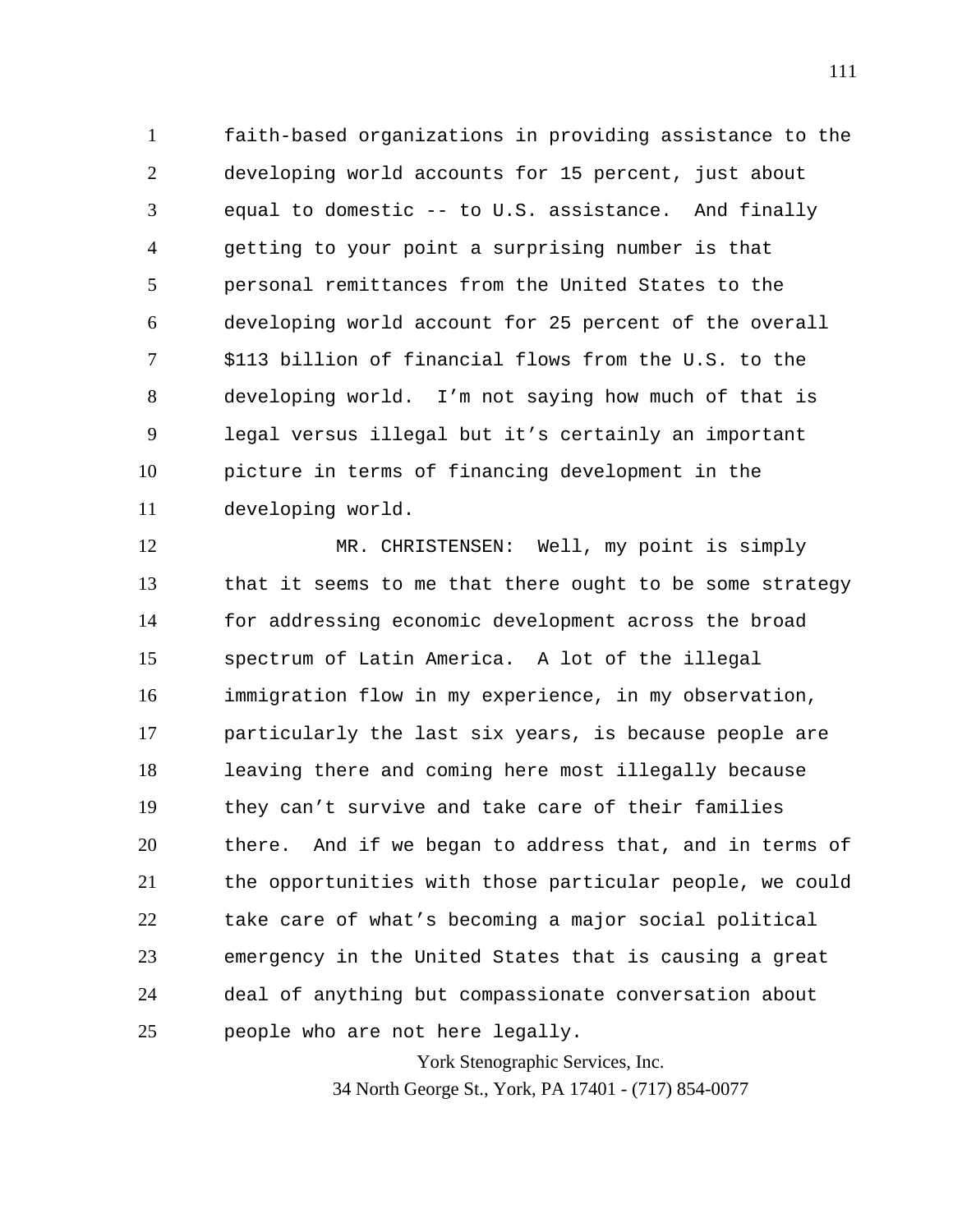faith-based organizations in providing assistance to the developing world accounts for 15 percent, just about equal to domestic -- to U.S. assistance. And finally getting to your point a surprising number is that personal remittances from the United States to the developing world account for 25 percent of the overall $113 billion of financial flows from the U.S. to the developing world. I'm not saying how much of that is legal versus illegal but it's certainly an important picture in terms of financing development in the developing world.

MR. CHRISTENSEN: Well, my point is simply that it seems to me that there ought to be some strategy for addressing economic development across the broad spectrum of Latin America. A lot of the illegal immigration flow in my experience, in my observation, particularly the last six years, is because people are leaving there and coming here most illegally because they can't survive and take care of their families there. And if we began to address that, and in terms of the opportunities with those particular people, we could take care of what's becoming a major social political emergency in the United States that is causing a great deal of anything but compassionate conversation about people who are not here legally.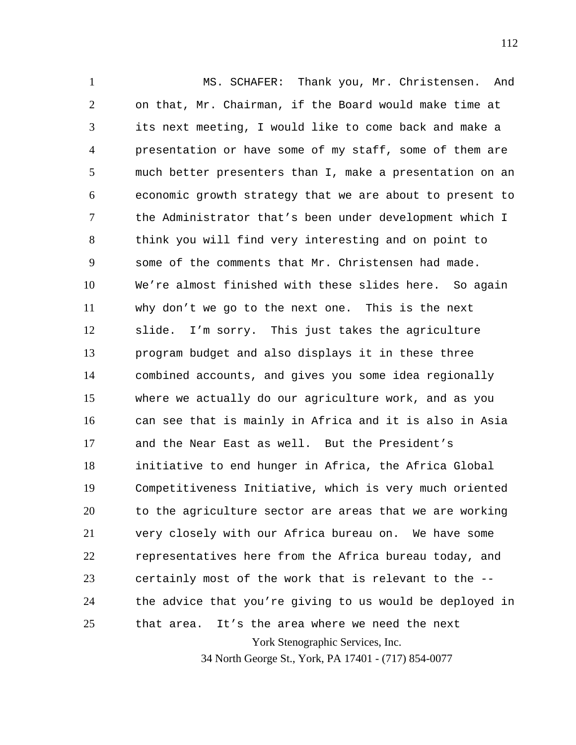MS. SCHAFER: Thank you, Mr. Christensen. And on that, Mr. Chairman, if the Board would make time at its next meeting, I would like to come back and make a presentation or have some of my staff, some of them are much better presenters than I, make a presentation on an economic growth strategy that we are about to present to the Administrator that's been under development which I think you will find very interesting and on point to some of the comments that Mr. Christensen had made. We're almost finished with these slides here. So again why don't we go to the next one. This is the next slide. I'm sorry. This just takes the agriculture program budget and also displays it in these three combined accounts, and gives you some idea regionally where we actually do our agriculture work, and as you can see that is mainly in Africa and it is also in Asia and the Near East as well. But the President's initiative to end hunger in Africa, the Africa Global Competitiveness Initiative, which is very much oriented to the agriculture sector are areas that we are working very closely with our Africa bureau on. We have some representatives here from the Africa bureau today, and certainly most of the work that is relevant to the -- the advice that you're giving to us would be deployed in that area. It's the area where we need the next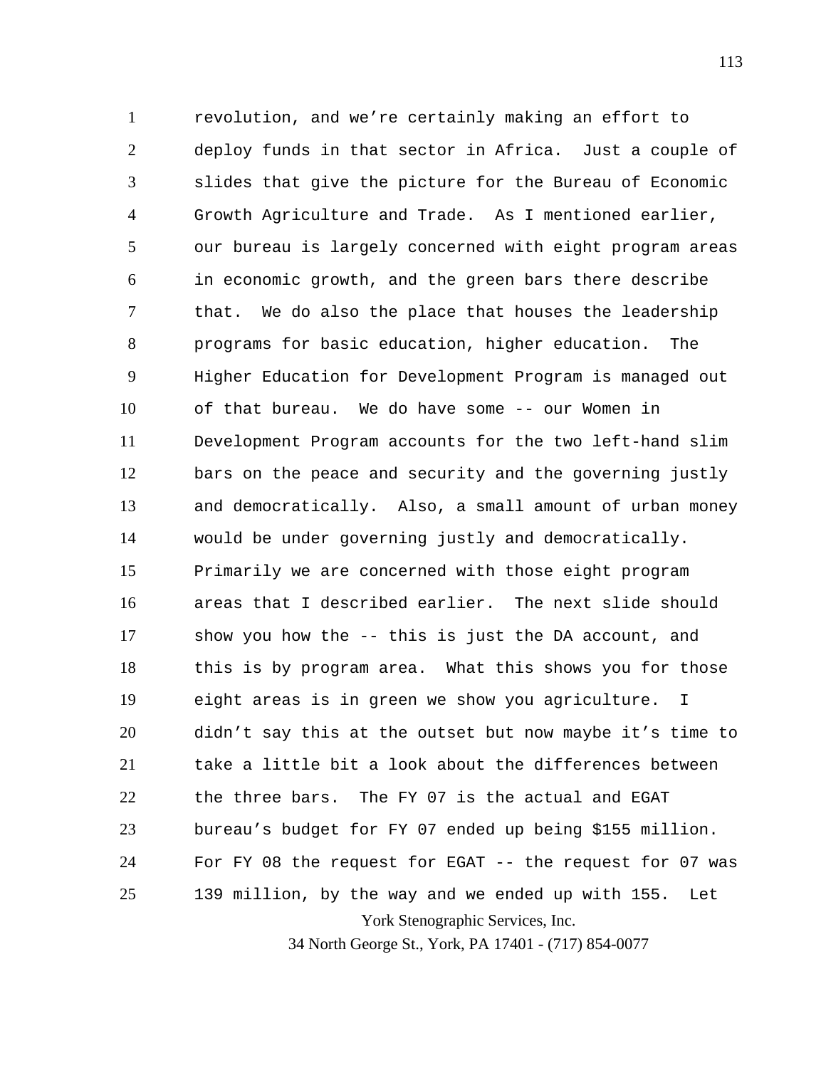revolution, and we're certainly making an effort to deploy funds in that sector in Africa. Just a couple of slides that give the picture for the Bureau of Economic Growth Agriculture and Trade. As I mentioned earlier, our bureau is largely concerned with eight program areas in economic growth, and the green bars there describe that. We do also the place that houses the leadership programs for basic education, higher education. The Higher Education for Development Program is managed out of that bureau. We do have some -- our Women in Development Program accounts for the two left-hand slim bars on the peace and security and the governing justly and democratically. Also, a small amount of urban money would be under governing justly and democratically. Primarily we are concerned with those eight program areas that I described earlier. The next slide should show you how the -- this is just the DA account, and this is by program area. What this shows you for those eight areas is in green we show you agriculture. I didn't say this at the outset but now maybe it's time to take a little bit a look about the differences between the three bars. The FY 07 is the actual and EGAT bureau's budget for FY 07 ended up being $155 million. For FY 08 the request for EGAT -- the request for 07 was 139 million, by the way and we ended up with 155. Let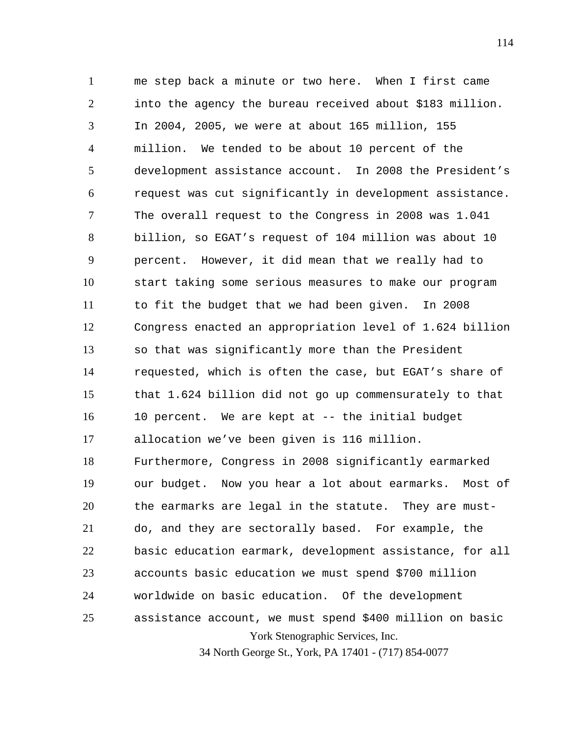me step back a minute or two here. When I first came into the agency the bureau received about $183 million. In 2004, 2005, we were at about 165 million, 155 million. We tended to be about 10 percent of the development assistance account. In 2008 the President's request was cut significantly in development assistance. The overall request to the Congress in 2008 was 1.041 billion, so EGAT's request of 104 million was about 10 percent. However, it did mean that we really had to start taking some serious measures to make our program to fit the budget that we had been given. In 2008 Congress enacted an appropriation level of 1.624 billion so that was significantly more than the President requested, which is often the case, but EGAT's share of that 1.624 billion did not go up commensurately to that 10 percent. We are kept at -- the initial budget allocation we've been given is 116 million.

Furthermore, Congress in 2008 significantly earmarked our budget. Now you hear a lot about earmarks. Most of the earmarks are legal in the statute. They are must-do, and they are sectorally based. For example, the basic education earmark, development assistance, for all accounts basic education we must spend $700 million worldwide on basic education. Of the development assistance account, we must spend $400 million on basic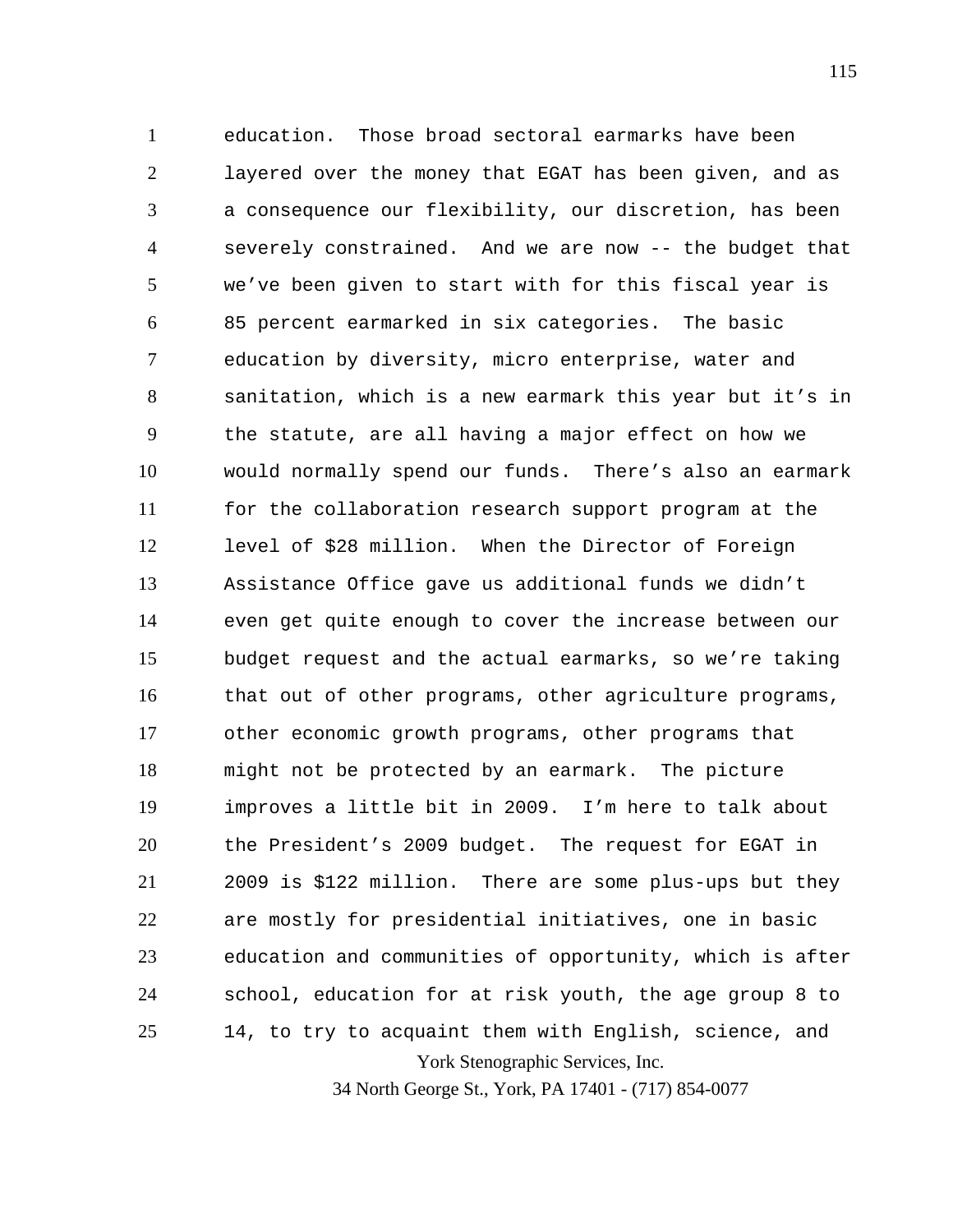education. Those broad sectoral earmarks have been layered over the money that EGAT has been given, and as a consequence our flexibility, our discretion, has been severely constrained. And we are now -- the budget that we've been given to start with for this fiscal year is 85 percent earmarked in six categories. The basic education by diversity, micro enterprise, water and sanitation, which is a new earmark this year but it's in the statute, are all having a major effect on how we would normally spend our funds. There's also an earmark for the collaboration research support program at the level of $28 million. When the Director of Foreign Assistance Office gave us additional funds we didn't even get quite enough to cover the increase between our budget request and the actual earmarks, so we're taking that out of other programs, other agriculture programs, other economic growth programs, other programs that might not be protected by an earmark. The picture improves a little bit in 2009. I'm here to talk about the President's 2009 budget. The request for EGAT in 2009 is $122 million. There are some plus-ups but they are mostly for presidential initiatives, one in basic education and communities of opportunity, which is after school, education for at risk youth, the age group 8 to 14, to try to acquaint them with English, science, and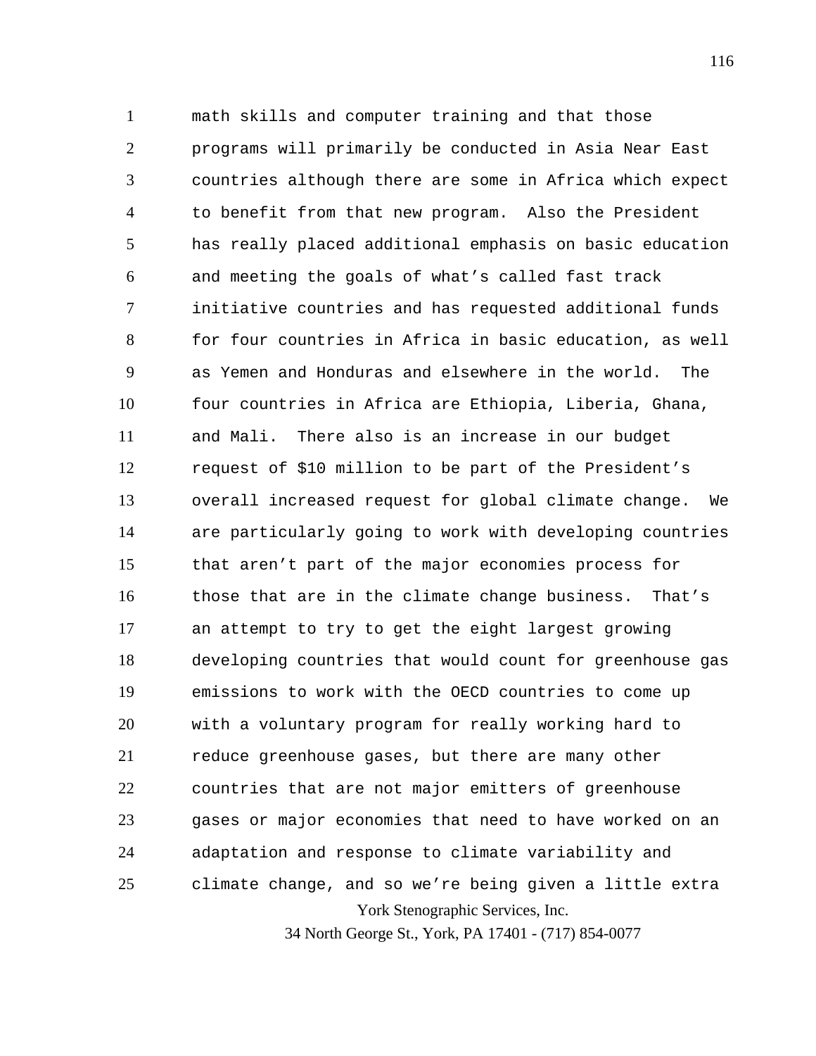math skills and computer training and that those programs will primarily be conducted in Asia Near East countries although there are some in Africa which expect to benefit from that new program. Also the President has really placed additional emphasis on basic education and meeting the goals of what's called fast track initiative countries and has requested additional funds for four countries in Africa in basic education, as well as Yemen and Honduras and elsewhere in the world. The four countries in Africa are Ethiopia, Liberia, Ghana, and Mali. There also is an increase in our budget request of $10 million to be part of the President's overall increased request for global climate change. We are particularly going to work with developing countries that aren't part of the major economies process for those that are in the climate change business. That's an attempt to try to get the eight largest growing developing countries that would count for greenhouse gas emissions to work with the OECD countries to come up with a voluntary program for really working hard to reduce greenhouse gases, but there are many other countries that are not major emitters of greenhouse gases or major economies that need to have worked on an adaptation and response to climate variability and climate change, and so we're being given a little extra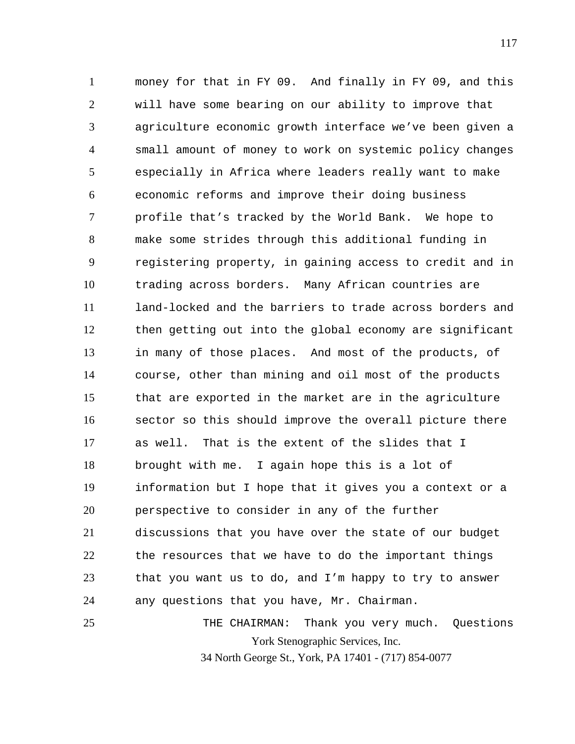money for that in FY 09. And finally in FY 09, and this will have some bearing on our ability to improve that agriculture economic growth interface we've been given a small amount of money to work on systemic policy changes especially in Africa where leaders really want to make economic reforms and improve their doing business profile that's tracked by the World Bank. We hope to make some strides through this additional funding in registering property, in gaining access to credit and in trading across borders. Many African countries are land-locked and the barriers to trade across borders and then getting out into the global economy are significant in many of those places. And most of the products, of course, other than mining and oil most of the products that are exported in the market are in the agriculture sector so this should improve the overall picture there as well. That is the extent of the slides that I brought with me. I again hope this is a lot of information but I hope that it gives you a context or a perspective to consider in any of the further discussions that you have over the state of our budget the resources that we have to do the important things that you want us to do, and I'm happy to try to answer any questions that you have, Mr. Chairman.

THE CHAIRMAN: Thank you very much. Questions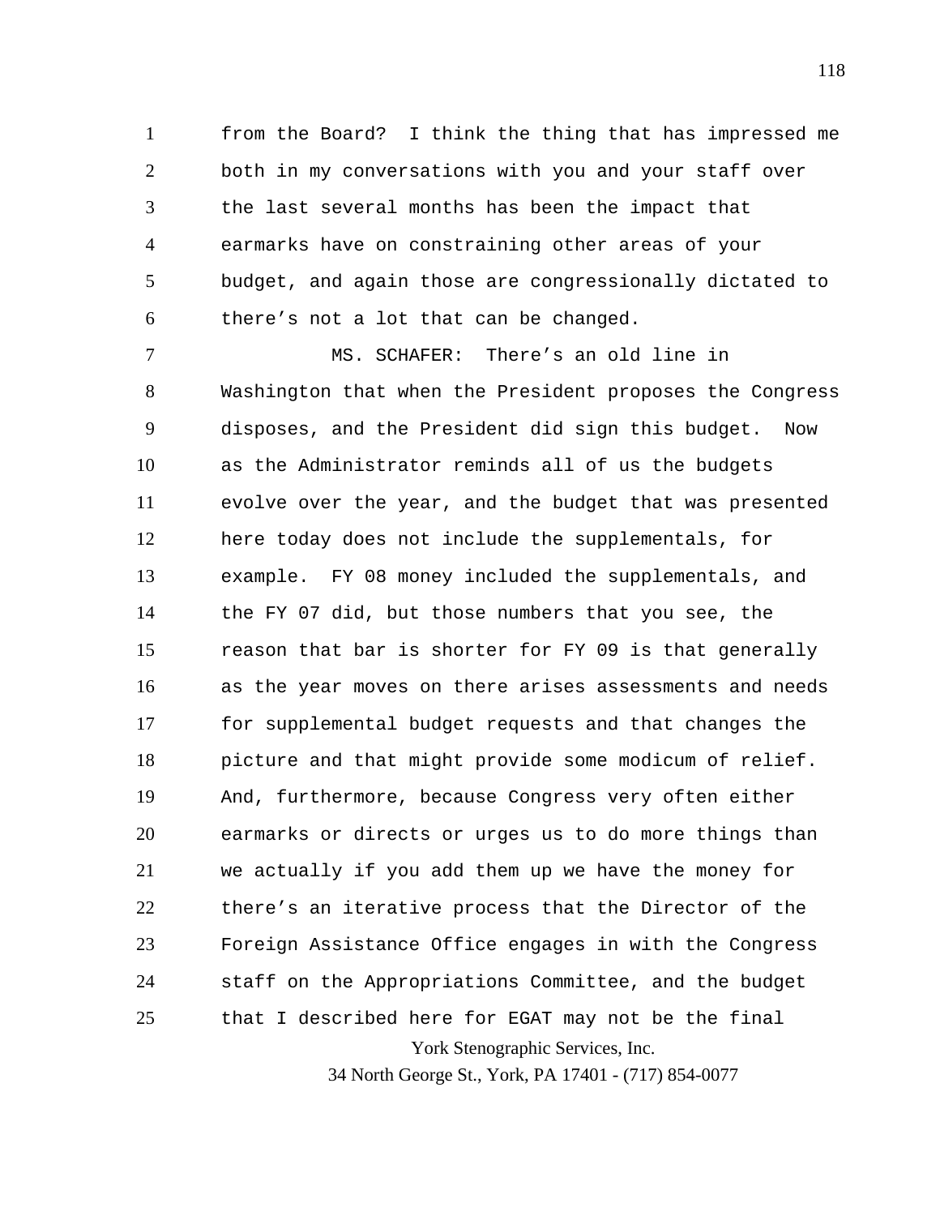from the Board? I think the thing that has impressed me both in my conversations with you and your staff over the last several months has been the impact that earmarks have on constraining other areas of your budget, and again those are congressionally dictated to there's not a lot that can be changed.

MS. SCHAFER: There's an old line in Washington that when the President proposes the Congress disposes, and the President did sign this budget. Now as the Administrator reminds all of us the budgets evolve over the year, and the budget that was presented here today does not include the supplementals, for example. FY 08 money included the supplementals, and the FY 07 did, but those numbers that you see, the reason that bar is shorter for FY 09 is that generally as the year moves on there arises assessments and needs for supplemental budget requests and that changes the picture and that might provide some modicum of relief. And, furthermore, because Congress very often either earmarks or directs or urges us to do more things than we actually if you add them up we have the money for there's an iterative process that the Director of the Foreign Assistance Office engages in with the Congress staff on the Appropriations Committee, and the budget that I described here for EGAT may not be the final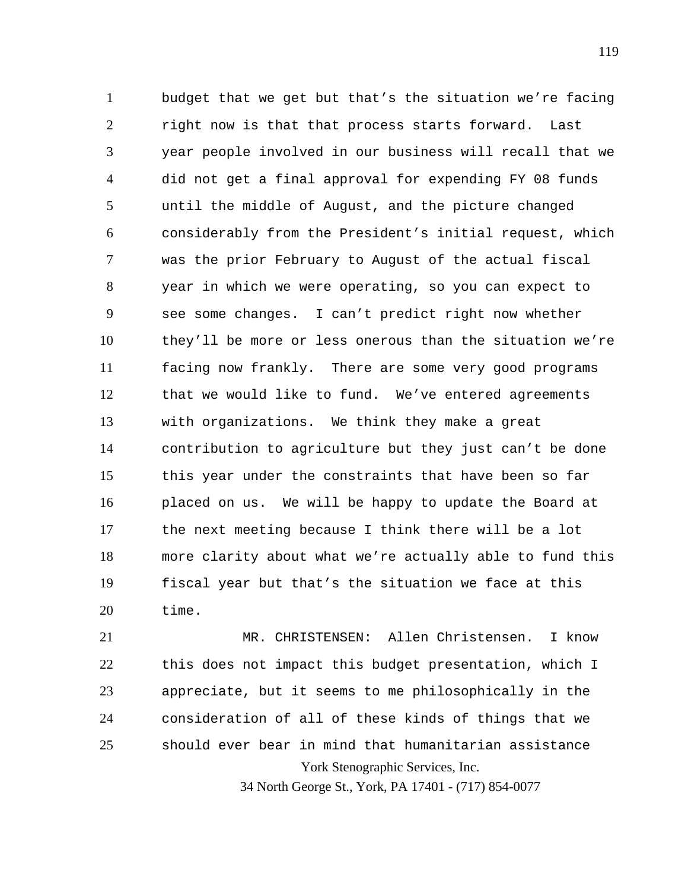budget that we get but that's the situation we're facing right now is that that process starts forward. Last year people involved in our business will recall that we did not get a final approval for expending FY 08 funds until the middle of August, and the picture changed considerably from the President's initial request, which was the prior February to August of the actual fiscal year in which we were operating, so you can expect to see some changes. I can't predict right now whether they'll be more or less onerous than the situation we're facing now frankly. There are some very good programs that we would like to fund. We've entered agreements with organizations. We think they make a great contribution to agriculture but they just can't be done this year under the constraints that have been so far placed on us. We will be happy to update the Board at the next meeting because I think there will be a lot more clarity about what we're actually able to fund this fiscal year but that's the situation we face at this time.

MR. CHRISTENSEN: Allen Christensen. I know this does not impact this budget presentation, which I appreciate, but it seems to me philosophically in the consideration of all of these kinds of things that we should ever bear in mind that humanitarian assistance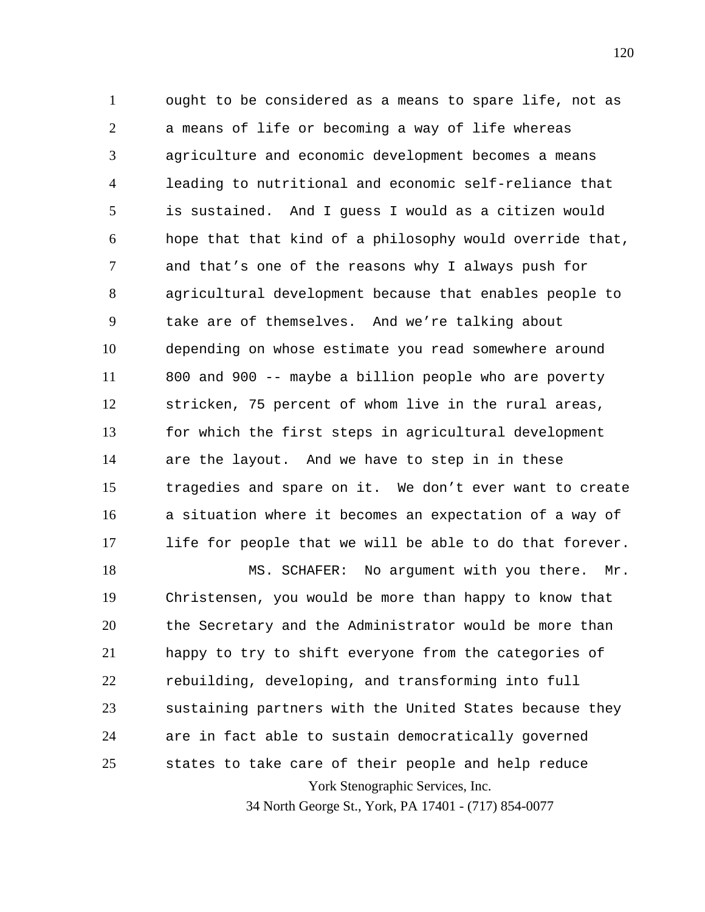ought to be considered as a means to spare life, not as a means of life or becoming a way of life whereas agriculture and economic development becomes a means leading to nutritional and economic self-reliance that is sustained. And I guess I would as a citizen would hope that that kind of a philosophy would override that, and that's one of the reasons why I always push for agricultural development because that enables people to take are of themselves. And we're talking about depending on whose estimate you read somewhere around 800 and 900 -- maybe a billion people who are poverty stricken, 75 percent of whom live in the rural areas, for which the first steps in agricultural development are the layout. And we have to step in in these tragedies and spare on it. We don't ever want to create a situation where it becomes an expectation of a way of life for people that we will be able to do that forever.

MS. SCHAFER: No argument with you there. Mr. Christensen, you would be more than happy to know that the Secretary and the Administrator would be more than happy to try to shift everyone from the categories of rebuilding, developing, and transforming into full sustaining partners with the United States because they are in fact able to sustain democratically governed states to take care of their people and help reduce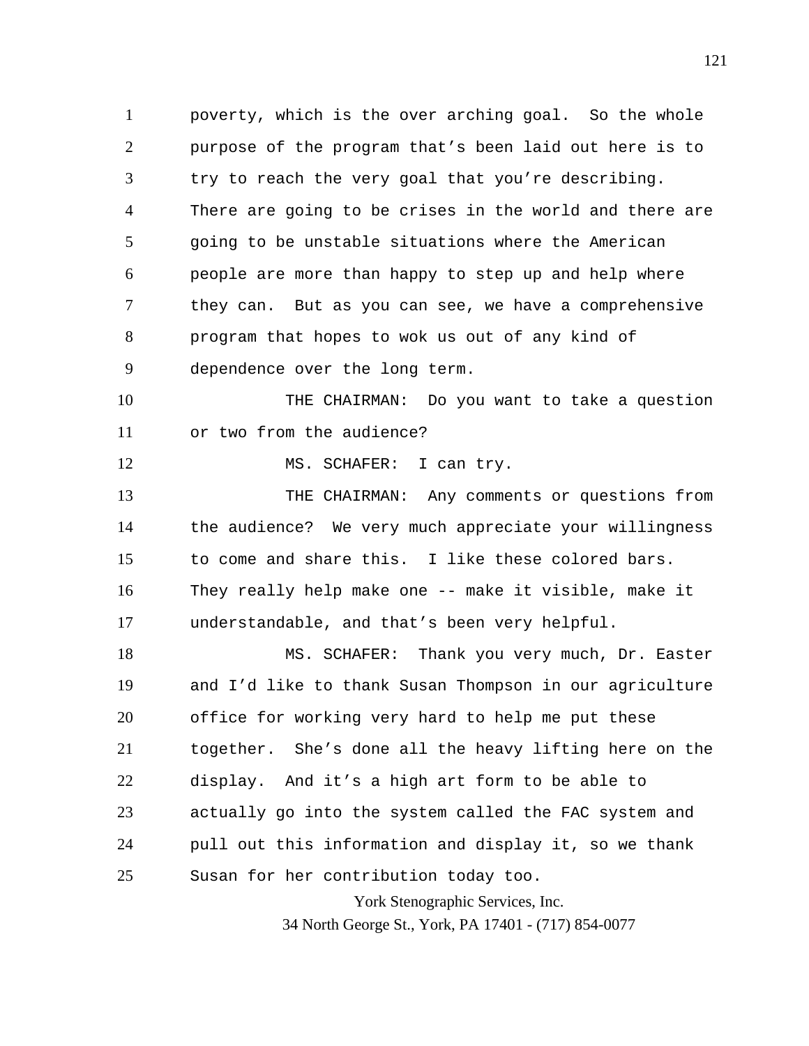poverty, which is the over arching goal. So the whole purpose of the program that's been laid out here is to try to reach the very goal that you're describing. There are going to be crises in the world and there are going to be unstable situations where the American people are more than happy to step up and help where they can. But as you can see, we have a comprehensive program that hopes to wok us out of any kind of dependence over the long term.

THE CHAIRMAN: Do you want to take a question or two from the audience?

MS. SCHAFER: I can try.

THE CHAIRMAN: Any comments or questions from the audience? We very much appreciate your willingness to come and share this. I like these colored bars. They really help make one -- make it visible, make it understandable, and that's been very helpful.

MS. SCHAFER: Thank you very much, Dr. Easter and I'd like to thank Susan Thompson in our agriculture office for working very hard to help me put these together. She's done all the heavy lifting here on the display. And it's a high art form to be able to actually go into the system called the FAC system and pull out this information and display it, so we thank Susan for her contribution today too.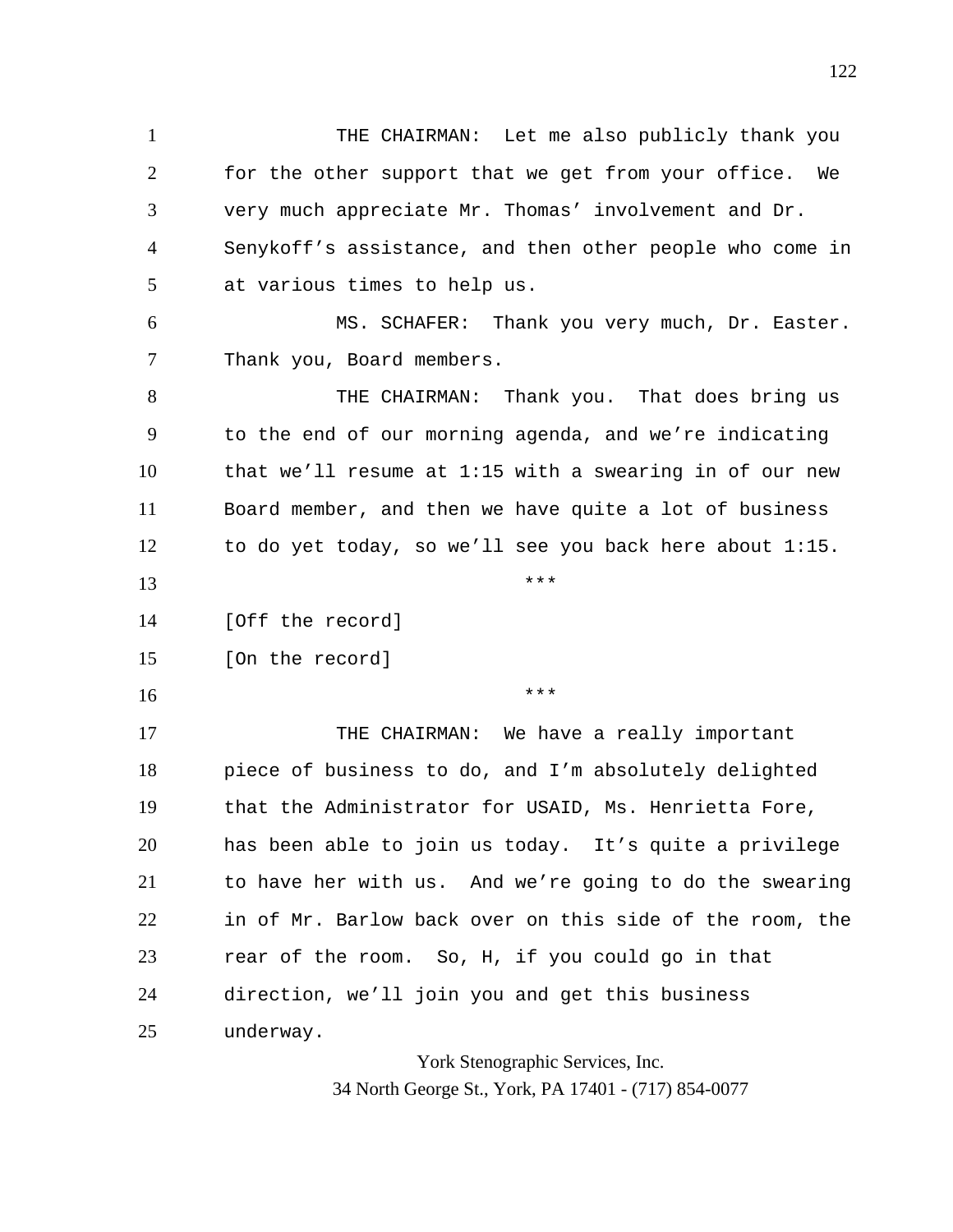THE CHAIRMAN: Let me also publicly thank you for the other support that we get from your office. We very much appreciate Mr. Thomas' involvement and Dr. Senykoff's assistance, and then other people who come in at various times to help us.

MS. SCHAFER: Thank you very much, Dr. Easter. Thank you, Board members.

THE CHAIRMAN: Thank you. That does bring us to the end of our morning agenda, and we're indicating that we'll resume at 1:15 with a swearing in of our new Board member, and then we have quite a lot of business to do yet today, so we'll see you back here about 1:15.

***

[Off the record]

[On the record]

***

THE CHAIRMAN: We have a really important piece of business to do, and I'm absolutely delighted that the Administrator for USAID, Ms. Henrietta Fore, has been able to join us today. It's quite a privilege to have her with us. And we're going to do the swearing in of Mr. Barlow back over on this side of the room, the rear of the room. So, H, if you could go in that direction, we'll join you and get this business underway.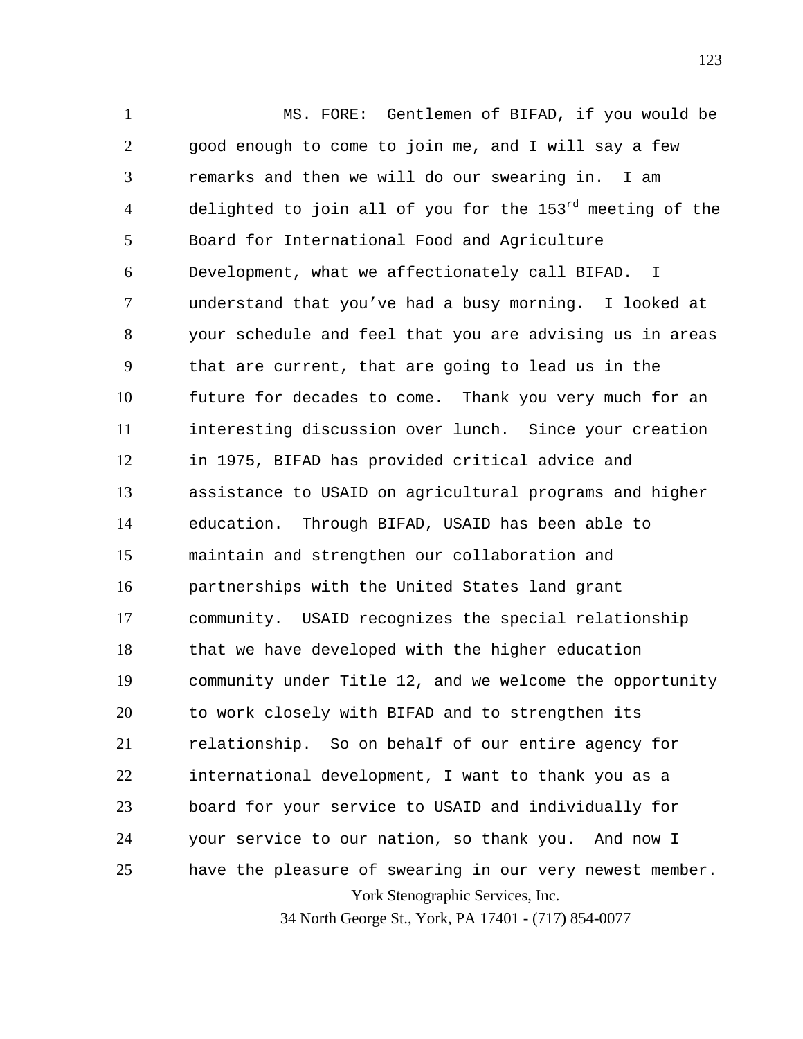MS. FORE: Gentlemen of BIFAD, if you would be good enough to come to join me, and I will say a few remarks and then we will do our swearing in. I am delighted to join all of you for the 153rd meeting of the Board for International Food and Agriculture Development, what we affectionately call BIFAD. I understand that you've had a busy morning. I looked at your schedule and feel that you are advising us in areas that are current, that are going to lead us in the future for decades to come. Thank you very much for an interesting discussion over lunch. Since your creation in 1975, BIFAD has provided critical advice and assistance to USAID on agricultural programs and higher education. Through BIFAD, USAID has been able to maintain and strengthen our collaboration and partnerships with the United States land grant community. USAID recognizes the special relationship that we have developed with the higher education community under Title 12, and we welcome the opportunity to work closely with BIFAD and to strengthen its relationship. So on behalf of our entire agency for international development, I want to thank you as a board for your service to USAID and individually for your service to our nation, so thank you. And now I have the pleasure of swearing in our very newest member.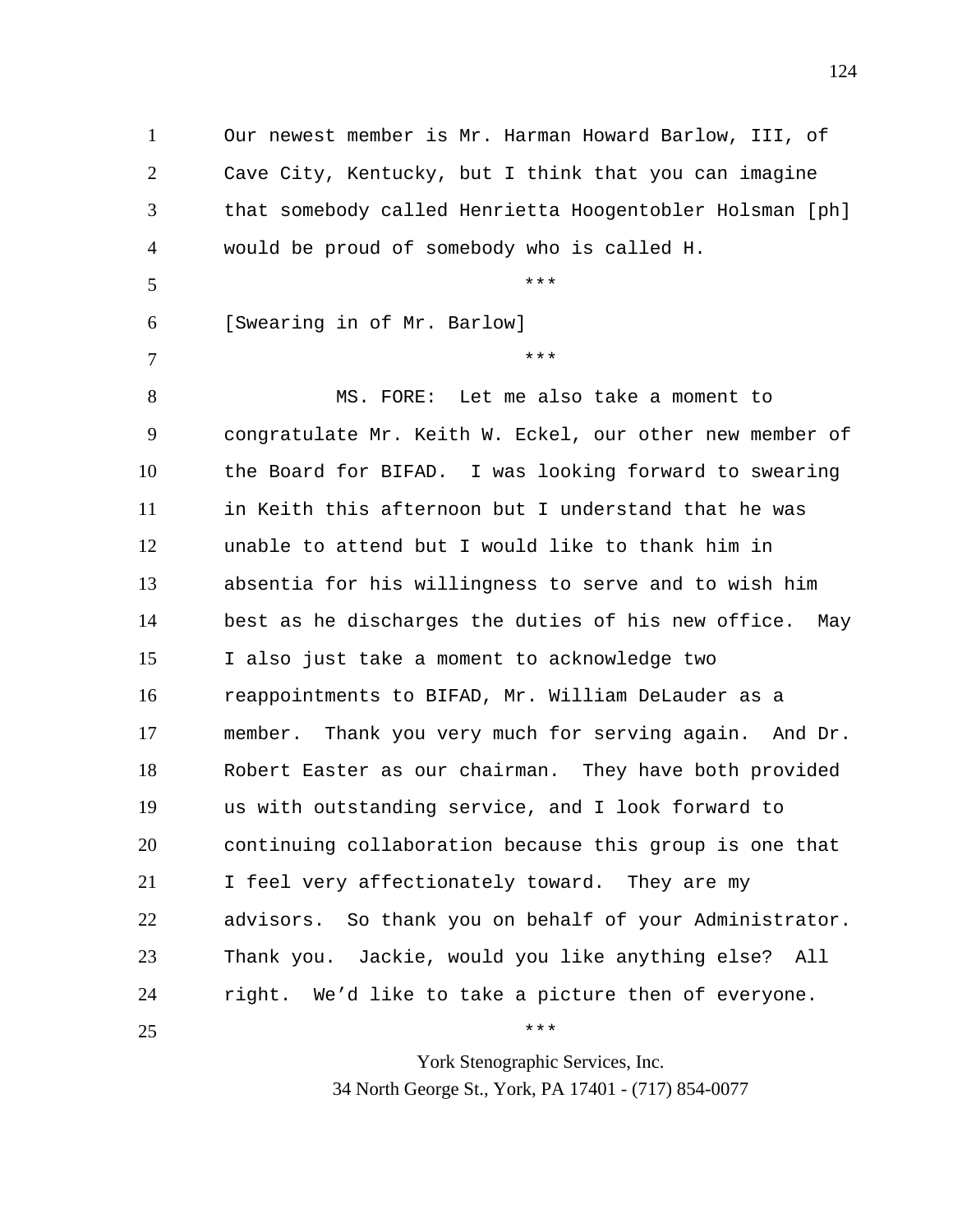Our newest member is Mr. Harman Howard Barlow, III, of Cave City, Kentucky, but I think that you can imagine that somebody called Henrietta Hoogentobler Holsman [ph] would be proud of somebody who is called H.

***

[Swearing in of Mr. Barlow]

***

MS. FORE: Let me also take a moment to congratulate Mr. Keith W. Eckel, our other new member of the Board for BIFAD. I was looking forward to swearing in Keith this afternoon but I understand that he was unable to attend but I would like to thank him in absentia for his willingness to serve and to wish him best as he discharges the duties of his new office. May I also just take a moment to acknowledge two reappointments to BIFAD, Mr. William DeLauder as a member. Thank you very much for serving again. And Dr. Robert Easter as our chairman. They have both provided us with outstanding service, and I look forward to continuing collaboration because this group is one that I feel very affectionately toward. They are my advisors. So thank you on behalf of your Administrator. Thank you. Jackie, would you like anything else? All right. We'd like to take a picture then of everyone.

***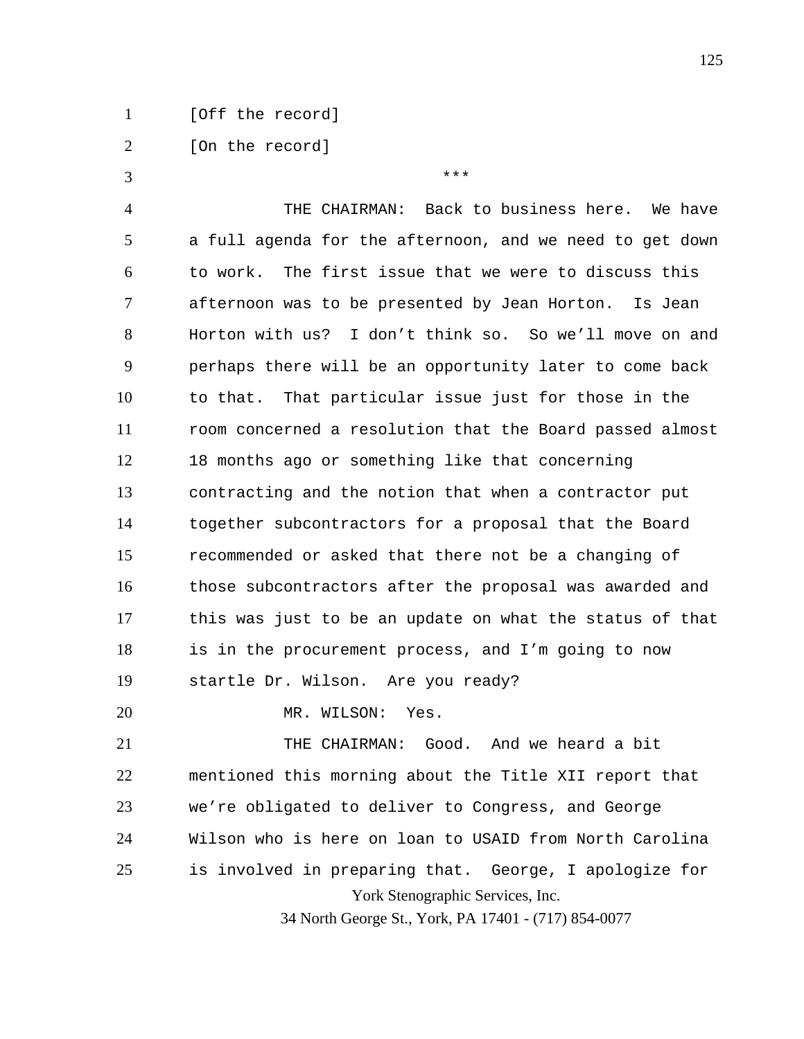[Off the record]

[On the record]

***

THE CHAIRMAN: Back to business here. We have a full agenda for the afternoon, and we need to get down to work. The first issue that we were to discuss this afternoon was to be presented by Jean Horton. Is Jean Horton with us? I don't think so. So we'll move on and perhaps there will be an opportunity later to come back to that. That particular issue just for those in the room concerned a resolution that the Board passed almost 18 months ago or something like that concerning contracting and the notion that when a contractor put together subcontractors for a proposal that the Board recommended or asked that there not be a changing of those subcontractors after the proposal was awarded and this was just to be an update on what the status of that is in the procurement process, and I'm going to now startle Dr. Wilson. Are you ready?

MR. WILSON: Yes.

THE CHAIRMAN: Good. And we heard a bit mentioned this morning about the Title XII report that we're obligated to deliver to Congress, and George Wilson who is here on loan to USAID from North Carolina is involved in preparing that. George, I apologize for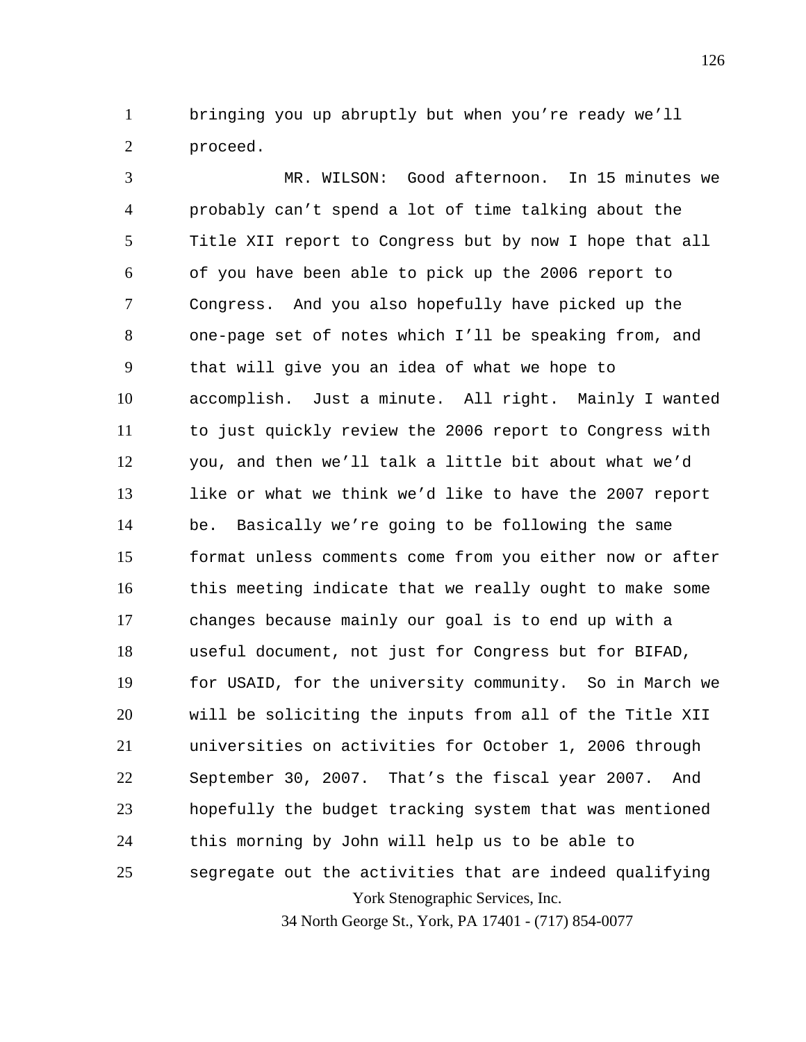bringing you up abruptly but when you're ready we'll proceed.

MR. WILSON: Good afternoon. In 15 minutes we probably can't spend a lot of time talking about the Title XII report to Congress but by now I hope that all of you have been able to pick up the 2006 report to Congress. And you also hopefully have picked up the one-page set of notes which I'll be speaking from, and that will give you an idea of what we hope to accomplish. Just a minute. All right. Mainly I wanted to just quickly review the 2006 report to Congress with you, and then we'll talk a little bit about what we'd like or what we think we'd like to have the 2007 report be. Basically we're going to be following the same format unless comments come from you either now or after this meeting indicate that we really ought to make some changes because mainly our goal is to end up with a useful document, not just for Congress but for BIFAD, for USAID, for the university community. So in March we will be soliciting the inputs from all of the Title XII universities on activities for October 1, 2006 through September 30, 2007. That's the fiscal year 2007. And hopefully the budget tracking system that was mentioned this morning by John will help us to be able to segregate out the activities that are indeed qualifying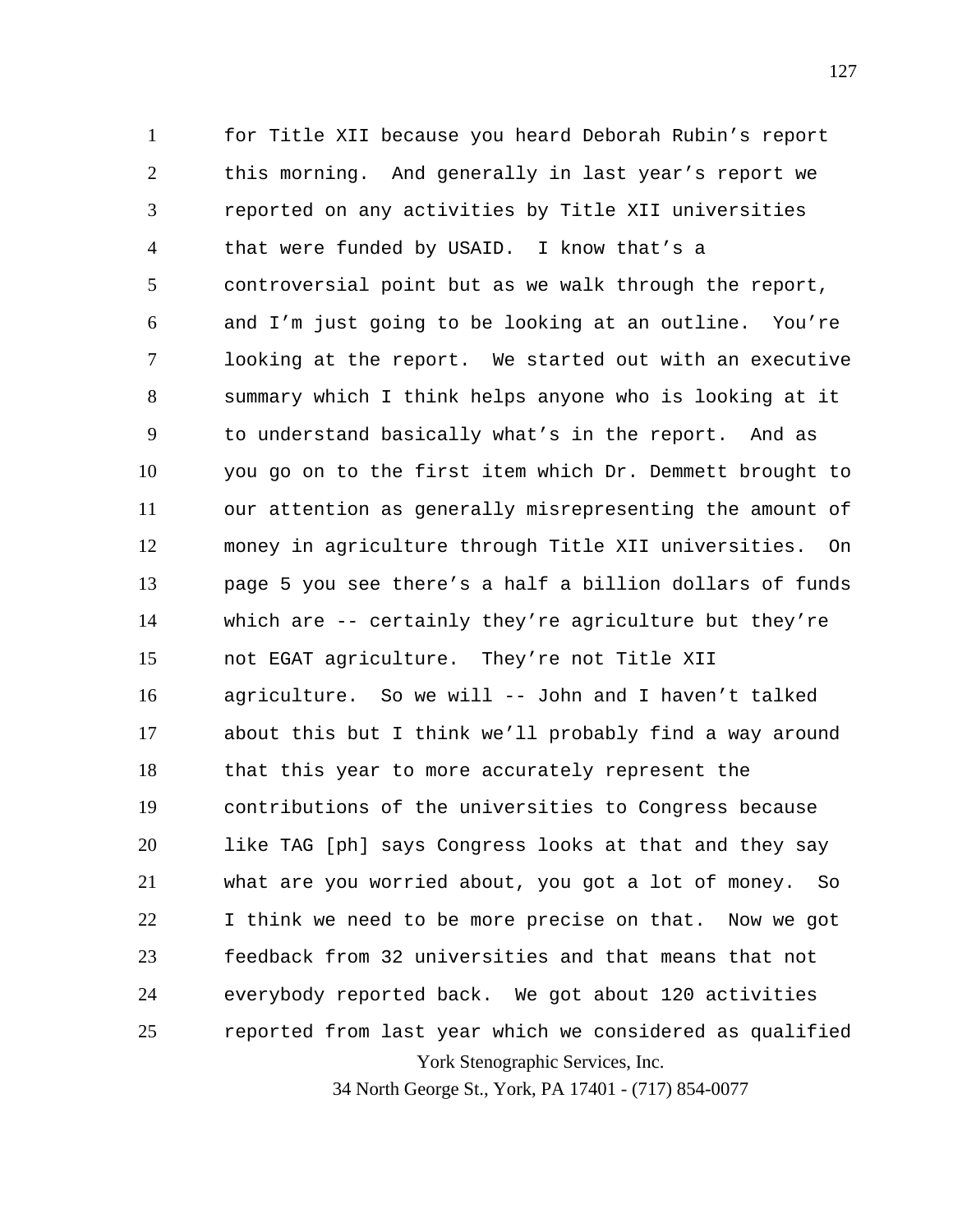for Title XII because you heard Deborah Rubin's report this morning. And generally in last year's report we reported on any activities by Title XII universities that were funded by USAID. I know that's a controversial point but as we walk through the report, and I'm just going to be looking at an outline. You're looking at the report. We started out with an executive summary which I think helps anyone who is looking at it to understand basically what's in the report. And as you go on to the first item which Dr. Demmett brought to our attention as generally misrepresenting the amount of money in agriculture through Title XII universities. On page 5 you see there's a half a billion dollars of funds which are -- certainly they're agriculture but they're not EGAT agriculture. They're not Title XII agriculture. So we will -- John and I haven't talked about this but I think we'll probably find a way around that this year to more accurately represent the contributions of the universities to Congress because like TAG [ph] says Congress looks at that and they say what are you worried about, you got a lot of money. So I think we need to be more precise on that. Now we got feedback from 32 universities and that means that not everybody reported back. We got about 120 activities reported from last year which we considered as qualified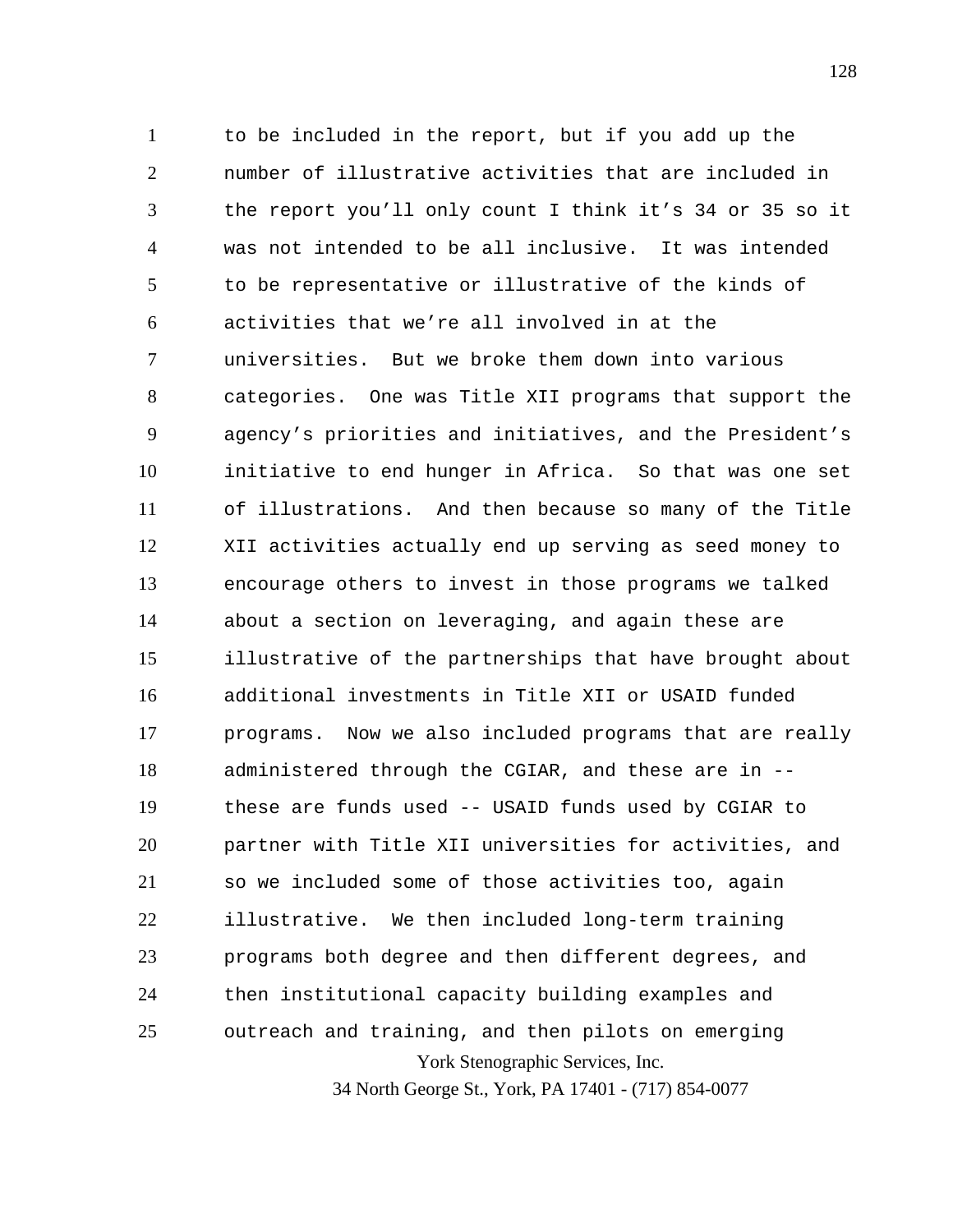to be included in the report, but if you add up the number of illustrative activities that are included in the report you'll only count I think it's 34 or 35 so it was not intended to be all inclusive. It was intended to be representative or illustrative of the kinds of activities that we're all involved in at the universities. But we broke them down into various categories. One was Title XII programs that support the agency's priorities and initiatives, and the President's initiative to end hunger in Africa. So that was one set of illustrations. And then because so many of the Title XII activities actually end up serving as seed money to encourage others to invest in those programs we talked about a section on leveraging, and again these are illustrative of the partnerships that have brought about additional investments in Title XII or USAID funded programs. Now we also included programs that are really administered through the CGIAR, and these are in -- these are funds used -- USAID funds used by CGIAR to partner with Title XII universities for activities, and so we included some of those activities too, again illustrative. We then included long-term training programs both degree and then different degrees, and then institutional capacity building examples and outreach and training, and then pilots on emerging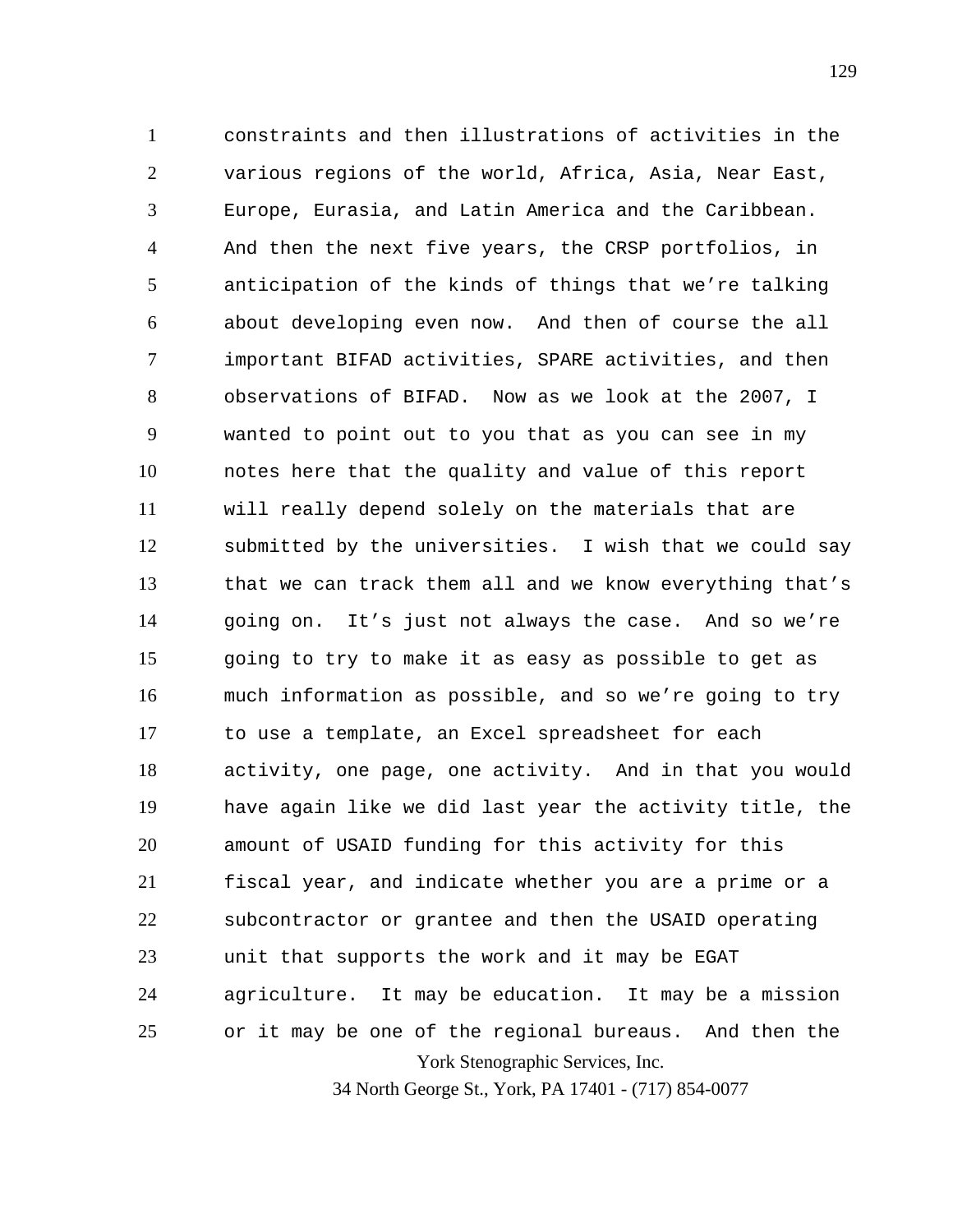constraints and then illustrations of activities in the various regions of the world, Africa, Asia, Near East, Europe, Eurasia, and Latin America and the Caribbean. And then the next five years, the CRSP portfolios, in anticipation of the kinds of things that we're talking about developing even now. And then of course the all important BIFAD activities, SPARE activities, and then observations of BIFAD. Now as we look at the 2007, I wanted to point out to you that as you can see in my notes here that the quality and value of this report will really depend solely on the materials that are submitted by the universities. I wish that we could say that we can track them all and we know everything that's going on. It's just not always the case. And so we're going to try to make it as easy as possible to get as much information as possible, and so we're going to try to use a template, an Excel spreadsheet for each activity, one page, one activity. And in that you would have again like we did last year the activity title, the amount of USAID funding for this activity for this fiscal year, and indicate whether you are a prime or a subcontractor or grantee and then the USAID operating unit that supports the work and it may be EGAT agriculture. It may be education. It may be a mission or it may be one of the regional bureaus. And then the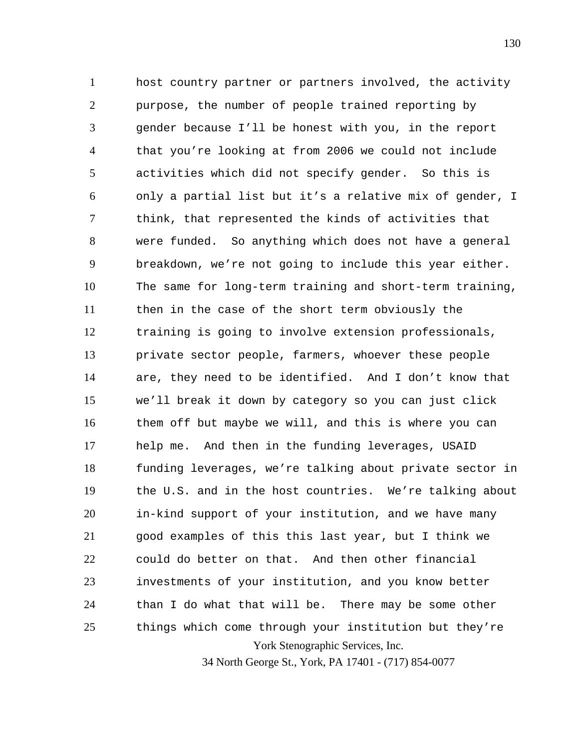host country partner or partners involved, the activity purpose, the number of people trained reporting by gender because I'll be honest with you, in the report that you're looking at from 2006 we could not include activities which did not specify gender. So this is only a partial list but it's a relative mix of gender, I think, that represented the kinds of activities that were funded. So anything which does not have a general breakdown, we're not going to include this year either. The same for long-term training and short-term training, then in the case of the short term obviously the training is going to involve extension professionals, private sector people, farmers, whoever these people are, they need to be identified. And I don't know that we'll break it down by category so you can just click them off but maybe we will, and this is where you can help me. And then in the funding leverages, USAID funding leverages, we're talking about private sector in the U.S. and in the host countries. We're talking about in-kind support of your institution, and we have many good examples of this this last year, but I think we could do better on that. And then other financial investments of your institution, and you know better than I do what that will be. There may be some other things which come through your institution but they're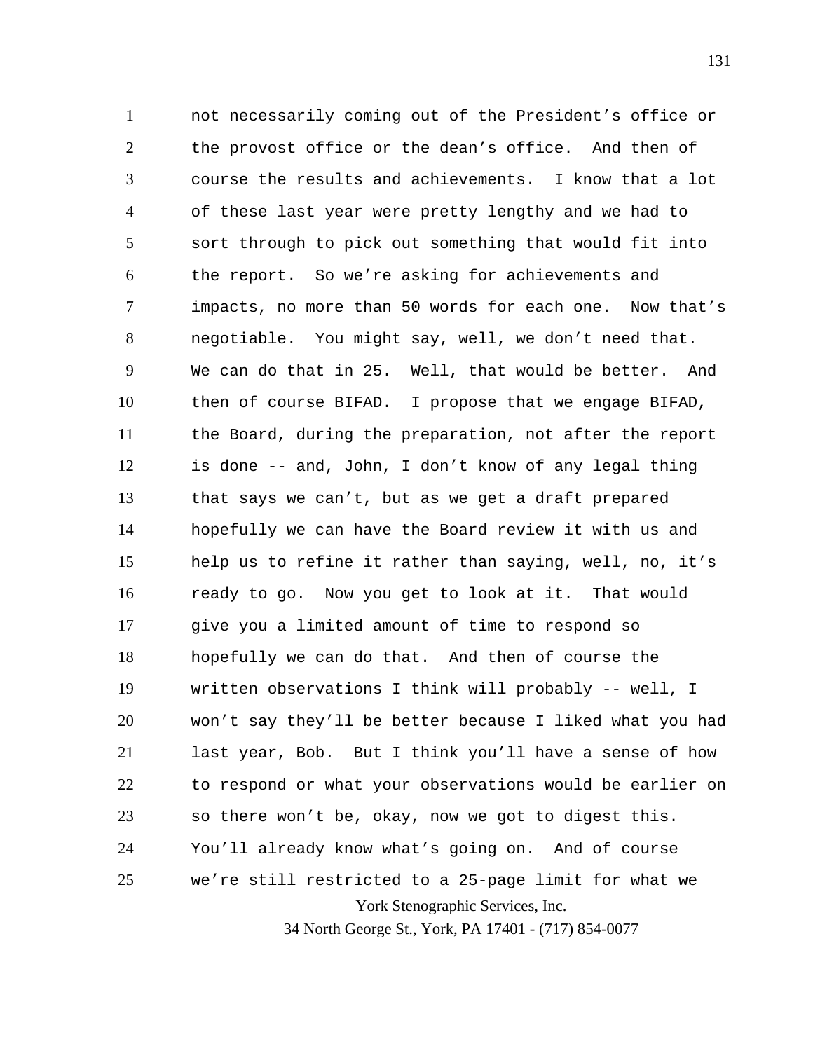not necessarily coming out of the President's office or the provost office or the dean's office. And then of course the results and achievements. I know that a lot of these last year were pretty lengthy and we had to sort through to pick out something that would fit into the report. So we're asking for achievements and impacts, no more than 50 words for each one. Now that's negotiable. You might say, well, we don't need that. We can do that in 25. Well, that would be better. And then of course BIFAD. I propose that we engage BIFAD, the Board, during the preparation, not after the report is done -- and, John, I don't know of any legal thing that says we can't, but as we get a draft prepared hopefully we can have the Board review it with us and help us to refine it rather than saying, well, no, it's ready to go. Now you get to look at it. That would give you a limited amount of time to respond so hopefully we can do that. And then of course the written observations I think will probably -- well, I won't say they'll be better because I liked what you had last year, Bob. But I think you'll have a sense of how to respond or what your observations would be earlier on so there won't be, okay, now we got to digest this. You'll already know what's going on. And of course we're still restricted to a 25-page limit for what we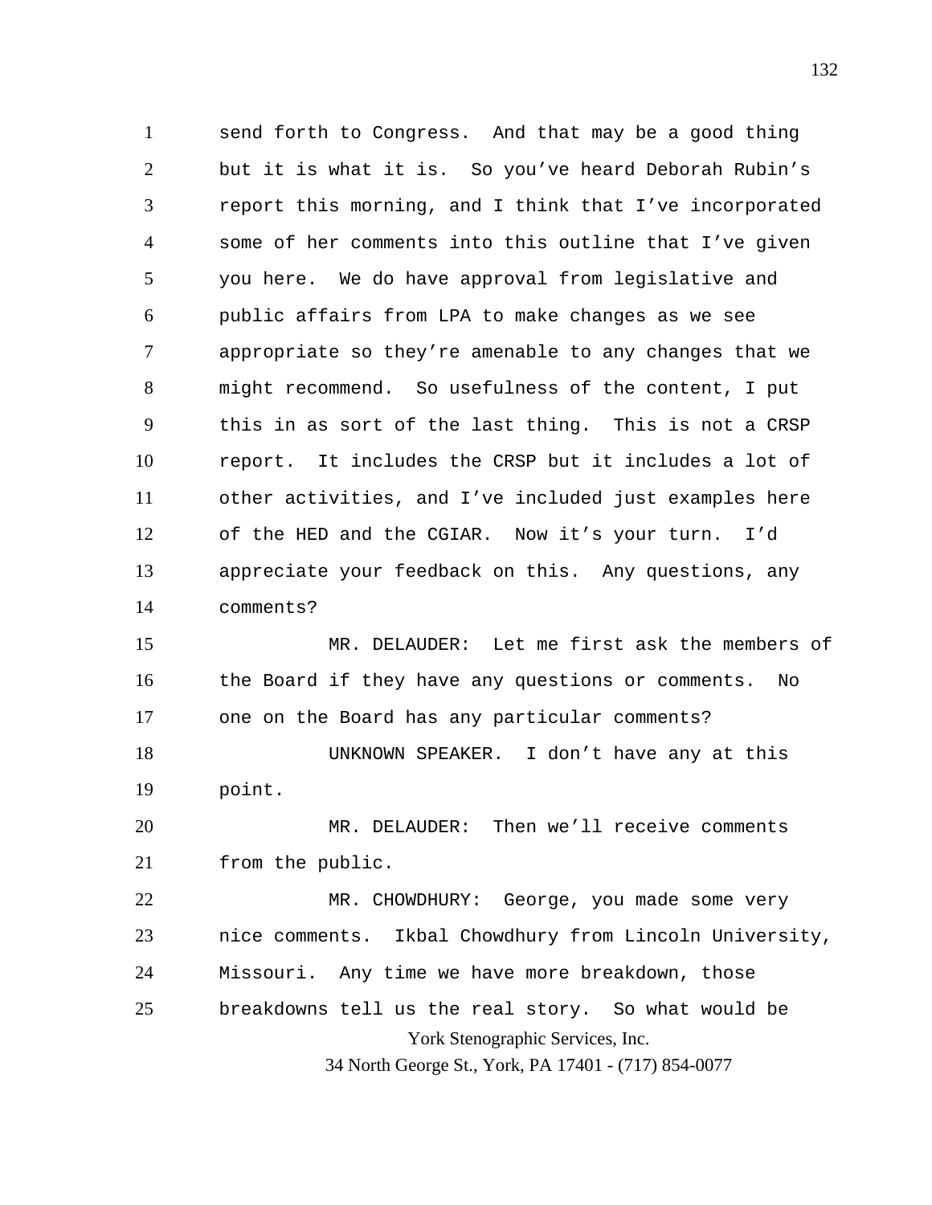send forth to Congress. And that may be a good thing but it is what it is. So you've heard Deborah Rubin's report this morning, and I think that I've incorporated some of her comments into this outline that I've given you here. We do have approval from legislative and public affairs from LPA to make changes as we see appropriate so they're amenable to any changes that we might recommend. So usefulness of the content, I put this in as sort of the last thing. This is not a CRSP report. It includes the CRSP but it includes a lot of other activities, and I've included just examples here of the HED and the CGIAR. Now it's your turn. I'd appreciate your feedback on this. Any questions, any comments?

MR. DELAUDER: Let me first ask the members of the Board if they have any questions or comments. No one on the Board has any particular comments?

UNKNOWN SPEAKER. I don't have any at this point.

MR. DELAUDER: Then we'll receive comments from the public.

MR. CHOWDHURY: George, you made some very nice comments. Ikbal Chowdhury from Lincoln University, Missouri. Any time we have more breakdown, those breakdowns tell us the real story. So what would be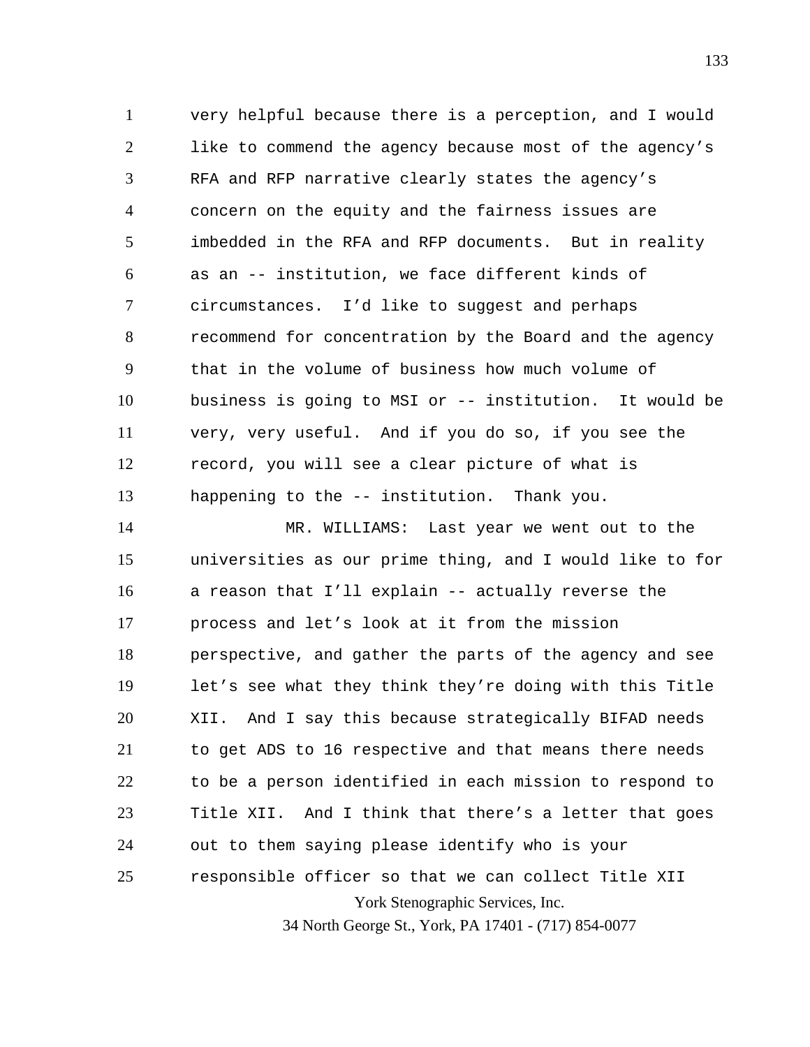very helpful because there is a perception, and I would like to commend the agency because most of the agency's RFA and RFP narrative clearly states the agency's concern on the equity and the fairness issues are imbedded in the RFA and RFP documents. But in reality as an -- institution, we face different kinds of circumstances. I'd like to suggest and perhaps recommend for concentration by the Board and the agency that in the volume of business how much volume of business is going to MSI or -- institution. It would be very, very useful. And if you do so, if you see the record, you will see a clear picture of what is happening to the -- institution. Thank you.

MR. WILLIAMS: Last year we went out to the universities as our prime thing, and I would like to for a reason that I'll explain -- actually reverse the process and let's look at it from the mission perspective, and gather the parts of the agency and see let's see what they think they're doing with this Title XII. And I say this because strategically BIFAD needs to get ADS to 16 respective and that means there needs to be a person identified in each mission to respond to Title XII. And I think that there's a letter that goes out to them saying please identify who is your responsible officer so that we can collect Title XII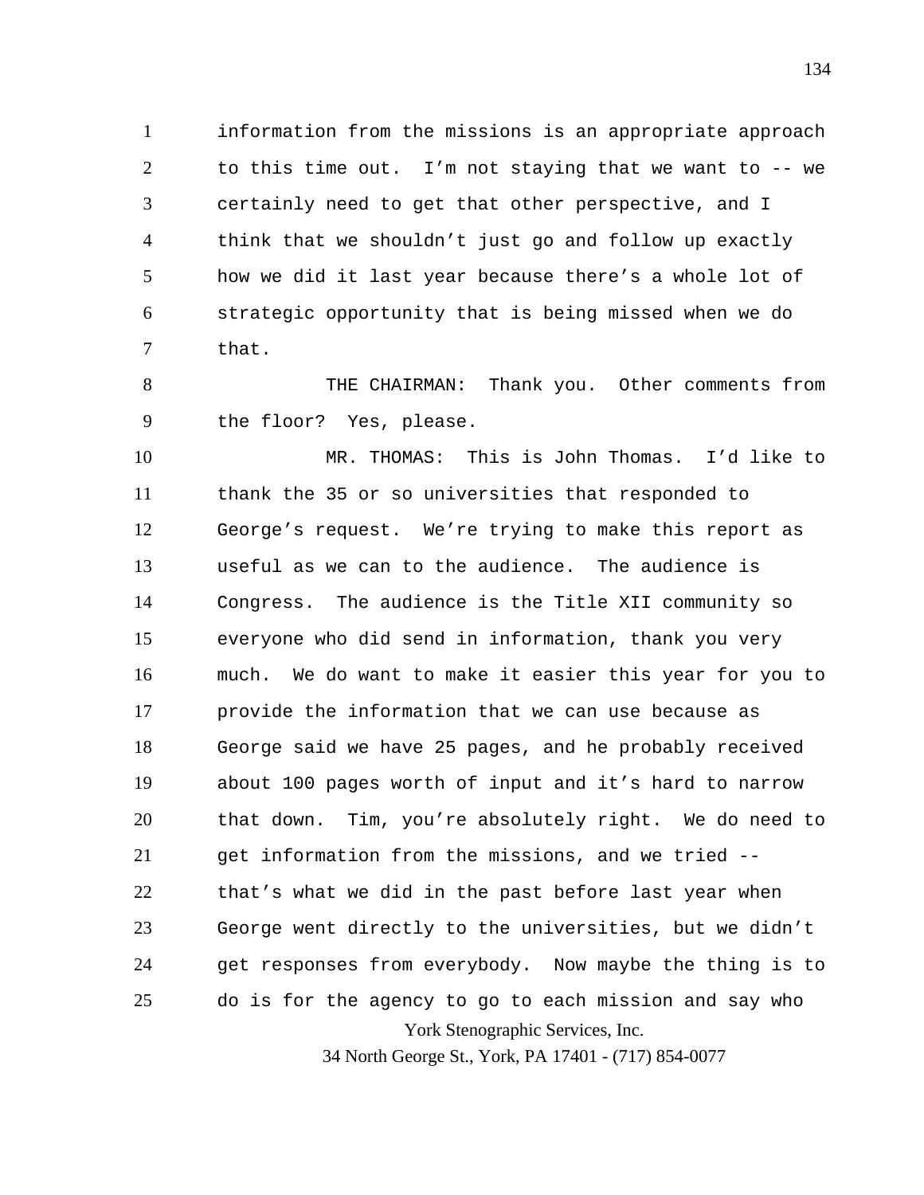information from the missions is an appropriate approach to this time out. I'm not staying that we want to -- we certainly need to get that other perspective, and I think that we shouldn't just go and follow up exactly how we did it last year because there's a whole lot of strategic opportunity that is being missed when we do that.

THE CHAIRMAN: Thank you. Other comments from the floor? Yes, please.

MR. THOMAS: This is John Thomas. I'd like to thank the 35 or so universities that responded to George's request. We're trying to make this report as useful as we can to the audience. The audience is Congress. The audience is the Title XII community so everyone who did send in information, thank you very much. We do want to make it easier this year for you to provide the information that we can use because as George said we have 25 pages, and he probably received about 100 pages worth of input and it's hard to narrow that down. Tim, you're absolutely right. We do need to get information from the missions, and we tried -- that's what we did in the past before last year when George went directly to the universities, but we didn't get responses from everybody. Now maybe the thing is to do is for the agency to go to each mission and say who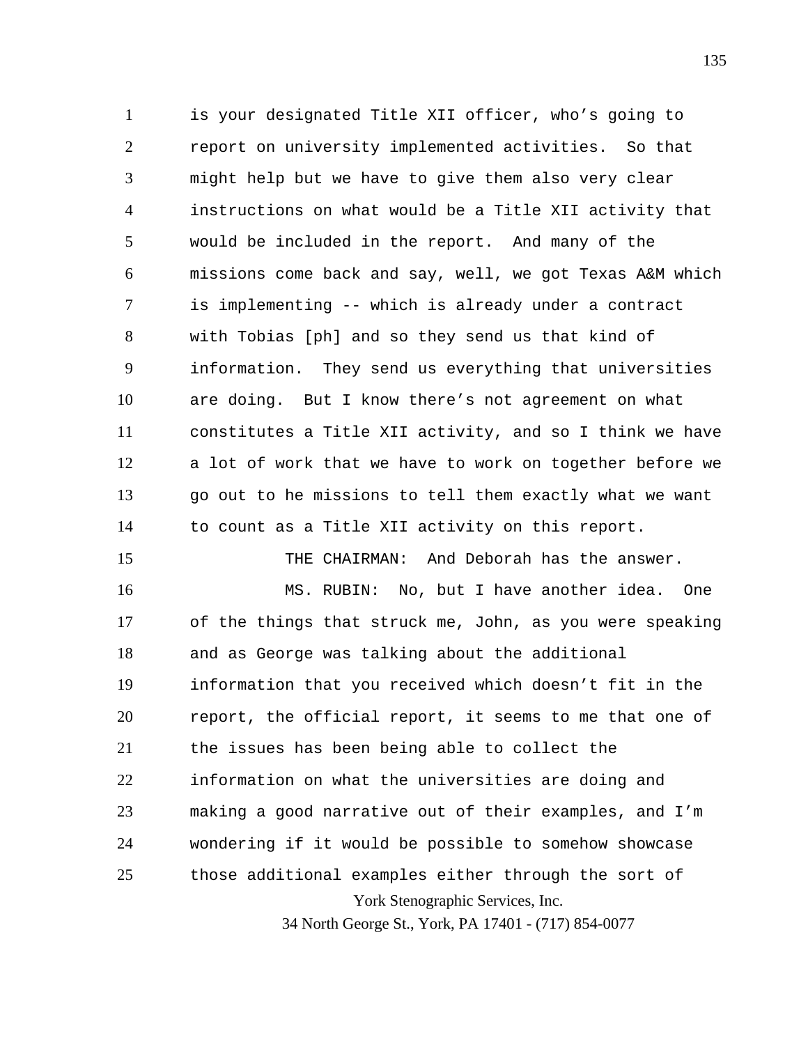is your designated Title XII officer, who's going to report on university implemented activities. So that might help but we have to give them also very clear instructions on what would be a Title XII activity that would be included in the report. And many of the missions come back and say, well, we got Texas A&M which is implementing -- which is already under a contract with Tobias [ph] and so they send us that kind of information. They send us everything that universities are doing. But I know there's not agreement on what constitutes a Title XII activity, and so I think we have a lot of work that we have to work on together before we go out to he missions to tell them exactly what we want to count as a Title XII activity on this report.

THE CHAIRMAN: And Deborah has the answer.

MS. RUBIN: No, but I have another idea. One of the things that struck me, John, as you were speaking and as George was talking about the additional information that you received which doesn't fit in the report, the official report, it seems to me that one of the issues has been being able to collect the information on what the universities are doing and making a good narrative out of their examples, and I'm wondering if it would be possible to somehow showcase those additional examples either through the sort of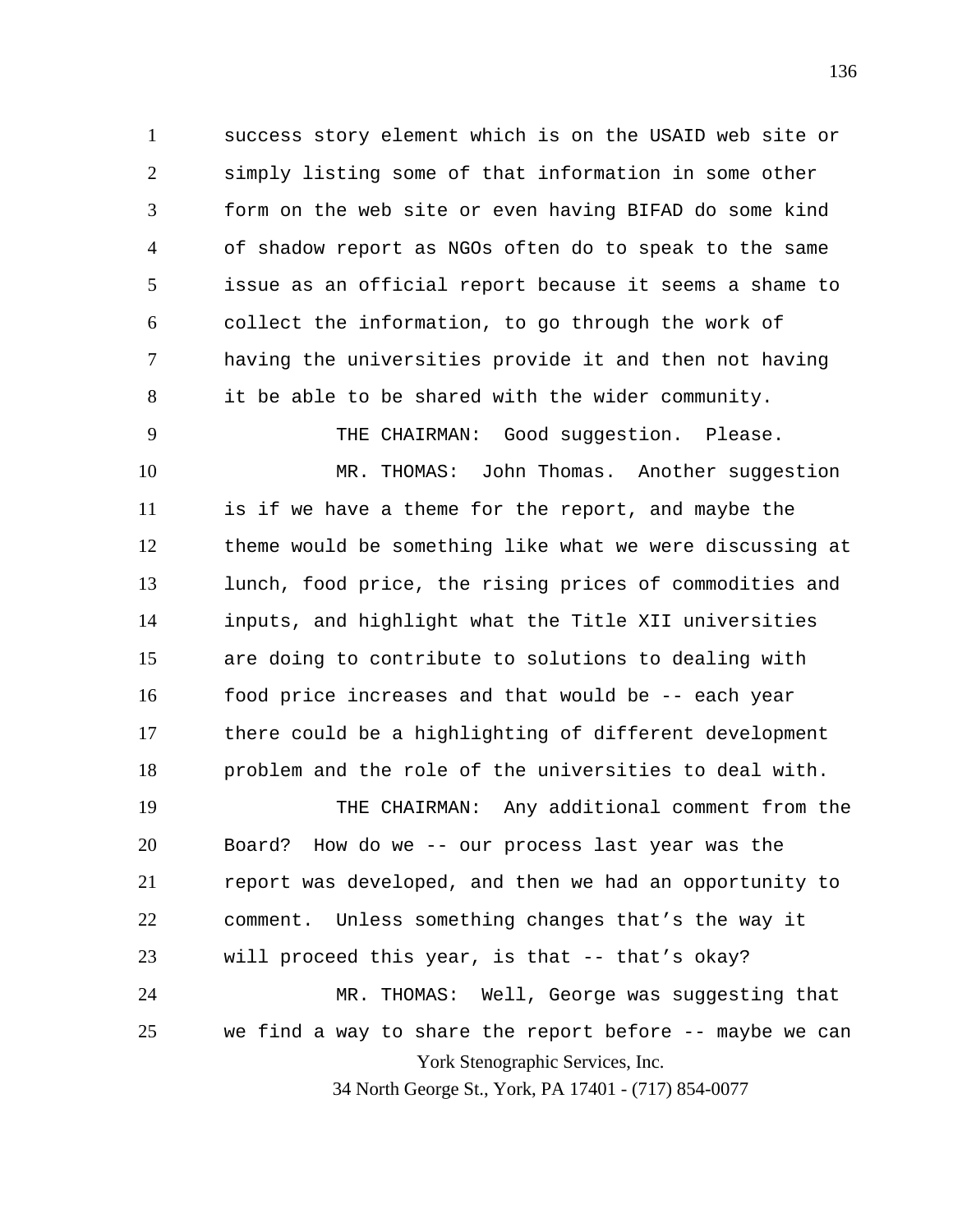success story element which is on the USAID web site or simply listing some of that information in some other form on the web site or even having BIFAD do some kind of shadow report as NGOs often do to speak to the same issue as an official report because it seems a shame to collect the information, to go through the work of having the universities provide it and then not having it be able to be shared with the wider community.

THE CHAIRMAN: Good suggestion. Please.

MR. THOMAS: John Thomas. Another suggestion is if we have a theme for the report, and maybe the theme would be something like what we were discussing at lunch, food price, the rising prices of commodities and inputs, and highlight what the Title XII universities are doing to contribute to solutions to dealing with food price increases and that would be -- each year there could be a highlighting of different development problem and the role of the universities to deal with.

THE CHAIRMAN: Any additional comment from the Board? How do we -- our process last year was the report was developed, and then we had an opportunity to comment. Unless something changes that's the way it will proceed this year, is that -- that's okay?

MR. THOMAS: Well, George was suggesting that we find a way to share the report before -- maybe we can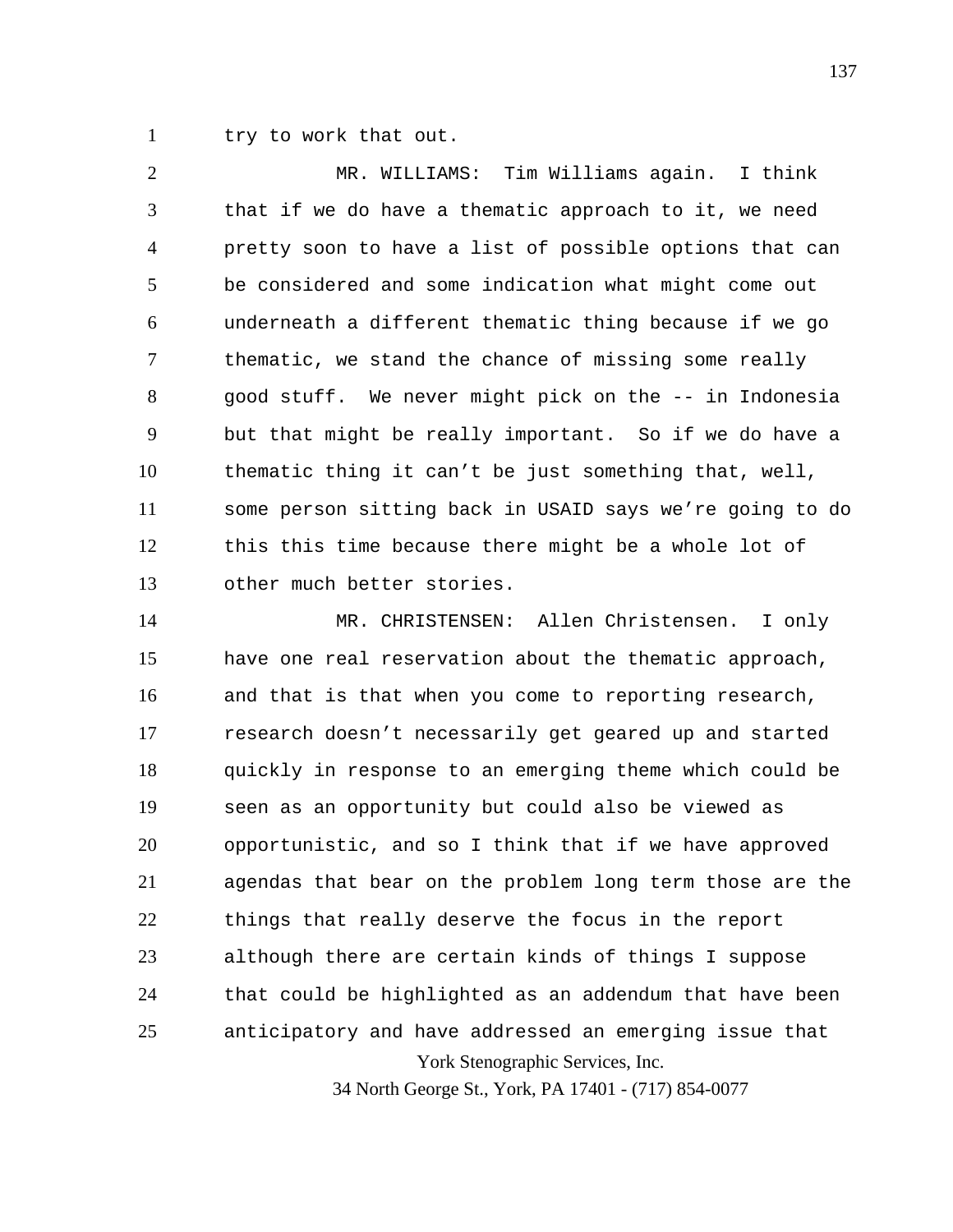try to work that out.

MR. WILLIAMS: Tim Williams again. I think that if we do have a thematic approach to it, we need pretty soon to have a list of possible options that can be considered and some indication what might come out underneath a different thematic thing because if we go thematic, we stand the chance of missing some really good stuff. We never might pick on the -- in Indonesia but that might be really important. So if we do have a thematic thing it can't be just something that, well, some person sitting back in USAID says we're going to do this this time because there might be a whole lot of other much better stories.

MR. CHRISTENSEN: Allen Christensen. I only have one real reservation about the thematic approach, and that is that when you come to reporting research, research doesn't necessarily get geared up and started quickly in response to an emerging theme which could be seen as an opportunity but could also be viewed as opportunistic, and so I think that if we have approved agendas that bear on the problem long term those are the things that really deserve the focus in the report although there are certain kinds of things I suppose that could be highlighted as an addendum that have been anticipatory and have addressed an emerging issue that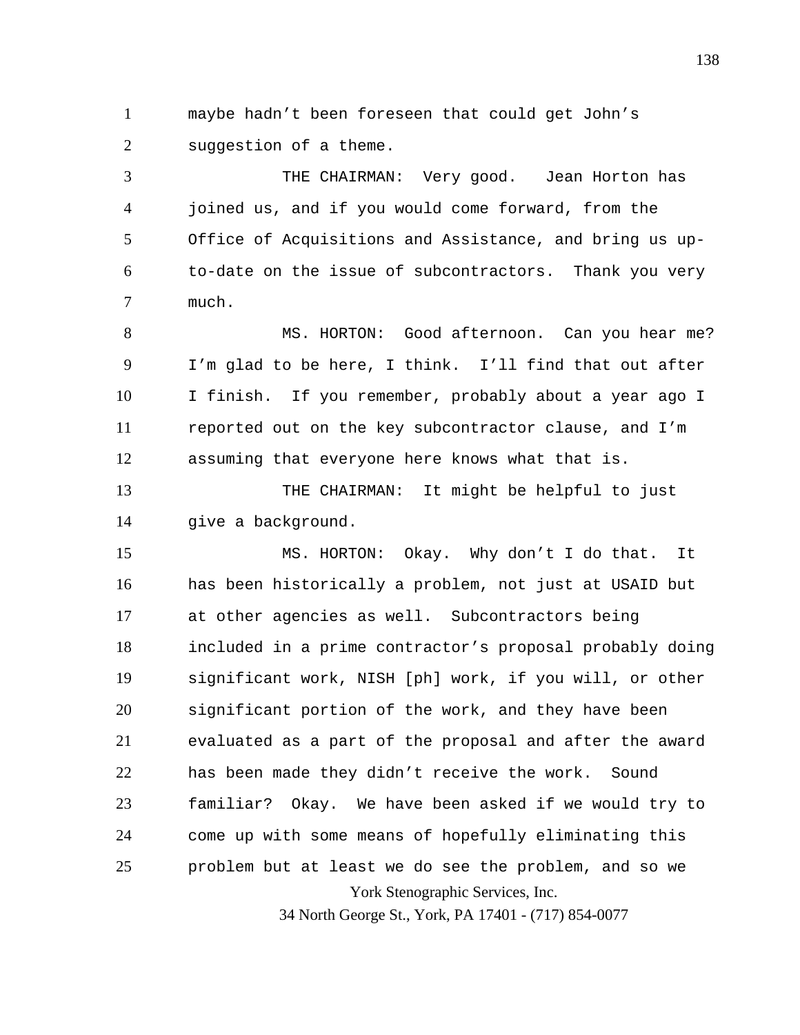maybe hadn't been foreseen that could get John's suggestion of a theme.

THE CHAIRMAN: Very good. Jean Horton has joined us, and if you would come forward, from the Office of Acquisitions and Assistance, and bring us up-to-date on the issue of subcontractors. Thank you very much.

MS. HORTON: Good afternoon. Can you hear me? I'm glad to be here, I think. I'll find that out after I finish. If you remember, probably about a year ago I reported out on the key subcontractor clause, and I'm assuming that everyone here knows what that is.

THE CHAIRMAN: It might be helpful to just give a background.

MS. HORTON: Okay. Why don't I do that. It has been historically a problem, not just at USAID but at other agencies as well. Subcontractors being included in a prime contractor's proposal probably doing significant work, NISH [ph] work, if you will, or other significant portion of the work, and they have been evaluated as a part of the proposal and after the award has been made they didn't receive the work. Sound familiar? Okay. We have been asked if we would try to come up with some means of hopefully eliminating this problem but at least we do see the problem, and so we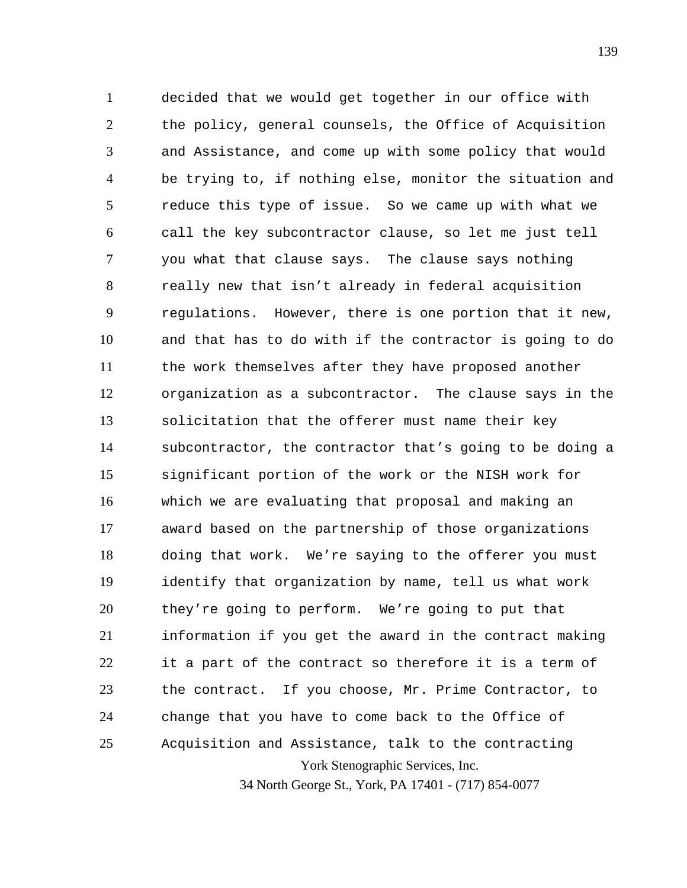decided that we would get together in our office with the policy, general counsels, the Office of Acquisition and Assistance, and come up with some policy that would be trying to, if nothing else, monitor the situation and reduce this type of issue. So we came up with what we call the key subcontractor clause, so let me just tell you what that clause says. The clause says nothing really new that isn't already in federal acquisition regulations. However, there is one portion that it new, and that has to do with if the contractor is going to do the work themselves after they have proposed another organization as a subcontractor. The clause says in the solicitation that the offerer must name their key subcontractor, the contractor that's going to be doing a significant portion of the work or the NISH work for which we are evaluating that proposal and making an award based on the partnership of those organizations doing that work. We're saying to the offerer you must identify that organization by name, tell us what work they're going to perform. We're going to put that information if you get the award in the contract making it a part of the contract so therefore it is a term of the contract. If you choose, Mr. Prime Contractor, to change that you have to come back to the Office of Acquisition and Assistance, talk to the contracting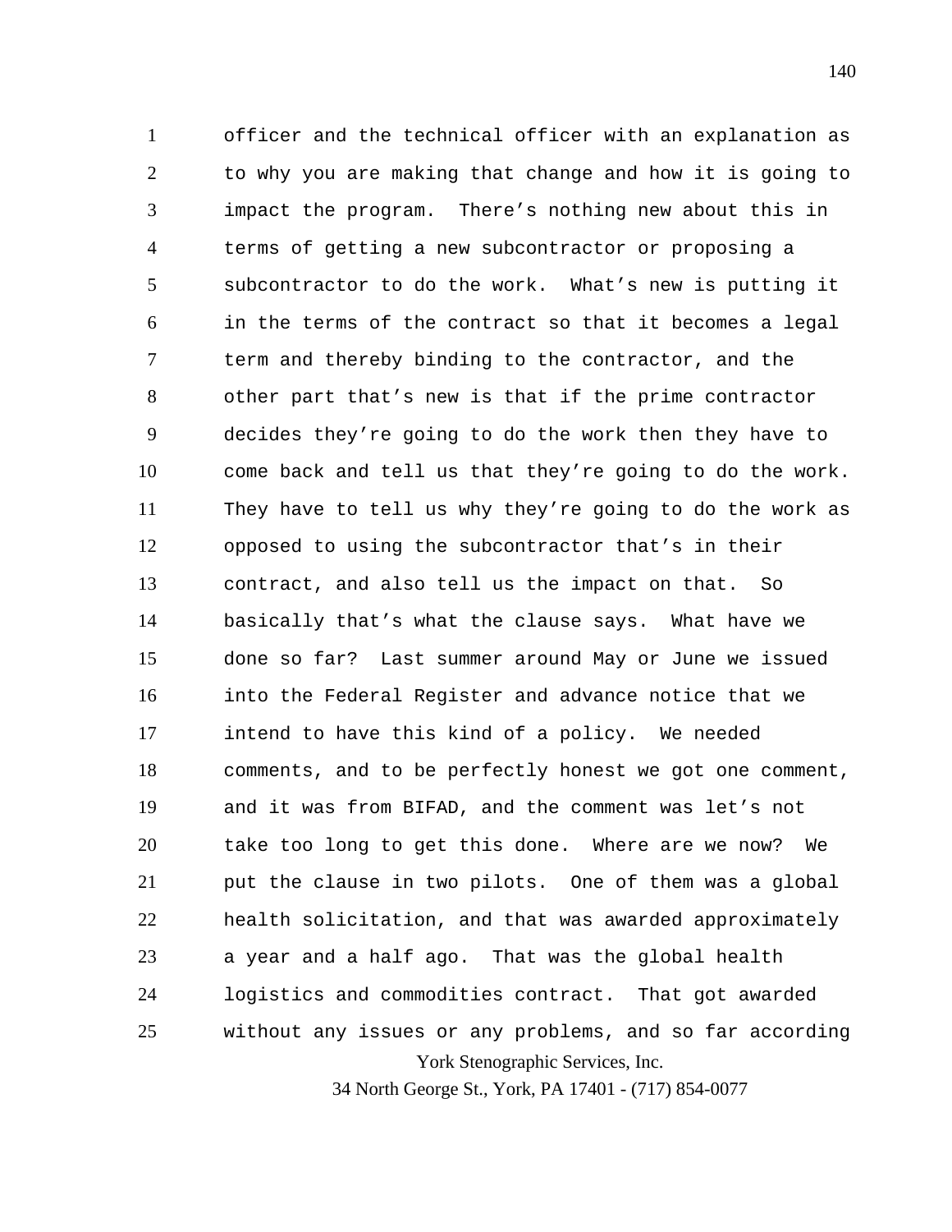officer and the technical officer with an explanation as to why you are making that change and how it is going to impact the program. There's nothing new about this in terms of getting a new subcontractor or proposing a subcontractor to do the work. What's new is putting it in the terms of the contract so that it becomes a legal term and thereby binding to the contractor, and the other part that's new is that if the prime contractor decides they're going to do the work then they have to come back and tell us that they're going to do the work. They have to tell us why they're going to do the work as opposed to using the subcontractor that's in their contract, and also tell us the impact on that. So basically that's what the clause says. What have we done so far? Last summer around May or June we issued into the Federal Register and advance notice that we intend to have this kind of a policy. We needed comments, and to be perfectly honest we got one comment, and it was from BIFAD, and the comment was let's not take too long to get this done. Where are we now? We put the clause in two pilots. One of them was a global health solicitation, and that was awarded approximately a year and a half ago. That was the global health logistics and commodities contract. That got awarded without any issues or any problems, and so far according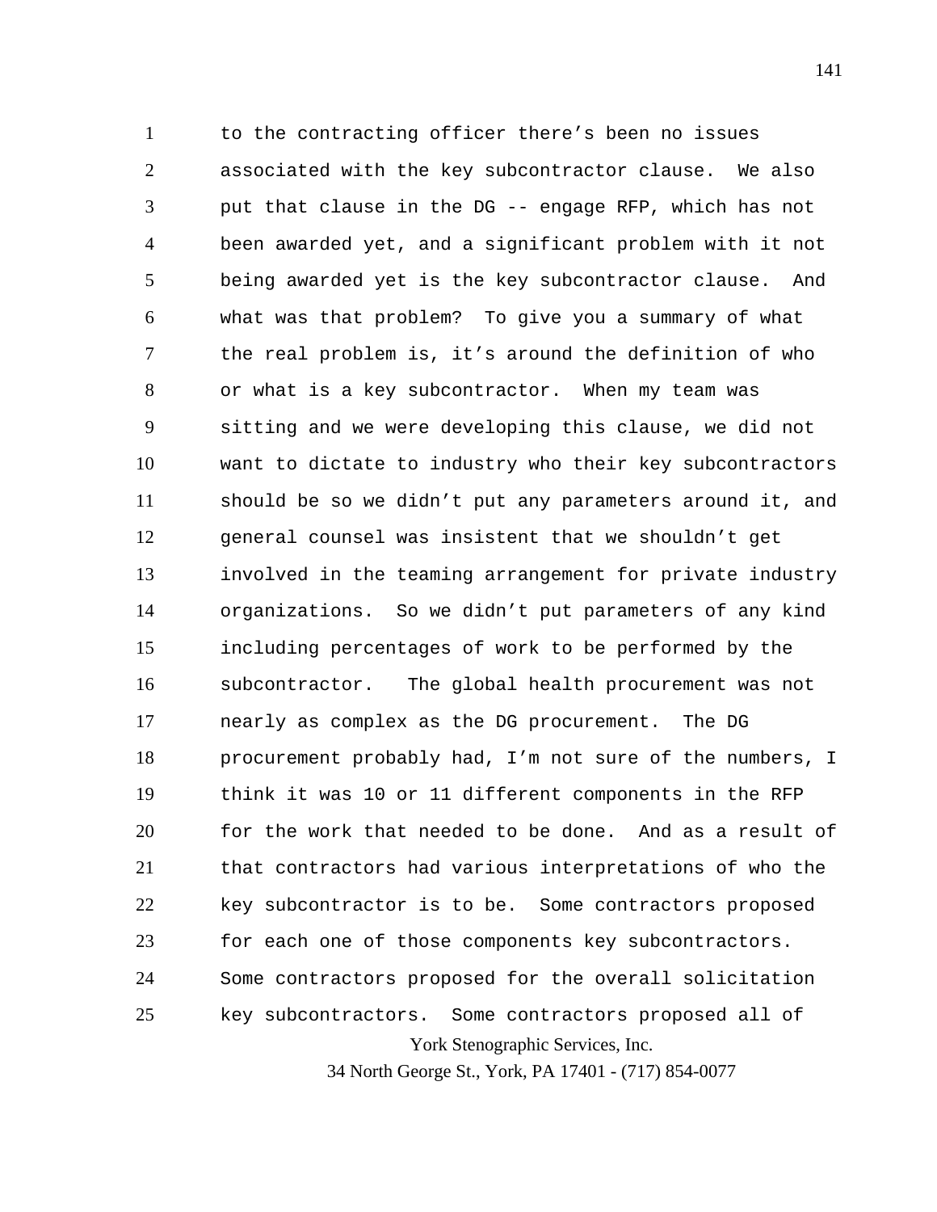to the contracting officer there's been no issues associated with the key subcontractor clause. We also put that clause in the DG -- engage RFP, which has not been awarded yet, and a significant problem with it not being awarded yet is the key subcontractor clause. And what was that problem? To give you a summary of what the real problem is, it's around the definition of who or what is a key subcontractor. When my team was sitting and we were developing this clause, we did not want to dictate to industry who their key subcontractors should be so we didn't put any parameters around it, and general counsel was insistent that we shouldn't get involved in the teaming arrangement for private industry organizations. So we didn't put parameters of any kind including percentages of work to be performed by the subcontractor. The global health procurement was not nearly as complex as the DG procurement. The DG procurement probably had, I'm not sure of the numbers, I think it was 10 or 11 different components in the RFP for the work that needed to be done. And as a result of that contractors had various interpretations of who the key subcontractor is to be. Some contractors proposed for each one of those components key subcontractors. Some contractors proposed for the overall solicitation key subcontractors. Some contractors proposed all of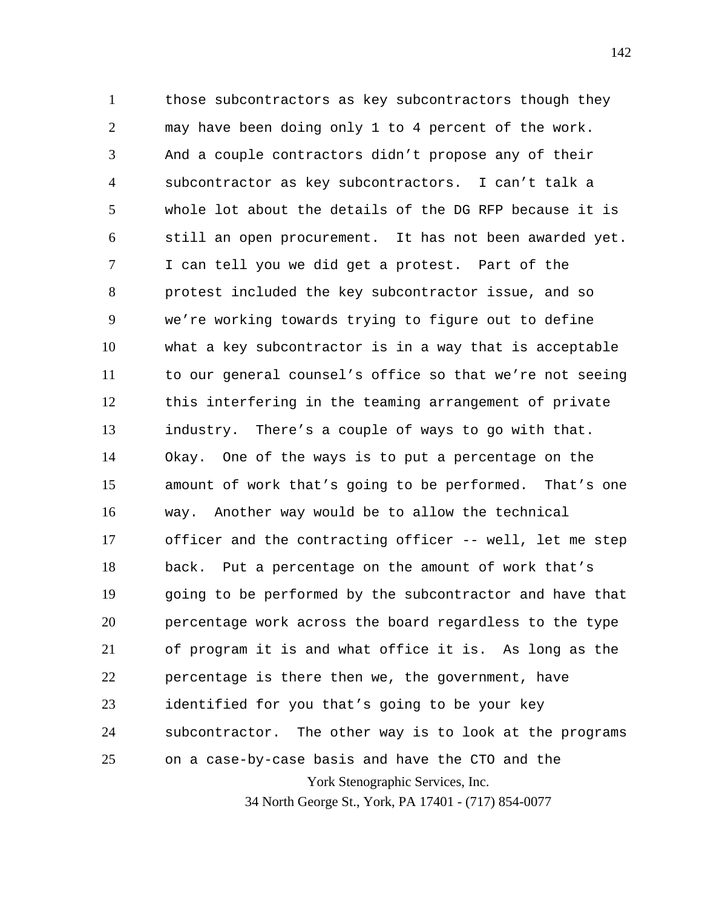those subcontractors as key subcontractors though they may have been doing only 1 to 4 percent of the work. And a couple contractors didn’t propose any of their subcontractor as key subcontractors. I can’t talk a whole lot about the details of the DG RFP because it is still an open procurement. It has not been awarded yet. I can tell you we did get a protest. Part of the protest included the key subcontractor issue, and so we’re working towards trying to figure out to define what a key subcontractor is in a way that is acceptable to our general counsel’s office so that we’re not seeing this interfering in the teaming arrangement of private industry. There’s a couple of ways to go with that. Okay. One of the ways is to put a percentage on the amount of work that’s going to be performed. That’s one way. Another way would be to allow the technical officer and the contracting officer -- well, let me step back. Put a percentage on the amount of work that’s going to be performed by the subcontractor and have that percentage work across the board regardless to the type of program it is and what office it is. As long as the percentage is there then we, the government, have identified for you that’s going to be your key subcontractor. The other way is to look at the programs on a case-by-case basis and have the CTO and the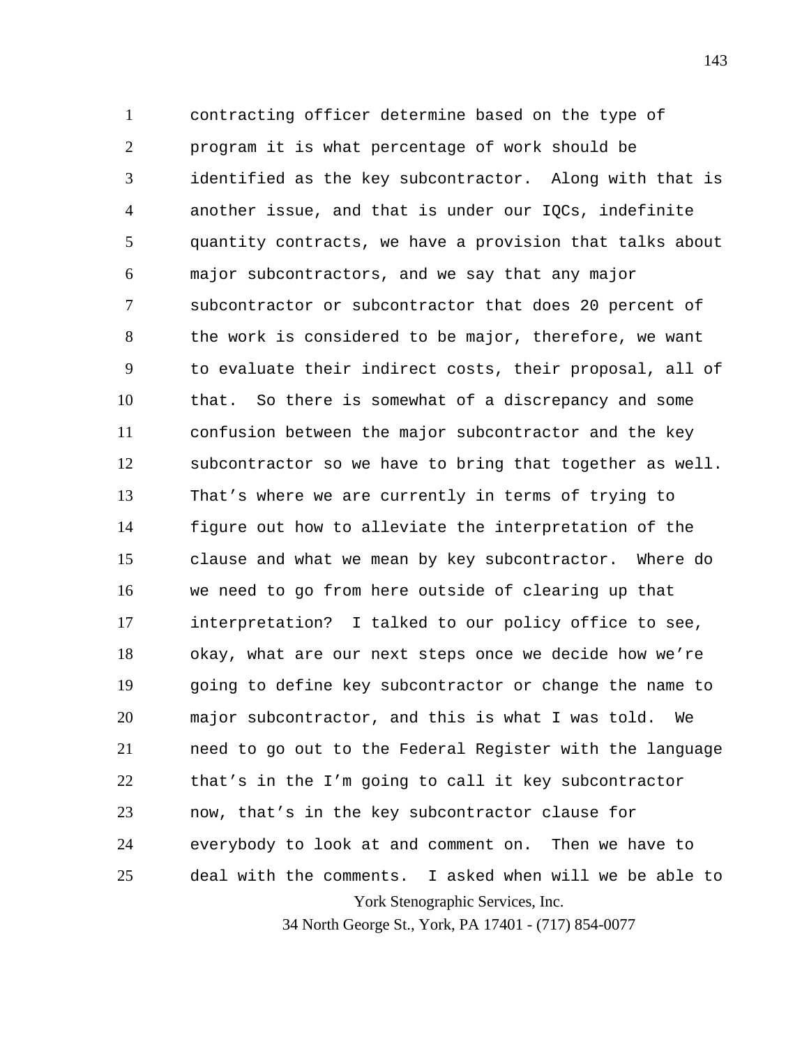contracting officer determine based on the type of program it is what percentage of work should be identified as the key subcontractor. Along with that is another issue, and that is under our IQCs, indefinite quantity contracts, we have a provision that talks about major subcontractors, and we say that any major subcontractor or subcontractor that does 20 percent of the work is considered to be major, therefore, we want to evaluate their indirect costs, their proposal, all of that. So there is somewhat of a discrepancy and some confusion between the major subcontractor and the key subcontractor so we have to bring that together as well. That's where we are currently in terms of trying to figure out how to alleviate the interpretation of the clause and what we mean by key subcontractor. Where do we need to go from here outside of clearing up that interpretation? I talked to our policy office to see, okay, what are our next steps once we decide how we're going to define key subcontractor or change the name to major subcontractor, and this is what I was told. We need to go out to the Federal Register with the language that's in the I'm going to call it key subcontractor now, that's in the key subcontractor clause for everybody to look at and comment on. Then we have to deal with the comments. I asked when will we be able to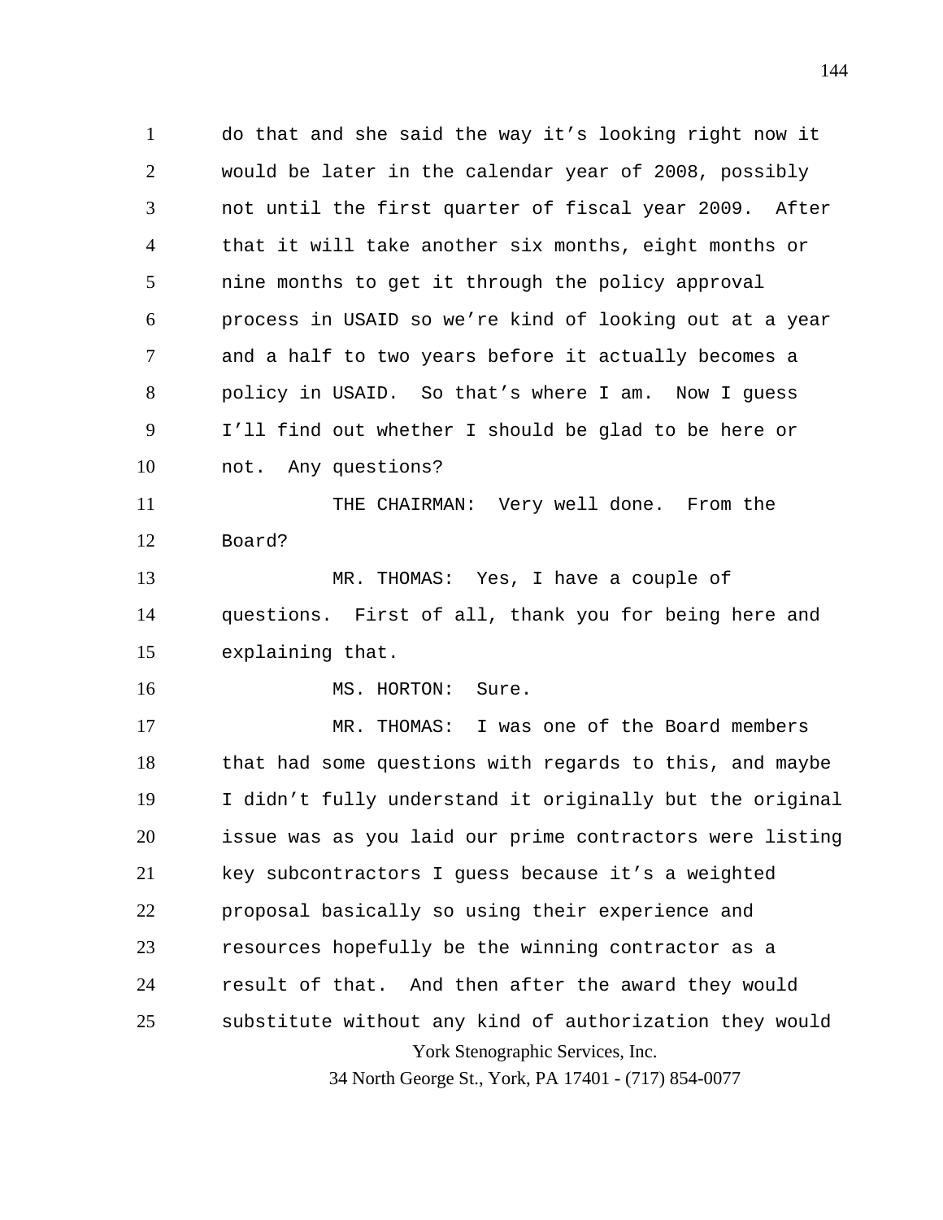do that and she said the way it's looking right now it would be later in the calendar year of 2008, possibly not until the first quarter of fiscal year 2009. After that it will take another six months, eight months or nine months to get it through the policy approval process in USAID so we're kind of looking out at a year and a half to two years before it actually becomes a policy in USAID. So that's where I am. Now I guess I'll find out whether I should be glad to be here or not. Any questions?

THE CHAIRMAN: Very well done. From the Board?

MR. THOMAS: Yes, I have a couple of questions. First of all, thank you for being here and explaining that.

MS. HORTON: Sure.

MR. THOMAS: I was one of the Board members that had some questions with regards to this, and maybe I didn't fully understand it originally but the original issue was as you laid our prime contractors were listing key subcontractors I guess because it's a weighted proposal basically so using their experience and resources hopefully be the winning contractor as a result of that. And then after the award they would substitute without any kind of authorization they would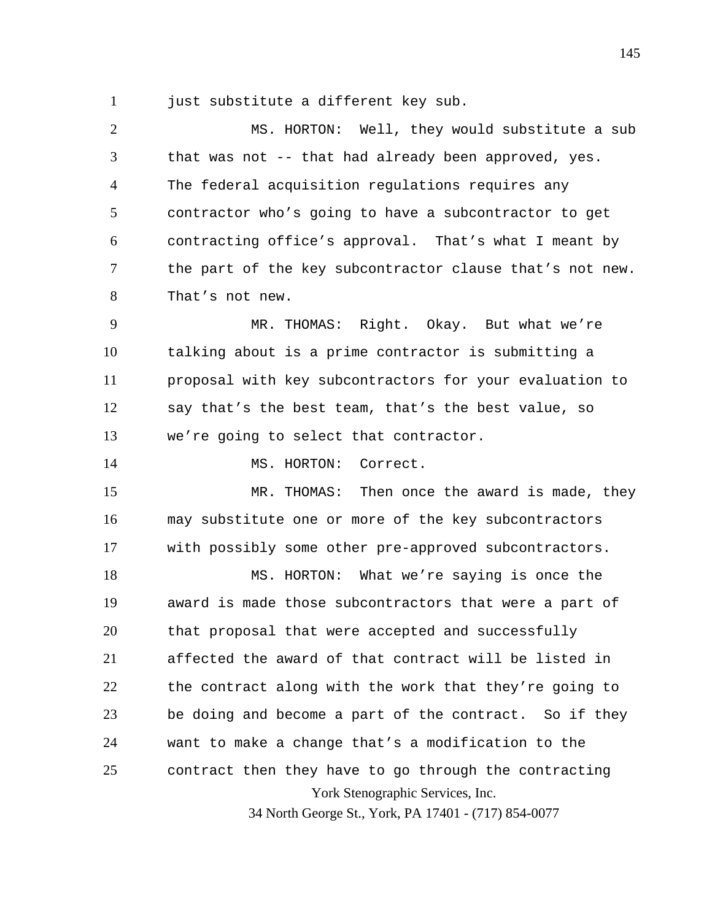just substitute a different key sub.

MS. HORTON: Well, they would substitute a sub that was not -- that had already been approved, yes. The federal acquisition regulations requires any contractor who's going to have a subcontractor to get contracting office's approval. That's what I meant by the part of the key subcontractor clause that's not new. That's not new.

MR. THOMAS: Right. Okay. But what we're talking about is a prime contractor is submitting a proposal with key subcontractors for your evaluation to say that's the best team, that's the best value, so we're going to select that contractor.

MS. HORTON: Correct.

MR. THOMAS: Then once the award is made, they may substitute one or more of the key subcontractors with possibly some other pre-approved subcontractors.

MS. HORTON: What we're saying is once the award is made those subcontractors that were a part of that proposal that were accepted and successfully affected the award of that contract will be listed in the contract along with the work that they're going to be doing and become a part of the contract. So if they want to make a change that's a modification to the contract then they have to go through the contracting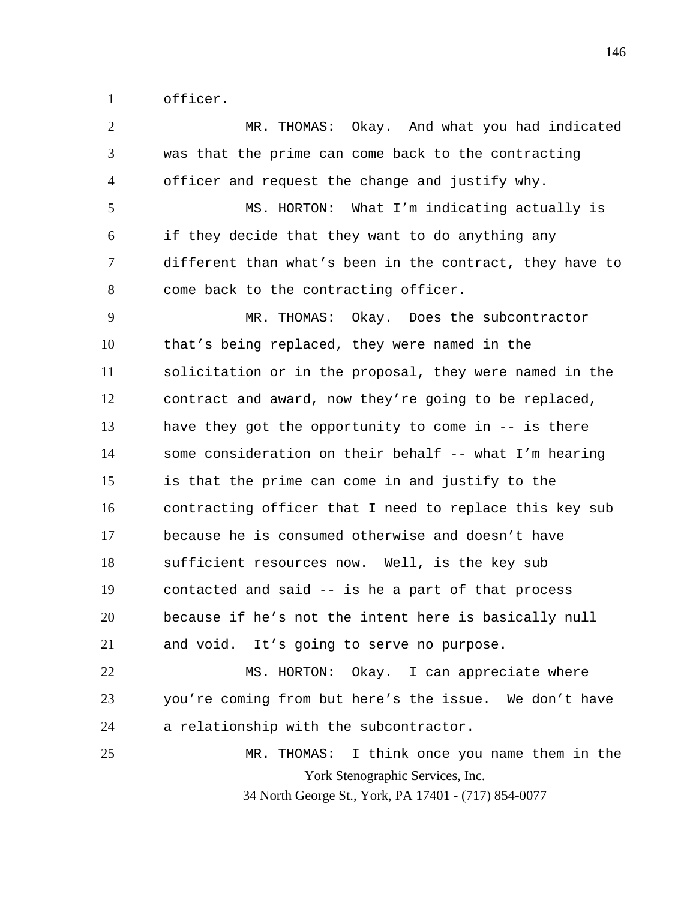officer.

MR. THOMAS: Okay. And what you had indicated was that the prime can come back to the contracting officer and request the change and justify why.

MS. HORTON: What I'm indicating actually is if they decide that they want to do anything any different than what's been in the contract, they have to come back to the contracting officer.

MR. THOMAS: Okay. Does the subcontractor that's being replaced, they were named in the solicitation or in the proposal, they were named in the contract and award, now they're going to be replaced, have they got the opportunity to come in -- is there some consideration on their behalf -- what I'm hearing is that the prime can come in and justify to the contracting officer that I need to replace this key sub because he is consumed otherwise and doesn't have sufficient resources now. Well, is the key sub contacted and said -- is he a part of that process because if he's not the intent here is basically null and void. It's going to serve no purpose.

MS. HORTON: Okay. I can appreciate where you're coming from but here's the issue. We don't have a relationship with the subcontractor.

MR. THOMAS: I think once you name them in the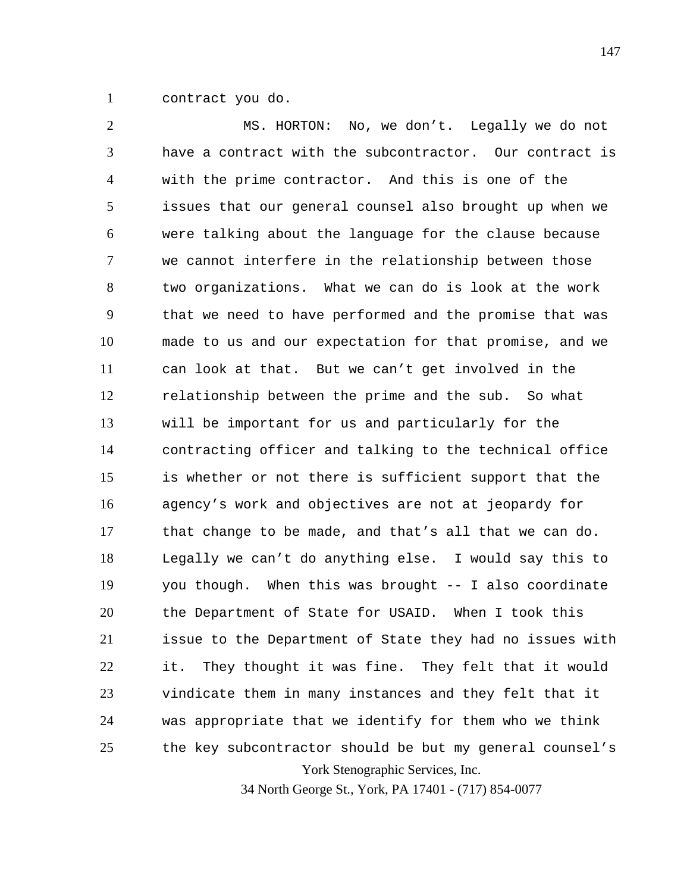contract you do.

MS. HORTON: No, we don't. Legally we do not have a contract with the subcontractor. Our contract is with the prime contractor. And this is one of the issues that our general counsel also brought up when we were talking about the language for the clause because we cannot interfere in the relationship between those two organizations. What we can do is look at the work that we need to have performed and the promise that was made to us and our expectation for that promise, and we can look at that. But we can't get involved in the relationship between the prime and the sub. So what will be important for us and particularly for the contracting officer and talking to the technical office is whether or not there is sufficient support that the agency's work and objectives are not at jeopardy for that change to be made, and that's all that we can do. Legally we can't do anything else. I would say this to you though. When this was brought -- I also coordinate the Department of State for USAID. When I took this issue to the Department of State they had no issues with it. They thought it was fine. They felt that it would vindicate them in many instances and they felt that it was appropriate that we identify for them who we think the key subcontractor should be but my general counsel's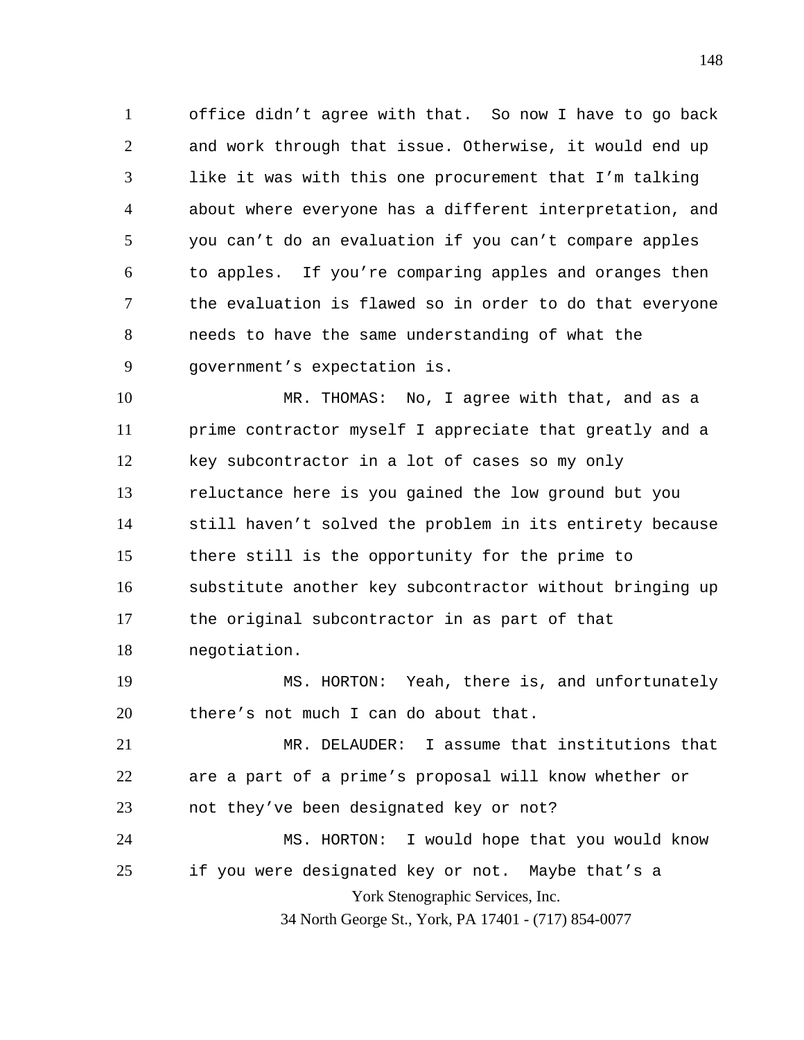office didn't agree with that. So now I have to go back and work through that issue. Otherwise, it would end up like it was with this one procurement that I'm talking about where everyone has a different interpretation, and you can't do an evaluation if you can't compare apples to apples. If you're comparing apples and oranges then the evaluation is flawed so in order to do that everyone needs to have the same understanding of what the government's expectation is.

MR. THOMAS: No, I agree with that, and as a prime contractor myself I appreciate that greatly and a key subcontractor in a lot of cases so my only reluctance here is you gained the low ground but you still haven't solved the problem in its entirety because there still is the opportunity for the prime to substitute another key subcontractor without bringing up the original subcontractor in as part of that negotiation.

MS. HORTON: Yeah, there is, and unfortunately there's not much I can do about that.

MR. DELAUDER: I assume that institutions that are a part of a prime's proposal will know whether or not they've been designated key or not?

MS. HORTON: I would hope that you would know if you were designated key or not. Maybe that's a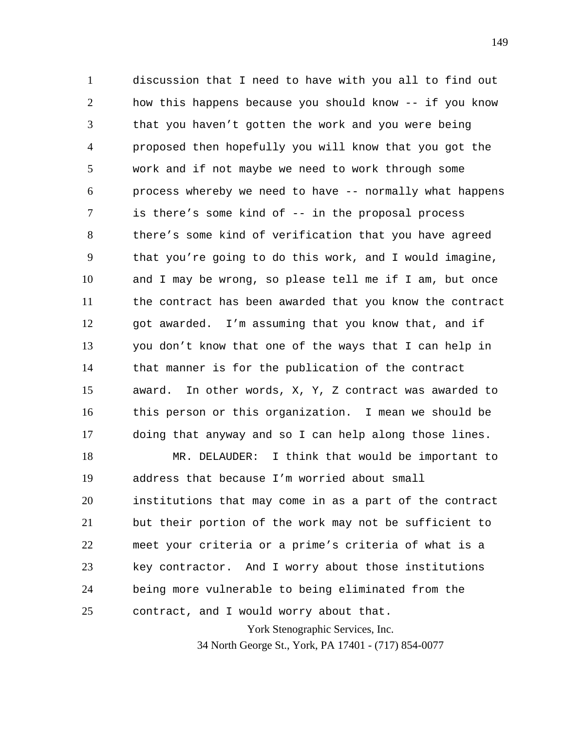discussion that I need to have with you all to find out how this happens because you should know -- if you know that you haven't gotten the work and you were being proposed then hopefully you will know that you got the work and if not maybe we need to work through some process whereby we need to have -- normally what happens is there's some kind of -- in the proposal process there's some kind of verification that you have agreed that you're going to do this work, and I would imagine, and I may be wrong, so please tell me if I am, but once the contract has been awarded that you know the contract got awarded. I'm assuming that you know that, and if you don't know that one of the ways that I can help in that manner is for the publication of the contract award. In other words, X, Y, Z contract was awarded to this person or this organization. I mean we should be doing that anyway and so I can help along those lines.

MR. DELAUDER: I think that would be important to address that because I'm worried about small institutions that may come in as a part of the contract but their portion of the work may not be sufficient to meet your criteria or a prime's criteria of what is a key contractor. And I worry about those institutions being more vulnerable to being eliminated from the contract, and I would worry about that.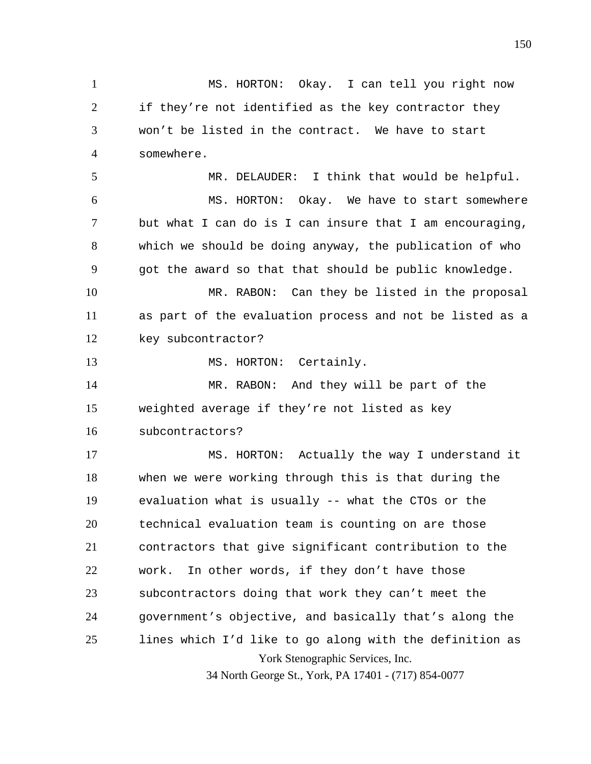MS. HORTON: Okay. I can tell you right now if they're not identified as the key contractor they won't be listed in the contract. We have to start somewhere.

MR. DELAUDER: I think that would be helpful.

MS. HORTON: Okay. We have to start somewhere but what I can do is I can insure that I am encouraging, which we should be doing anyway, the publication of who got the award so that that should be public knowledge.

MR. RABON: Can they be listed in the proposal as part of the evaluation process and not be listed as a key subcontractor?

MS. HORTON: Certainly.

MR. RABON: And they will be part of the weighted average if they're not listed as key subcontractors?

MS. HORTON: Actually the way I understand it when we were working through this is that during the evaluation what is usually -- what the CTOs or the technical evaluation team is counting on are those contractors that give significant contribution to the work. In other words, if they don't have those subcontractors doing that work they can't meet the government's objective, and basically that's along the lines which I'd like to go along with the definition as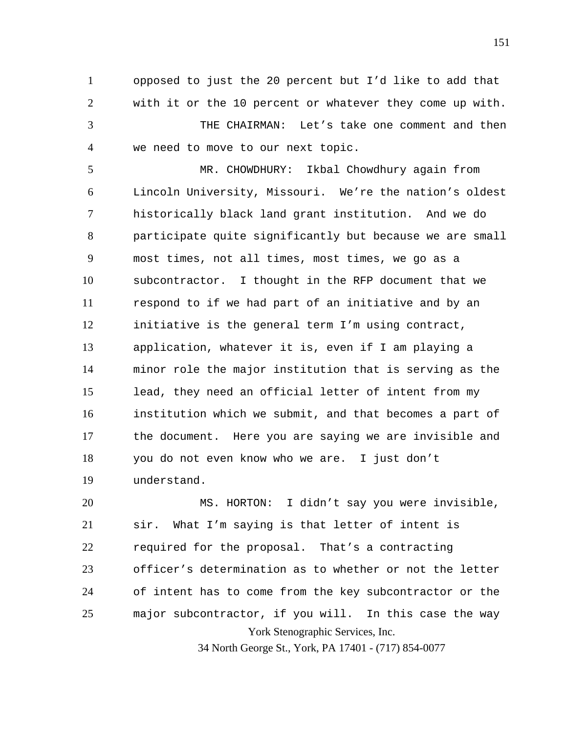opposed to just the 20 percent but I'd like to add that with it or the 10 percent or whatever they come up with.

THE CHAIRMAN: Let's take one comment and then we need to move to our next topic.

MR. CHOWDHURY: Ikbal Chowdhury again from Lincoln University, Missouri. We're the nation's oldest historically black land grant institution. And we do participate quite significantly but because we are small most times, not all times, most times, we go as a subcontractor. I thought in the RFP document that we respond to if we had part of an initiative and by an initiative is the general term I'm using contract, application, whatever it is, even if I am playing a minor role the major institution that is serving as the lead, they need an official letter of intent from my institution which we submit, and that becomes a part of the document. Here you are saying we are invisible and you do not even know who we are. I just don't understand.

MS. HORTON: I didn't say you were invisible, sir. What I'm saying is that letter of intent is required for the proposal. That's a contracting officer's determination as to whether or not the letter of intent has to come from the key subcontractor or the major subcontractor, if you will. In this case the way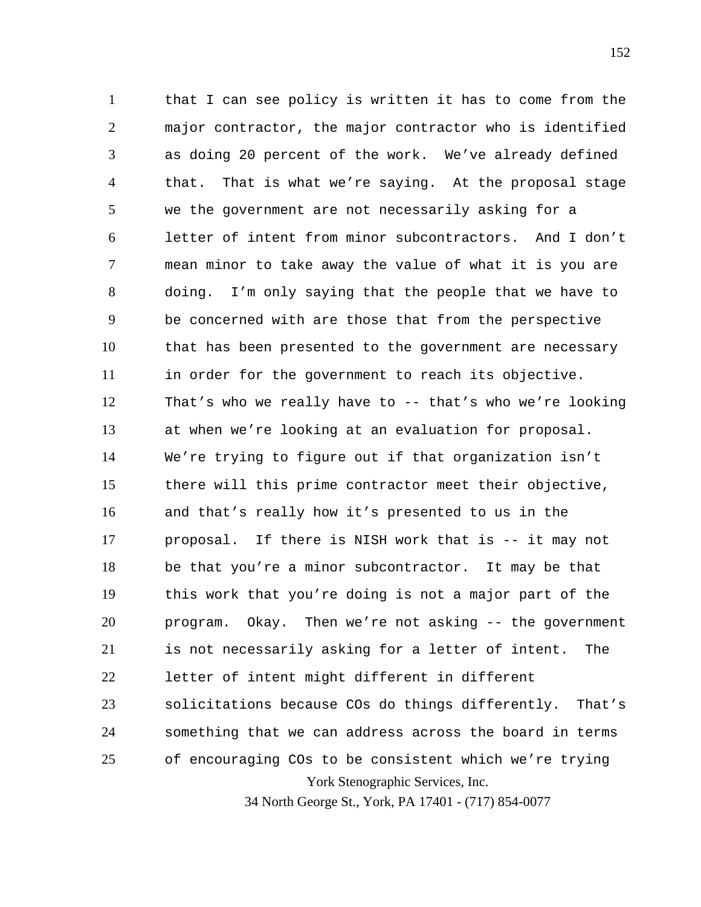that I can see policy is written it has to come from the major contractor, the major contractor who is identified as doing 20 percent of the work. We've already defined that. That is what we're saying. At the proposal stage we the government are not necessarily asking for a letter of intent from minor subcontractors. And I don't mean minor to take away the value of what it is you are doing. I'm only saying that the people that we have to be concerned with are those that from the perspective that has been presented to the government are necessary in order for the government to reach its objective. That's who we really have to -- that's who we're looking at when we're looking at an evaluation for proposal. We're trying to figure out if that organization isn't there will this prime contractor meet their objective, and that's really how it's presented to us in the proposal. If there is NISH work that is -- it may not be that you're a minor subcontractor. It may be that this work that you're doing is not a major part of the program. Okay. Then we're not asking -- the government is not necessarily asking for a letter of intent. The letter of intent might different in different solicitations because COs do things differently. That's something that we can address across the board in terms of encouraging COs to be consistent which we're trying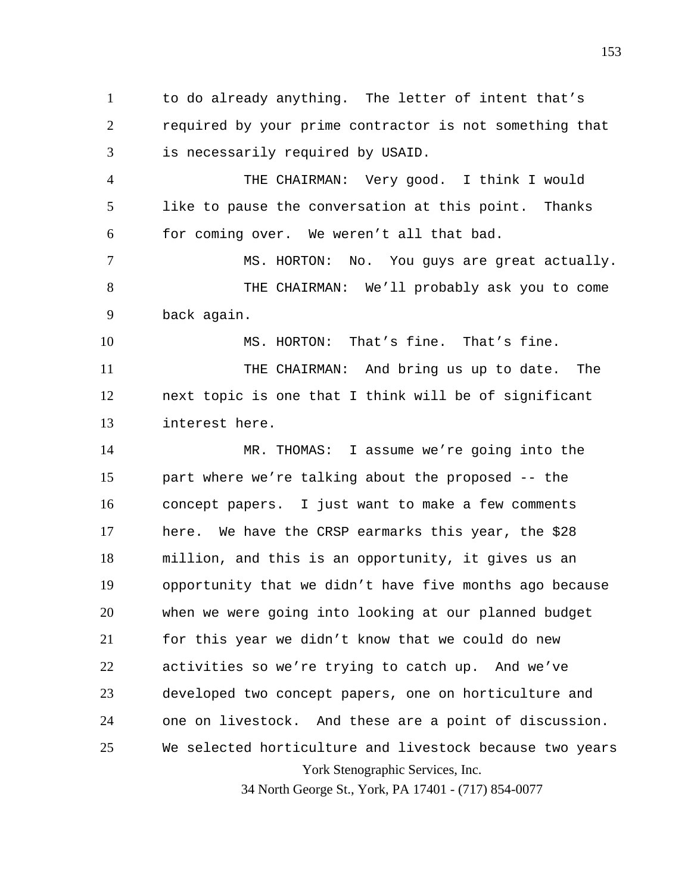to do already anything. The letter of intent that's required by your prime contractor is not something that is necessarily required by USAID.

THE CHAIRMAN: Very good. I think I would like to pause the conversation at this point. Thanks for coming over. We weren't all that bad.

MS. HORTON: No. You guys are great actually.

THE CHAIRMAN: We'll probably ask you to come back again.

MS. HORTON: That's fine. That's fine.

THE CHAIRMAN: And bring us up to date. The next topic is one that I think will be of significant interest here.

MR. THOMAS: I assume we're going into the part where we're talking about the proposed -- the concept papers. I just want to make a few comments here. We have the CRSP earmarks this year, the $28 million, and this is an opportunity, it gives us an opportunity that we didn't have five months ago because when we were going into looking at our planned budget for this year we didn't know that we could do new activities so we're trying to catch up. And we've developed two concept papers, one on horticulture and one on livestock. And these are a point of discussion. We selected horticulture and livestock because two years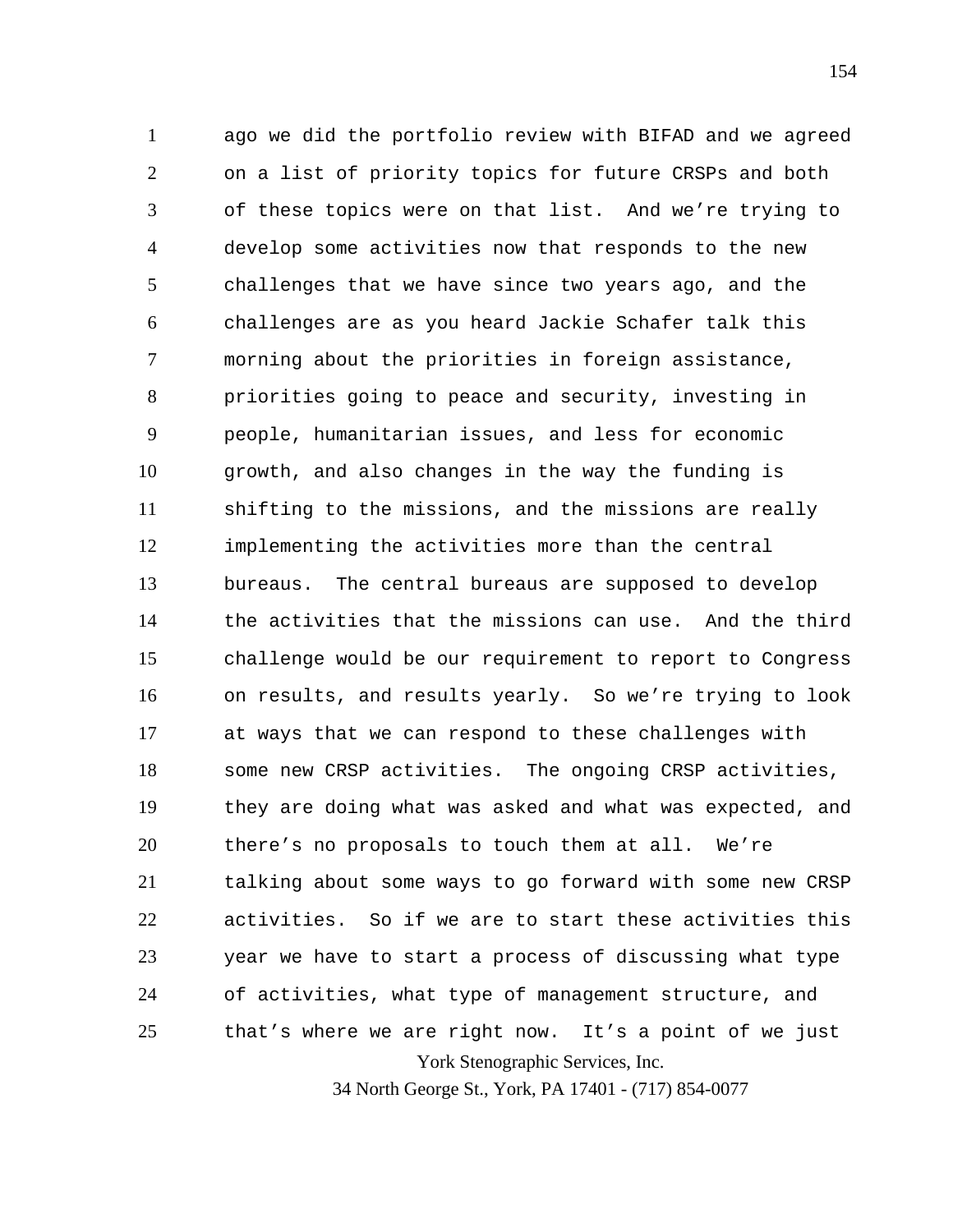ago we did the portfolio review with BIFAD and we agreed on a list of priority topics for future CRSPs and both of these topics were on that list. And we're trying to develop some activities now that responds to the new challenges that we have since two years ago, and the challenges are as you heard Jackie Schafer talk this morning about the priorities in foreign assistance, priorities going to peace and security, investing in people, humanitarian issues, and less for economic growth, and also changes in the way the funding is shifting to the missions, and the missions are really implementing the activities more than the central bureaus. The central bureaus are supposed to develop the activities that the missions can use. And the third challenge would be our requirement to report to Congress on results, and results yearly. So we're trying to look at ways that we can respond to these challenges with some new CRSP activities. The ongoing CRSP activities, they are doing what was asked and what was expected, and there's no proposals to touch them at all. We're talking about some ways to go forward with some new CRSP activities. So if we are to start these activities this year we have to start a process of discussing what type of activities, what type of management structure, and that's where we are right now. It's a point of we just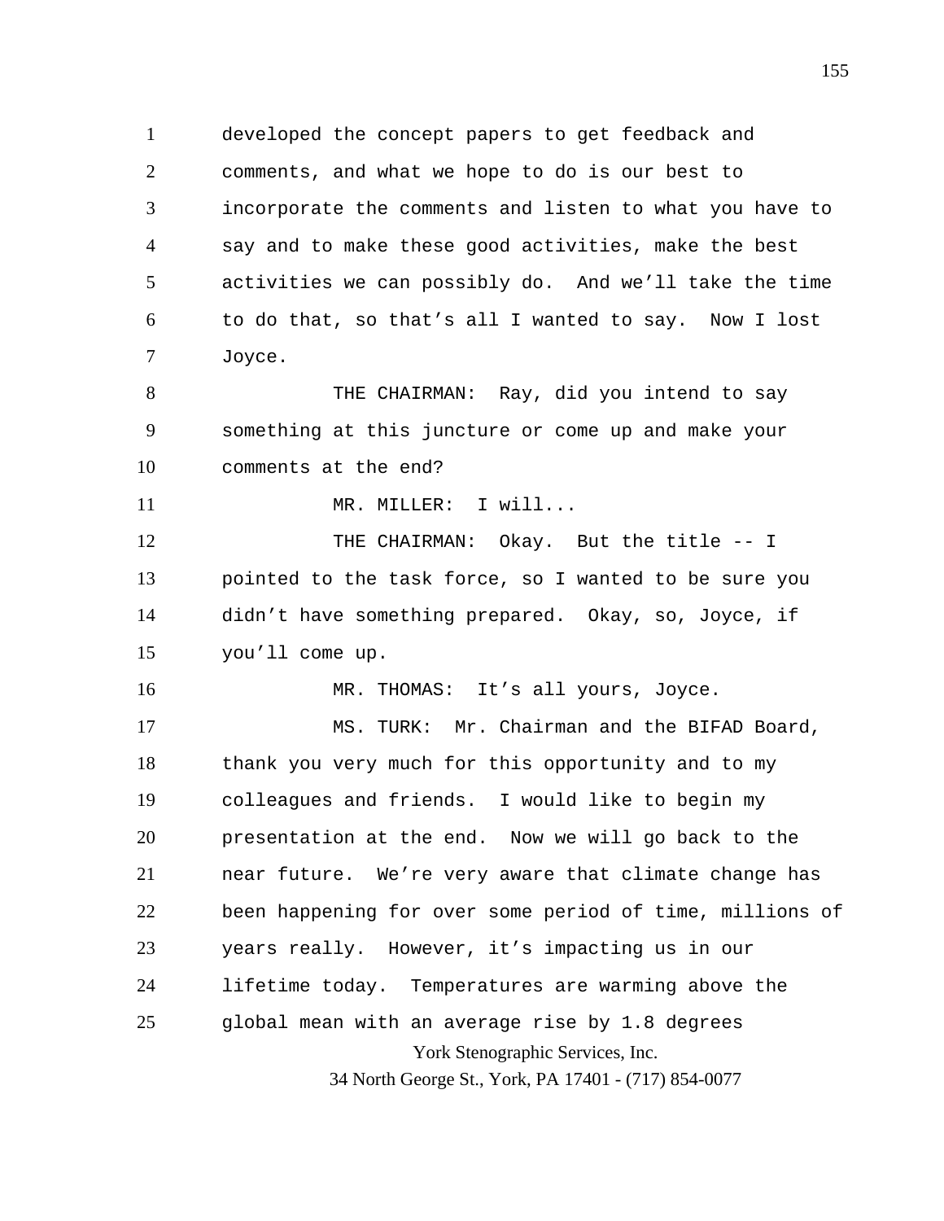developed the concept papers to get feedback and comments, and what we hope to do is our best to incorporate the comments and listen to what you have to say and to make these good activities, make the best activities we can possibly do. And we'll take the time to do that, so that's all I wanted to say. Now I lost Joyce.

THE CHAIRMAN: Ray, did you intend to say something at this juncture or come up and make your comments at the end?

MR. MILLER: I will...

THE CHAIRMAN: Okay. But the title -- I pointed to the task force, so I wanted to be sure you didn't have something prepared. Okay, so, Joyce, if you'll come up.

MR. THOMAS: It's all yours, Joyce.

MS. TURK: Mr. Chairman and the BIFAD Board, thank you very much for this opportunity and to my colleagues and friends. I would like to begin my presentation at the end. Now we will go back to the near future. We're very aware that climate change has been happening for over some period of time, millions of years really. However, it's impacting us in our lifetime today. Temperatures are warming above the global mean with an average rise by 1.8 degrees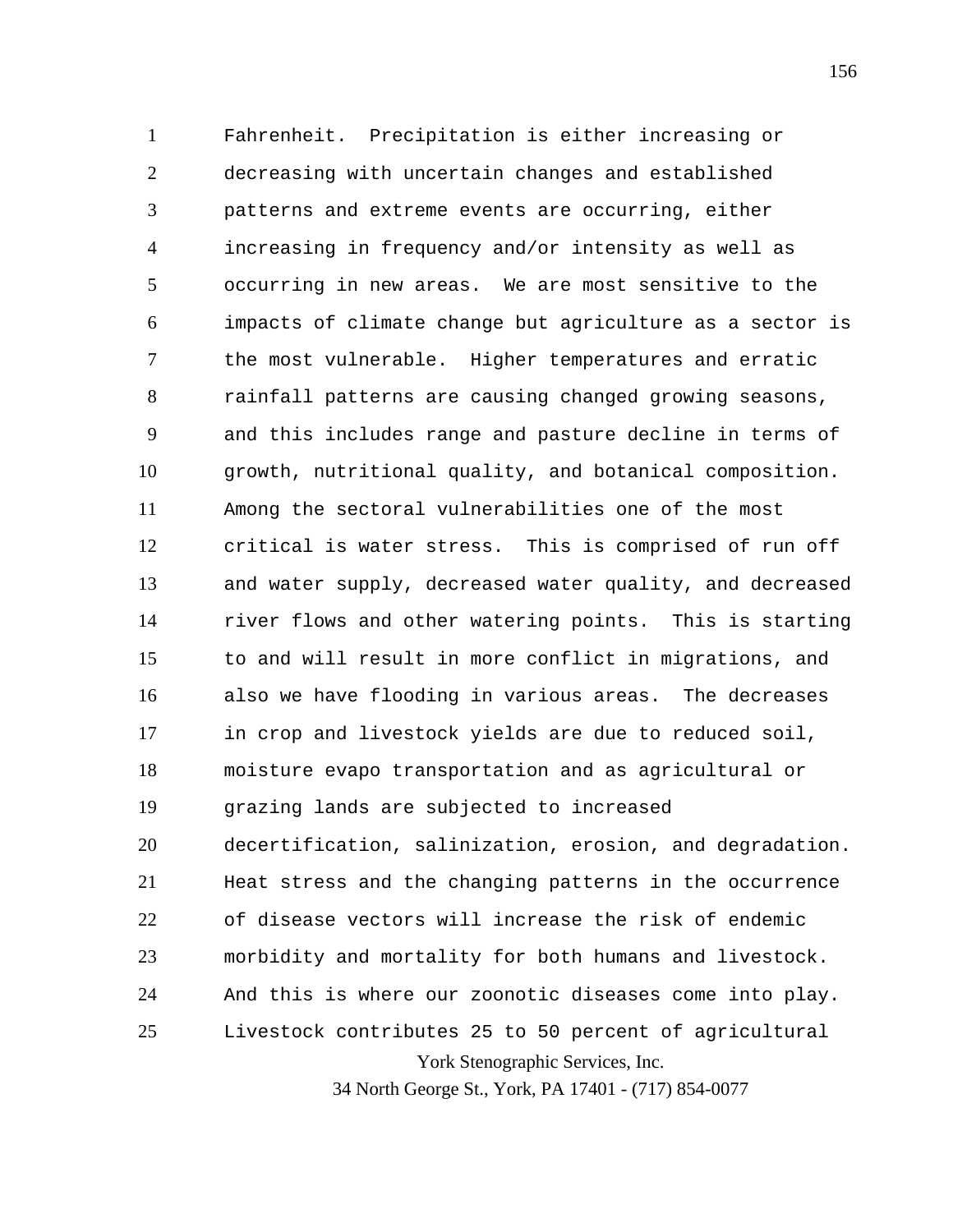Fahrenheit. Precipitation is either increasing or decreasing with uncertain changes and established patterns and extreme events are occurring, either increasing in frequency and/or intensity as well as occurring in new areas. We are most sensitive to the impacts of climate change but agriculture as a sector is the most vulnerable. Higher temperatures and erratic rainfall patterns are causing changed growing seasons, and this includes range and pasture decline in terms of growth, nutritional quality, and botanical composition. Among the sectoral vulnerabilities one of the most critical is water stress. This is comprised of run off and water supply, decreased water quality, and decreased river flows and other watering points. This is starting to and will result in more conflict in migrations, and also we have flooding in various areas. The decreases in crop and livestock yields are due to reduced soil, moisture evapo transportation and as agricultural or grazing lands are subjected to increased decertification, salinization, erosion, and degradation. Heat stress and the changing patterns in the occurrence of disease vectors will increase the risk of endemic morbidity and mortality for both humans and livestock. And this is where our zoonotic diseases come into play. Livestock contributes 25 to 50 percent of agricultural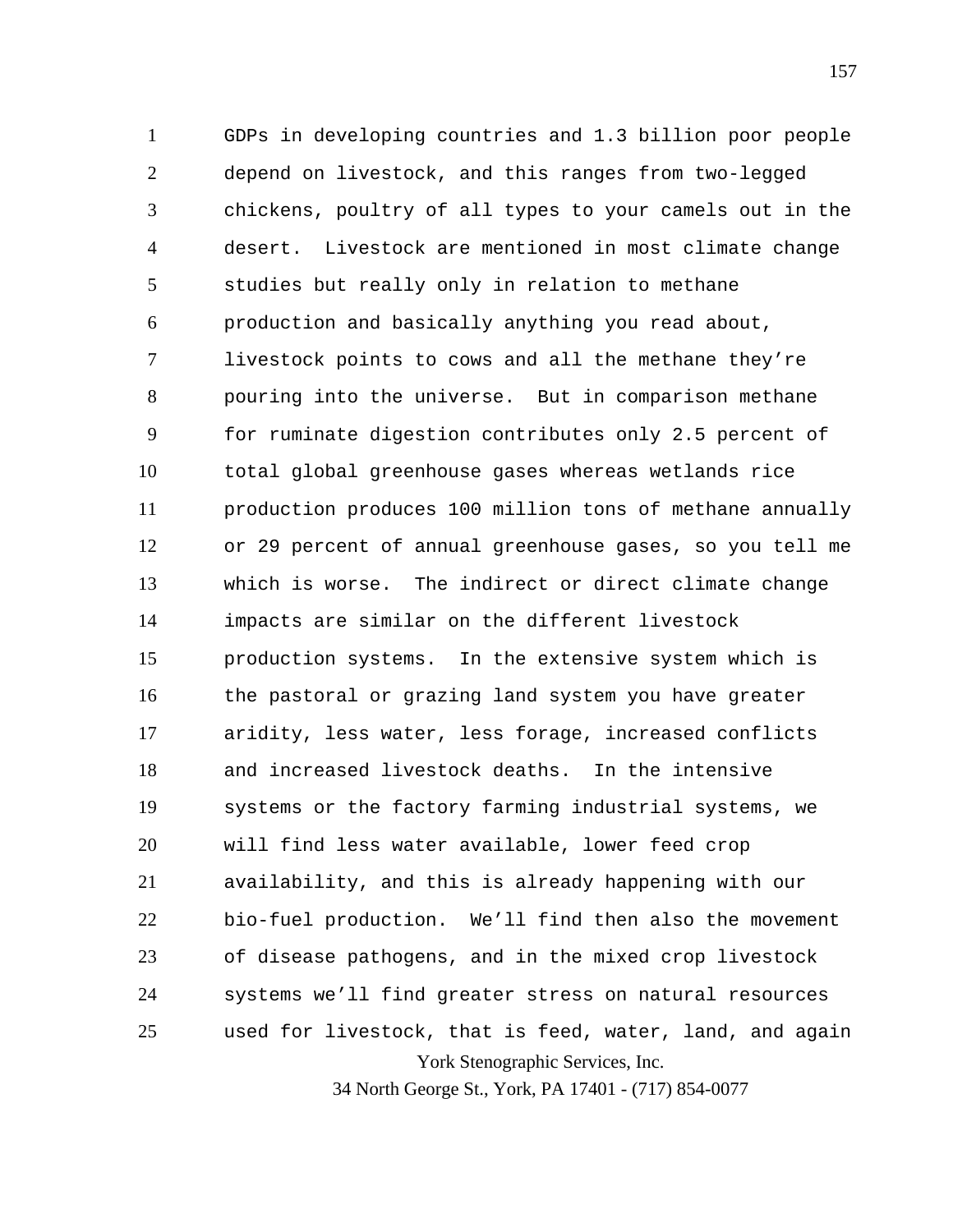GDPs in developing countries and 1.3 billion poor people depend on livestock, and this ranges from two-legged chickens, poultry of all types to your camels out in the desert. Livestock are mentioned in most climate change studies but really only in relation to methane production and basically anything you read about, livestock points to cows and all the methane they're pouring into the universe. But in comparison methane for ruminate digestion contributes only 2.5 percent of total global greenhouse gases whereas wetlands rice production produces 100 million tons of methane annually or 29 percent of annual greenhouse gases, so you tell me which is worse. The indirect or direct climate change impacts are similar on the different livestock production systems. In the extensive system which is the pastoral or grazing land system you have greater aridity, less water, less forage, increased conflicts and increased livestock deaths. In the intensive systems or the factory farming industrial systems, we will find less water available, lower feed crop availability, and this is already happening with our bio-fuel production. We'll find then also the movement of disease pathogens, and in the mixed crop livestock systems we'll find greater stress on natural resources used for livestock, that is feed, water, land, and again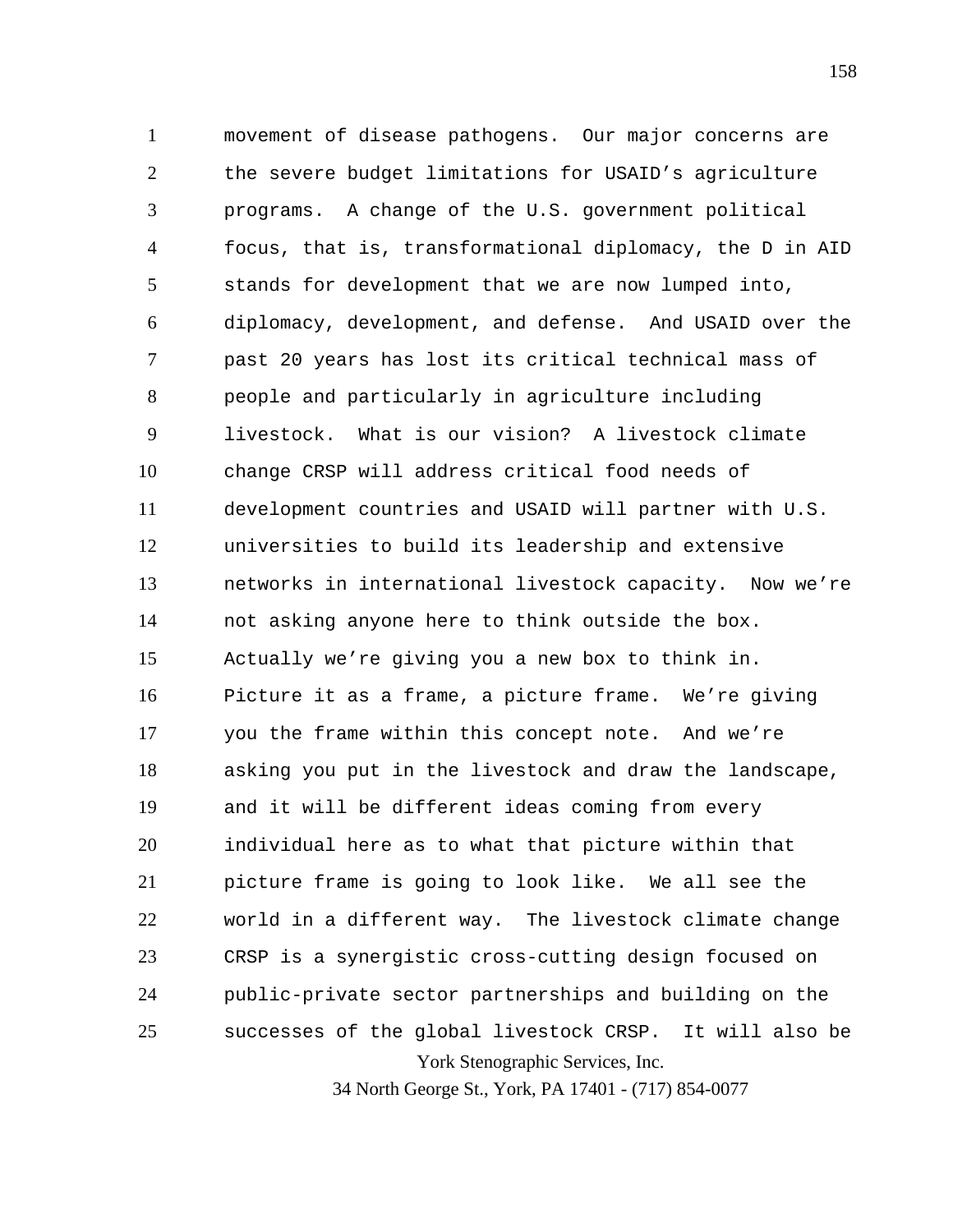movement of disease pathogens. Our major concerns are the severe budget limitations for USAID's agriculture programs. A change of the U.S. government political focus, that is, transformational diplomacy, the D in AID stands for development that we are now lumped into, diplomacy, development, and defense. And USAID over the past 20 years has lost its critical technical mass of people and particularly in agriculture including livestock. What is our vision? A livestock climate change CRSP will address critical food needs of development countries and USAID will partner with U.S. universities to build its leadership and extensive networks in international livestock capacity. Now we're not asking anyone here to think outside the box. Actually we're giving you a new box to think in. Picture it as a frame, a picture frame. We're giving you the frame within this concept note. And we're asking you put in the livestock and draw the landscape, and it will be different ideas coming from every individual here as to what that picture within that picture frame is going to look like. We all see the world in a different way. The livestock climate change CRSP is a synergistic cross-cutting design focused on public-private sector partnerships and building on the successes of the global livestock CRSP. It will also be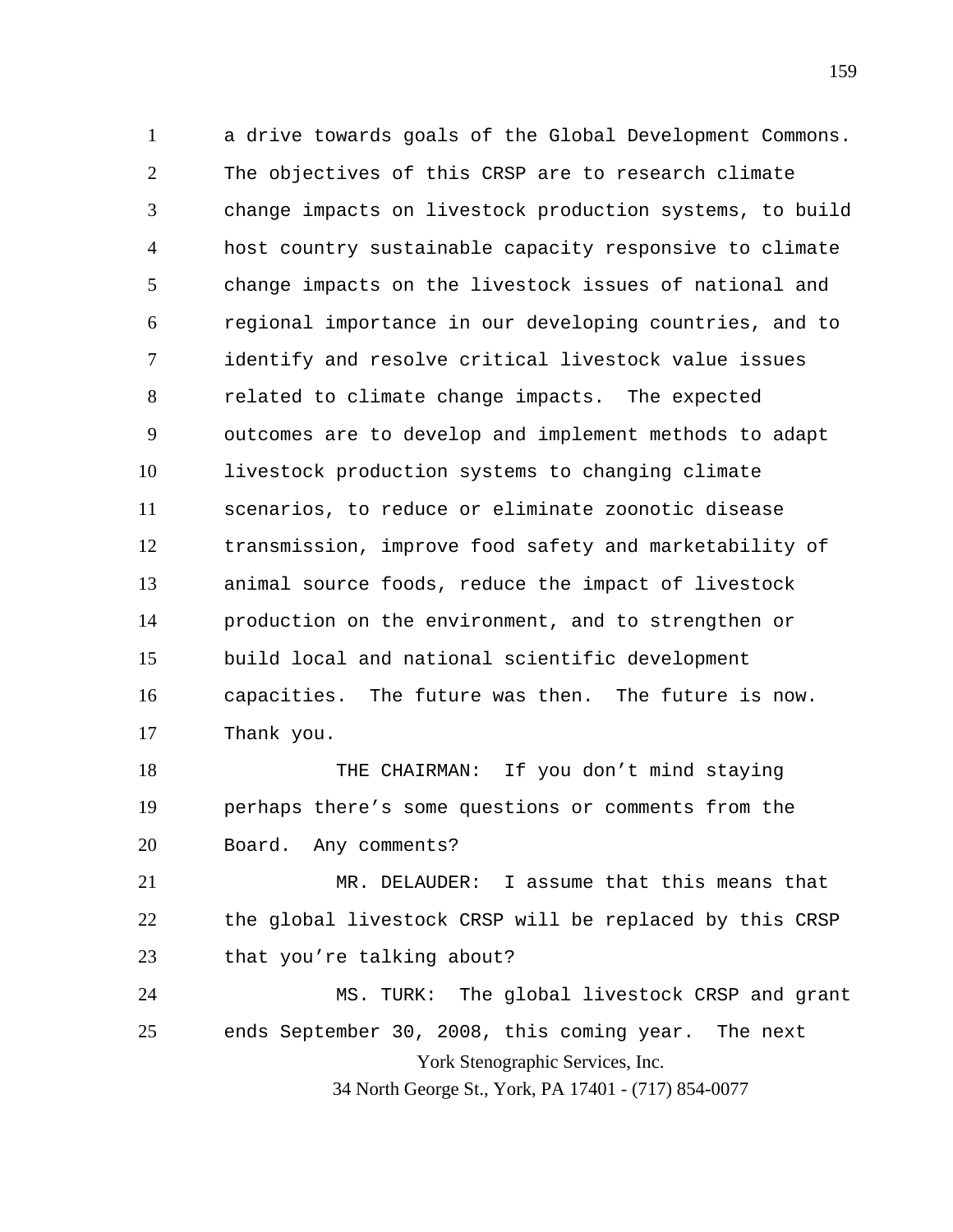a drive towards goals of the Global Development Commons. The objectives of this CRSP are to research climate change impacts on livestock production systems, to build host country sustainable capacity responsive to climate change impacts on the livestock issues of national and regional importance in our developing countries, and to identify and resolve critical livestock value issues related to climate change impacts. The expected outcomes are to develop and implement methods to adapt livestock production systems to changing climate scenarios, to reduce or eliminate zoonotic disease transmission, improve food safety and marketability of animal source foods, reduce the impact of livestock production on the environment, and to strengthen or build local and national scientific development capacities. The future was then. The future is now. Thank you.

THE CHAIRMAN: If you don't mind staying perhaps there's some questions or comments from the Board. Any comments?

MR. DELAUDER: I assume that this means that the global livestock CRSP will be replaced by this CRSP that you're talking about?

MS. TURK: The global livestock CRSP and grant ends September 30, 2008, this coming year. The next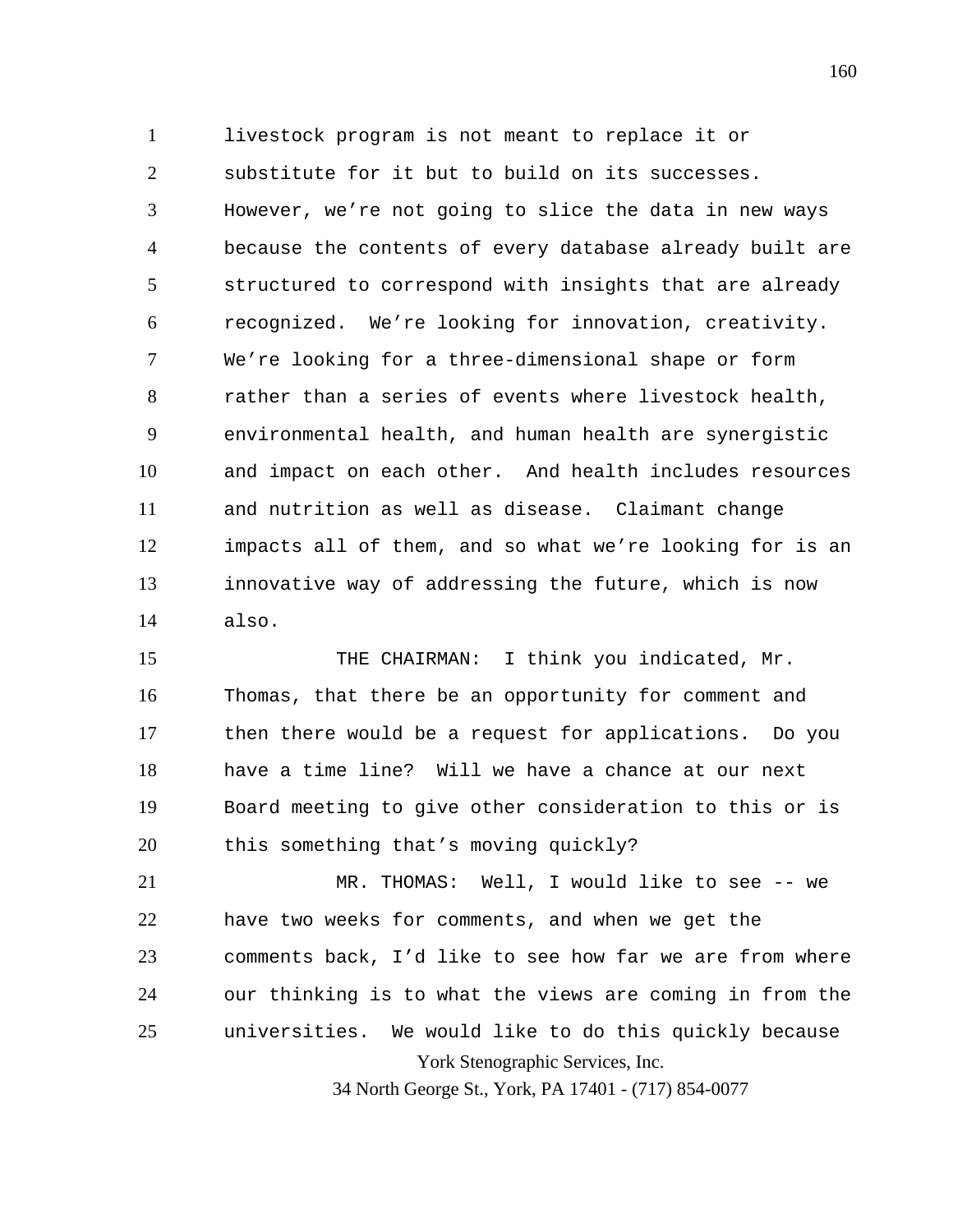livestock program is not meant to replace it or substitute for it but to build on its successes. However, we're not going to slice the data in new ways because the contents of every database already built are structured to correspond with insights that are already recognized. We're looking for innovation, creativity. We're looking for a three-dimensional shape or form rather than a series of events where livestock health, environmental health, and human health are synergistic and impact on each other. And health includes resources and nutrition as well as disease. Claimant change impacts all of them, and so what we're looking for is an innovative way of addressing the future, which is now also.

THE CHAIRMAN: I think you indicated, Mr. Thomas, that there be an opportunity for comment and then there would be a request for applications. Do you have a time line? Will we have a chance at our next Board meeting to give other consideration to this or is this something that's moving quickly?

MR. THOMAS: Well, I would like to see -- we have two weeks for comments, and when we get the comments back, I'd like to see how far we are from where our thinking is to what the views are coming in from the universities. We would like to do this quickly because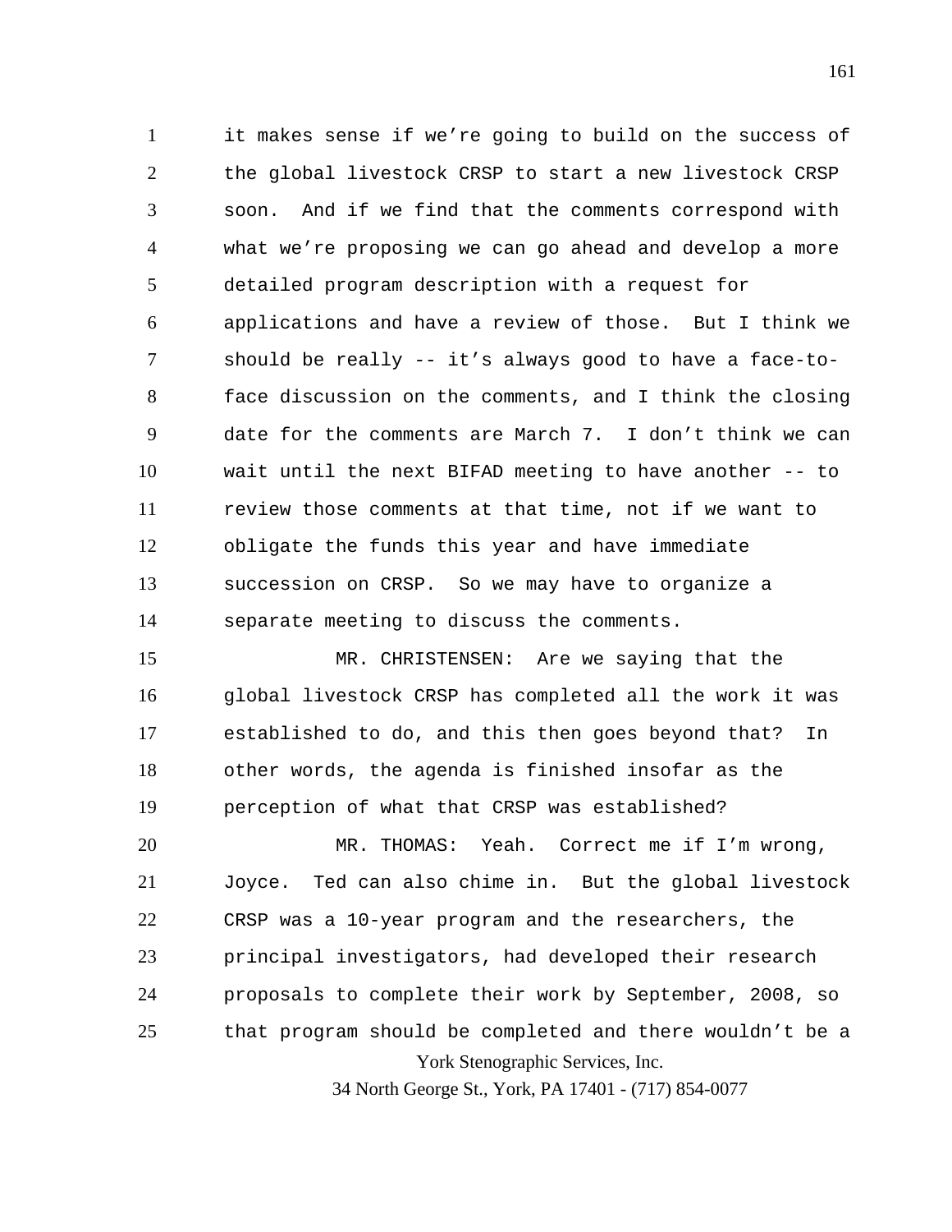it makes sense if we're going to build on the success of the global livestock CRSP to start a new livestock CRSP soon. And if we find that the comments correspond with what we're proposing we can go ahead and develop a more detailed program description with a request for applications and have a review of those. But I think we should be really -- it's always good to have a face-to-face discussion on the comments, and I think the closing date for the comments are March 7. I don't think we can wait until the next BIFAD meeting to have another -- to review those comments at that time, not if we want to obligate the funds this year and have immediate succession on CRSP. So we may have to organize a separate meeting to discuss the comments.

MR. CHRISTENSEN: Are we saying that the global livestock CRSP has completed all the work it was established to do, and this then goes beyond that? In other words, the agenda is finished insofar as the perception of what that CRSP was established?

MR. THOMAS: Yeah. Correct me if I'm wrong, Joyce. Ted can also chime in. But the global livestock CRSP was a 10-year program and the researchers, the principal investigators, had developed their research proposals to complete their work by September, 2008, so that program should be completed and there wouldn't be a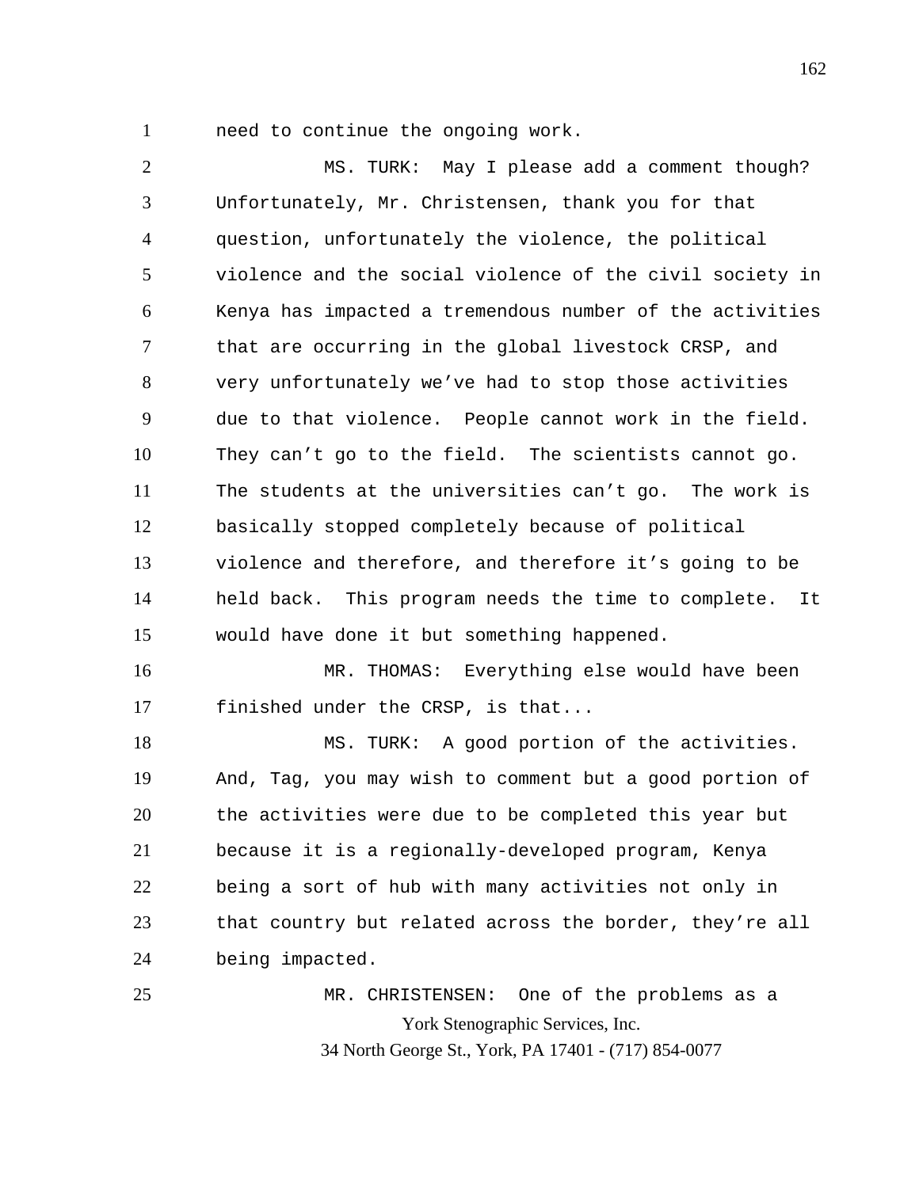need to continue the ongoing work.

MS. TURK: May I please add a comment though? Unfortunately, Mr. Christensen, thank you for that question, unfortunately the violence, the political violence and the social violence of the civil society in Kenya has impacted a tremendous number of the activities that are occurring in the global livestock CRSP, and very unfortunately we've had to stop those activities due to that violence. People cannot work in the field. They can't go to the field. The scientists cannot go. The students at the universities can't go. The work is basically stopped completely because of political violence and therefore, and therefore it's going to be held back. This program needs the time to complete. It would have done it but something happened.

MR. THOMAS: Everything else would have been finished under the CRSP, is that...

MS. TURK: A good portion of the activities. And, Tag, you may wish to comment but a good portion of the activities were due to be completed this year but because it is a regionally-developed program, Kenya being a sort of hub with many activities not only in that country but related across the border, they're all being impacted.

MR. CHRISTENSEN: One of the problems as a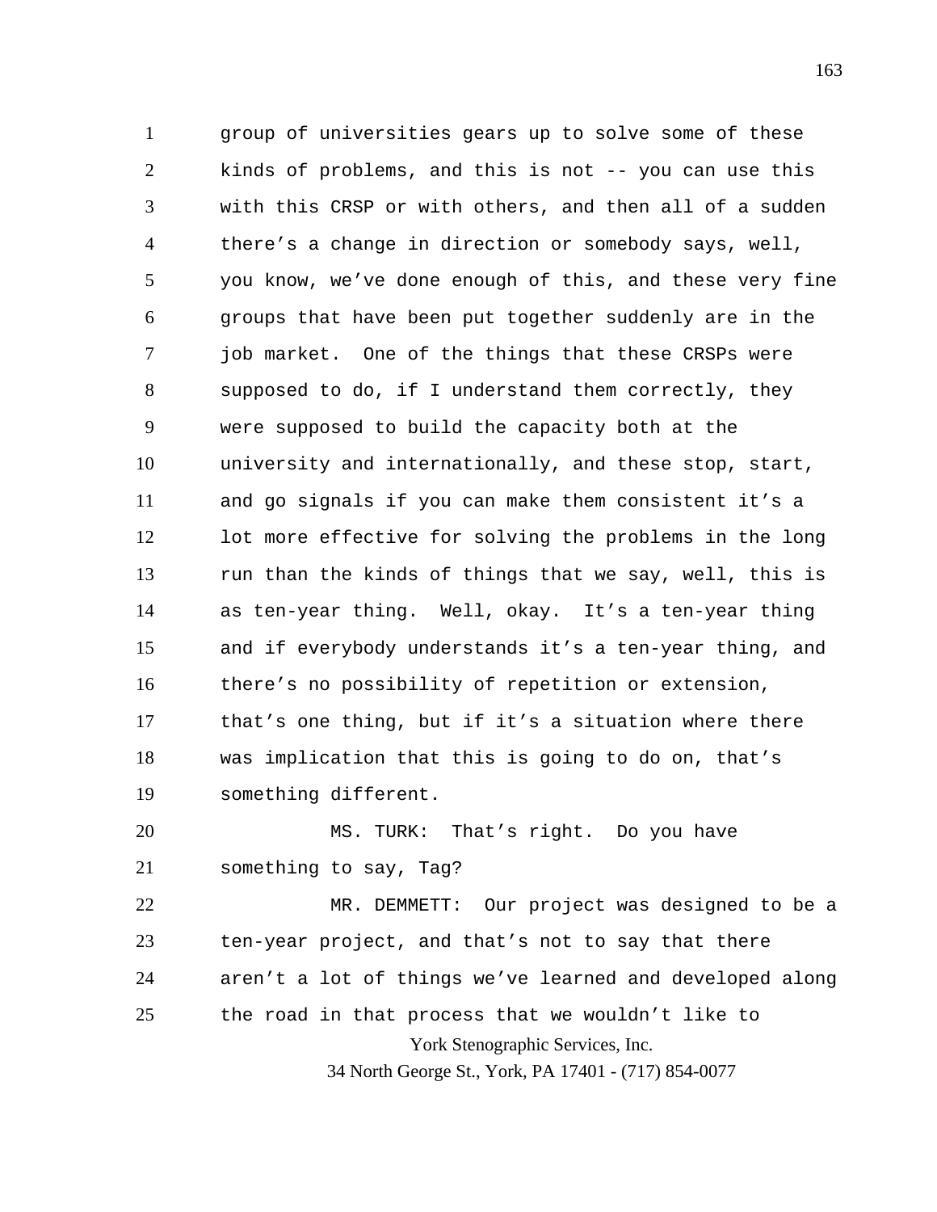group of universities gears up to solve some of these kinds of problems, and this is not -- you can use this with this CRSP or with others, and then all of a sudden there's a change in direction or somebody says, well, you know, we've done enough of this, and these very fine groups that have been put together suddenly are in the job market. One of the things that these CRSPs were supposed to do, if I understand them correctly, they were supposed to build the capacity both at the university and internationally, and these stop, start, and go signals if you can make them consistent it's a lot more effective for solving the problems in the long run than the kinds of things that we say, well, this is as ten-year thing. Well, okay. It's a ten-year thing and if everybody understands it's a ten-year thing, and there's no possibility of repetition or extension, that's one thing, but if it's a situation where there was implication that this is going to do on, that's something different.

MS. TURK: That's right. Do you have something to say, Tag?

MR. DEMMETT: Our project was designed to be a ten-year project, and that's not to say that there aren't a lot of things we've learned and developed along the road in that process that we wouldn't like to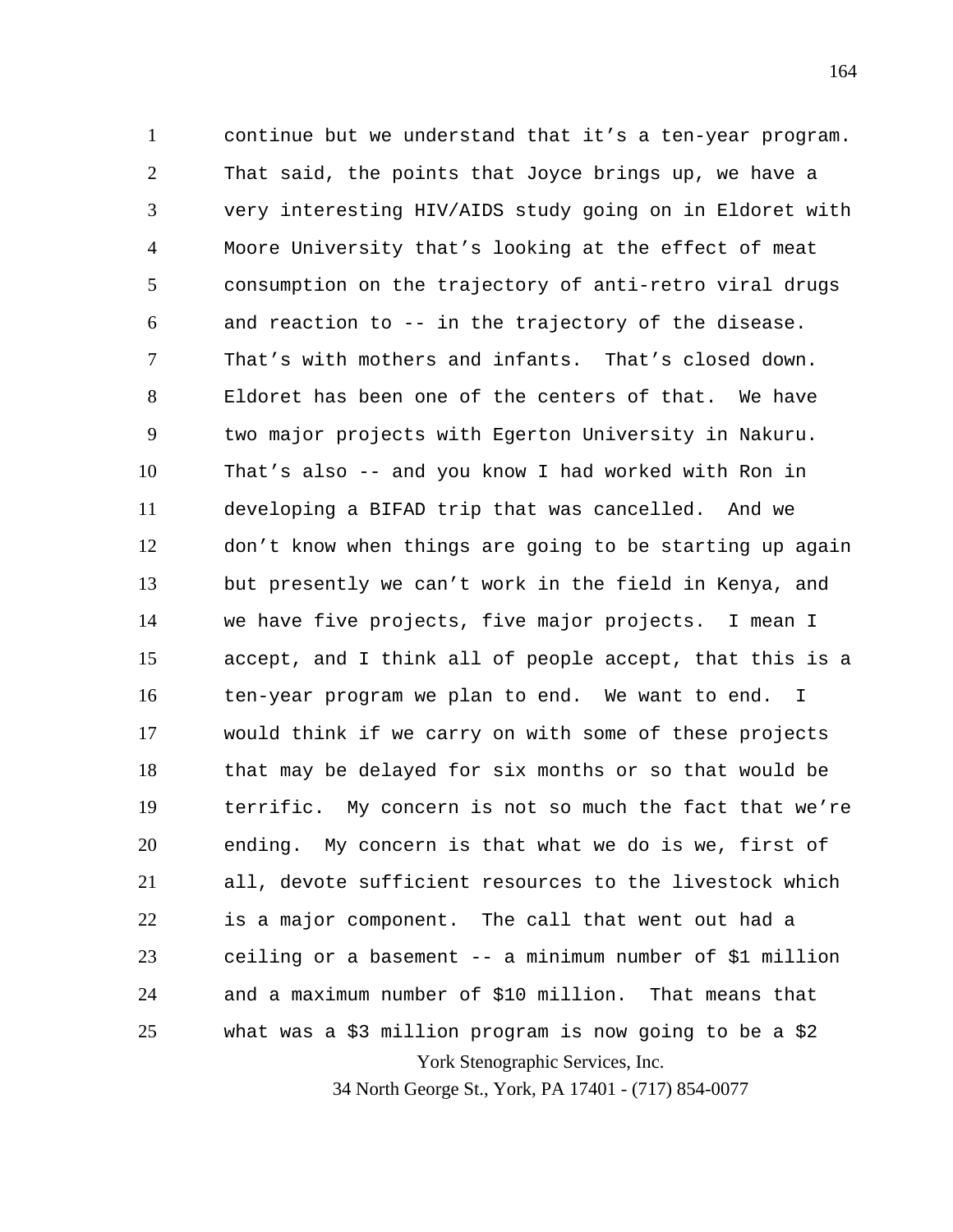continue but we understand that it's a ten-year program. That said, the points that Joyce brings up, we have a very interesting HIV/AIDS study going on in Eldoret with Moore University that's looking at the effect of meat consumption on the trajectory of anti-retro viral drugs and reaction to -- in the trajectory of the disease. That's with mothers and infants. That's closed down. Eldoret has been one of the centers of that. We have two major projects with Egerton University in Nakuru. That's also -- and you know I had worked with Ron in developing a BIFAD trip that was cancelled. And we don't know when things are going to be starting up again but presently we can't work in the field in Kenya, and we have five projects, five major projects. I mean I accept, and I think all of people accept, that this is a ten-year program we plan to end. We want to end. I would think if we carry on with some of these projects that may be delayed for six months or so that would be terrific. My concern is not so much the fact that we're ending. My concern is that what we do is we, first of all, devote sufficient resources to the livestock which is a major component. The call that went out had a ceiling or a basement -- a minimum number of $1 million and a maximum number of $10 million. That means that what was a $3 million program is now going to be a $2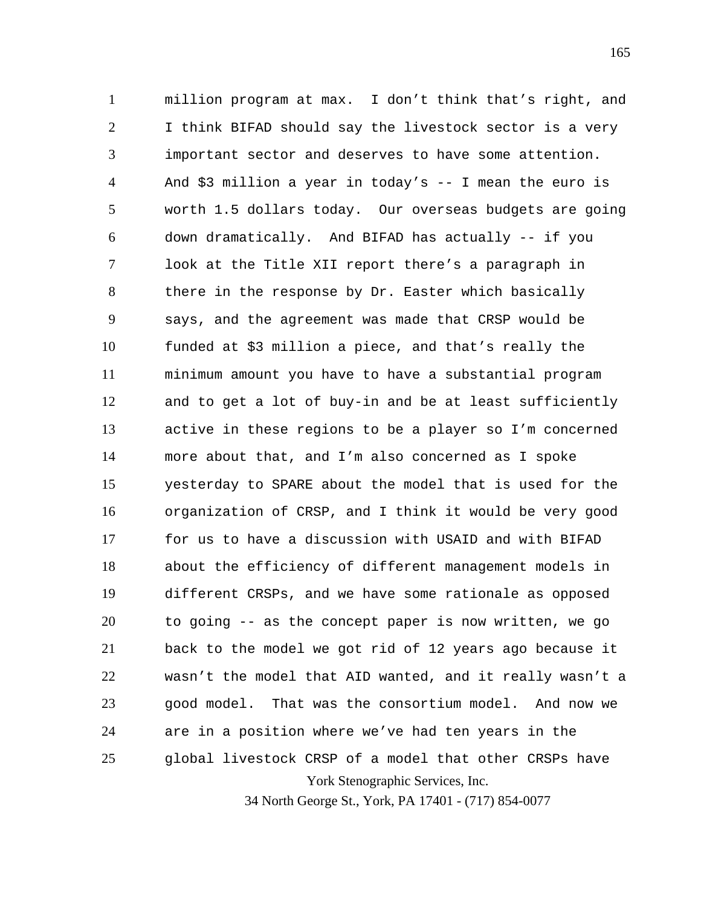million program at max. I don't think that's right, and I think BIFAD should say the livestock sector is a very important sector and deserves to have some attention. And $3 million a year in today's -- I mean the euro is worth 1.5 dollars today. Our overseas budgets are going down dramatically. And BIFAD has actually -- if you look at the Title XII report there's a paragraph in there in the response by Dr. Easter which basically says, and the agreement was made that CRSP would be funded at $3 million a piece, and that's really the minimum amount you have to have a substantial program and to get a lot of buy-in and be at least sufficiently active in these regions to be a player so I'm concerned more about that, and I'm also concerned as I spoke yesterday to SPARE about the model that is used for the organization of CRSP, and I think it would be very good for us to have a discussion with USAID and with BIFAD about the efficiency of different management models in different CRSPs, and we have some rationale as opposed to going -- as the concept paper is now written, we go back to the model we got rid of 12 years ago because it wasn't the model that AID wanted, and it really wasn't a good model. That was the consortium model. And now we are in a position where we've had ten years in the global livestock CRSP of a model that other CRSPs have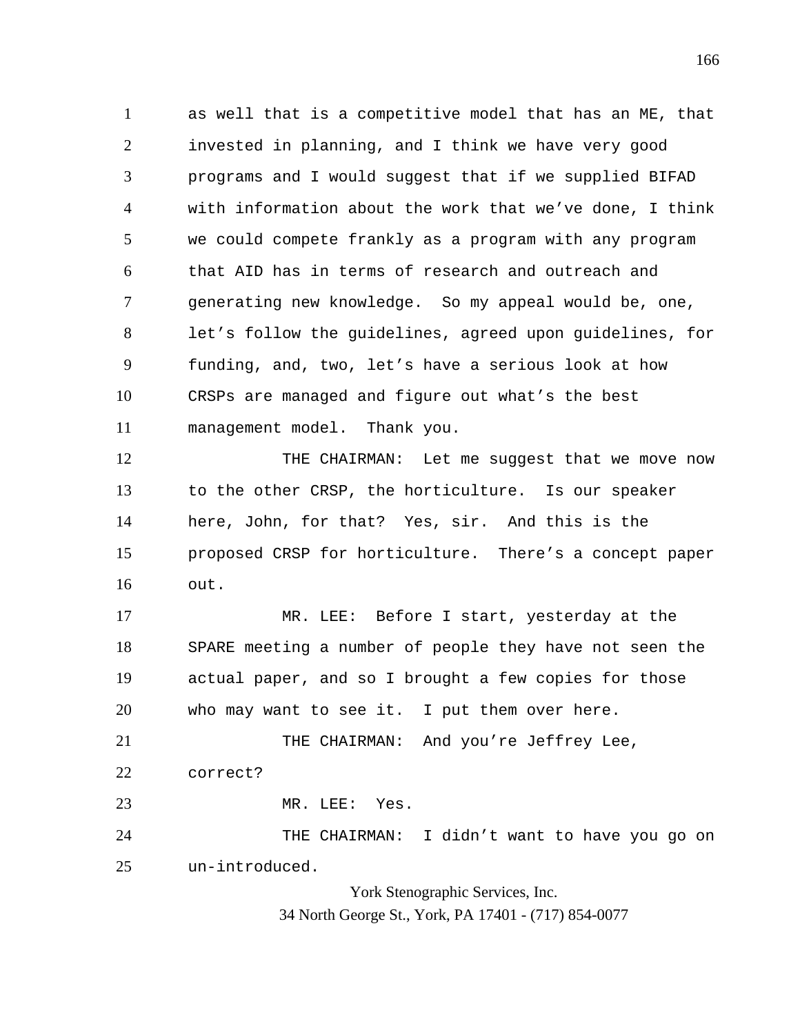as well that is a competitive model that has an ME, that invested in planning, and I think we have very good programs and I would suggest that if we supplied BIFAD with information about the work that we've done, I think we could compete frankly as a program with any program that AID has in terms of research and outreach and generating new knowledge. So my appeal would be, one, let's follow the guidelines, agreed upon guidelines, for funding, and, two, let's have a serious look at how CRSPs are managed and figure out what's the best management model. Thank you.

THE CHAIRMAN: Let me suggest that we move now to the other CRSP, the horticulture. Is our speaker here, John, for that? Yes, sir. And this is the proposed CRSP for horticulture. There's a concept paper out.

MR. LEE: Before I start, yesterday at the SPARE meeting a number of people they have not seen the actual paper, and so I brought a few copies for those who may want to see it. I put them over here.

THE CHAIRMAN: And you're Jeffrey Lee, correct?

MR. LEE: Yes.

THE CHAIRMAN: I didn't want to have you go on un-introduced.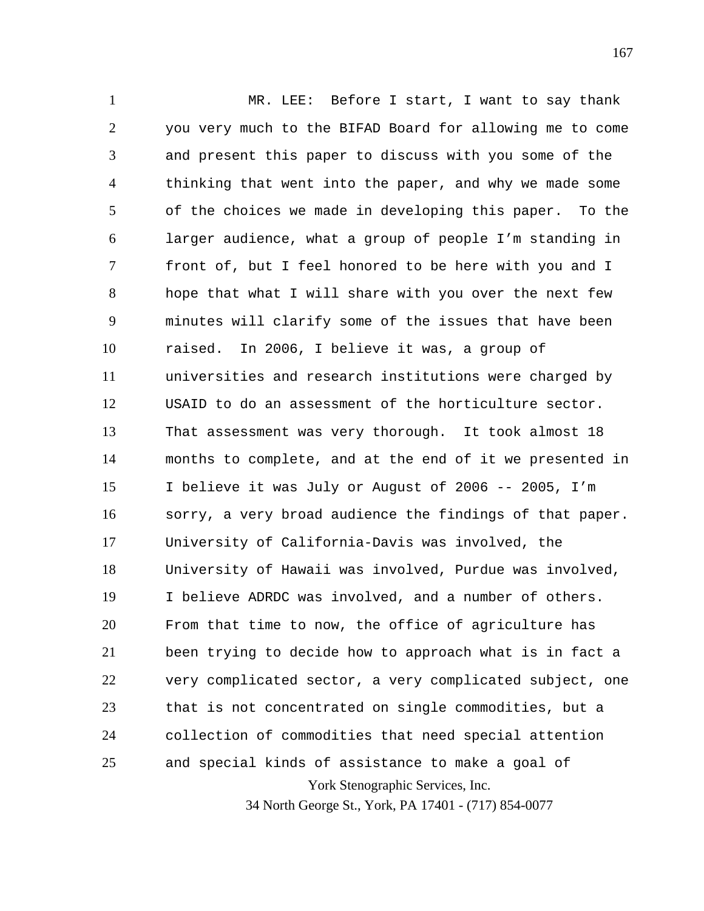MR. LEE: Before I start, I want to say thank you very much to the BIFAD Board for allowing me to come and present this paper to discuss with you some of the thinking that went into the paper, and why we made some of the choices we made in developing this paper. To the larger audience, what a group of people I'm standing in front of, but I feel honored to be here with you and I hope that what I will share with you over the next few minutes will clarify some of the issues that have been raised. In 2006, I believe it was, a group of universities and research institutions were charged by USAID to do an assessment of the horticulture sector. That assessment was very thorough. It took almost 18 months to complete, and at the end of it we presented in I believe it was July or August of 2006 -- 2005, I'm sorry, a very broad audience the findings of that paper. University of California-Davis was involved, the University of Hawaii was involved, Purdue was involved, I believe ADRDC was involved, and a number of others. From that time to now, the office of agriculture has been trying to decide how to approach what is in fact a very complicated sector, a very complicated subject, one that is not concentrated on single commodities, but a collection of commodities that need special attention and special kinds of assistance to make a goal of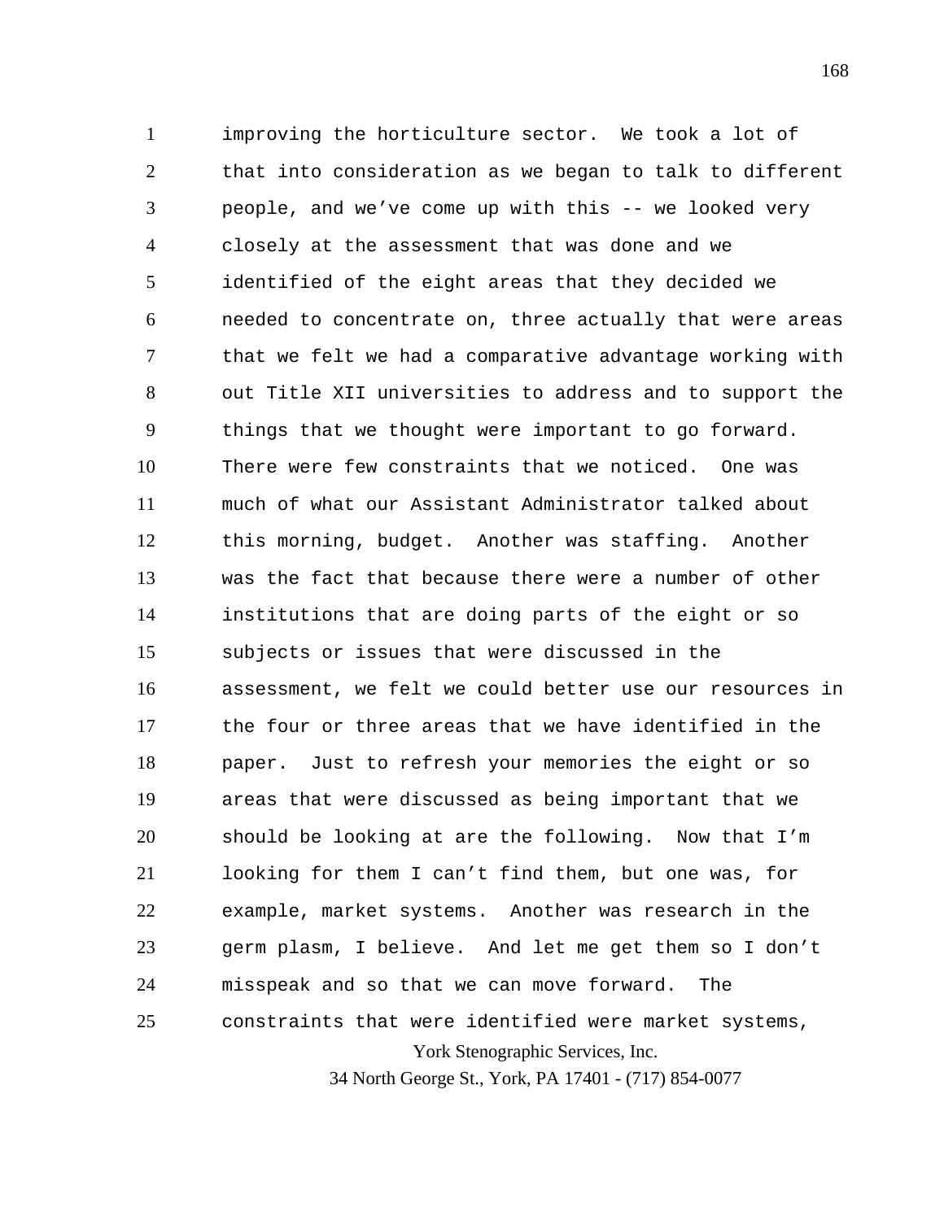improving the horticulture sector. We took a lot of that into consideration as we began to talk to different people, and we've come up with this -- we looked very closely at the assessment that was done and we identified of the eight areas that they decided we needed to concentrate on, three actually that were areas that we felt we had a comparative advantage working with out Title XII universities to address and to support the things that we thought were important to go forward. There were few constraints that we noticed. One was much of what our Assistant Administrator talked about this morning, budget. Another was staffing. Another was the fact that because there were a number of other institutions that are doing parts of the eight or so subjects or issues that were discussed in the assessment, we felt we could better use our resources in the four or three areas that we have identified in the paper. Just to refresh your memories the eight or so areas that were discussed as being important that we should be looking at are the following. Now that I'm looking for them I can't find them, but one was, for example, market systems. Another was research in the germ plasm, I believe. And let me get them so I don't misspeak and so that we can move forward. The constraints that were identified were market systems,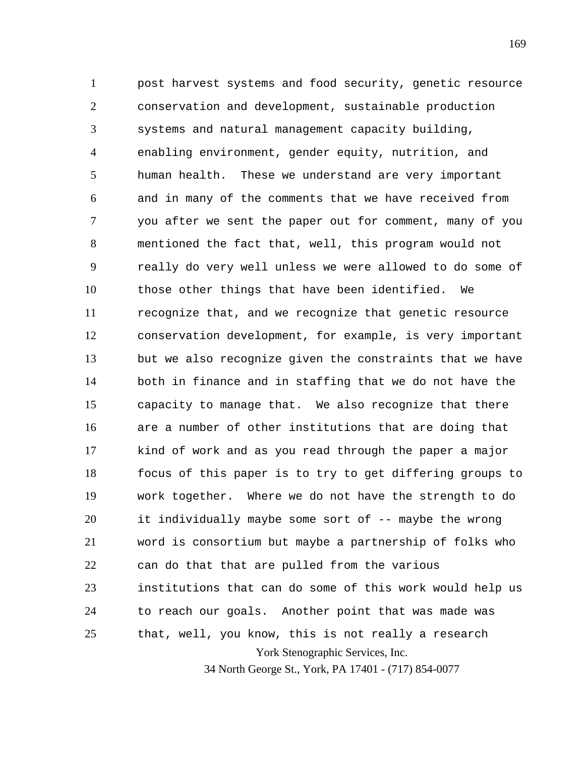post harvest systems and food security, genetic resource conservation and development, sustainable production systems and natural management capacity building, enabling environment, gender equity, nutrition, and human health. These we understand are very important and in many of the comments that we have received from you after we sent the paper out for comment, many of you mentioned the fact that, well, this program would not really do very well unless we were allowed to do some of those other things that have been identified. We recognize that, and we recognize that genetic resource conservation development, for example, is very important but we also recognize given the constraints that we have both in finance and in staffing that we do not have the capacity to manage that. We also recognize that there are a number of other institutions that are doing that kind of work and as you read through the paper a major focus of this paper is to try to get differing groups to work together. Where we do not have the strength to do it individually maybe some sort of -- maybe the wrong word is consortium but maybe a partnership of folks who can do that that are pulled from the various institutions that can do some of this work would help us to reach our goals. Another point that was made was that, well, you know, this is not really a research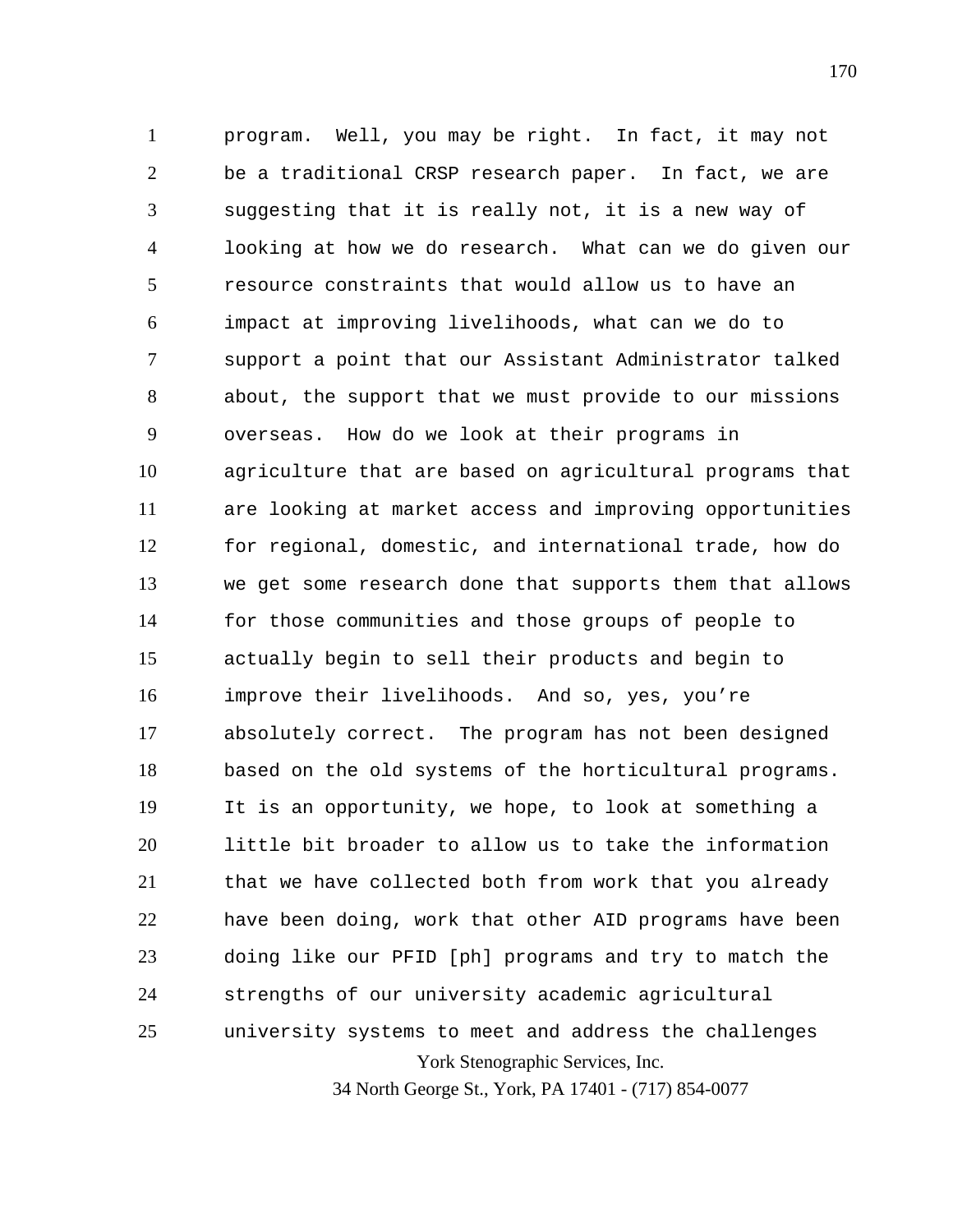program. Well, you may be right. In fact, it may not be a traditional CRSP research paper. In fact, we are suggesting that it is really not, it is a new way of looking at how we do research. What can we do given our resource constraints that would allow us to have an impact at improving livelihoods, what can we do to support a point that our Assistant Administrator talked about, the support that we must provide to our missions overseas. How do we look at their programs in agriculture that are based on agricultural programs that are looking at market access and improving opportunities for regional, domestic, and international trade, how do we get some research done that supports them that allows for those communities and those groups of people to actually begin to sell their products and begin to improve their livelihoods. And so, yes, you're absolutely correct. The program has not been designed based on the old systems of the horticultural programs. It is an opportunity, we hope, to look at something a little bit broader to allow us to take the information that we have collected both from work that you already have been doing, work that other AID programs have been doing like our PFID [ph] programs and try to match the strengths of our university academic agricultural university systems to meet and address the challenges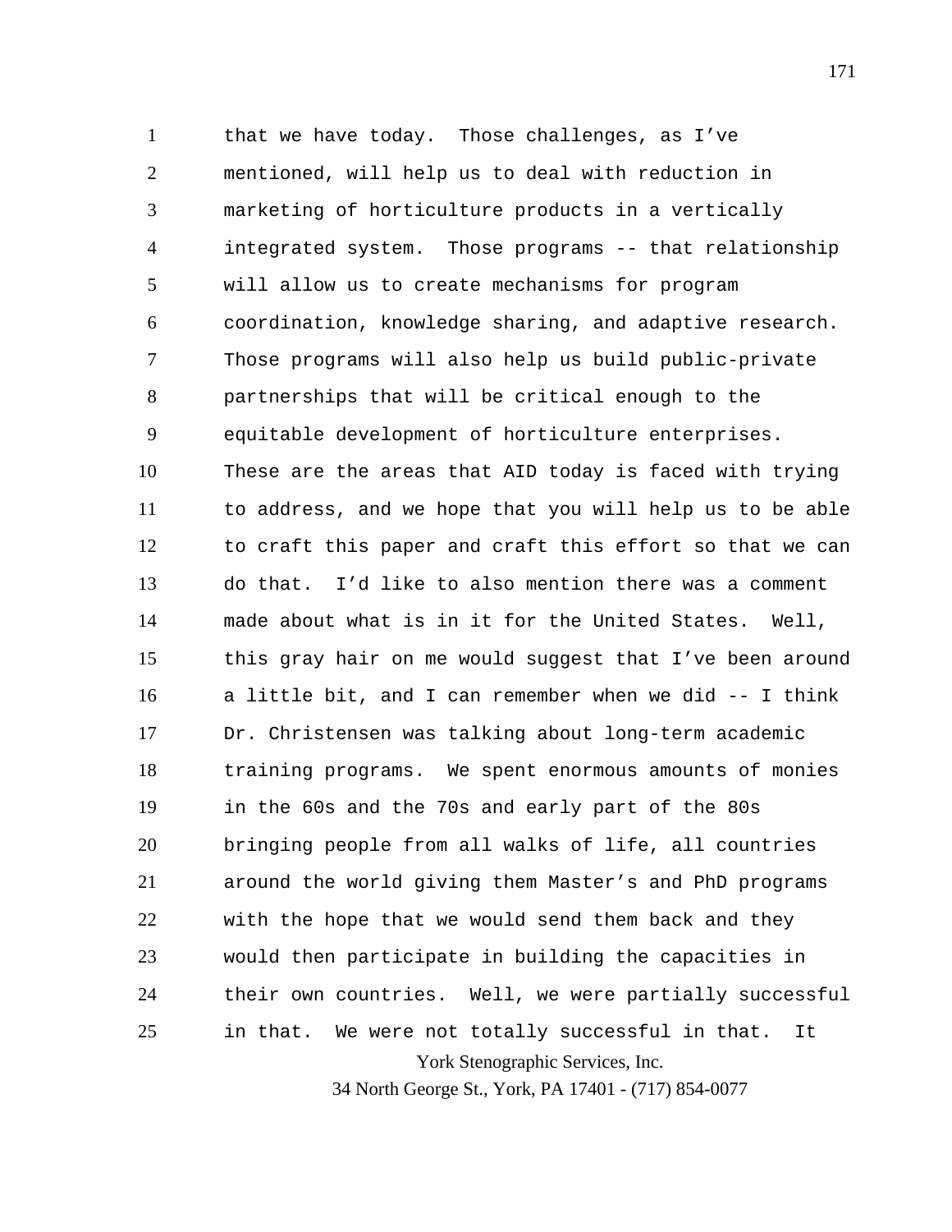that we have today. Those challenges, as I've mentioned, will help us to deal with reduction in marketing of horticulture products in a vertically integrated system. Those programs -- that relationship will allow us to create mechanisms for program coordination, knowledge sharing, and adaptive research. Those programs will also help us build public-private partnerships that will be critical enough to the equitable development of horticulture enterprises. These are the areas that AID today is faced with trying to address, and we hope that you will help us to be able to craft this paper and craft this effort so that we can do that. I'd like to also mention there was a comment made about what is in it for the United States. Well, this gray hair on me would suggest that I've been around a little bit, and I can remember when we did -- I think Dr. Christensen was talking about long-term academic training programs. We spent enormous amounts of monies in the 60s and the 70s and early part of the 80s bringing people from all walks of life, all countries around the world giving them Master's and PhD programs with the hope that we would send them back and they would then participate in building the capacities in their own countries. Well, we were partially successful in that. We were not totally successful in that. It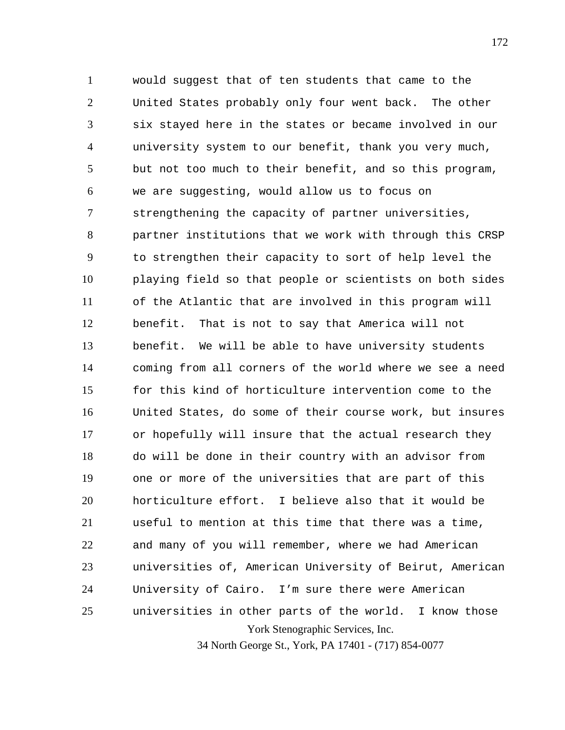would suggest that of ten students that came to the United States probably only four went back. The other six stayed here in the states or became involved in our university system to our benefit, thank you very much, but not too much to their benefit, and so this program, we are suggesting, would allow us to focus on strengthening the capacity of partner universities, partner institutions that we work with through this CRSP to strengthen their capacity to sort of help level the playing field so that people or scientists on both sides of the Atlantic that are involved in this program will benefit. That is not to say that America will not benefit. We will be able to have university students coming from all corners of the world where we see a need for this kind of horticulture intervention come to the United States, do some of their course work, but insures or hopefully will insure that the actual research they do will be done in their country with an advisor from one or more of the universities that are part of this horticulture effort. I believe also that it would be useful to mention at this time that there was a time, and many of you will remember, where we had American universities of, American University of Beirut, American University of Cairo. I'm sure there were American universities in other parts of the world. I know those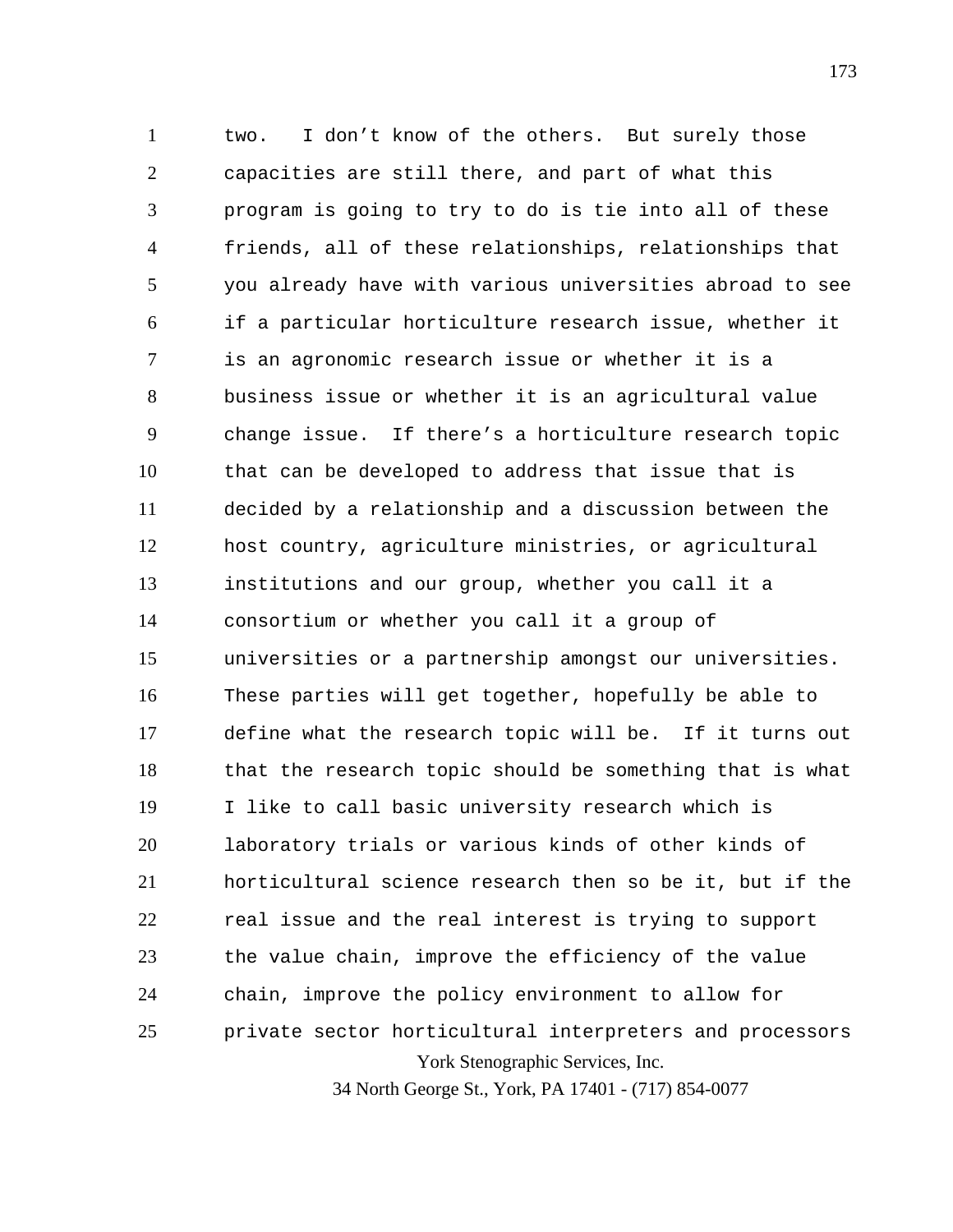two. I don't know of the others. But surely those capacities are still there, and part of what this program is going to try to do is tie into all of these friends, all of these relationships, relationships that you already have with various universities abroad to see if a particular horticulture research issue, whether it is an agronomic research issue or whether it is a business issue or whether it is an agricultural value change issue. If there's a horticulture research topic that can be developed to address that issue that is decided by a relationship and a discussion between the host country, agriculture ministries, or agricultural institutions and our group, whether you call it a consortium or whether you call it a group of universities or a partnership amongst our universities. These parties will get together, hopefully be able to define what the research topic will be. If it turns out that the research topic should be something that is what I like to call basic university research which is laboratory trials or various kinds of other kinds of horticultural science research then so be it, but if the real issue and the real interest is trying to support the value chain, improve the efficiency of the value chain, improve the policy environment to allow for private sector horticultural interpreters and processors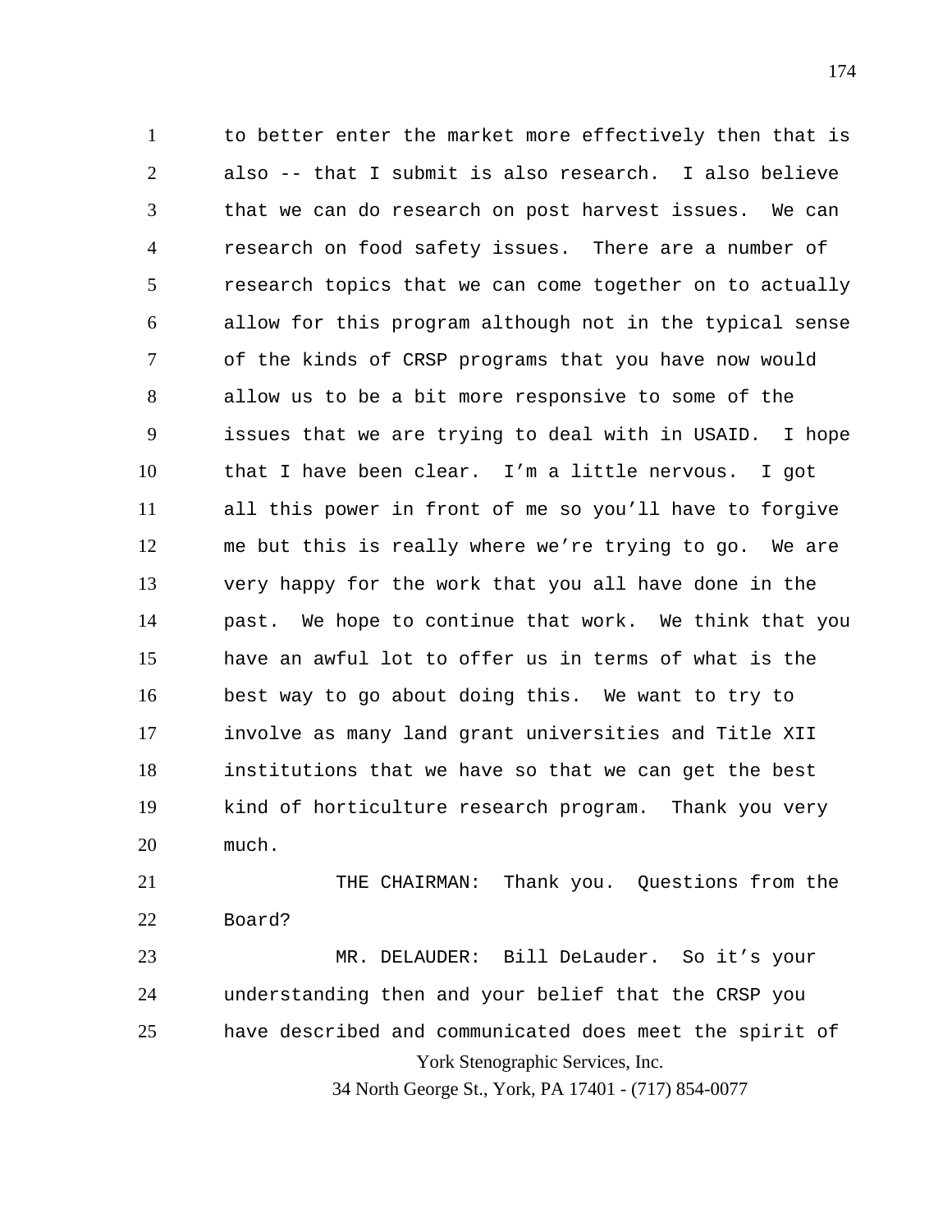to better enter the market more effectively then that is also -- that I submit is also research. I also believe that we can do research on post harvest issues. We can research on food safety issues. There are a number of research topics that we can come together on to actually allow for this program although not in the typical sense of the kinds of CRSP programs that you have now would allow us to be a bit more responsive to some of the issues that we are trying to deal with in USAID. I hope that I have been clear. I'm a little nervous. I got all this power in front of me so you'll have to forgive me but this is really where we're trying to go. We are very happy for the work that you all have done in the past. We hope to continue that work. We think that you have an awful lot to offer us in terms of what is the best way to go about doing this. We want to try to involve as many land grant universities and Title XII institutions that we have so that we can get the best kind of horticulture research program. Thank you very much.

THE CHAIRMAN: Thank you. Questions from the Board?

MR. DELAUDER: Bill DeLauder. So it's your understanding then and your belief that the CRSP you have described and communicated does meet the spirit of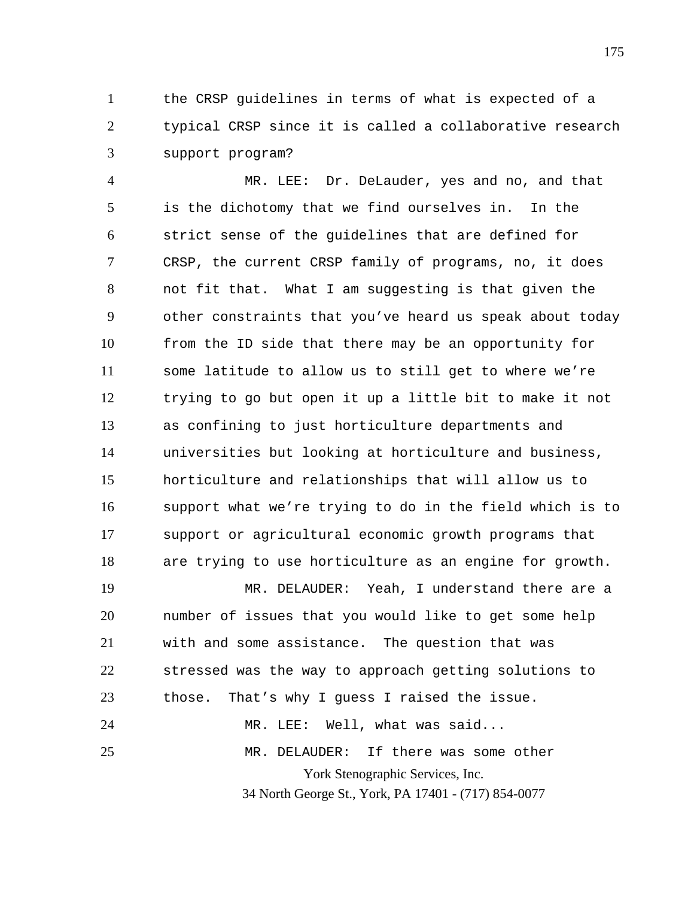the CRSP guidelines in terms of what is expected of a typical CRSP since it is called a collaborative research support program?

MR. LEE: Dr. DeLauder, yes and no, and that is the dichotomy that we find ourselves in. In the strict sense of the guidelines that are defined for CRSP, the current CRSP family of programs, no, it does not fit that. What I am suggesting is that given the other constraints that you've heard us speak about today from the ID side that there may be an opportunity for some latitude to allow us to still get to where we're trying to go but open it up a little bit to make it not as confining to just horticulture departments and universities but looking at horticulture and business, horticulture and relationships that will allow us to support what we're trying to do in the field which is to support or agricultural economic growth programs that are trying to use horticulture as an engine for growth.

MR. DELAUDER: Yeah, I understand there are a number of issues that you would like to get some help with and some assistance. The question that was stressed was the way to approach getting solutions to those. That's why I guess I raised the issue.

MR. LEE: Well, what was said...

MR. DELAUDER: If there was some other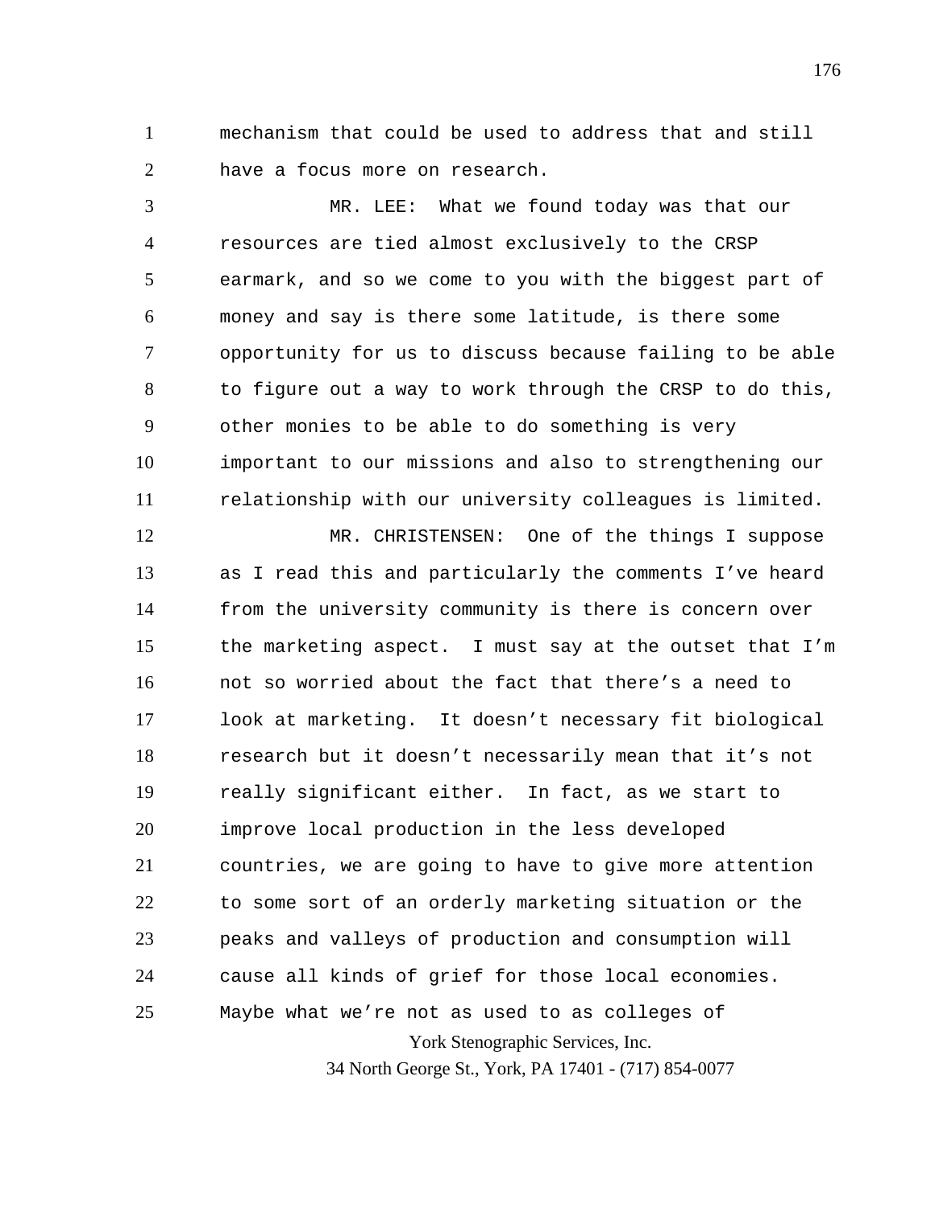mechanism that could be used to address that and still have a focus more on research.

MR. LEE: What we found today was that our resources are tied almost exclusively to the CRSP earmark, and so we come to you with the biggest part of money and say is there some latitude, is there some opportunity for us to discuss because failing to be able to figure out a way to work through the CRSP to do this, other monies to be able to do something is very important to our missions and also to strengthening our relationship with our university colleagues is limited.

MR. CHRISTENSEN: One of the things I suppose as I read this and particularly the comments I've heard from the university community is there is concern over the marketing aspect. I must say at the outset that I'm not so worried about the fact that there's a need to look at marketing. It doesn't necessary fit biological research but it doesn't necessarily mean that it's not really significant either. In fact, as we start to improve local production in the less developed countries, we are going to have to give more attention to some sort of an orderly marketing situation or the peaks and valleys of production and consumption will cause all kinds of grief for those local economies. Maybe what we're not as used to as colleges of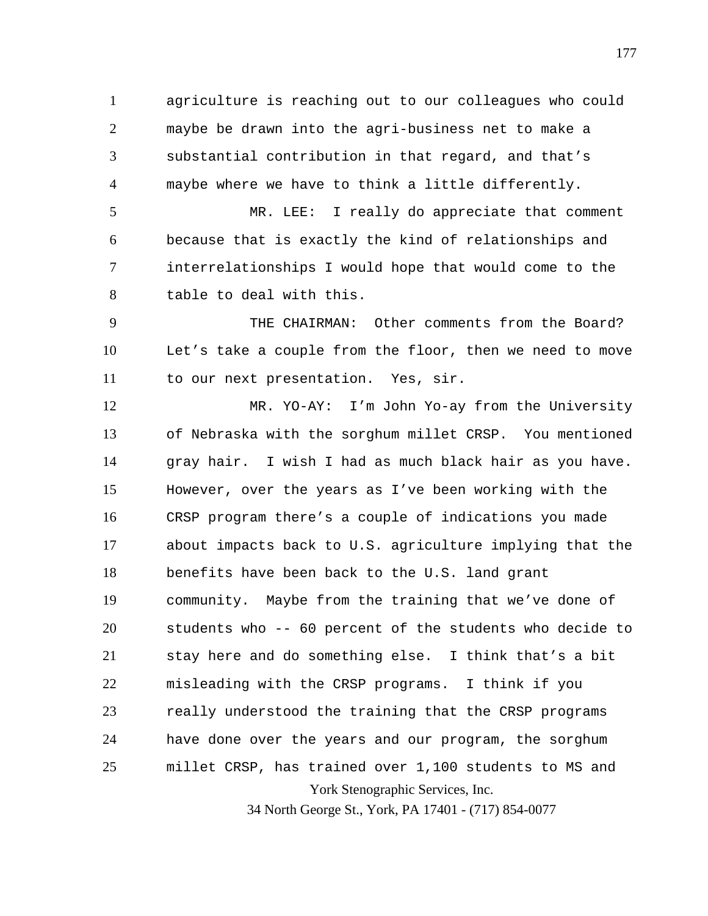agriculture is reaching out to our colleagues who could maybe be drawn into the agri-business net to make a substantial contribution in that regard, and that's maybe where we have to think a little differently.

MR. LEE: I really do appreciate that comment because that is exactly the kind of relationships and interrelationships I would hope that would come to the table to deal with this.

THE CHAIRMAN: Other comments from the Board? Let's take a couple from the floor, then we need to move to our next presentation. Yes, sir.

MR. YO-AY: I'm John Yo-ay from the University of Nebraska with the sorghum millet CRSP. You mentioned gray hair. I wish I had as much black hair as you have. However, over the years as I've been working with the CRSP program there's a couple of indications you made about impacts back to U.S. agriculture implying that the benefits have been back to the U.S. land grant community. Maybe from the training that we've done of students who -- 60 percent of the students who decide to stay here and do something else. I think that's a bit misleading with the CRSP programs. I think if you really understood the training that the CRSP programs have done over the years and our program, the sorghum millet CRSP, has trained over 1,100 students to MS and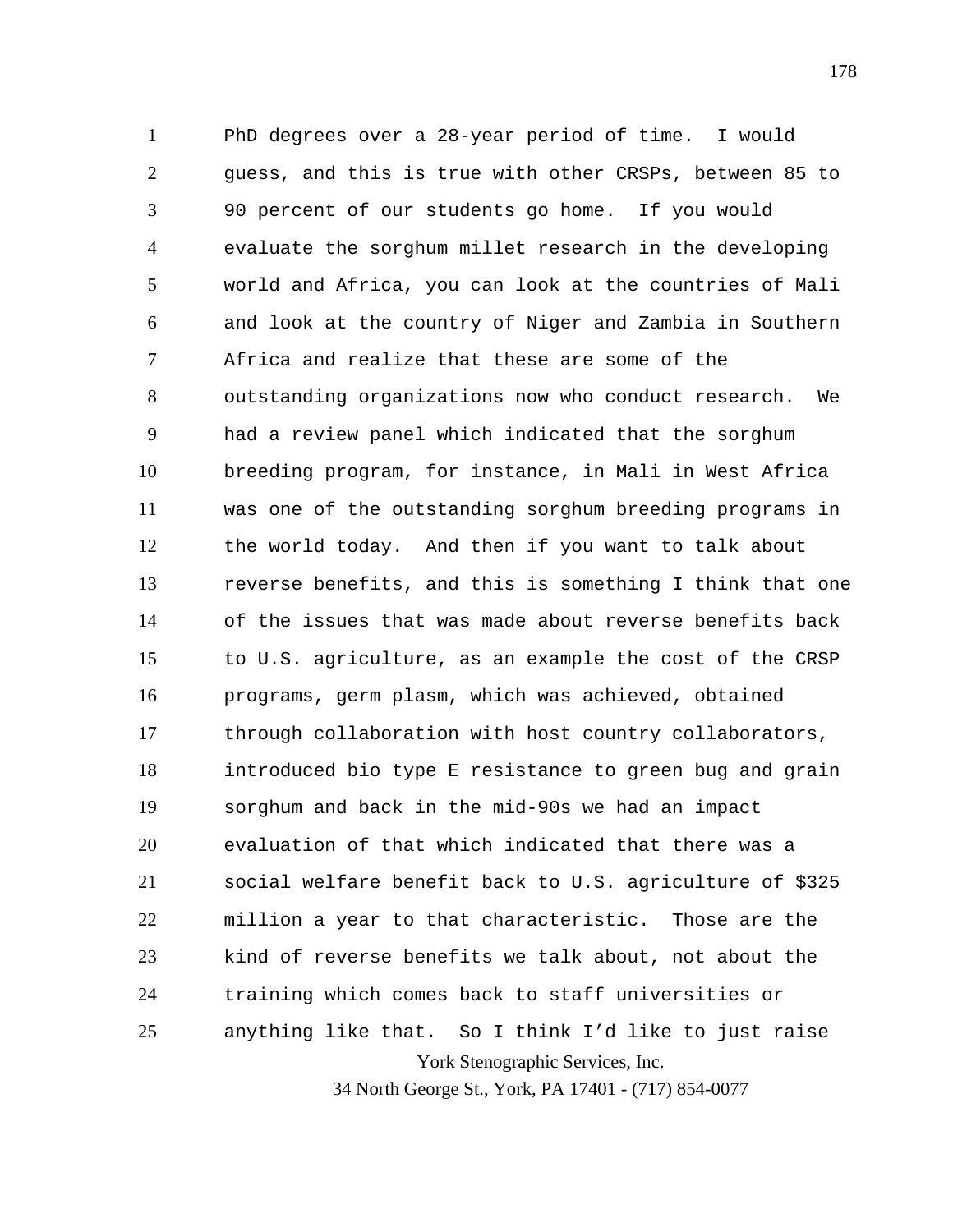PhD degrees over a 28-year period of time. I would guess, and this is true with other CRSPs, between 85 to 90 percent of our students go home. If you would evaluate the sorghum millet research in the developing world and Africa, you can look at the countries of Mali and look at the country of Niger and Zambia in Southern Africa and realize that these are some of the outstanding organizations now who conduct research. We had a review panel which indicated that the sorghum breeding program, for instance, in Mali in West Africa was one of the outstanding sorghum breeding programs in the world today. And then if you want to talk about reverse benefits, and this is something I think that one of the issues that was made about reverse benefits back to U.S. agriculture, as an example the cost of the CRSP programs, germ plasm, which was achieved, obtained through collaboration with host country collaborators, introduced bio type E resistance to green bug and grain sorghum and back in the mid-90s we had an impact evaluation of that which indicated that there was a social welfare benefit back to U.S. agriculture of $325 million a year to that characteristic. Those are the kind of reverse benefits we talk about, not about the training which comes back to staff universities or anything like that. So I think I'd like to just raise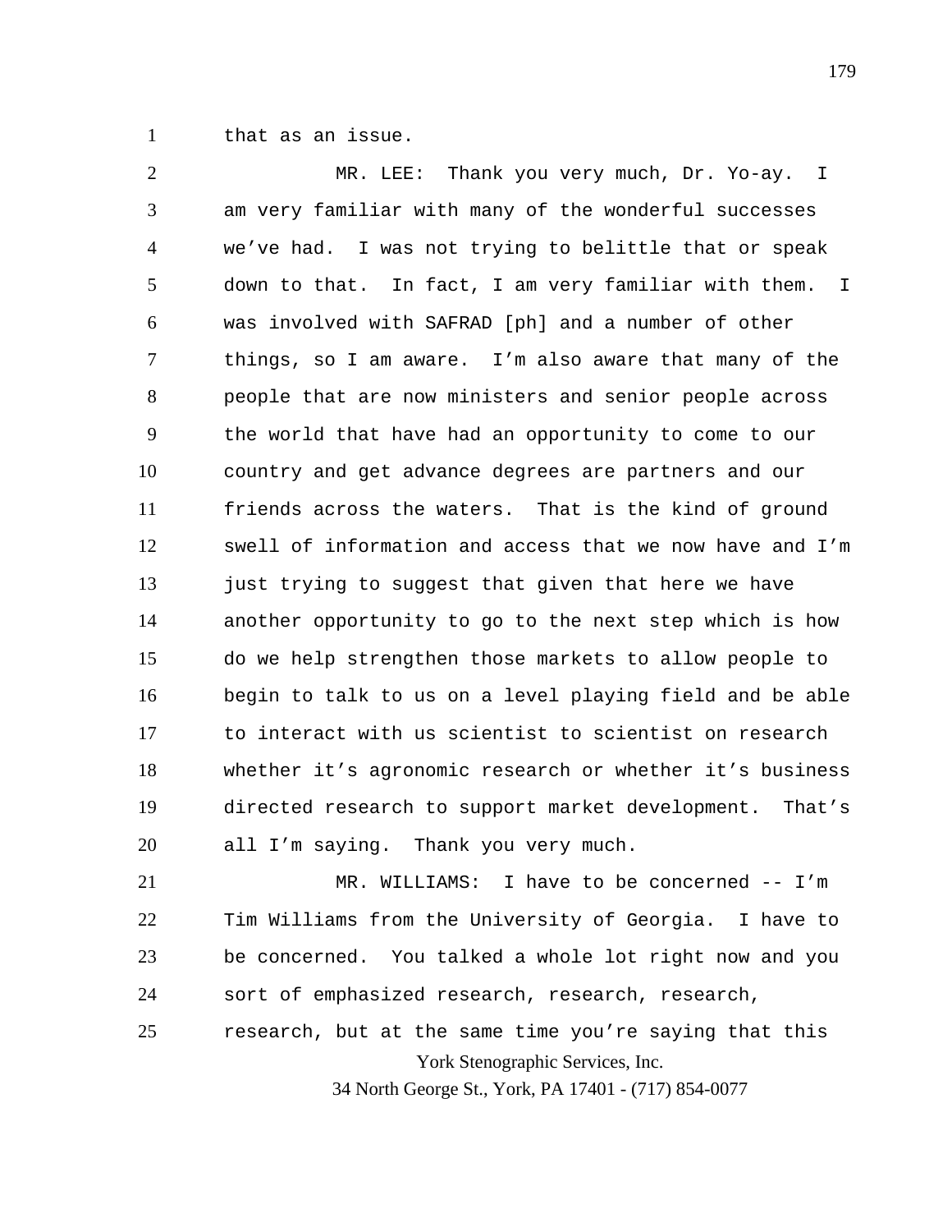that as an issue.

MR. LEE: Thank you very much, Dr. Yo-ay. I am very familiar with many of the wonderful successes we've had. I was not trying to belittle that or speak down to that. In fact, I am very familiar with them. I was involved with SAFRAD [ph] and a number of other things, so I am aware. I'm also aware that many of the people that are now ministers and senior people across the world that have had an opportunity to come to our country and get advance degrees are partners and our friends across the waters. That is the kind of ground swell of information and access that we now have and I'm just trying to suggest that given that here we have another opportunity to go to the next step which is how do we help strengthen those markets to allow people to begin to talk to us on a level playing field and be able to interact with us scientist to scientist on research whether it's agronomic research or whether it's business directed research to support market development. That's all I'm saying. Thank you very much.

MR. WILLIAMS: I have to be concerned -- I'm Tim Williams from the University of Georgia. I have to be concerned. You talked a whole lot right now and you sort of emphasized research, research, research, research, but at the same time you're saying that this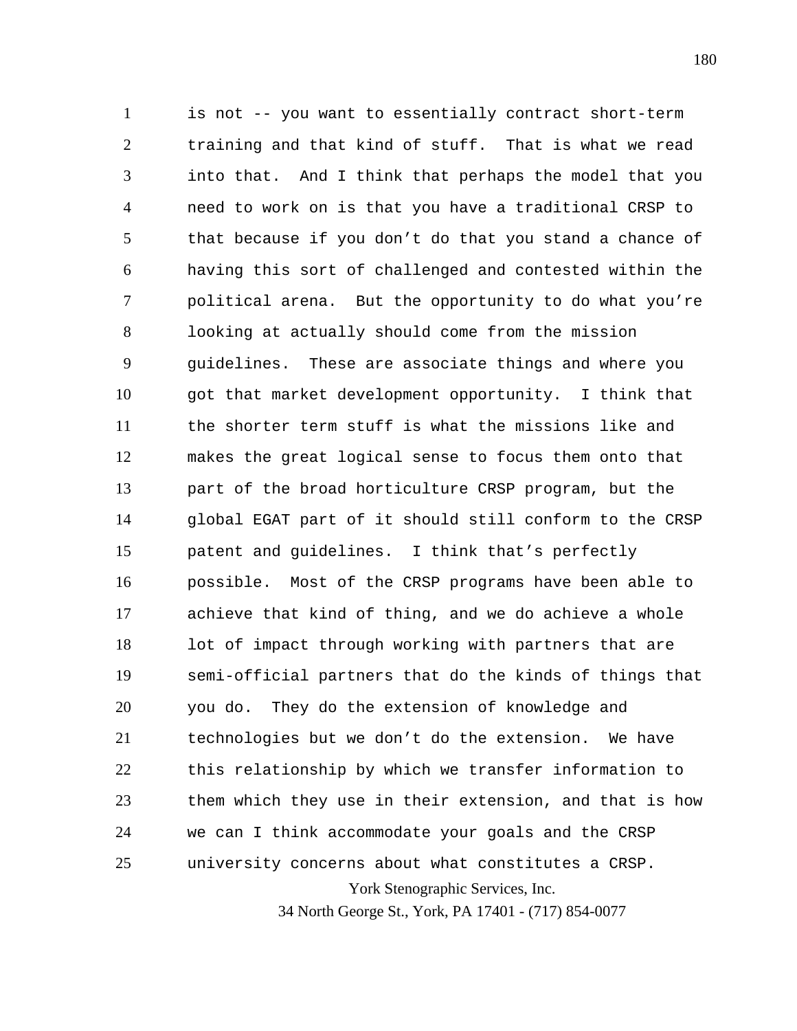is not -- you want to essentially contract short-term training and that kind of stuff. That is what we read into that. And I think that perhaps the model that you need to work on is that you have a traditional CRSP to that because if you don't do that you stand a chance of having this sort of challenged and contested within the political arena. But the opportunity to do what you're looking at actually should come from the mission guidelines. These are associate things and where you got that market development opportunity. I think that the shorter term stuff is what the missions like and makes the great logical sense to focus them onto that part of the broad horticulture CRSP program, but the global EGAT part of it should still conform to the CRSP patent and guidelines. I think that's perfectly possible. Most of the CRSP programs have been able to achieve that kind of thing, and we do achieve a whole lot of impact through working with partners that are semi-official partners that do the kinds of things that you do. They do the extension of knowledge and technologies but we don't do the extension. We have this relationship by which we transfer information to them which they use in their extension, and that is how we can I think accommodate your goals and the CRSP university concerns about what constitutes a CRSP.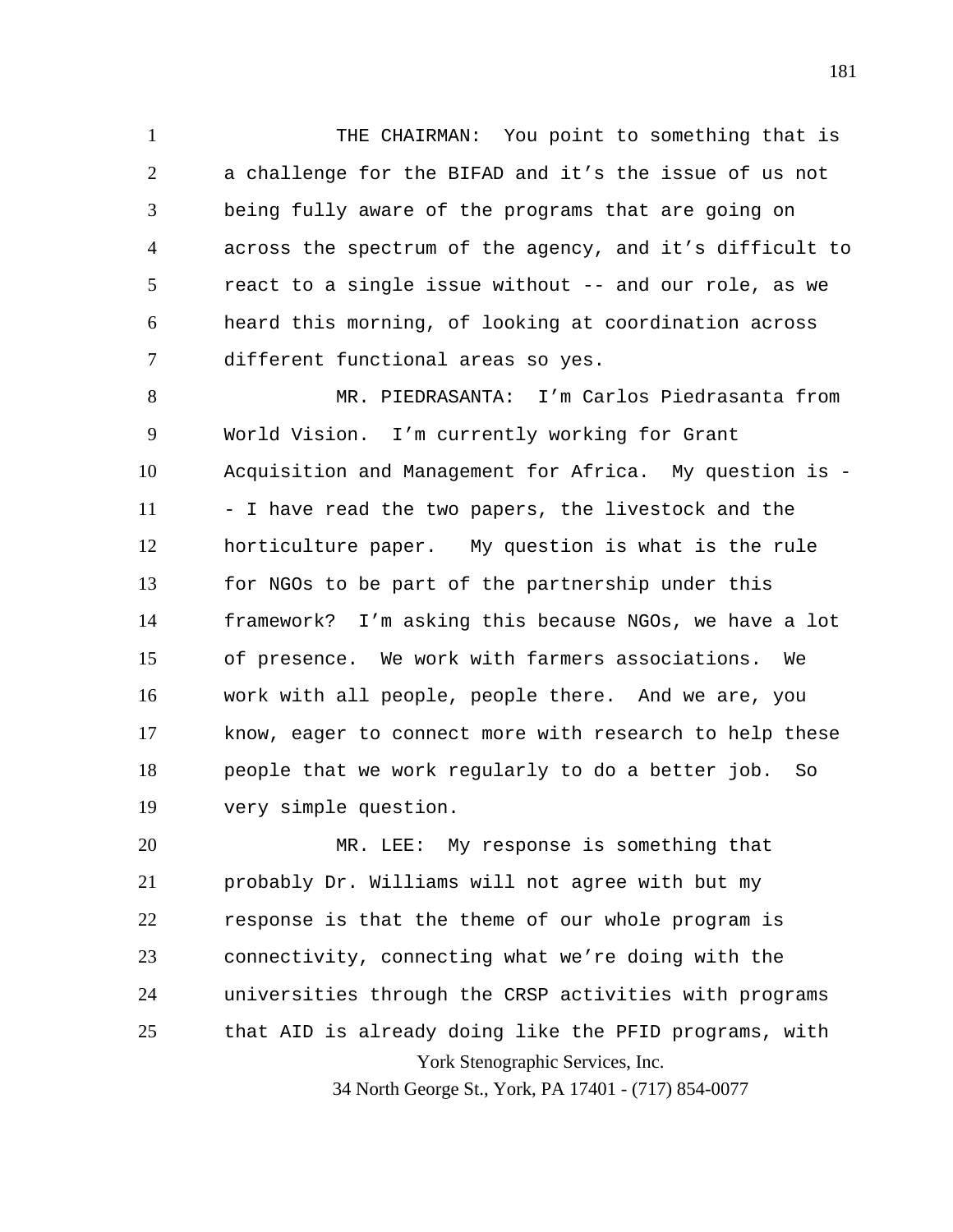THE CHAIRMAN: You point to something that is a challenge for the BIFAD and it's the issue of us not being fully aware of the programs that are going on across the spectrum of the agency, and it's difficult to react to a single issue without -- and our role, as we heard this morning, of looking at coordination across different functional areas so yes.

MR. PIEDRASANTA: I'm Carlos Piedrasanta from World Vision. I'm currently working for Grant Acquisition and Management for Africa. My question is -- I have read the two papers, the livestock and the horticulture paper. My question is what is the rule for NGOs to be part of the partnership under this framework? I'm asking this because NGOs, we have a lot of presence. We work with farmers associations. We work with all people, people there. And we are, you know, eager to connect more with research to help these people that we work regularly to do a better job. So very simple question.

MR. LEE: My response is something that probably Dr. Williams will not agree with but my response is that the theme of our whole program is connectivity, connecting what we're doing with the universities through the CRSP activities with programs that AID is already doing like the PFID programs, with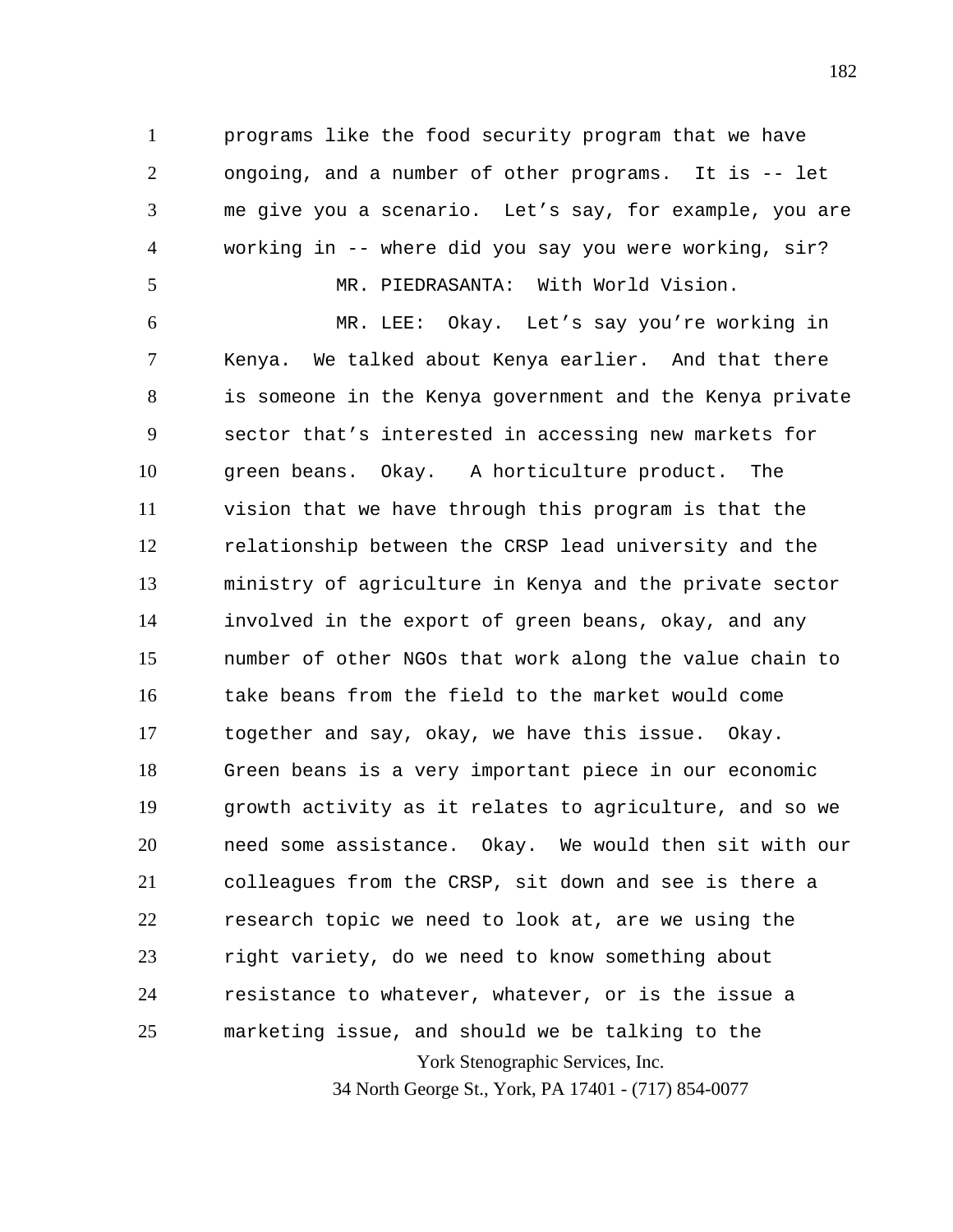programs like the food security program that we have ongoing, and a number of other programs. It is -- let me give you a scenario. Let's say, for example, you are working in -- where did you say you were working, sir?

MR. PIEDRASANTA: With World Vision.

MR. LEE: Okay. Let's say you're working in Kenya. We talked about Kenya earlier. And that there is someone in the Kenya government and the Kenya private sector that's interested in accessing new markets for green beans. Okay. A horticulture product. The vision that we have through this program is that the relationship between the CRSP lead university and the ministry of agriculture in Kenya and the private sector involved in the export of green beans, okay, and any number of other NGOs that work along the value chain to take beans from the field to the market would come together and say, okay, we have this issue. Okay. Green beans is a very important piece in our economic growth activity as it relates to agriculture, and so we need some assistance. Okay. We would then sit with our colleagues from the CRSP, sit down and see is there a research topic we need to look at, are we using the right variety, do we need to know something about resistance to whatever, whatever, or is the issue a marketing issue, and should we be talking to the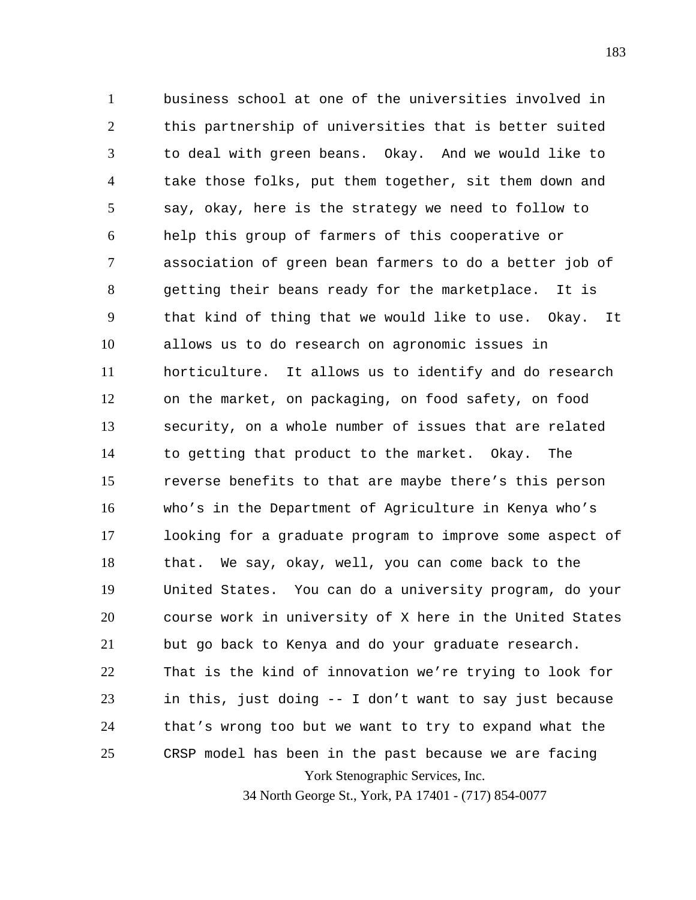business school at one of the universities involved in this partnership of universities that is better suited to deal with green beans. Okay. And we would like to take those folks, put them together, sit them down and say, okay, here is the strategy we need to follow to help this group of farmers of this cooperative or association of green bean farmers to do a better job of getting their beans ready for the marketplace. It is that kind of thing that we would like to use. Okay. It allows us to do research on agronomic issues in horticulture. It allows us to identify and do research on the market, on packaging, on food safety, on food security, on a whole number of issues that are related to getting that product to the market. Okay. The reverse benefits to that are maybe there's this person who's in the Department of Agriculture in Kenya who's looking for a graduate program to improve some aspect of that. We say, okay, well, you can come back to the United States. You can do a university program, do your course work in university of X here in the United States but go back to Kenya and do your graduate research. That is the kind of innovation we're trying to look for in this, just doing -- I don't want to say just because that's wrong too but we want to try to expand what the CRSP model has been in the past because we are facing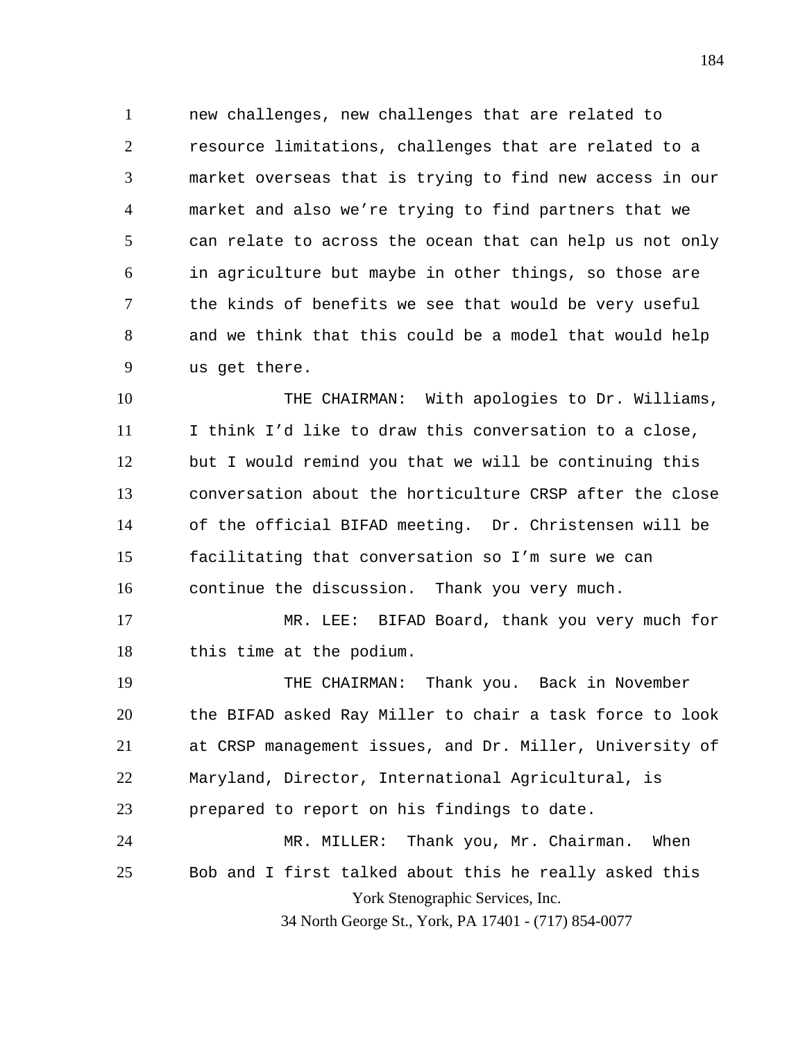new challenges, new challenges that are related to resource limitations, challenges that are related to a market overseas that is trying to find new access in our market and also we're trying to find partners that we can relate to across the ocean that can help us not only in agriculture but maybe in other things, so those are the kinds of benefits we see that would be very useful and we think that this could be a model that would help us get there.

THE CHAIRMAN: With apologies to Dr. Williams, I think I'd like to draw this conversation to a close, but I would remind you that we will be continuing this conversation about the horticulture CRSP after the close of the official BIFAD meeting. Dr. Christensen will be facilitating that conversation so I'm sure we can continue the discussion. Thank you very much.

MR. LEE: BIFAD Board, thank you very much for this time at the podium.

THE CHAIRMAN: Thank you. Back in November the BIFAD asked Ray Miller to chair a task force to look at CRSP management issues, and Dr. Miller, University of Maryland, Director, International Agricultural, is prepared to report on his findings to date.

MR. MILLER: Thank you, Mr. Chairman. When Bob and I first talked about this he really asked this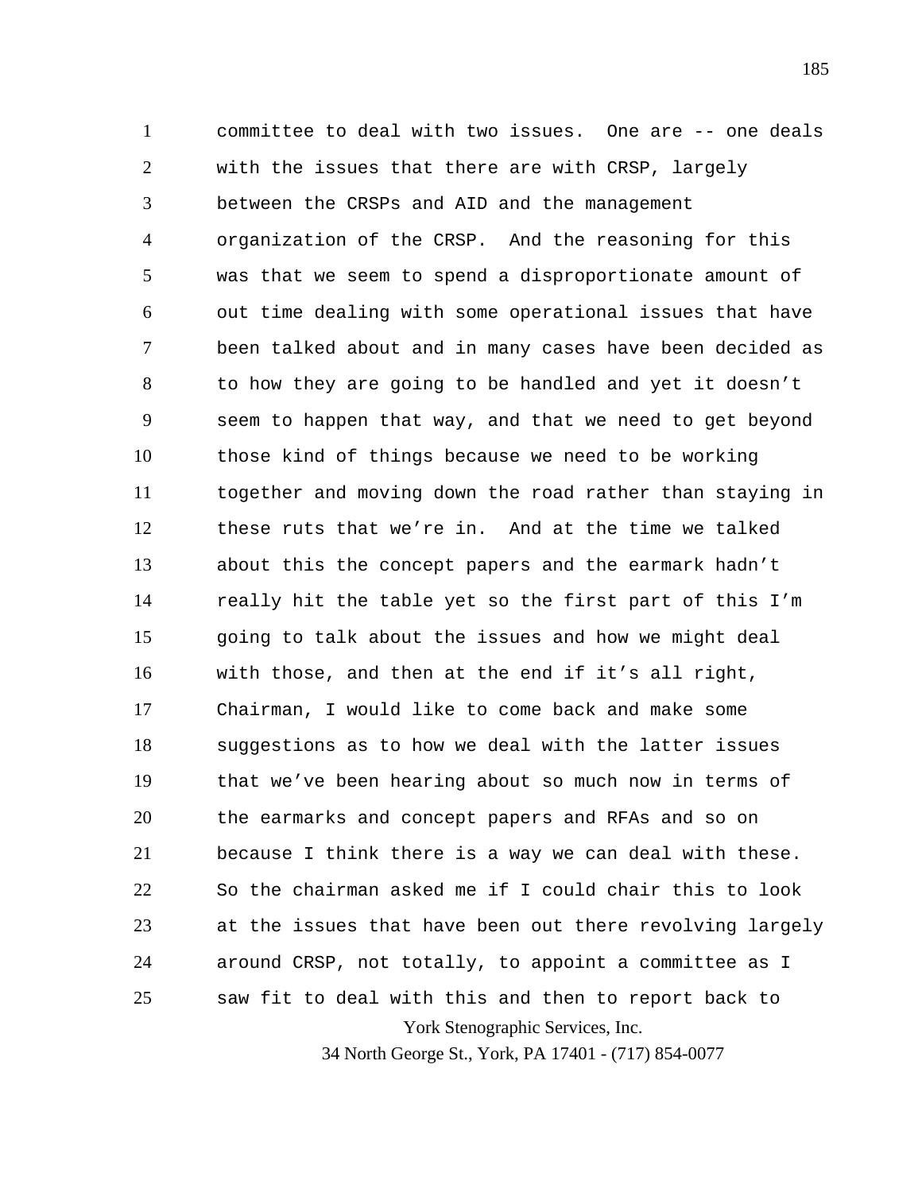committee to deal with two issues. One are -- one deals with the issues that there are with CRSP, largely between the CRSPs and AID and the management organization of the CRSP. And the reasoning for this was that we seem to spend a disproportionate amount of out time dealing with some operational issues that have been talked about and in many cases have been decided as to how they are going to be handled and yet it doesn't seem to happen that way, and that we need to get beyond those kind of things because we need to be working together and moving down the road rather than staying in these ruts that we're in. And at the time we talked about this the concept papers and the earmark hadn't really hit the table yet so the first part of this I'm going to talk about the issues and how we might deal with those, and then at the end if it's all right, Chairman, I would like to come back and make some suggestions as to how we deal with the latter issues that we've been hearing about so much now in terms of the earmarks and concept papers and RFAs and so on because I think there is a way we can deal with these. So the chairman asked me if I could chair this to look at the issues that have been out there revolving largely around CRSP, not totally, to appoint a committee as I saw fit to deal with this and then to report back to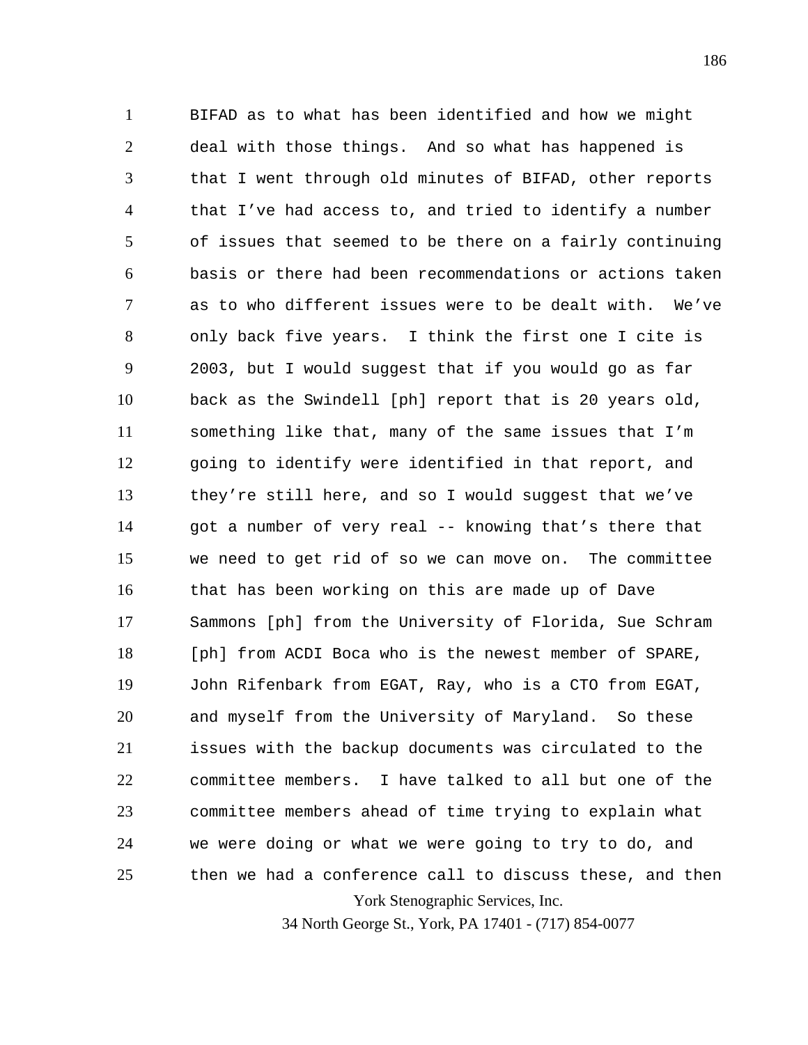BIFAD as to what has been identified and how we might deal with those things. And so what has happened is that I went through old minutes of BIFAD, other reports that I've had access to, and tried to identify a number of issues that seemed to be there on a fairly continuing basis or there had been recommendations or actions taken as to who different issues were to be dealt with. We've only back five years. I think the first one I cite is 2003, but I would suggest that if you would go as far back as the Swindell [ph] report that is 20 years old, something like that, many of the same issues that I'm going to identify were identified in that report, and they're still here, and so I would suggest that we've got a number of very real -- knowing that's there that we need to get rid of so we can move on. The committee that has been working on this are made up of Dave Sammons [ph] from the University of Florida, Sue Schram [ph] from ACDI Boca who is the newest member of SPARE, John Rifenbark from EGAT, Ray, who is a CTO from EGAT, and myself from the University of Maryland. So these issues with the backup documents was circulated to the committee members. I have talked to all but one of the committee members ahead of time trying to explain what we were doing or what we were going to try to do, and then we had a conference call to discuss these, and then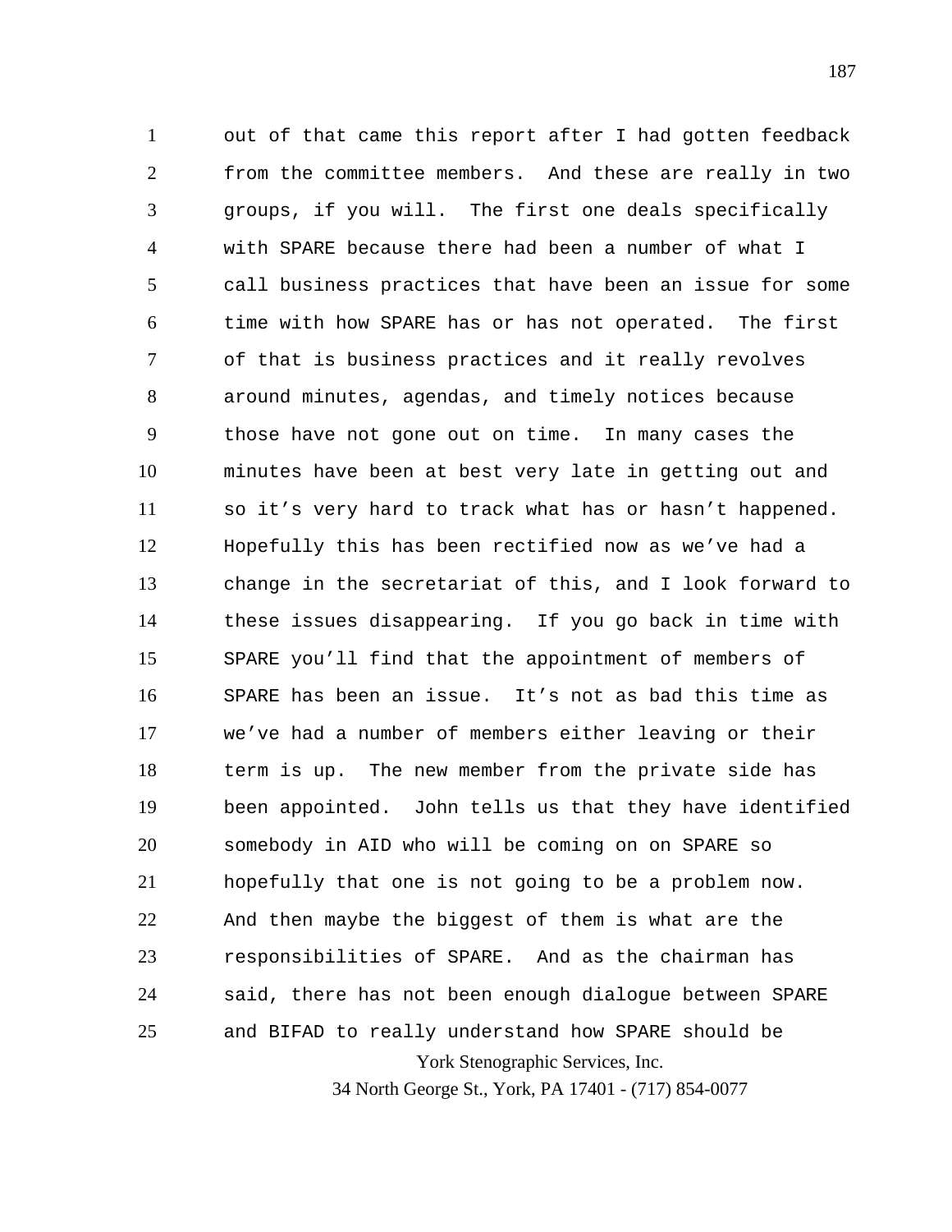out of that came this report after I had gotten feedback from the committee members. And these are really in two groups, if you will. The first one deals specifically with SPARE because there had been a number of what I call business practices that have been an issue for some time with how SPARE has or has not operated. The first of that is business practices and it really revolves around minutes, agendas, and timely notices because those have not gone out on time. In many cases the minutes have been at best very late in getting out and so it's very hard to track what has or hasn't happened. Hopefully this has been rectified now as we've had a change in the secretariat of this, and I look forward to these issues disappearing. If you go back in time with SPARE you'll find that the appointment of members of SPARE has been an issue. It's not as bad this time as we've had a number of members either leaving or their term is up. The new member from the private side has been appointed. John tells us that they have identified somebody in AID who will be coming on on SPARE so hopefully that one is not going to be a problem now. And then maybe the biggest of them is what are the responsibilities of SPARE. And as the chairman has said, there has not been enough dialogue between SPARE and BIFAD to really understand how SPARE should be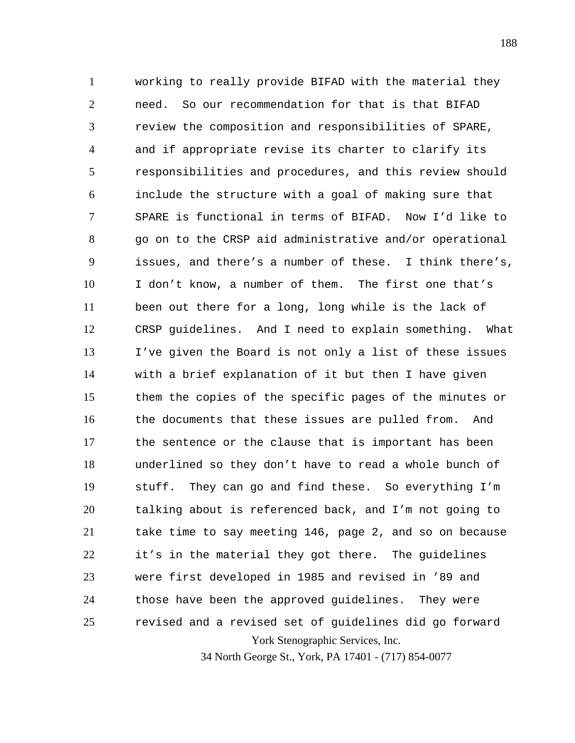working to really provide BIFAD with the material they need. So our recommendation for that is that BIFAD review the composition and responsibilities of SPARE, and if appropriate revise its charter to clarify its responsibilities and procedures, and this review should include the structure with a goal of making sure that SPARE is functional in terms of BIFAD. Now I'd like to go on to the CRSP aid administrative and/or operational issues, and there's a number of these. I think there's, I don't know, a number of them. The first one that's been out there for a long, long while is the lack of CRSP guidelines. And I need to explain something. What I've given the Board is not only a list of these issues with a brief explanation of it but then I have given them the copies of the specific pages of the minutes or the documents that these issues are pulled from. And the sentence or the clause that is important has been underlined so they don't have to read a whole bunch of stuff. They can go and find these. So everything I'm talking about is referenced back, and I'm not going to take time to say meeting 146, page 2, and so on because it's in the material they got there. The guidelines were first developed in 1985 and revised in '89 and those have been the approved guidelines. They were revised and a revised set of guidelines did go forward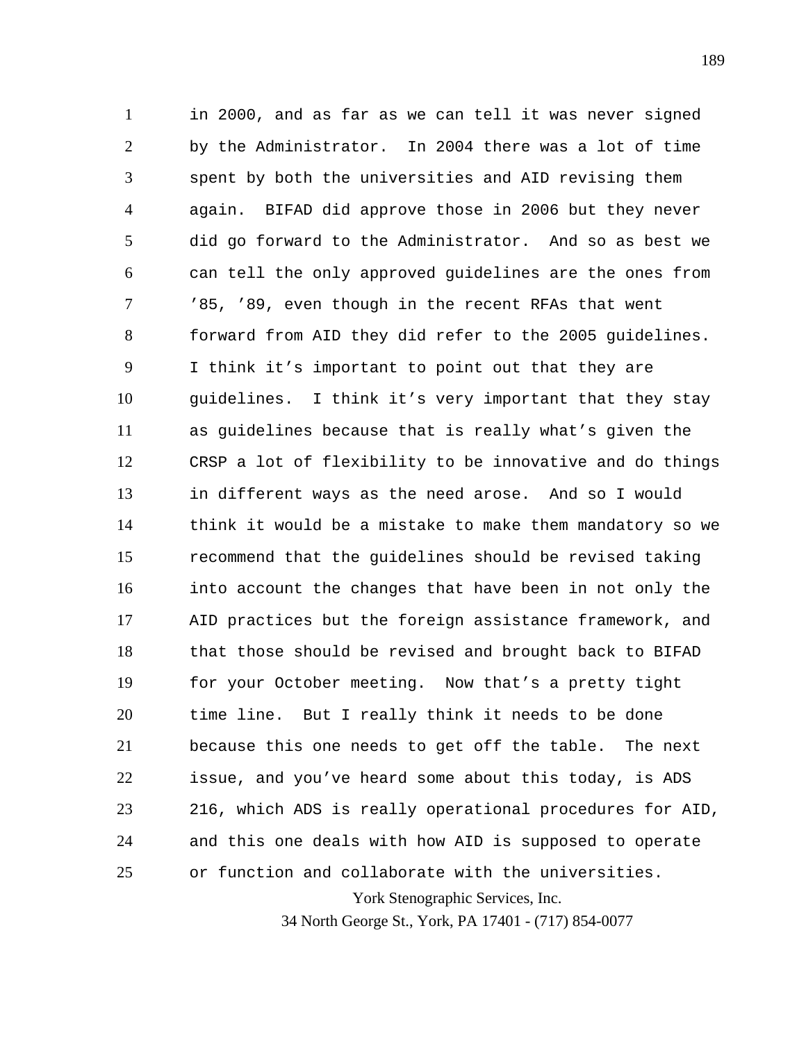in 2000, and as far as we can tell it was never signed by the Administrator. In 2004 there was a lot of time spent by both the universities and AID revising them again. BIFAD did approve those in 2006 but they never did go forward to the Administrator. And so as best we can tell the only approved guidelines are the ones from ’85, ’89, even though in the recent RFAs that went forward from AID they did refer to the 2005 guidelines. I think it’s important to point out that they are guidelines. I think it’s very important that they stay as guidelines because that is really what’s given the CRSP a lot of flexibility to be innovative and do things in different ways as the need arose. And so I would think it would be a mistake to make them mandatory so we recommend that the guidelines should be revised taking into account the changes that have been in not only the AID practices but the foreign assistance framework, and that those should be revised and brought back to BIFAD for your October meeting. Now that’s a pretty tight time line. But I really think it needs to be done because this one needs to get off the table. The next issue, and you’ve heard some about this today, is ADS 216, which ADS is really operational procedures for AID, and this one deals with how AID is supposed to operate or function and collaborate with the universities.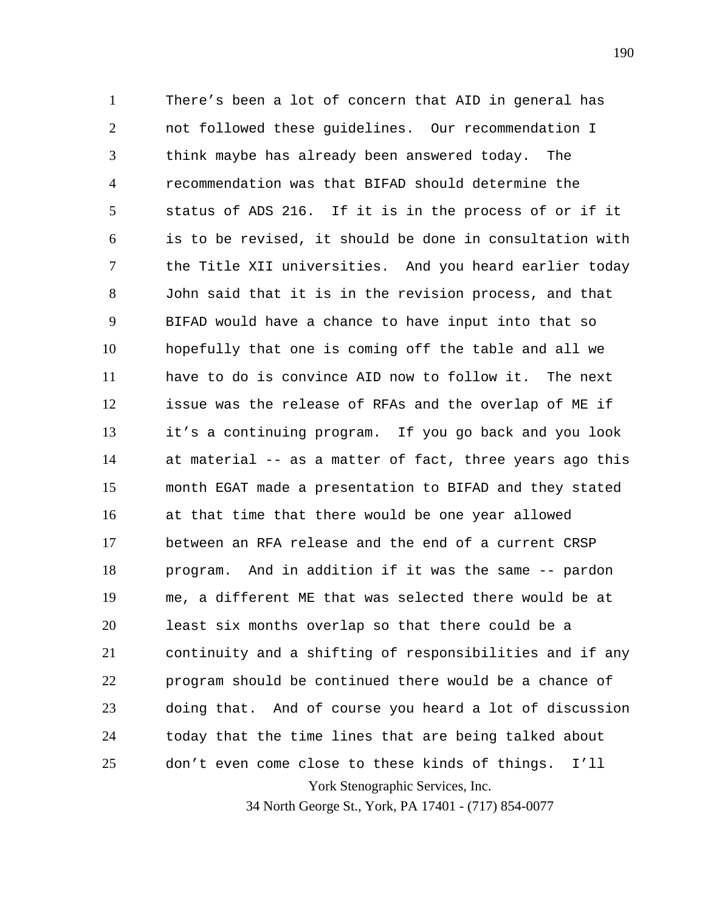There's been a lot of concern that AID in general has not followed these guidelines. Our recommendation I think maybe has already been answered today. The recommendation was that BIFAD should determine the status of ADS 216. If it is in the process of or if it is to be revised, it should be done in consultation with the Title XII universities. And you heard earlier today John said that it is in the revision process, and that BIFAD would have a chance to have input into that so hopefully that one is coming off the table and all we have to do is convince AID now to follow it. The next issue was the release of RFAs and the overlap of ME if it's a continuing program. If you go back and you look at material -- as a matter of fact, three years ago this month EGAT made a presentation to BIFAD and they stated at that time that there would be one year allowed between an RFA release and the end of a current CRSP program. And in addition if it was the same -- pardon me, a different ME that was selected there would be at least six months overlap so that there could be a continuity and a shifting of responsibilities and if any program should be continued there would be a chance of doing that. And of course you heard a lot of discussion today that the time lines that are being talked about don't even come close to these kinds of things. I'll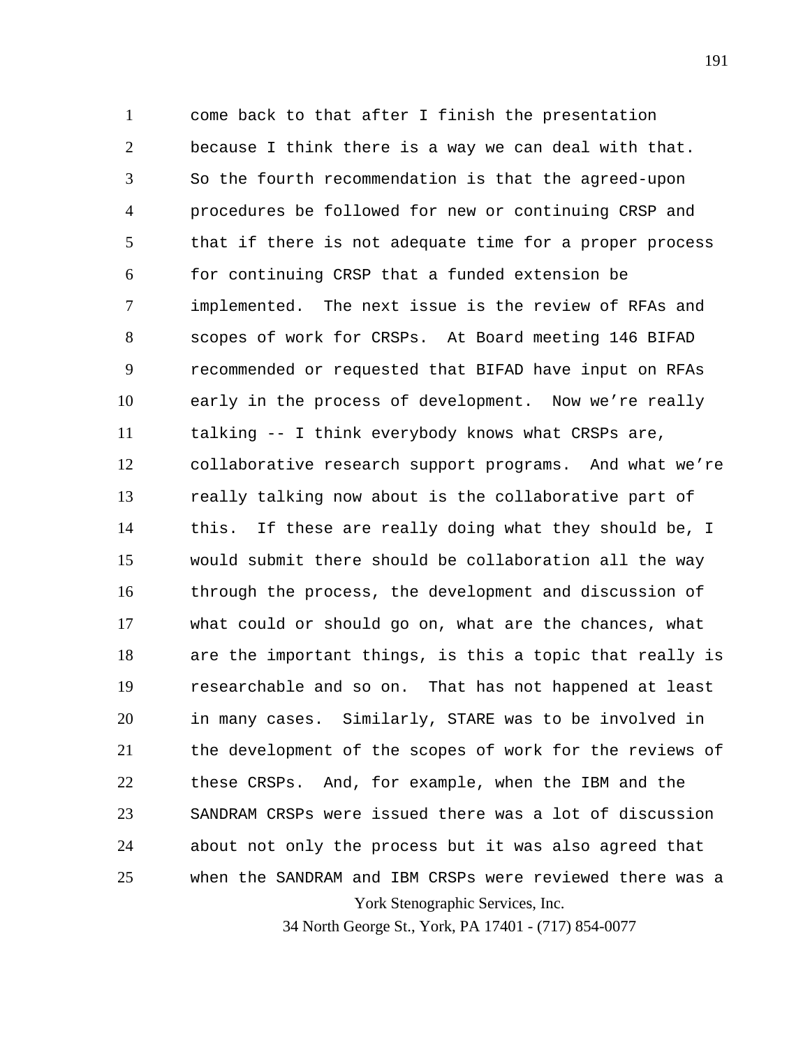come back to that after I finish the presentation because I think there is a way we can deal with that. So the fourth recommendation is that the agreed-upon procedures be followed for new or continuing CRSP and that if there is not adequate time for a proper process for continuing CRSP that a funded extension be implemented. The next issue is the review of RFAs and scopes of work for CRSPs. At Board meeting 146 BIFAD recommended or requested that BIFAD have input on RFAs early in the process of development. Now we're really talking -- I think everybody knows what CRSPs are, collaborative research support programs. And what we're really talking now about is the collaborative part of this. If these are really doing what they should be, I would submit there should be collaboration all the way through the process, the development and discussion of what could or should go on, what are the chances, what are the important things, is this a topic that really is researchable and so on. That has not happened at least in many cases. Similarly, STARE was to be involved in the development of the scopes of work for the reviews of these CRSPs. And, for example, when the IBM and the SANDRAM CRSPs were issued there was a lot of discussion about not only the process but it was also agreed that when the SANDRAM and IBM CRSPs were reviewed there was a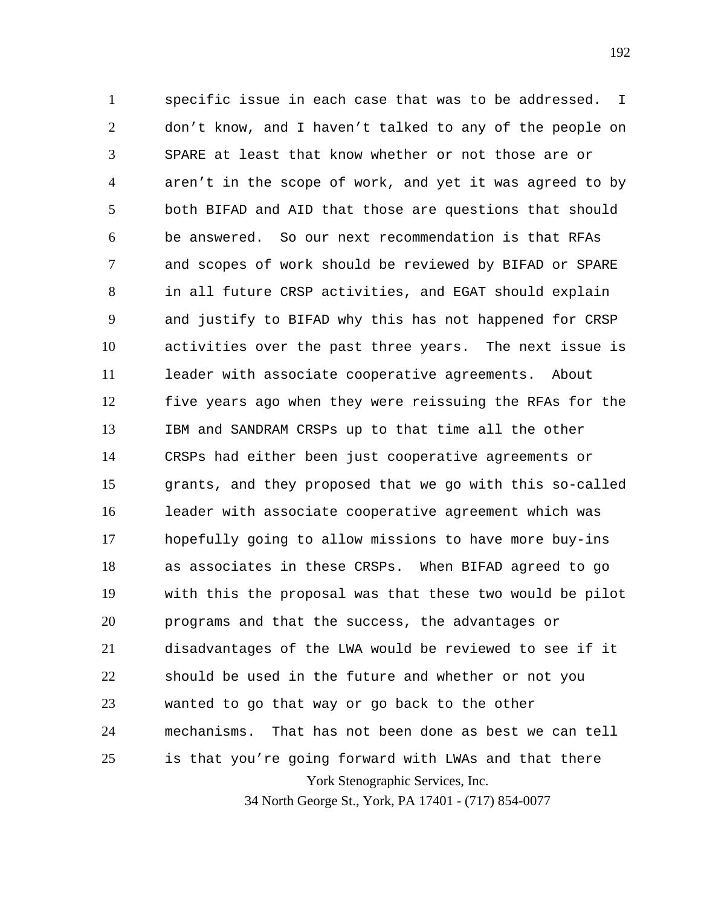specific issue in each case that was to be addressed. I don't know, and I haven't talked to any of the people on SPARE at least that know whether or not those are or aren't in the scope of work, and yet it was agreed to by both BIFAD and AID that those are questions that should be answered. So our next recommendation is that RFAs and scopes of work should be reviewed by BIFAD or SPARE in all future CRSP activities, and EGAT should explain and justify to BIFAD why this has not happened for CRSP activities over the past three years. The next issue is leader with associate cooperative agreements. About five years ago when they were reissuing the RFAs for the IBM and SANDRAM CRSPs up to that time all the other CRSPs had either been just cooperative agreements or grants, and they proposed that we go with this so-called leader with associate cooperative agreement which was hopefully going to allow missions to have more buy-ins as associates in these CRSPs. When BIFAD agreed to go with this the proposal was that these two would be pilot programs and that the success, the advantages or disadvantages of the LWA would be reviewed to see if it should be used in the future and whether or not you wanted to go that way or go back to the other mechanisms. That has not been done as best we can tell is that you're going forward with LWAs and that there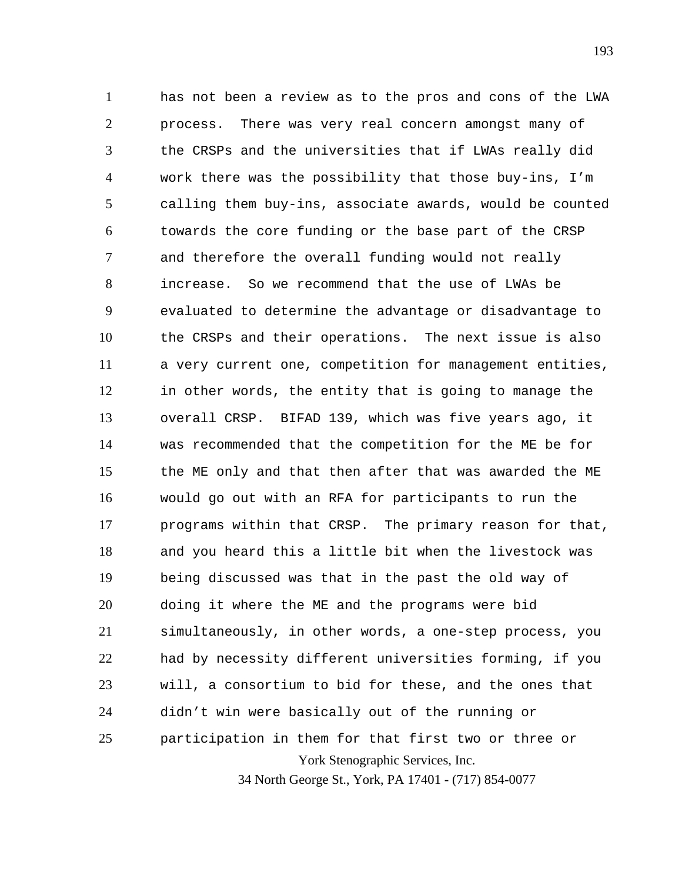has not been a review as to the pros and cons of the LWA process. There was very real concern amongst many of the CRSPs and the universities that if LWAs really did work there was the possibility that those buy-ins, I'm calling them buy-ins, associate awards, would be counted towards the core funding or the base part of the CRSP and therefore the overall funding would not really increase. So we recommend that the use of LWAs be evaluated to determine the advantage or disadvantage to the CRSPs and their operations. The next issue is also a very current one, competition for management entities, in other words, the entity that is going to manage the overall CRSP. BIFAD 139, which was five years ago, it was recommended that the competition for the ME be for the ME only and that then after that was awarded the ME would go out with an RFA for participants to run the programs within that CRSP. The primary reason for that, and you heard this a little bit when the livestock was being discussed was that in the past the old way of doing it where the ME and the programs were bid simultaneously, in other words, a one-step process, you had by necessity different universities forming, if you will, a consortium to bid for these, and the ones that didn't win were basically out of the running or participation in them for that first two or three or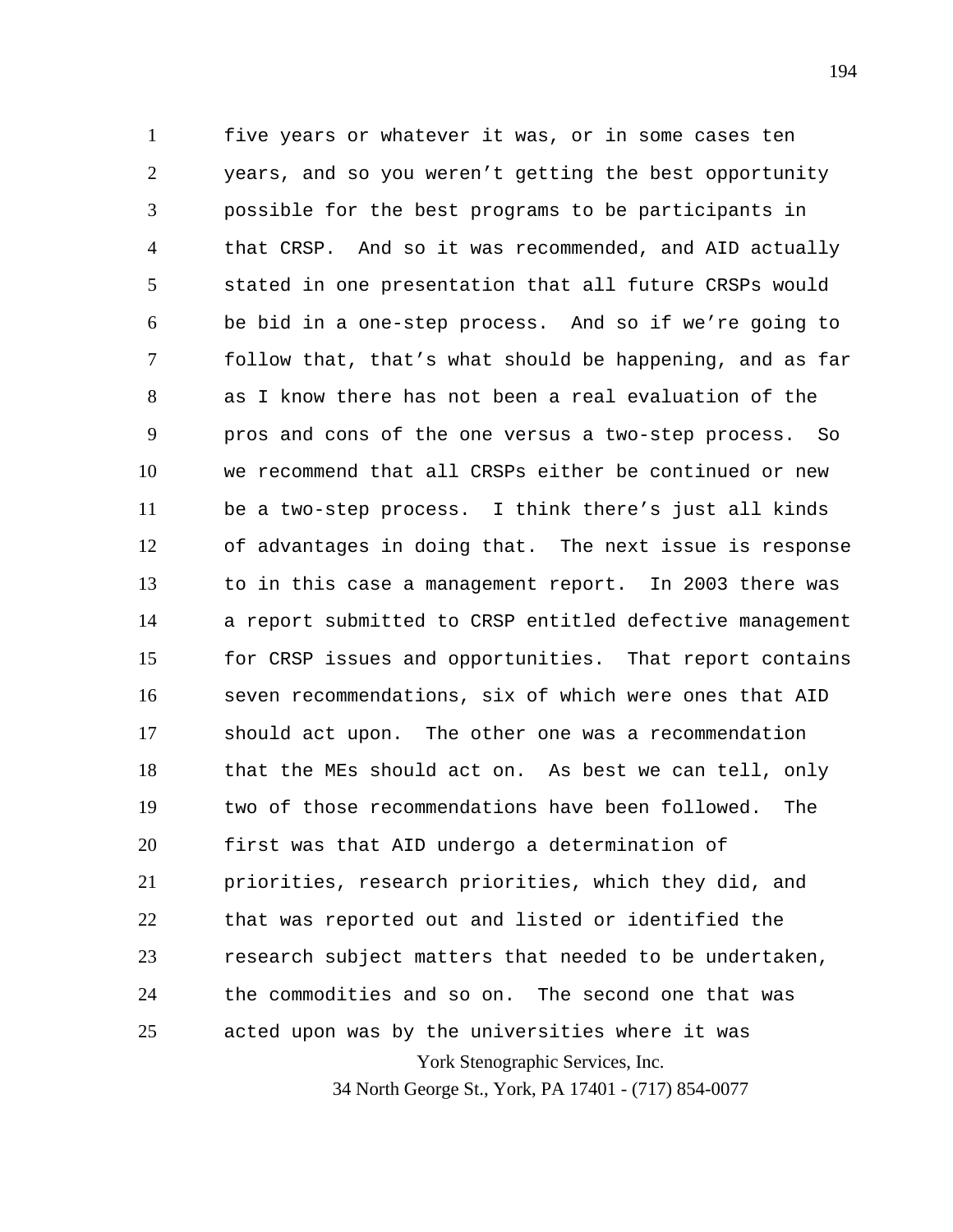five years or whatever it was, or in some cases ten years, and so you weren't getting the best opportunity possible for the best programs to be participants in that CRSP. And so it was recommended, and AID actually stated in one presentation that all future CRSPs would be bid in a one-step process. And so if we're going to follow that, that's what should be happening, and as far as I know there has not been a real evaluation of the pros and cons of the one versus a two-step process. So we recommend that all CRSPs either be continued or new be a two-step process. I think there's just all kinds of advantages in doing that. The next issue is response to in this case a management report. In 2003 there was a report submitted to CRSP entitled defective management for CRSP issues and opportunities. That report contains seven recommendations, six of which were ones that AID should act upon. The other one was a recommendation that the MEs should act on. As best we can tell, only two of those recommendations have been followed. The first was that AID undergo a determination of priorities, research priorities, which they did, and that was reported out and listed or identified the research subject matters that needed to be undertaken, the commodities and so on. The second one that was acted upon was by the universities where it was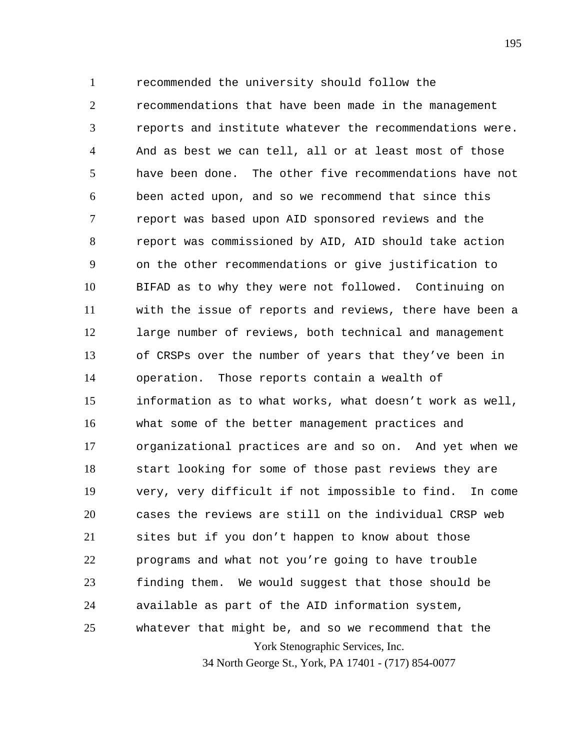recommended the university should follow the recommendations that have been made in the management reports and institute whatever the recommendations were. And as best we can tell, all or at least most of those have been done. The other five recommendations have not been acted upon, and so we recommend that since this report was based upon AID sponsored reviews and the report was commissioned by AID, AID should take action on the other recommendations or give justification to BIFAD as to why they were not followed. Continuing on with the issue of reports and reviews, there have been a large number of reviews, both technical and management of CRSPs over the number of years that they've been in operation. Those reports contain a wealth of information as to what works, what doesn't work as well, what some of the better management practices and organizational practices are and so on. And yet when we start looking for some of those past reviews they are very, very difficult if not impossible to find. In come cases the reviews are still on the individual CRSP web sites but if you don't happen to know about those programs and what not you're going to have trouble finding them. We would suggest that those should be available as part of the AID information system, whatever that might be, and so we recommend that the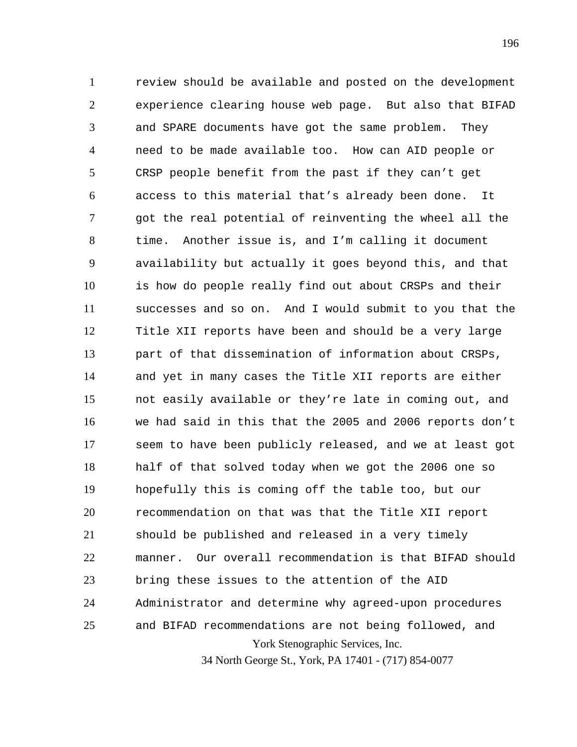review should be available and posted on the development experience clearing house web page. But also that BIFAD and SPARE documents have got the same problem. They need to be made available too. How can AID people or CRSP people benefit from the past if they can't get access to this material that's already been done. It got the real potential of reinventing the wheel all the time. Another issue is, and I'm calling it document availability but actually it goes beyond this, and that is how do people really find out about CRSPs and their successes and so on. And I would submit to you that the Title XII reports have been and should be a very large part of that dissemination of information about CRSPs, and yet in many cases the Title XII reports are either not easily available or they're late in coming out, and we had said in this that the 2005 and 2006 reports don't seem to have been publicly released, and we at least got half of that solved today when we got the 2006 one so hopefully this is coming off the table too, but our recommendation on that was that the Title XII report should be published and released in a very timely manner. Our overall recommendation is that BIFAD should bring these issues to the attention of the AID Administrator and determine why agreed-upon procedures and BIFAD recommendations are not being followed, and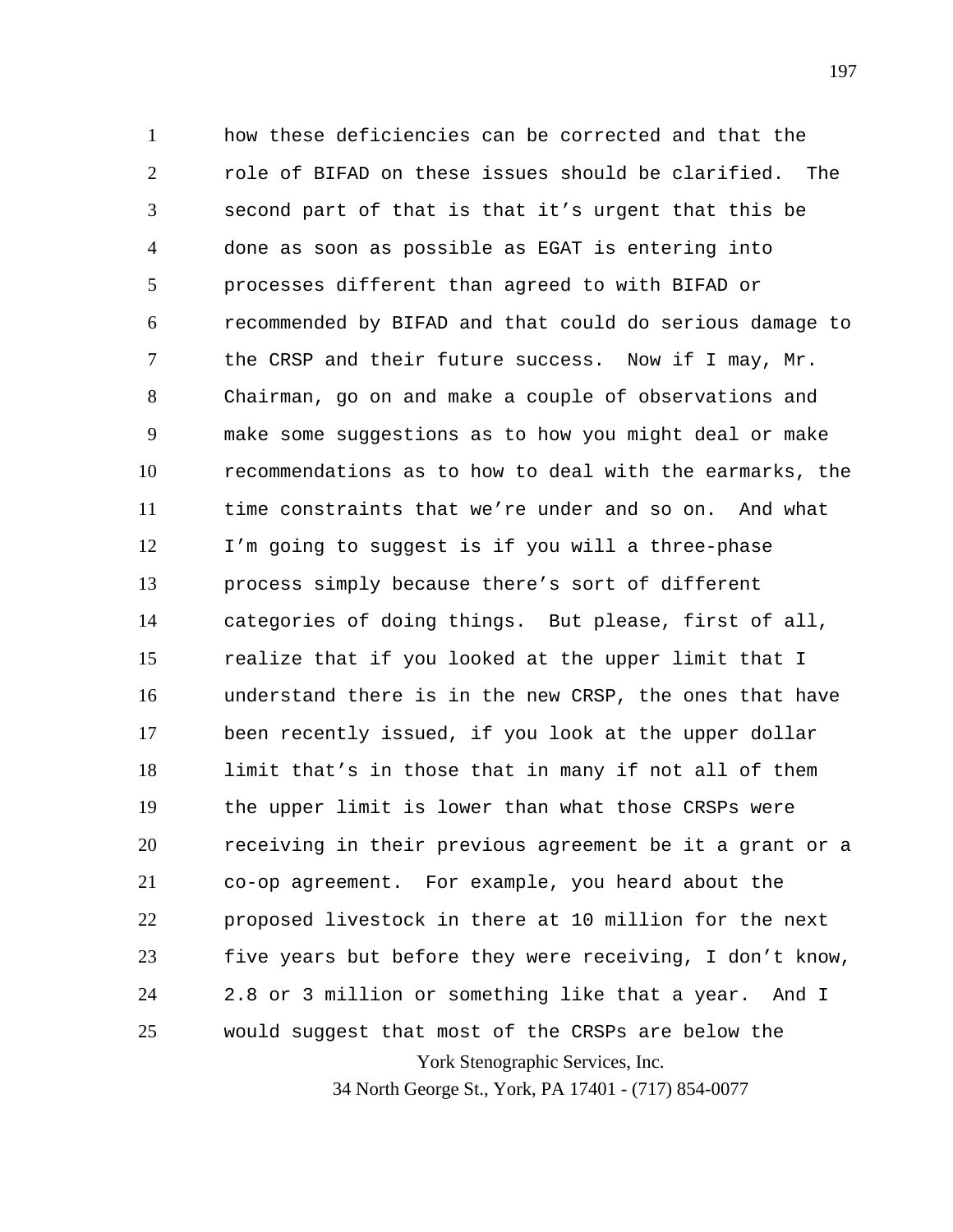how these deficiencies can be corrected and that the role of BIFAD on these issues should be clarified. The second part of that is that it's urgent that this be done as soon as possible as EGAT is entering into processes different than agreed to with BIFAD or recommended by BIFAD and that could do serious damage to the CRSP and their future success. Now if I may, Mr. Chairman, go on and make a couple of observations and make some suggestions as to how you might deal or make recommendations as to how to deal with the earmarks, the time constraints that we're under and so on. And what I'm going to suggest is if you will a three-phase process simply because there's sort of different categories of doing things. But please, first of all, realize that if you looked at the upper limit that I understand there is in the new CRSP, the ones that have been recently issued, if you look at the upper dollar limit that's in those that in many if not all of them the upper limit is lower than what those CRSPs were receiving in their previous agreement be it a grant or a co-op agreement. For example, you heard about the proposed livestock in there at 10 million for the next five years but before they were receiving, I don't know, 2.8 or 3 million or something like that a year. And I would suggest that most of the CRSPs are below the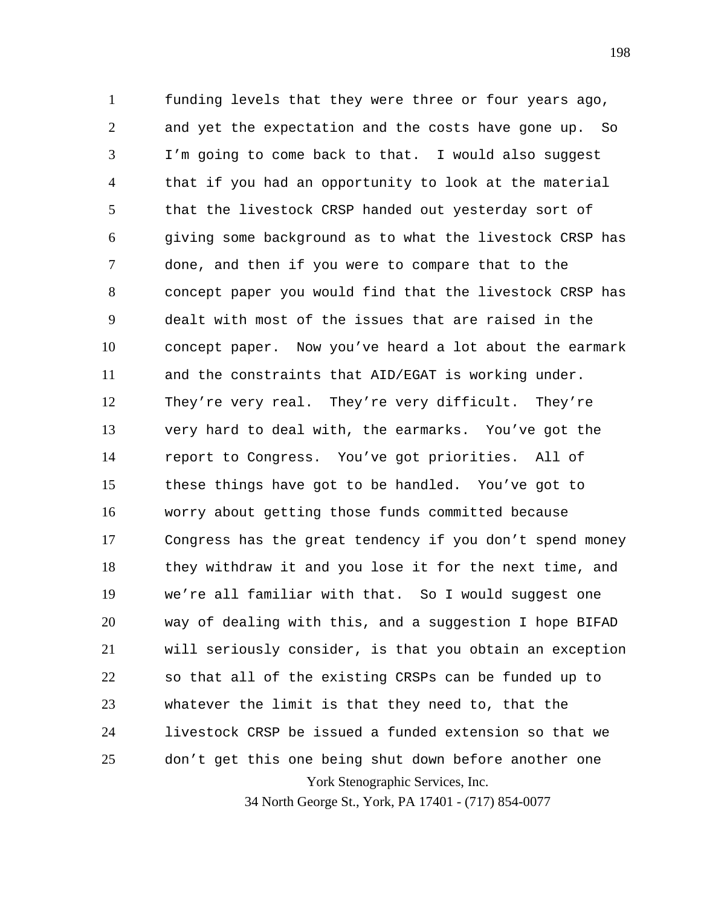funding levels that they were three or four years ago, and yet the expectation and the costs have gone up. So I'm going to come back to that. I would also suggest that if you had an opportunity to look at the material that the livestock CRSP handed out yesterday sort of giving some background as to what the livestock CRSP has done, and then if you were to compare that to the concept paper you would find that the livestock CRSP has dealt with most of the issues that are raised in the concept paper. Now you've heard a lot about the earmark and the constraints that AID/EGAT is working under. They're very real. They're very difficult. They're very hard to deal with, the earmarks. You've got the report to Congress. You've got priorities. All of these things have got to be handled. You've got to worry about getting those funds committed because Congress has the great tendency if you don't spend money they withdraw it and you lose it for the next time, and we're all familiar with that. So I would suggest one way of dealing with this, and a suggestion I hope BIFAD will seriously consider, is that you obtain an exception so that all of the existing CRSPs can be funded up to whatever the limit is that they need to, that the livestock CRSP be issued a funded extension so that we don't get this one being shut down before another one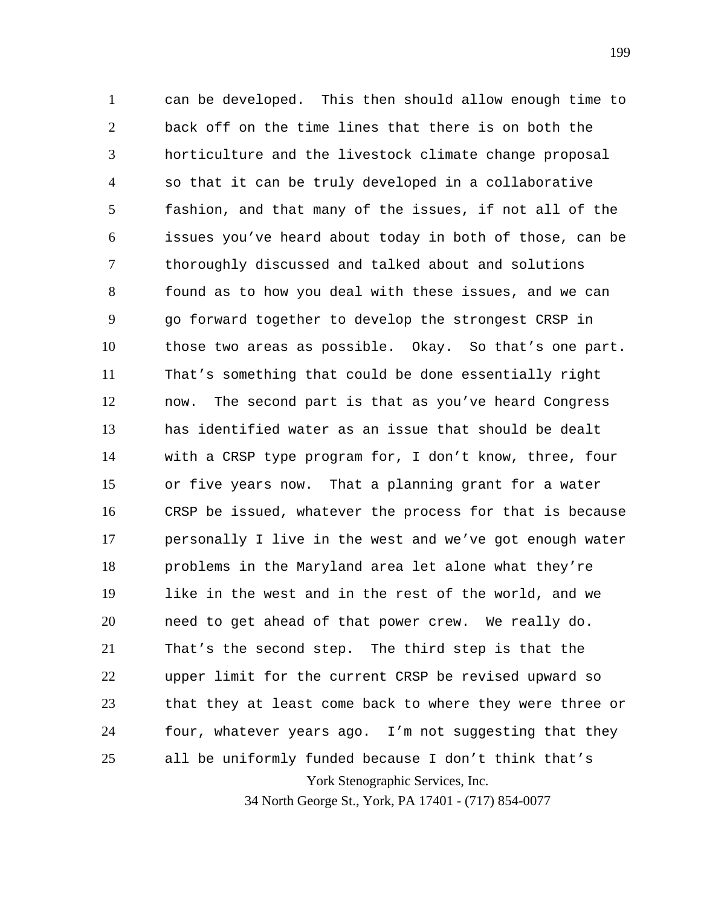can be developed. This then should allow enough time to back off on the time lines that there is on both the horticulture and the livestock climate change proposal so that it can be truly developed in a collaborative fashion, and that many of the issues, if not all of the issues you've heard about today in both of those, can be thoroughly discussed and talked about and solutions found as to how you deal with these issues, and we can go forward together to develop the strongest CRSP in those two areas as possible. Okay. So that's one part. That's something that could be done essentially right now. The second part is that as you've heard Congress has identified water as an issue that should be dealt with a CRSP type program for, I don't know, three, four or five years now. That a planning grant for a water CRSP be issued, whatever the process for that is because personally I live in the west and we've got enough water problems in the Maryland area let alone what they're like in the west and in the rest of the world, and we need to get ahead of that power crew. We really do. That's the second step. The third step is that the upper limit for the current CRSP be revised upward so that they at least come back to where they were three or four, whatever years ago. I'm not suggesting that they all be uniformly funded because I don't think that's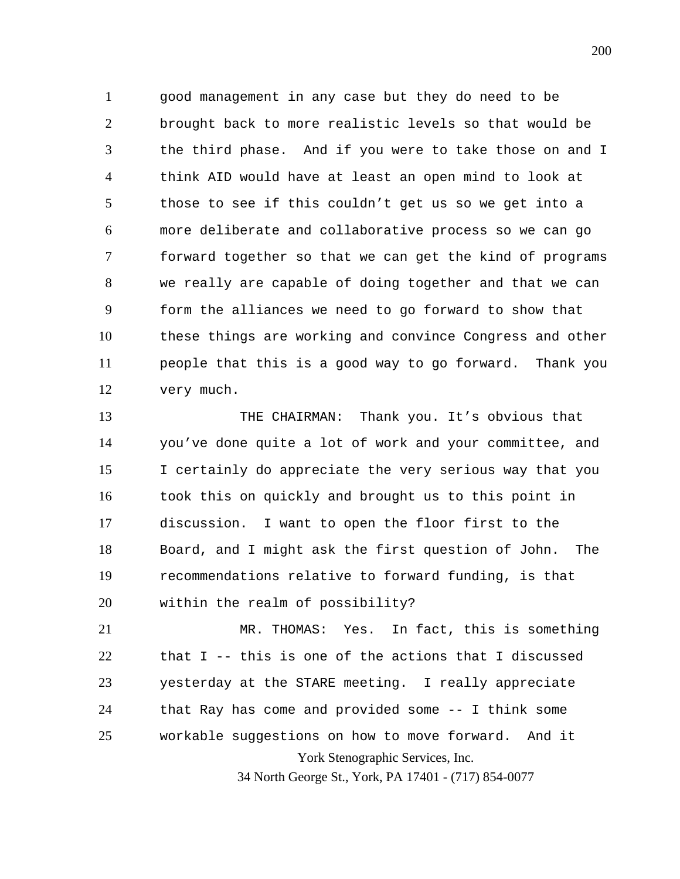good management in any case but they do need to be brought back to more realistic levels so that would be the third phase. And if you were to take those on and I think AID would have at least an open mind to look at those to see if this couldn't get us so we get into a more deliberate and collaborative process so we can go forward together so that we can get the kind of programs we really are capable of doing together and that we can form the alliances we need to go forward to show that these things are working and convince Congress and other people that this is a good way to go forward. Thank you very much.

THE CHAIRMAN: Thank you. It's obvious that you've done quite a lot of work and your committee, and I certainly do appreciate the very serious way that you took this on quickly and brought us to this point in discussion. I want to open the floor first to the Board, and I might ask the first question of John. The recommendations relative to forward funding, is that within the realm of possibility?

MR. THOMAS: Yes. In fact, this is something that I -- this is one of the actions that I discussed yesterday at the STARE meeting. I really appreciate that Ray has come and provided some -- I think some workable suggestions on how to move forward. And it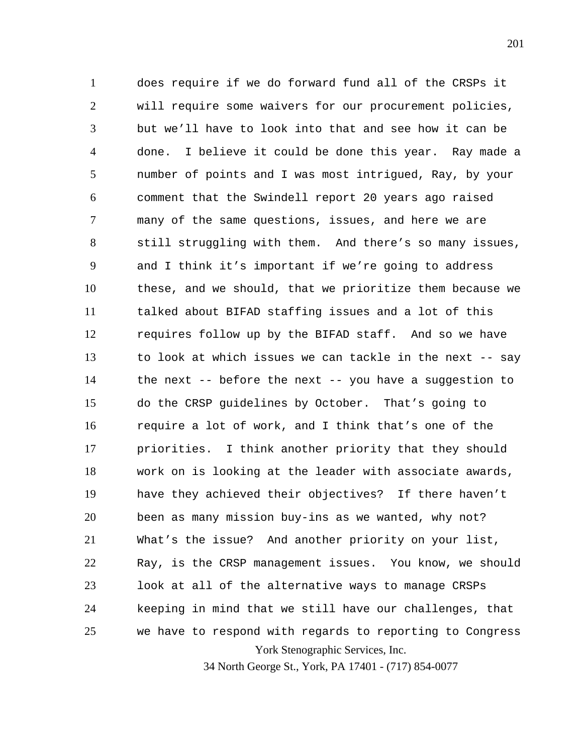does require if we do forward fund all of the CRSPs it will require some waivers for our procurement policies, but we'll have to look into that and see how it can be done. I believe it could be done this year. Ray made a number of points and I was most intrigued, Ray, by your comment that the Swindell report 20 years ago raised many of the same questions, issues, and here we are still struggling with them. And there's so many issues, and I think it's important if we're going to address these, and we should, that we prioritize them because we talked about BIFAD staffing issues and a lot of this requires follow up by the BIFAD staff. And so we have to look at which issues we can tackle in the next -- say the next -- before the next -- you have a suggestion to do the CRSP guidelines by October. That's going to require a lot of work, and I think that's one of the priorities. I think another priority that they should work on is looking at the leader with associate awards, have they achieved their objectives? If there haven't been as many mission buy-ins as we wanted, why not? What's the issue? And another priority on your list, Ray, is the CRSP management issues. You know, we should look at all of the alternative ways to manage CRSPs keeping in mind that we still have our challenges, that we have to respond with regards to reporting to Congress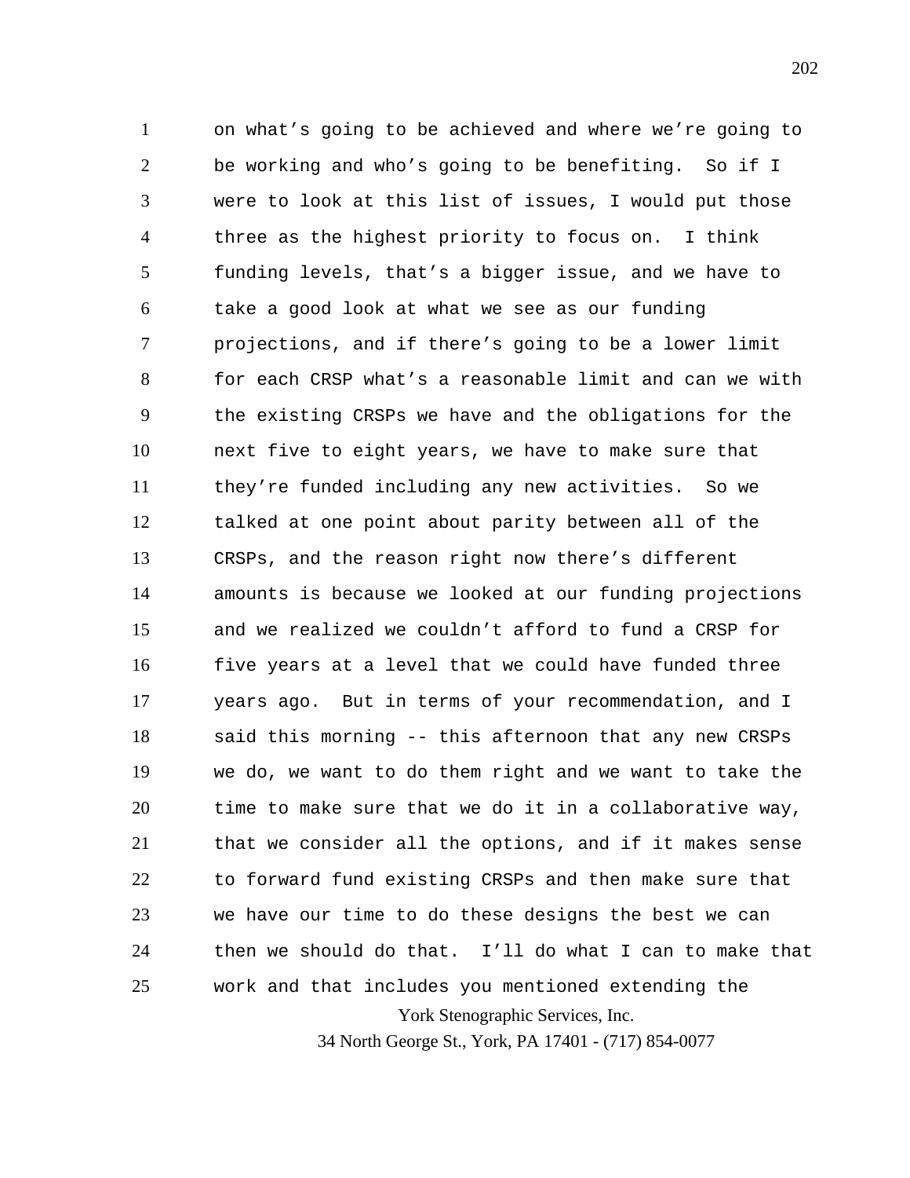on what's going to be achieved and where we're going to be working and who's going to be benefiting. So if I were to look at this list of issues, I would put those three as the highest priority to focus on. I think funding levels, that's a bigger issue, and we have to take a good look at what we see as our funding projections, and if there's going to be a lower limit for each CRSP what's a reasonable limit and can we with the existing CRSPs we have and the obligations for the next five to eight years, we have to make sure that they're funded including any new activities. So we talked at one point about parity between all of the CRSPs, and the reason right now there's different amounts is because we looked at our funding projections and we realized we couldn't afford to fund a CRSP for five years at a level that we could have funded three years ago. But in terms of your recommendation, and I said this morning -- this afternoon that any new CRSPs we do, we want to do them right and we want to take the time to make sure that we do it in a collaborative way, that we consider all the options, and if it makes sense to forward fund existing CRSPs and then make sure that we have our time to do these designs the best we can then we should do that. I'll do what I can to make that work and that includes you mentioned extending the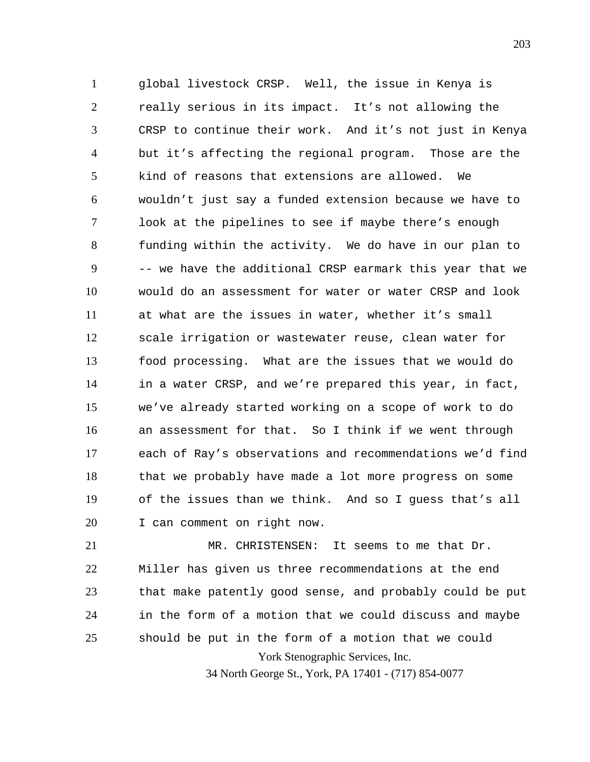global livestock CRSP. Well, the issue in Kenya is really serious in its impact. It's not allowing the CRSP to continue their work. And it's not just in Kenya but it's affecting the regional program. Those are the kind of reasons that extensions are allowed. We wouldn't just say a funded extension because we have to look at the pipelines to see if maybe there's enough funding within the activity. We do have in our plan to -- we have the additional CRSP earmark this year that we would do an assessment for water or water CRSP and look at what are the issues in water, whether it's small scale irrigation or wastewater reuse, clean water for food processing. What are the issues that we would do in a water CRSP, and we're prepared this year, in fact, we've already started working on a scope of work to do an assessment for that. So I think if we went through each of Ray's observations and recommendations we'd find that we probably have made a lot more progress on some of the issues than we think. And so I guess that's all I can comment on right now.

MR. CHRISTENSEN: It seems to me that Dr. Miller has given us three recommendations at the end that make patently good sense, and probably could be put in the form of a motion that we could discuss and maybe should be put in the form of a motion that we could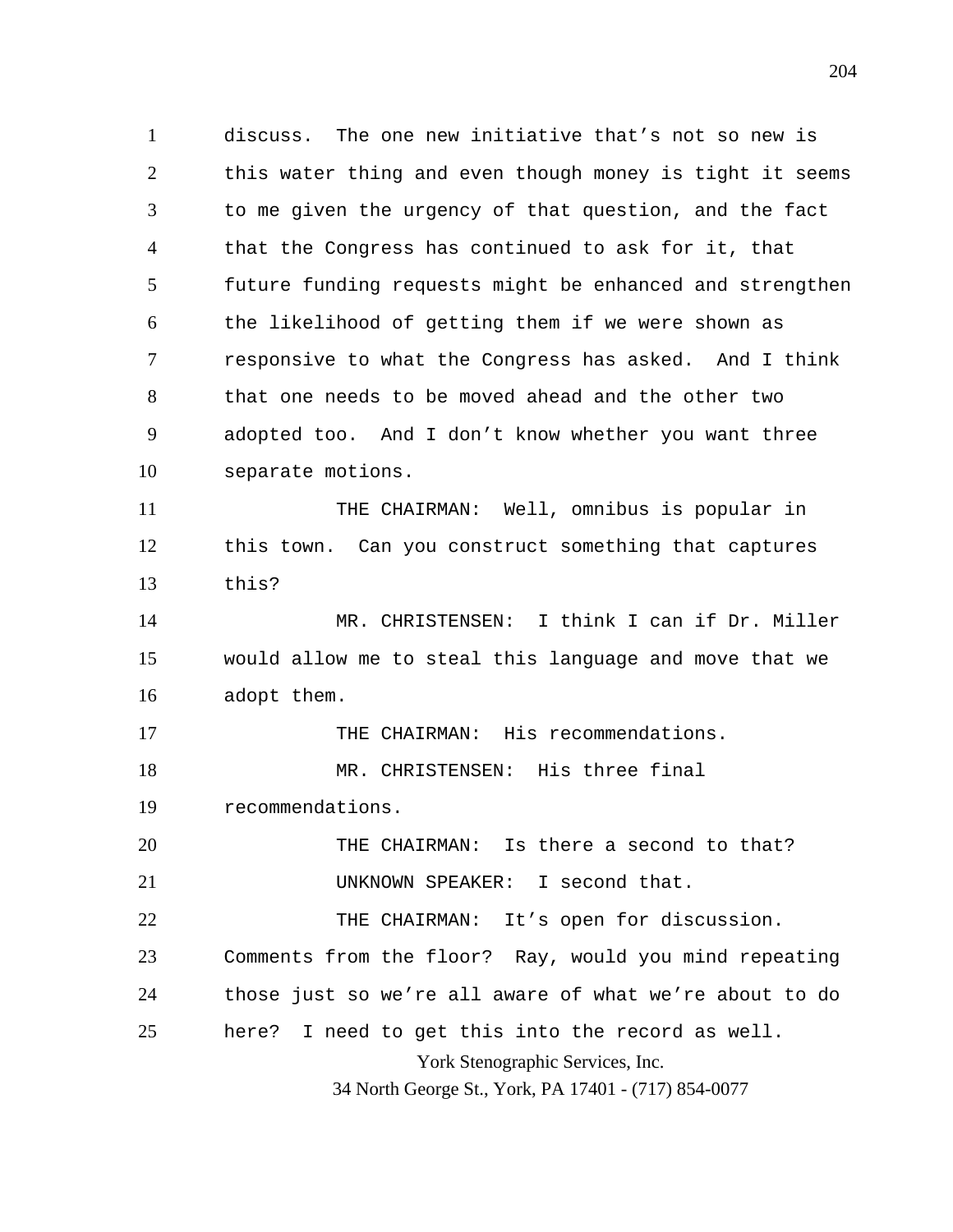discuss. The one new initiative that's not so new is this water thing and even though money is tight it seems to me given the urgency of that question, and the fact that the Congress has continued to ask for it, that future funding requests might be enhanced and strengthen the likelihood of getting them if we were shown as responsive to what the Congress has asked. And I think that one needs to be moved ahead and the other two adopted too. And I don't know whether you want three separate motions.

THE CHAIRMAN: Well, omnibus is popular in this town. Can you construct something that captures this?

MR. CHRISTENSEN: I think I can if Dr. Miller would allow me to steal this language and move that we adopt them.

THE CHAIRMAN: His recommendations.

MR. CHRISTENSEN: His three final recommendations.

THE CHAIRMAN: Is there a second to that?

UNKNOWN SPEAKER: I second that.

THE CHAIRMAN: It's open for discussion. Comments from the floor? Ray, would you mind repeating those just so we're all aware of what we're about to do here? I need to get this into the record as well.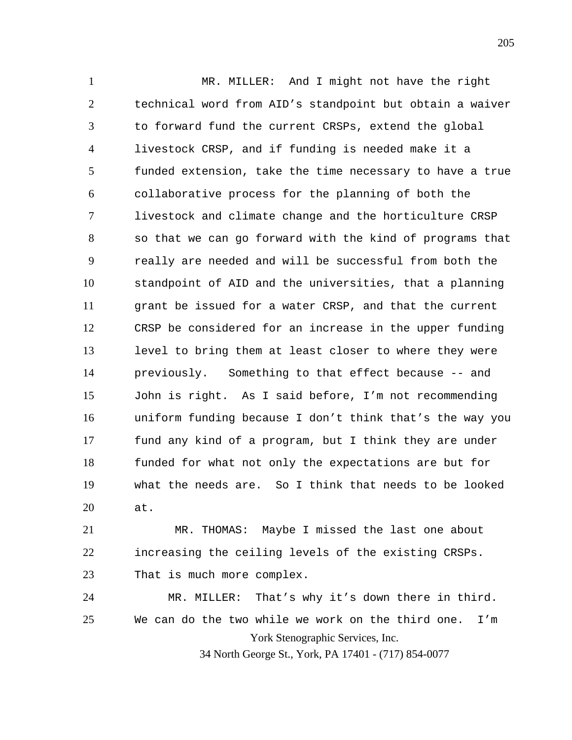MR. MILLER: And I might not have the right technical word from AID's standpoint but obtain a waiver to forward fund the current CRSPs, extend the global livestock CRSP, and if funding is needed make it a funded extension, take the time necessary to have a true collaborative process for the planning of both the livestock and climate change and the horticulture CRSP so that we can go forward with the kind of programs that really are needed and will be successful from both the standpoint of AID and the universities, that a planning grant be issued for a water CRSP, and that the current CRSP be considered for an increase in the upper funding level to bring them at least closer to where they were previously. Something to that effect because -- and John is right. As I said before, I'm not recommending uniform funding because I don't think that's the way you fund any kind of a program, but I think they are under funded for what not only the expectations are but for what the needs are. So I think that needs to be looked at.

MR. THOMAS: Maybe I missed the last one about increasing the ceiling levels of the existing CRSPs. That is much more complex.

MR. MILLER: That's why it's down there in third. We can do the two while we work on the third one. I'm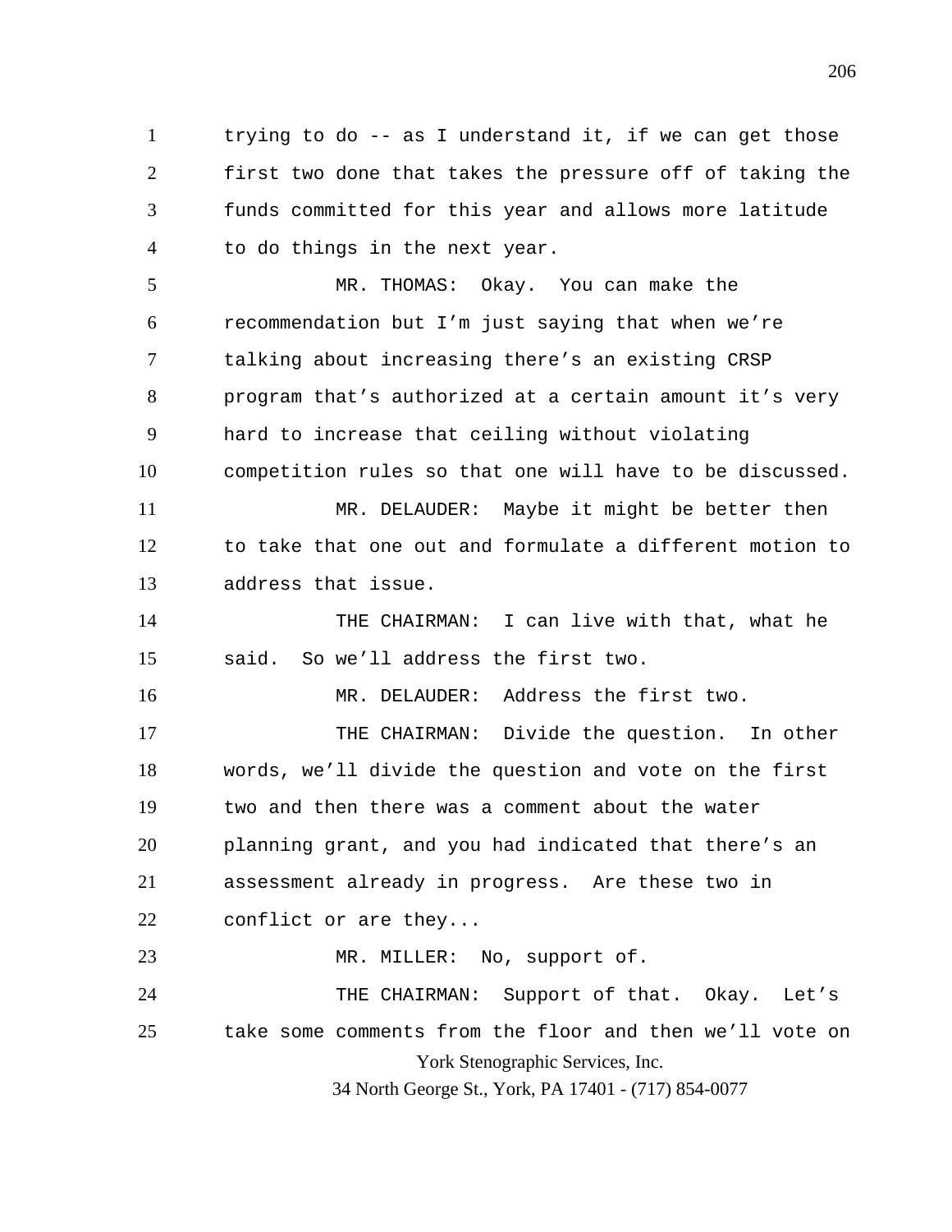trying to do -- as I understand it, if we can get those first two done that takes the pressure off of taking the funds committed for this year and allows more latitude to do things in the next year.

MR. THOMAS: Okay. You can make the recommendation but I'm just saying that when we're talking about increasing there's an existing CRSP program that's authorized at a certain amount it's very hard to increase that ceiling without violating competition rules so that one will have to be discussed.

MR. DELAUDER: Maybe it might be better then to take that one out and formulate a different motion to address that issue.

THE CHAIRMAN: I can live with that, what he said. So we'll address the first two.

MR. DELAUDER: Address the first two.

THE CHAIRMAN: Divide the question. In other words, we'll divide the question and vote on the first two and then there was a comment about the water planning grant, and you had indicated that there's an assessment already in progress. Are these two in conflict or are they...

MR. MILLER: No, support of.

THE CHAIRMAN: Support of that. Okay. Let's take some comments from the floor and then we'll vote on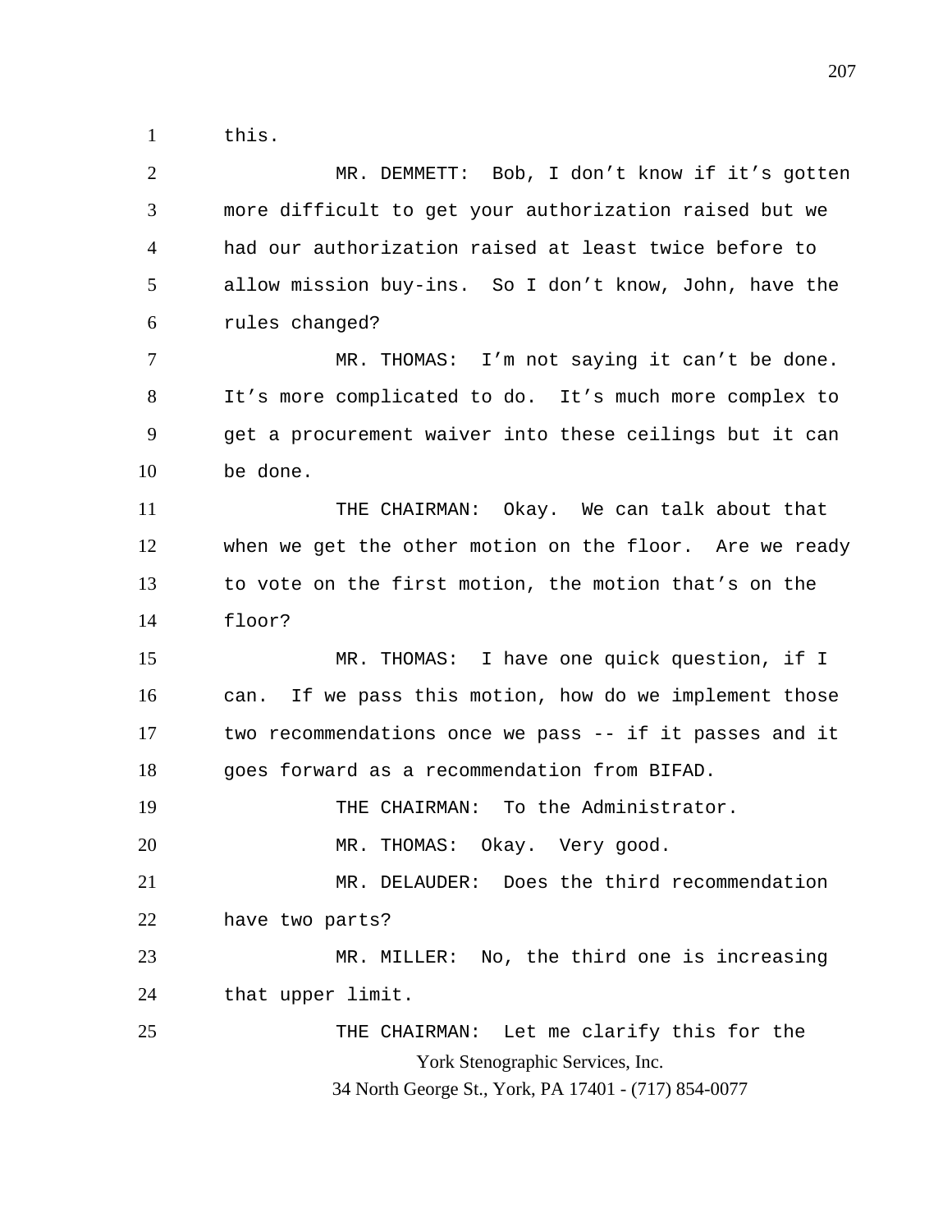this.

MR. DEMMETT: Bob, I don't know if it's gotten more difficult to get your authorization raised but we had our authorization raised at least twice before to allow mission buy-ins. So I don't know, John, have the rules changed?

MR. THOMAS: I'm not saying it can't be done. It's more complicated to do. It's much more complex to get a procurement waiver into these ceilings but it can be done.

THE CHAIRMAN: Okay. We can talk about that when we get the other motion on the floor. Are we ready to vote on the first motion, the motion that's on the floor?

MR. THOMAS: I have one quick question, if I can. If we pass this motion, how do we implement those two recommendations once we pass -- if it passes and it goes forward as a recommendation from BIFAD.

THE CHAIRMAN: To the Administrator.

MR. THOMAS: Okay. Very good.

MR. DELAUDER: Does the third recommendation have two parts?

MR. MILLER: No, the third one is increasing that upper limit.

THE CHAIRMAN: Let me clarify this for the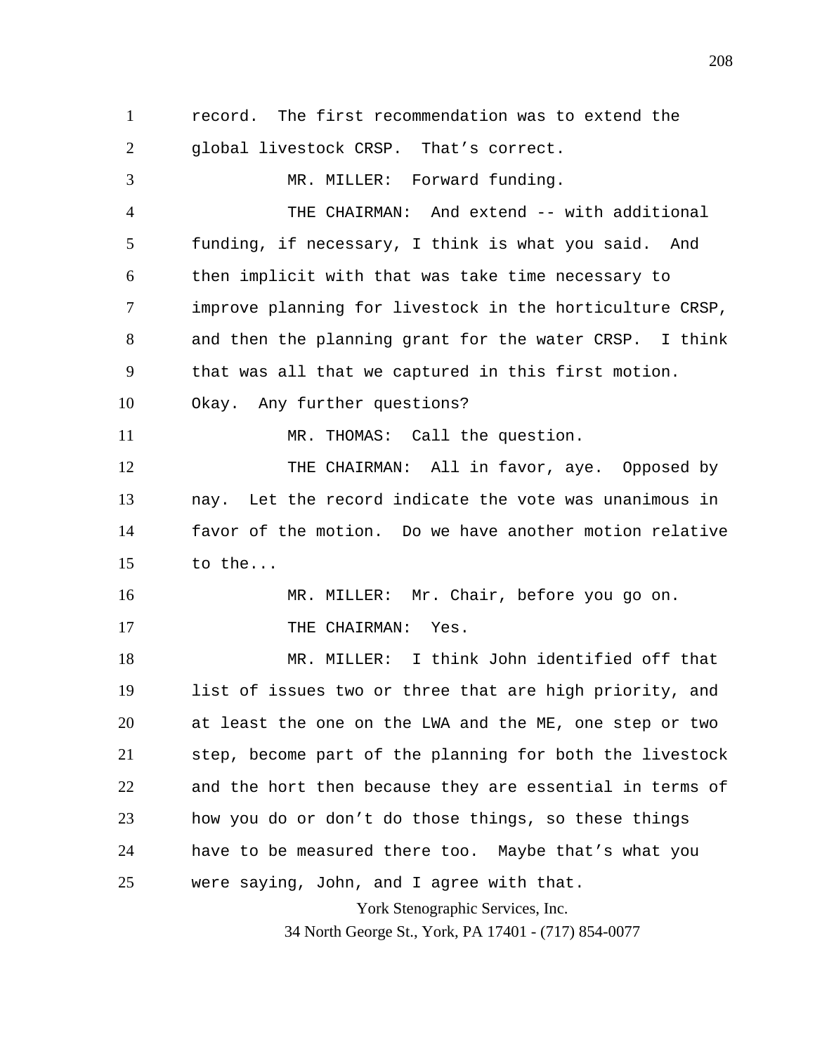record. The first recommendation was to extend the global livestock CRSP. That's correct.

MR. MILLER: Forward funding.

THE CHAIRMAN: And extend -- with additional funding, if necessary, I think is what you said. And then implicit with that was take time necessary to improve planning for livestock in the horticulture CRSP, and then the planning grant for the water CRSP. I think that was all that we captured in this first motion. Okay. Any further questions?

MR. THOMAS: Call the question.

THE CHAIRMAN: All in favor, aye. Opposed by nay. Let the record indicate the vote was unanimous in favor of the motion. Do we have another motion relative to the...

MR. MILLER: Mr. Chair, before you go on.

THE CHAIRMAN: Yes.

MR. MILLER: I think John identified off that list of issues two or three that are high priority, and at least the one on the LWA and the ME, one step or two step, become part of the planning for both the livestock and the hort then because they are essential in terms of how you do or don't do those things, so these things have to be measured there too. Maybe that's what you were saying, John, and I agree with that.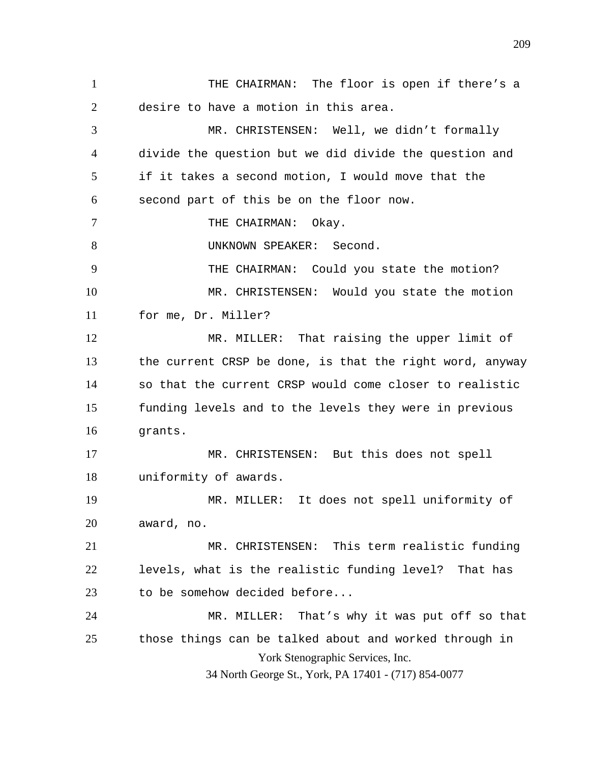THE CHAIRMAN: The floor is open if there's a desire to have a motion in this area.

MR. CHRISTENSEN: Well, we didn't formally divide the question but we did divide the question and if it takes a second motion, I would move that the second part of this be on the floor now.

THE CHAIRMAN: Okay.

UNKNOWN SPEAKER: Second.

THE CHAIRMAN: Could you state the motion?

MR. CHRISTENSEN: Would you state the motion for me, Dr. Miller?

MR. MILLER: That raising the upper limit of the current CRSP be done, is that the right word, anyway so that the current CRSP would come closer to realistic funding levels and to the levels they were in previous grants.

MR. CHRISTENSEN: But this does not spell uniformity of awards.

MR. MILLER: It does not spell uniformity of award, no.

MR. CHRISTENSEN: This term realistic funding levels, what is the realistic funding level? That has to be somehow decided before...

MR. MILLER: That's why it was put off so that those things can be talked about and worked through in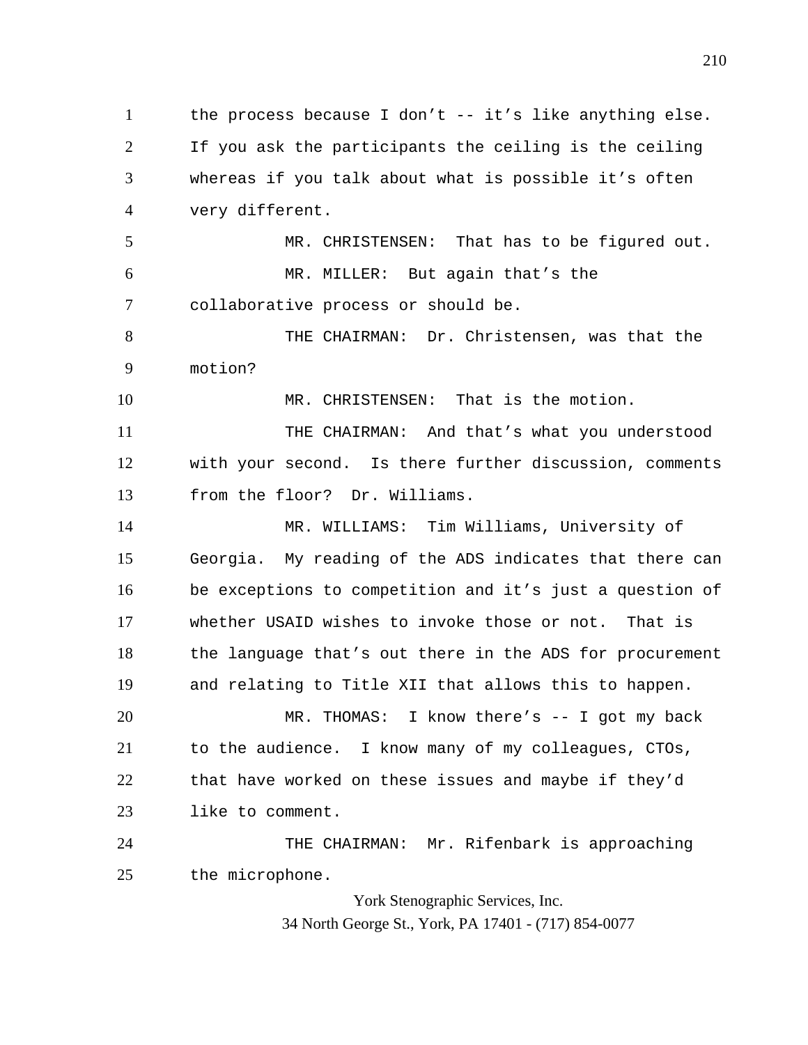the process because I don't -- it's like anything else. If you ask the participants the ceiling is the ceiling whereas if you talk about what is possible it's often very different.

MR. CHRISTENSEN: That has to be figured out.

MR. MILLER: But again that's the collaborative process or should be.

THE CHAIRMAN: Dr. Christensen, was that the motion?

MR. CHRISTENSEN: That is the motion.

THE CHAIRMAN: And that's what you understood with your second. Is there further discussion, comments from the floor? Dr. Williams.

MR. WILLIAMS: Tim Williams, University of Georgia. My reading of the ADS indicates that there can be exceptions to competition and it's just a question of whether USAID wishes to invoke those or not. That is the language that's out there in the ADS for procurement and relating to Title XII that allows this to happen.

MR. THOMAS: I know there's -- I got my back to the audience. I know many of my colleagues, CTOs, that have worked on these issues and maybe if they'd like to comment.

THE CHAIRMAN: Mr. Rifenbark is approaching the microphone.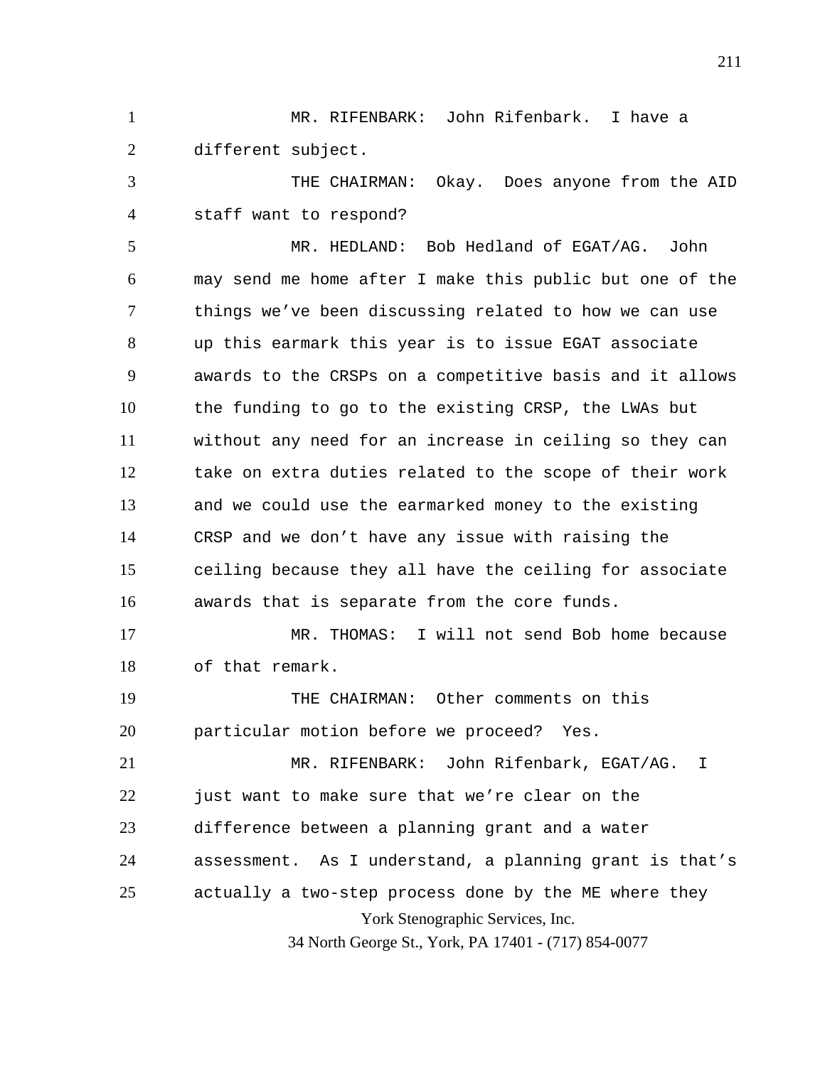MR. RIFENBARK: John Rifenbark. I have a different subject.

THE CHAIRMAN: Okay. Does anyone from the AID staff want to respond?

MR. HEDLAND: Bob Hedland of EGAT/AG. John may send me home after I make this public but one of the things we've been discussing related to how we can use up this earmark this year is to issue EGAT associate awards to the CRSPs on a competitive basis and it allows the funding to go to the existing CRSP, the LWAs but without any need for an increase in ceiling so they can take on extra duties related to the scope of their work and we could use the earmarked money to the existing CRSP and we don't have any issue with raising the ceiling because they all have the ceiling for associate awards that is separate from the core funds.

MR. THOMAS: I will not send Bob home because of that remark.

THE CHAIRMAN: Other comments on this particular motion before we proceed? Yes.

MR. RIFENBARK: John Rifenbark, EGAT/AG. I just want to make sure that we're clear on the difference between a planning grant and a water assessment. As I understand, a planning grant is that's actually a two-step process done by the ME where they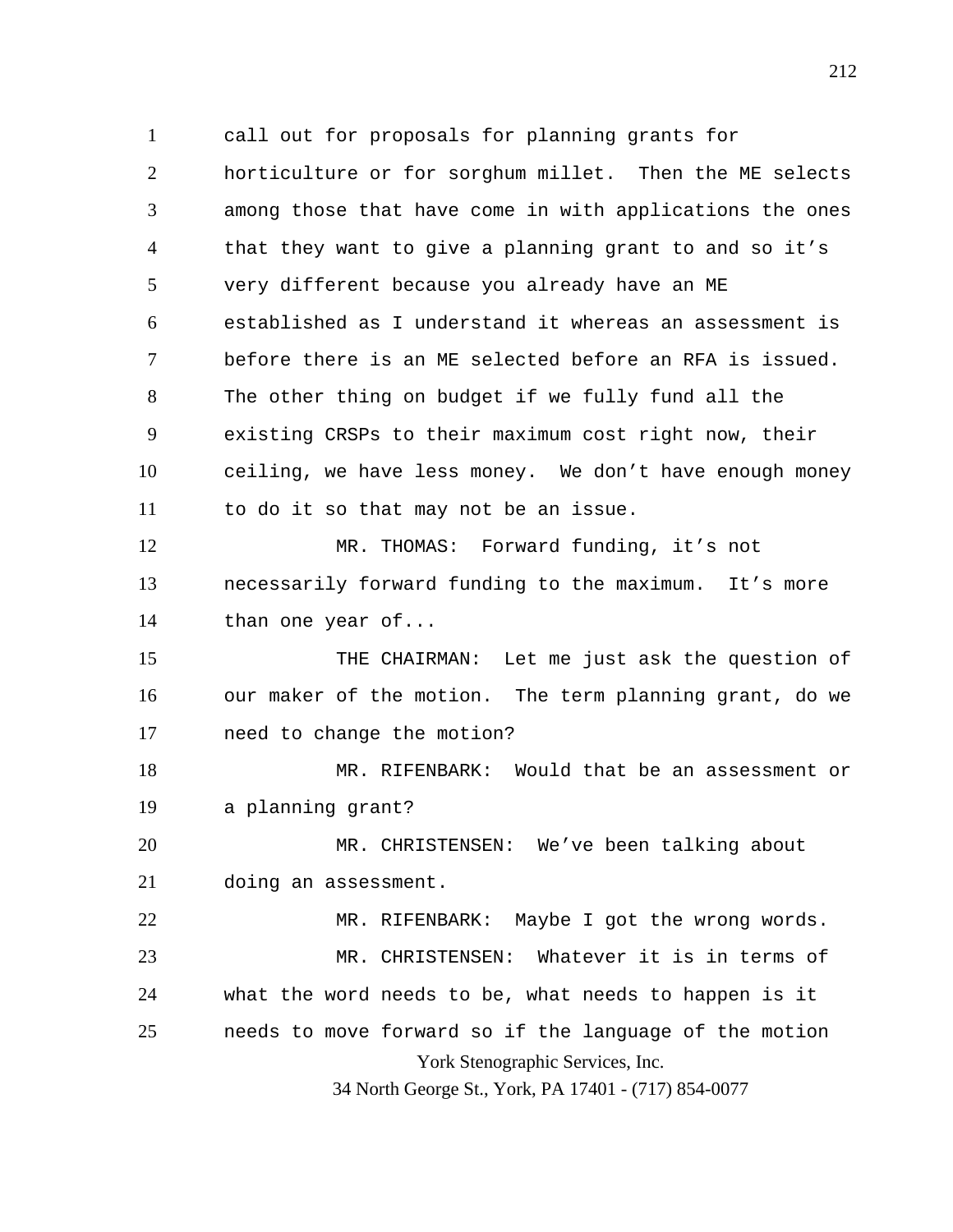call out for proposals for planning grants for horticulture or for sorghum millet. Then the ME selects among those that have come in with applications the ones that they want to give a planning grant to and so it's very different because you already have an ME established as I understand it whereas an assessment is before there is an ME selected before an RFA is issued. The other thing on budget if we fully fund all the existing CRSPs to their maximum cost right now, their ceiling, we have less money. We don't have enough money to do it so that may not be an issue.

MR. THOMAS: Forward funding, it's not necessarily forward funding to the maximum. It's more than one year of...

THE CHAIRMAN: Let me just ask the question of our maker of the motion. The term planning grant, do we need to change the motion?

MR. RIFENBARK: Would that be an assessment or a planning grant?

MR. CHRISTENSEN: We've been talking about doing an assessment.

MR. RIFENBARK: Maybe I got the wrong words.

MR. CHRISTENSEN: Whatever it is in terms of what the word needs to be, what needs to happen is it needs to move forward so if the language of the motion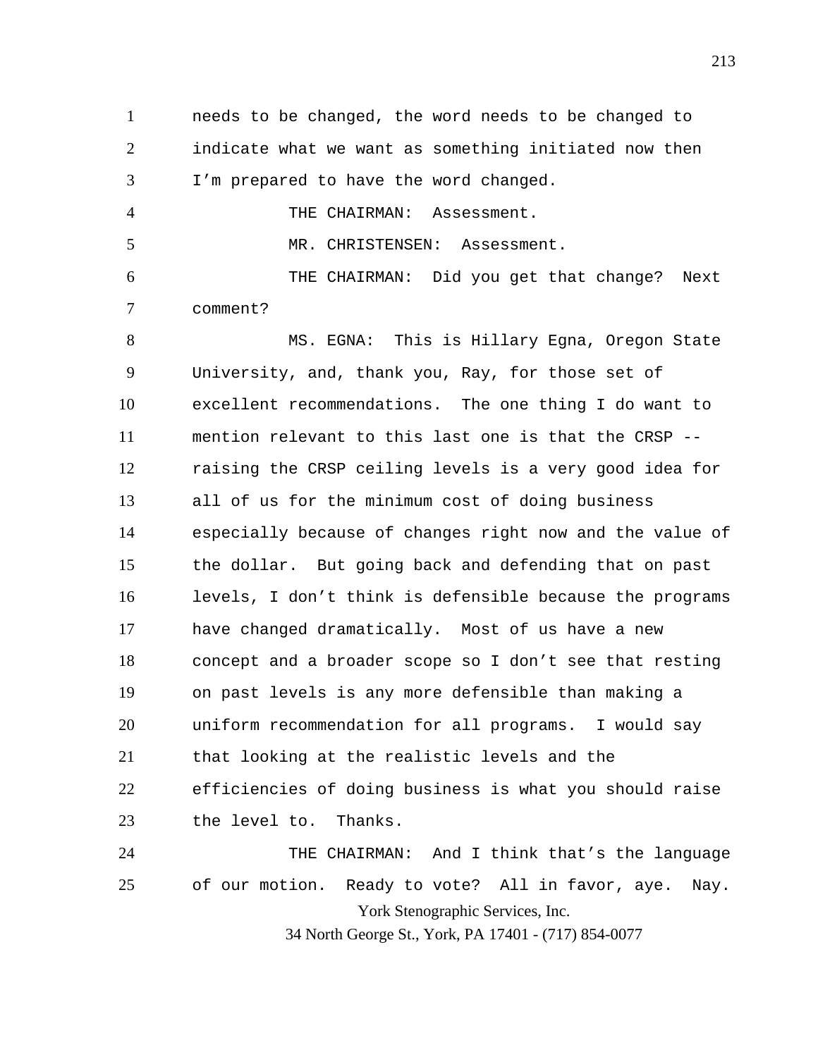needs to be changed, the word needs to be changed to indicate what we want as something initiated now then I'm prepared to have the word changed.

THE CHAIRMAN: Assessment.

MR. CHRISTENSEN: Assessment.

THE CHAIRMAN: Did you get that change? Next comment?

MS. EGNA: This is Hillary Egna, Oregon State University, and, thank you, Ray, for those set of excellent recommendations. The one thing I do want to mention relevant to this last one is that the CRSP -- raising the CRSP ceiling levels is a very good idea for all of us for the minimum cost of doing business especially because of changes right now and the value of the dollar. But going back and defending that on past levels, I don't think is defensible because the programs have changed dramatically. Most of us have a new concept and a broader scope so I don't see that resting on past levels is any more defensible than making a uniform recommendation for all programs. I would say that looking at the realistic levels and the efficiencies of doing business is what you should raise the level to. Thanks.

THE CHAIRMAN: And I think that's the language of our motion. Ready to vote? All in favor, aye. Nay.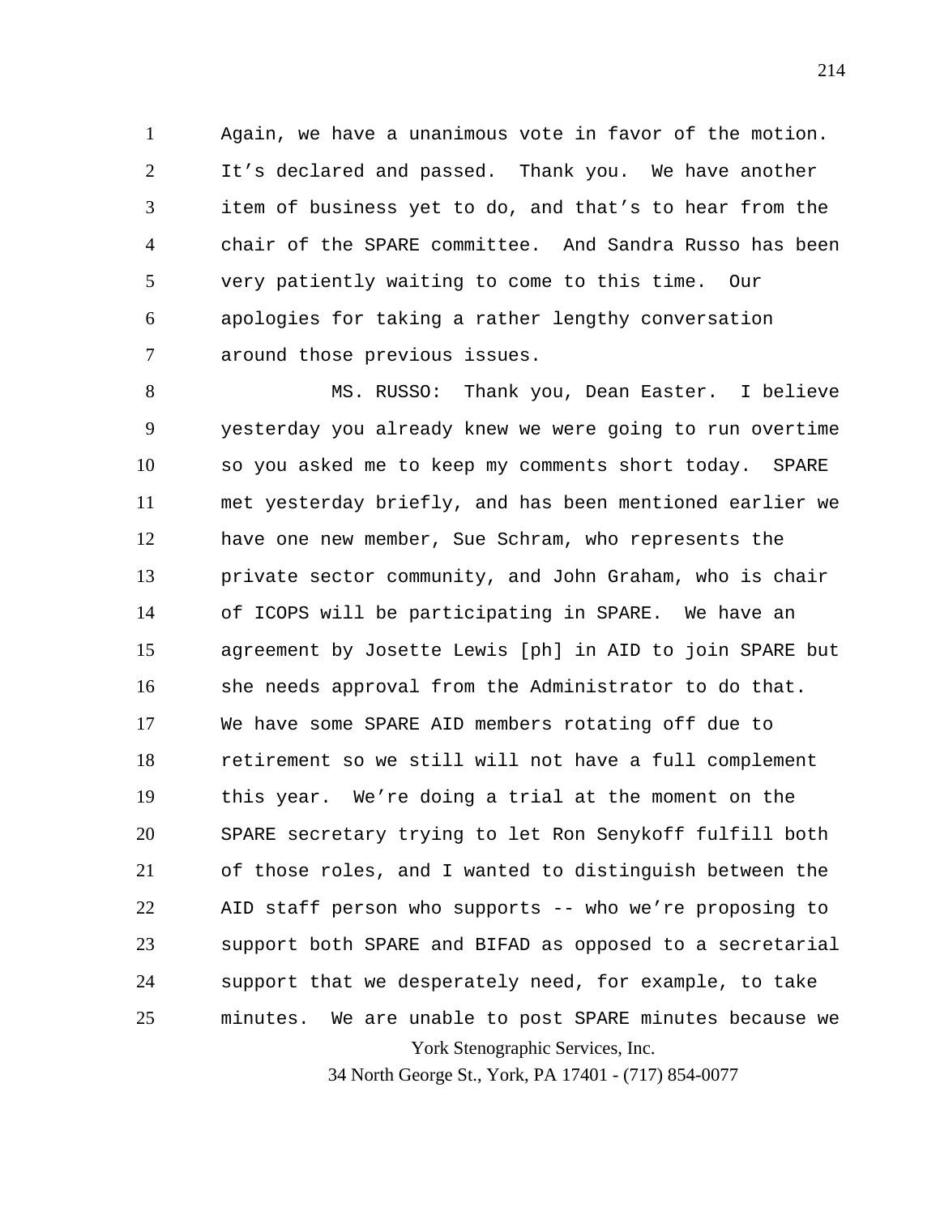Again, we have a unanimous vote in favor of the motion. It's declared and passed. Thank you. We have another item of business yet to do, and that's to hear from the chair of the SPARE committee. And Sandra Russo has been very patiently waiting to come to this time. Our apologies for taking a rather lengthy conversation around those previous issues.

MS. RUSSO: Thank you, Dean Easter. I believe yesterday you already knew we were going to run overtime so you asked me to keep my comments short today. SPARE met yesterday briefly, and has been mentioned earlier we have one new member, Sue Schram, who represents the private sector community, and John Graham, who is chair of ICOPS will be participating in SPARE. We have an agreement by Josette Lewis [ph] in AID to join SPARE but she needs approval from the Administrator to do that. We have some SPARE AID members rotating off due to retirement so we still will not have a full complement this year. We're doing a trial at the moment on the SPARE secretary trying to let Ron Senykoff fulfill both of those roles, and I wanted to distinguish between the AID staff person who supports -- who we're proposing to support both SPARE and BIFAD as opposed to a secretarial support that we desperately need, for example, to take minutes. We are unable to post SPARE minutes because we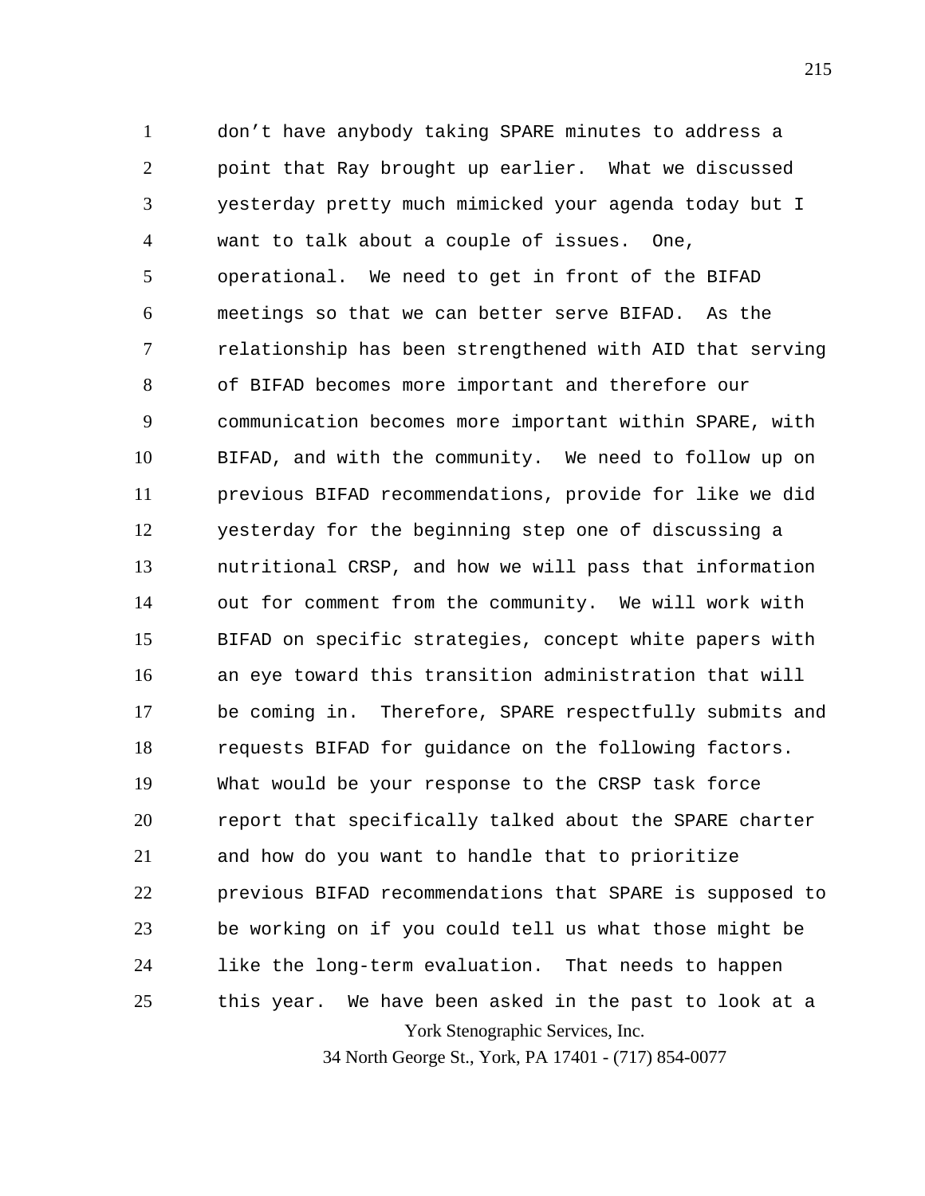don't have anybody taking SPARE minutes to address a point that Ray brought up earlier. What we discussed yesterday pretty much mimicked your agenda today but I want to talk about a couple of issues. One, operational. We need to get in front of the BIFAD meetings so that we can better serve BIFAD. As the relationship has been strengthened with AID that serving of BIFAD becomes more important and therefore our communication becomes more important within SPARE, with BIFAD, and with the community. We need to follow up on previous BIFAD recommendations, provide for like we did yesterday for the beginning step one of discussing a nutritional CRSP, and how we will pass that information out for comment from the community. We will work with BIFAD on specific strategies, concept white papers with an eye toward this transition administration that will be coming in. Therefore, SPARE respectfully submits and requests BIFAD for guidance on the following factors. What would be your response to the CRSP task force report that specifically talked about the SPARE charter and how do you want to handle that to prioritize previous BIFAD recommendations that SPARE is supposed to be working on if you could tell us what those might be like the long-term evaluation. That needs to happen this year. We have been asked in the past to look at a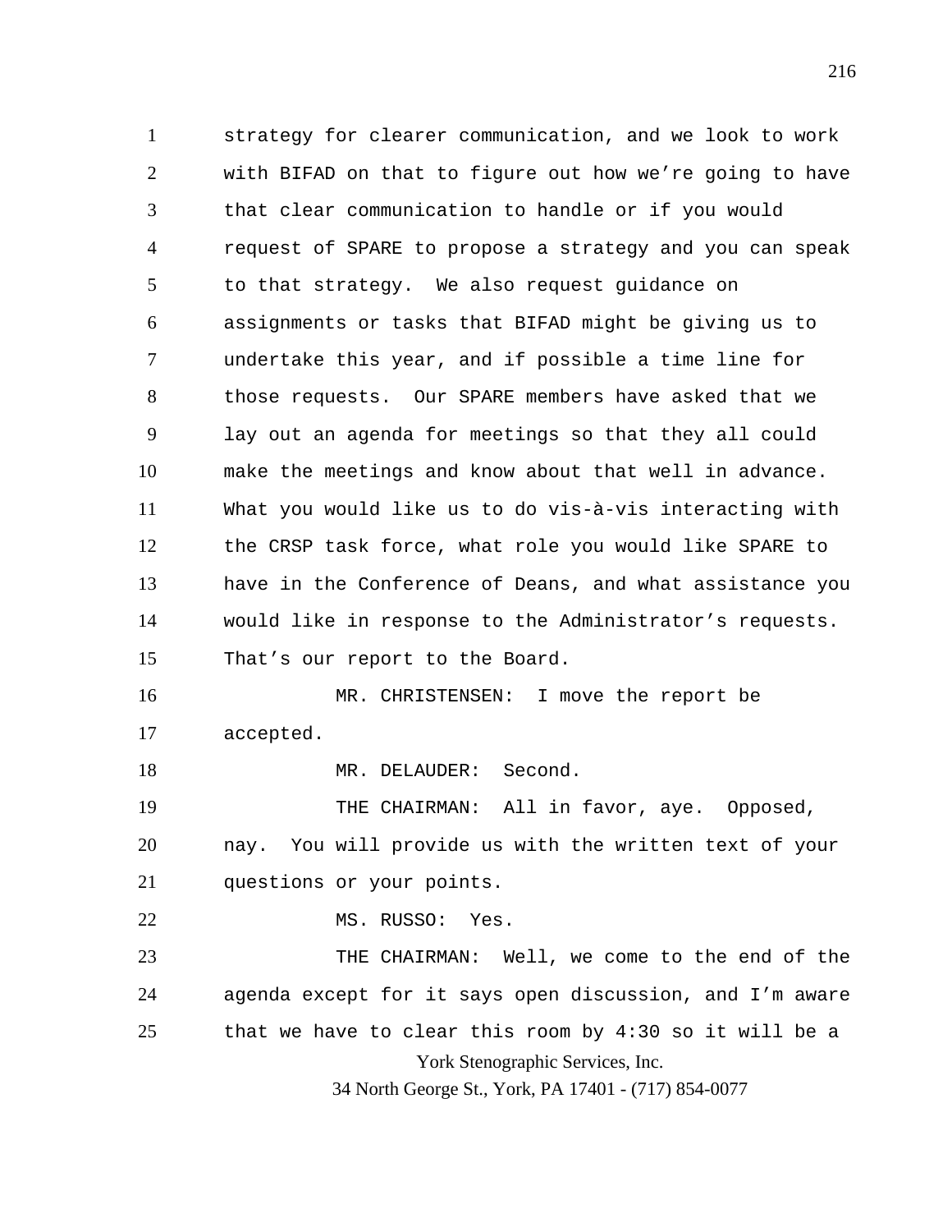strategy for clearer communication, and we look to work with BIFAD on that to figure out how we're going to have that clear communication to handle or if you would request of SPARE to propose a strategy and you can speak to that strategy. We also request guidance on assignments or tasks that BIFAD might be giving us to undertake this year, and if possible a time line for those requests. Our SPARE members have asked that we lay out an agenda for meetings so that they all could make the meetings and know about that well in advance. What you would like us to do vis-à-vis interacting with the CRSP task force, what role you would like SPARE to have in the Conference of Deans, and what assistance you would like in response to the Administrator's requests. That's our report to the Board.

MR. CHRISTENSEN: I move the report be accepted.

MR. DELAUDER: Second.

THE CHAIRMAN: All in favor, aye. Opposed, nay. You will provide us with the written text of your questions or your points.

MS. RUSSO: Yes.

THE CHAIRMAN: Well, we come to the end of the agenda except for it says open discussion, and I'm aware that we have to clear this room by 4:30 so it will be a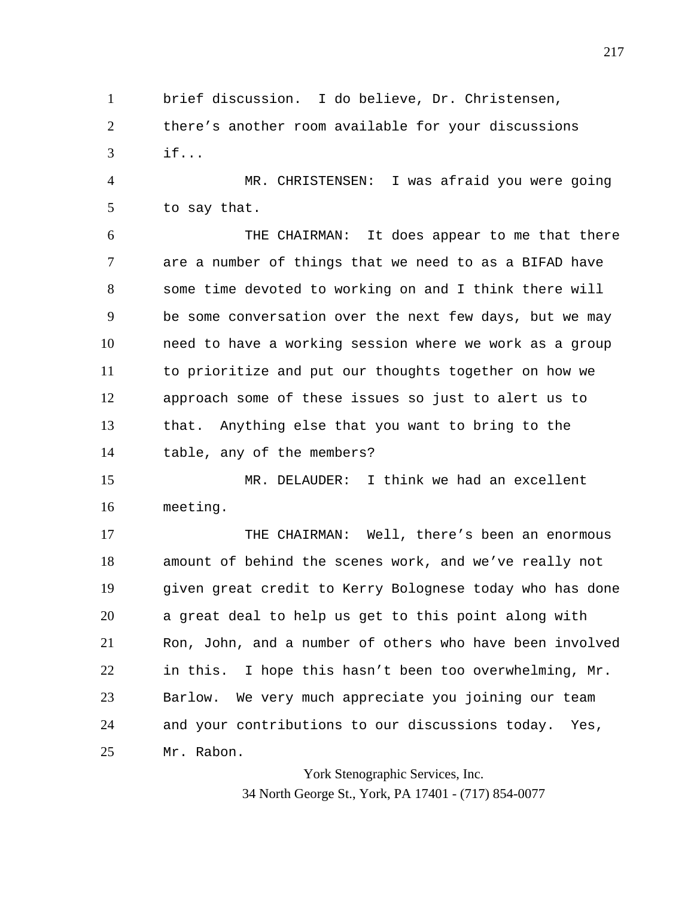brief discussion. I do believe, Dr. Christensen, there's another room available for your discussions if...

MR. CHRISTENSEN: I was afraid you were going to say that.

THE CHAIRMAN: It does appear to me that there are a number of things that we need to as a BIFAD have some time devoted to working on and I think there will be some conversation over the next few days, but we may need to have a working session where we work as a group to prioritize and put our thoughts together on how we approach some of these issues so just to alert us to that. Anything else that you want to bring to the table, any of the members?

MR. DELAUDER: I think we had an excellent meeting.

THE CHAIRMAN: Well, there's been an enormous amount of behind the scenes work, and we've really not given great credit to Kerry Bolognese today who has done a great deal to help us get to this point along with Ron, John, and a number of others who have been involved in this. I hope this hasn't been too overwhelming, Mr. Barlow. We very much appreciate you joining our team and your contributions to our discussions today. Yes, Mr. Rabon.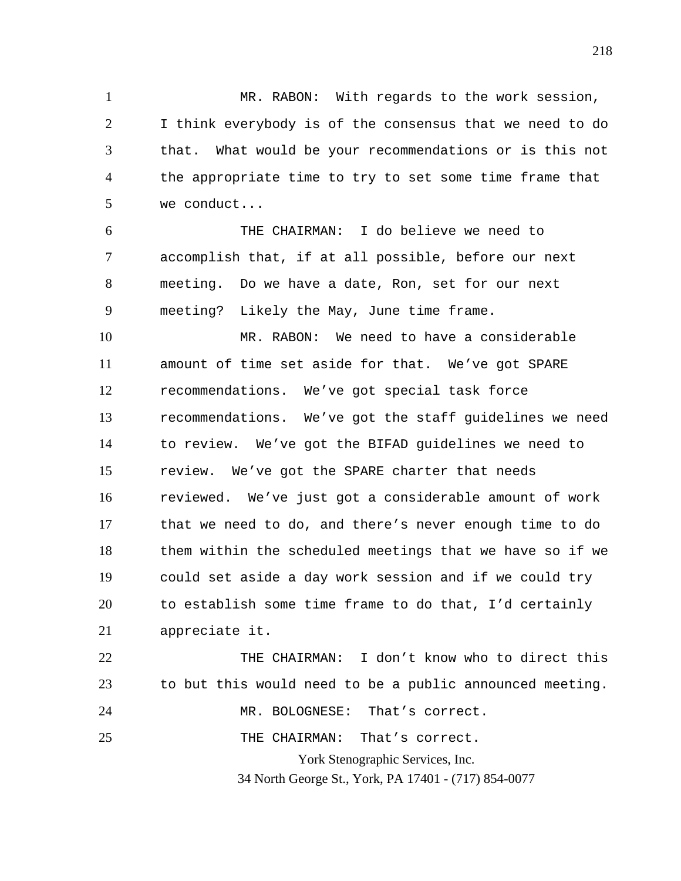MR. RABON: With regards to the work session, I think everybody is of the consensus that we need to do that. What would be your recommendations or is this not the appropriate time to try to set some time frame that we conduct...

THE CHAIRMAN: I do believe we need to accomplish that, if at all possible, before our next meeting. Do we have a date, Ron, set for our next meeting? Likely the May, June time frame.

MR. RABON: We need to have a considerable amount of time set aside for that. We've got SPARE recommendations. We've got special task force recommendations. We've got the staff guidelines we need to review. We've got the BIFAD guidelines we need to review. We've got the SPARE charter that needs reviewed. We've just got a considerable amount of work that we need to do, and there's never enough time to do them within the scheduled meetings that we have so if we could set aside a day work session and if we could try to establish some time frame to do that, I'd certainly appreciate it.

THE CHAIRMAN: I don't know who to direct this to but this would need to be a public announced meeting.

MR. BOLOGNESE: That's correct.

THE CHAIRMAN: That's correct.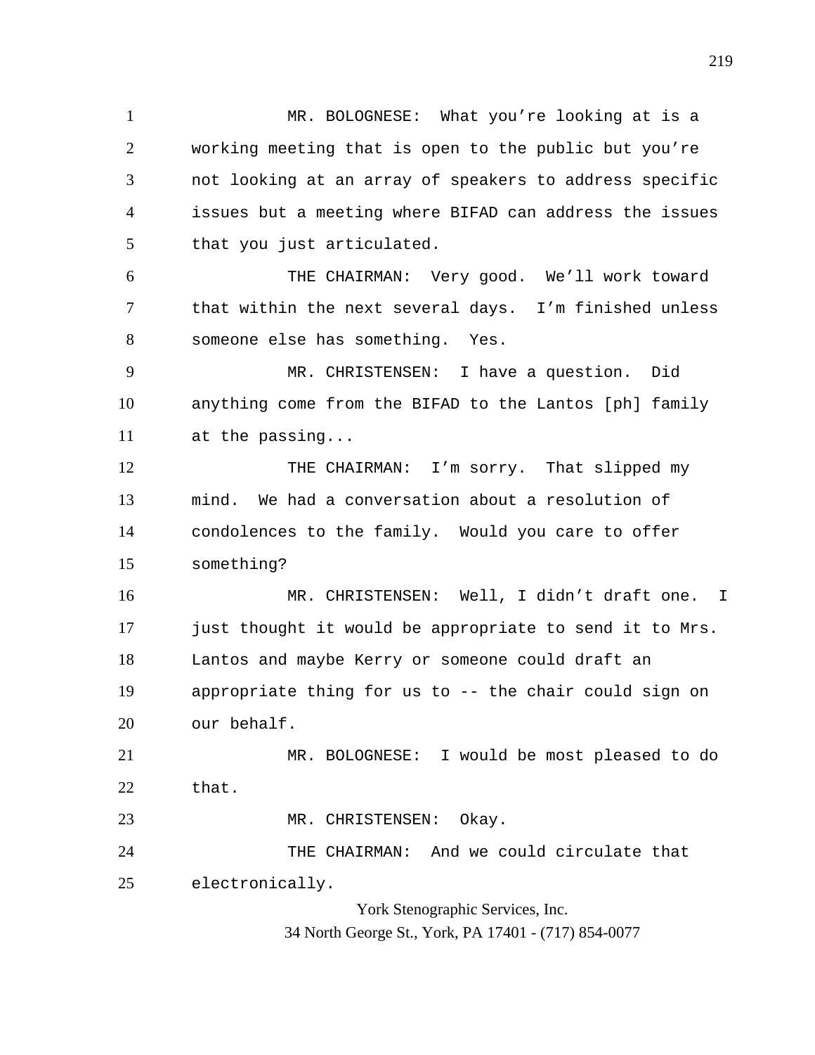MR. BOLOGNESE: What you're looking at is a working meeting that is open to the public but you're not looking at an array of speakers to address specific issues but a meeting where BIFAD can address the issues that you just articulated.

THE CHAIRMAN: Very good. We'll work toward that within the next several days. I'm finished unless someone else has something. Yes.

MR. CHRISTENSEN: I have a question. Did anything come from the BIFAD to the Lantos [ph] family at the passing...

THE CHAIRMAN: I'm sorry. That slipped my mind. We had a conversation about a resolution of condolences to the family. Would you care to offer something?

MR. CHRISTENSEN: Well, I didn't draft one. I just thought it would be appropriate to send it to Mrs. Lantos and maybe Kerry or someone could draft an appropriate thing for us to -- the chair could sign on our behalf.

MR. BOLOGNESE: I would be most pleased to do that.

MR. CHRISTENSEN: Okay.

THE CHAIRMAN: And we could circulate that electronically.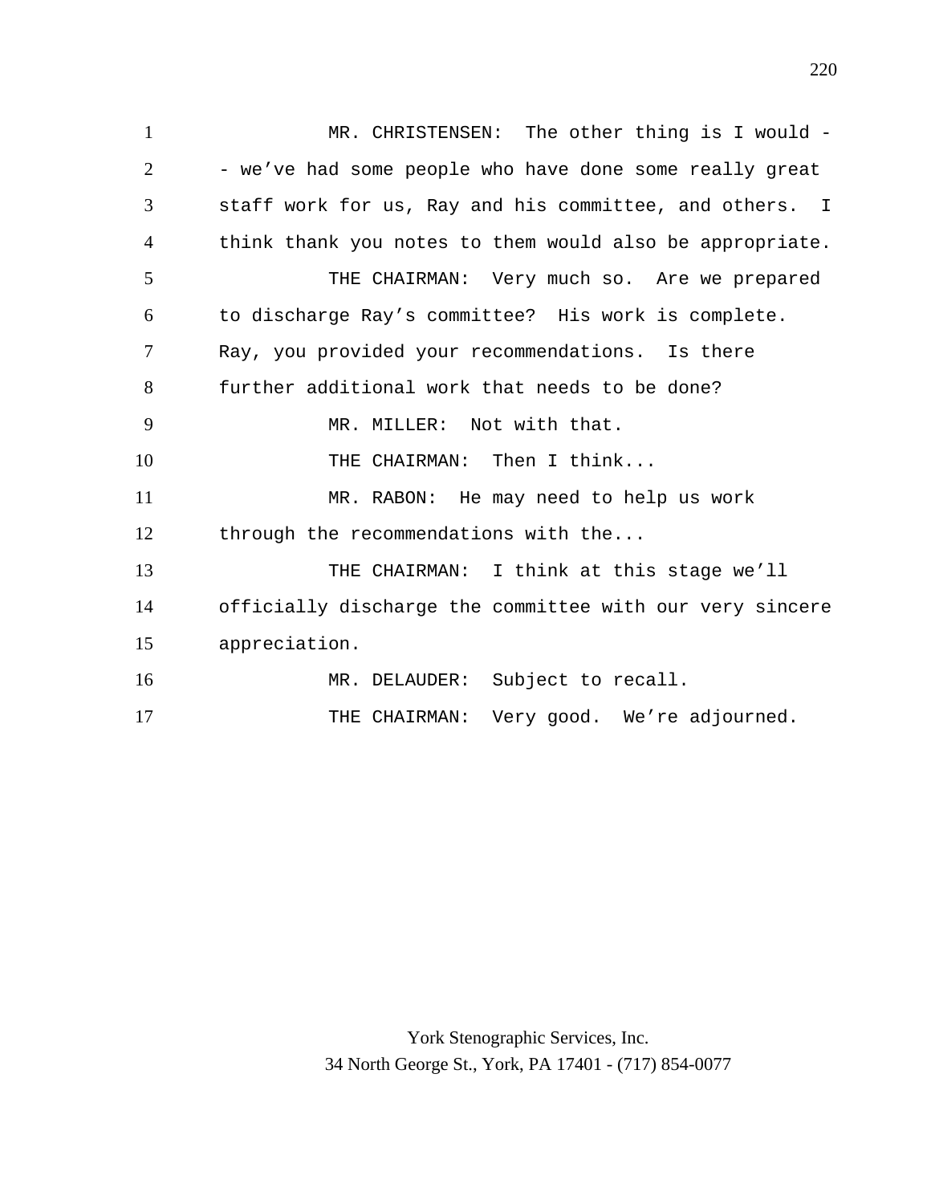MR. CHRISTENSEN: The other thing is I would -- we've had some people who have done some really great staff work for us, Ray and his committee, and others. I think thank you notes to them would also be appropriate.

THE CHAIRMAN: Very much so. Are we prepared to discharge Ray's committee? His work is complete. Ray, you provided your recommendations. Is there further additional work that needs to be done?

MR. MILLER: Not with that.

THE CHAIRMAN: Then I think...

MR. RABON: He may need to help us work through the recommendations with the...

THE CHAIRMAN: I think at this stage we'll officially discharge the committee with our very sincere appreciation.

MR. DELAUDER: Subject to recall.

THE CHAIRMAN: Very good. We're adjourned.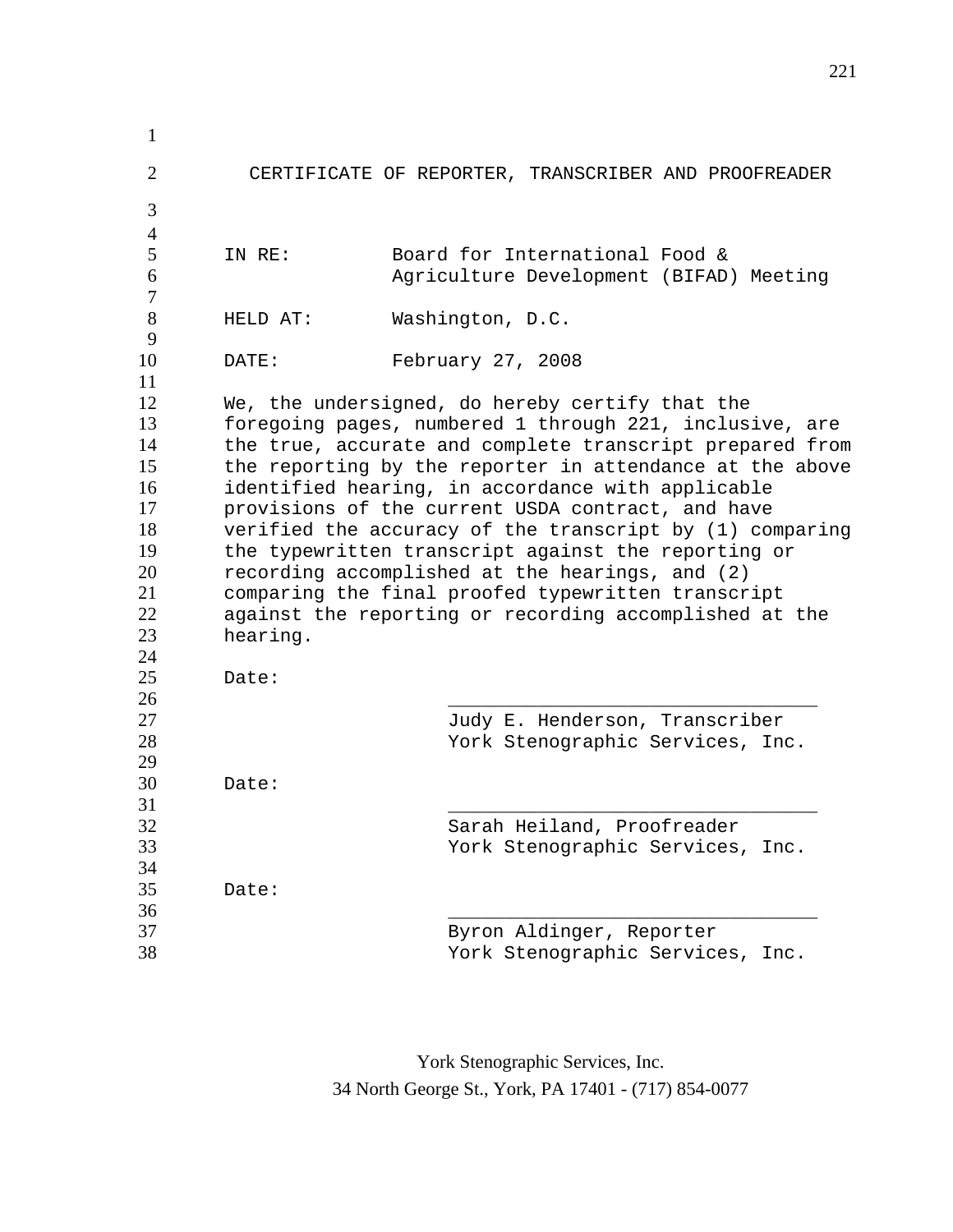## CERTIFICATE OF REPORTER, TRANSCRIBER AND PROOFREADER

IN RE: Board for International Food & Agriculture Development (BIFAD) Meeting

HELD AT: Washington, D.C.

DATE: February 27, 2008

We, the undersigned, do hereby certify that the foregoing pages, numbered 1 through 221, inclusive, are the true, accurate and complete transcript prepared from the reporting by the reporter in attendance at the above identified hearing, in accordance with applicable provisions of the current USDA contract, and have verified the accuracy of the transcript by (1) comparing the typewritten transcript against the reporting or recording accomplished at the hearings, and (2) comparing the final proofed typewritten transcript against the reporting or recording accomplished at the hearing.

Date:

\_\_\_\_\_\_\_\_\_\_\_\_\_\_\_\_\_\_\_\_\_\_\_\_\_\_\_\_\_\_\_\_\_
Judy E. Henderson, Transcriber
York Stenographic Services, Inc.

Date:

\_\_\_\_\_\_\_\_\_\_\_\_\_\_\_\_\_\_\_\_\_\_\_\_\_\_\_\_\_\_\_\_\_
Sarah Heiland, Proofreader
York Stenographic Services, Inc.

Date:

\_\_\_\_\_\_\_\_\_\_\_\_\_\_\_\_\_\_\_\_\_\_\_\_\_\_\_\_\_\_\_\_\_
Byron Aldinger, Reporter
York Stenographic Services, Inc.